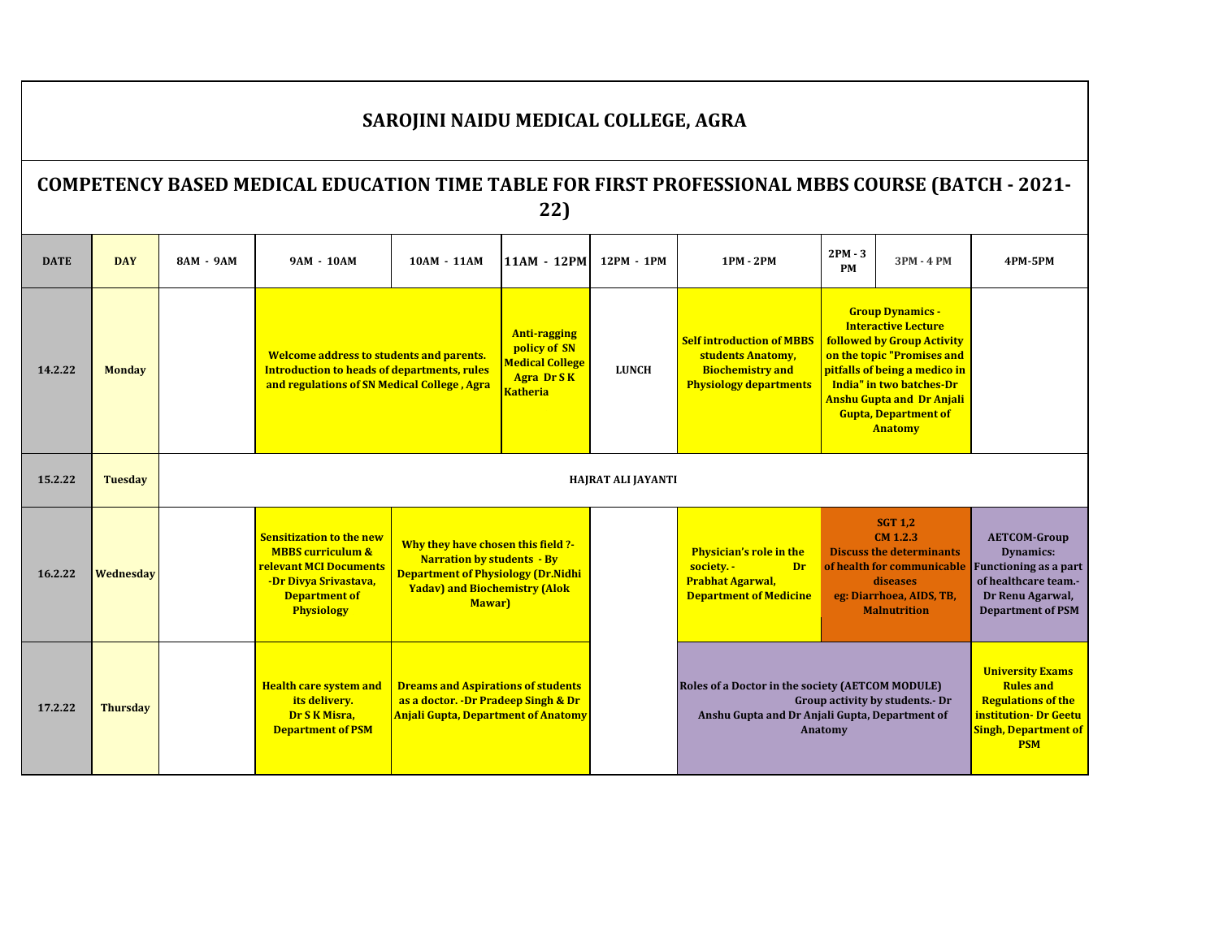# SAROJINI NAIDU MEDICAL COLLEGE, AGRA

## COMPETENCY BASED MEDICAL EDUCATION TIME TABLE FOR FIRST PROFESSIONAL MBBS COURSE (BATCH - 2021-22)

| DATE | DAY | 8AM - 9AM | 9AM - 10AM | 10AM - 11AM | 11AM - 12PM | 12PM - 1PM | 1PM - 2PM | 2PM - 3 PM | 3PM - 4 PM | 4PM-5PM |
|---|---|---|---|---|---|---|---|---|---|---|
| 14.2.22 | Monday | | Welcome address to students and parents. Introduction to heads of departments, rules and regulations of SN Medical College , Agra | | Anti-ragging policy of SN Medical College Agra Dr S K Katheria | LUNCH | Self introduction of MBBS students Anatomy, Biochemistry and Physiology departments | Group Dynamics - Interactive Lecture followed by Group Activity on the topic "Promises and pitfalls of being a medico in India" in two batches-Dr Anshu Gupta and Dr Anjali Gupta, Department of Anatomy | | |
| 15.2.22 | Tuesday | HAJRAT ALI JAYANTI | | | | | | | | |
| 16.2.22 | Wednesday | | Sensitization to the new MBBS curriculum & relevant MCI Documents -Dr Divya Srivastava, Department of Physiology | Why they have chosen this field ?- Narration by students - By Department of Physiology (Dr.Nidhi Yadav) and Biochemistry (Alok Mawar) | | | Physician's role in the society. - Dr Prabhat Agarwal, Department of Medicine | SGT 1,2 CM 1.2.3 Discuss the determinants of health for communicable diseases eg: Diarrhoea, AIDS, TB, Malnutrition | | AETCOM-Group Dynamics: Functioning as a part of healthcare team.- Dr Renu Agarwal, Department of PSM |
| 17.2.22 | Thursday | | Health care system and its delivery. Dr S K Misra, Department of PSM | Dreams and Aspirations of students as a doctor. -Dr Pradeep Singh & Dr Anjali Gupta, Department of Anatomy | | | Roles of a Doctor in the society (AETCOM MODULE) Group activity by students.- Dr Anshu Gupta and Dr Anjali Gupta, Department of Anatomy | | | University Exams Rules and Regulations of the institution- Dr Geetu Singh, Department of PSM |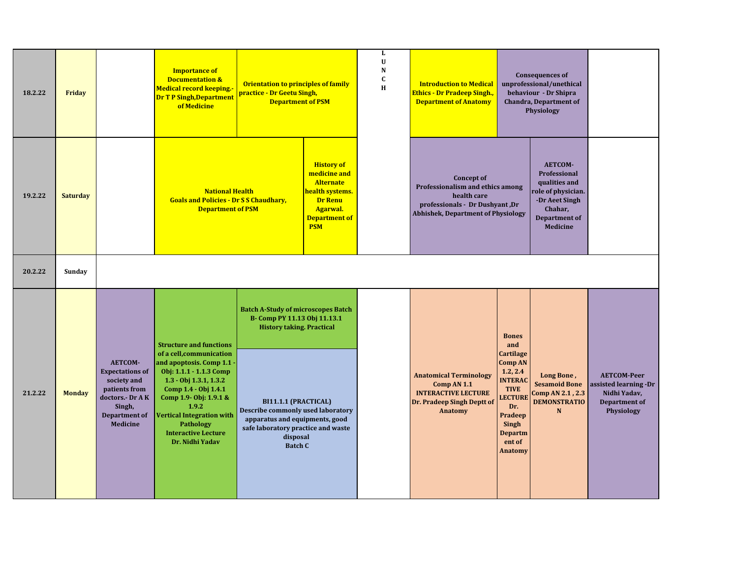| Date | Day | | | | LUNCH | | | | |
|---|---|---|---|---|---|---|---|---|---|
| 18.2.22 | Friday | | **Importance of Documentation & Medical record keeping.- Dr T P Singh,Department of Medicine** | **Orientation to principles of family practice - Dr Geetu Singh, Department of PSM** | **L U N C H** | **Introduction to Medical Ethics - Dr Pradeep Singh., Department of Anatomy** | **Consequences of unprofessional/unethical behaviour - Dr Shipra Chandra, Department of Physiology** | | |
| 19.2.22 | Saturday | | **National Health Goals and Policies - Dr S S Chaudhary, Department of PSM** | **History of medicine and Alternate health systems. Dr Renu Agarwal. Department of PSM** | | **Concept of Professionalism and ethics among health care professionals - Dr Dushyant ,Dr Abhishek, Department of Physiology** | **AETCOM-Professional qualities and role of physician. -Dr Aeet Singh Chahar, Department of Medicine** | | |
| 20.2.22 | Sunday | | | | | | | | |
| 21.2.22 | Monday | **AETCOM-Expectations of society and patients from doctors.- Dr A K Singh, Department of Medicine** | **Structure and functions of a cell,communication and apoptosis. Comp 1.1 - Obj: 1.1.1 - 1.1.3 Comp 1.3 - Obj 1.3.1, 1.3.2 Comp 1.4 - Obj 1.4.1 Comp 1.9- Obj: 1.9.1 & 1.9.2 Vertical Integration with Pathology Interactive Lecture Dr. Nidhi Yadav** | **Batch A-Study of microscopes Batch B- Comp PY 11.13 Obj 11.13.1 History taking. Practical** / **BI11.1.1 (PRACTICAL) Describe commonly used laboratory apparatus and equipments, good safe laboratory practice and waste disposal Batch C** | | **Anatomical Terminology Comp AN 1.1 INTERACTIVE LECTURE Dr. Pradeep Singh Deptt of Anatomy** | **Bones and Cartilage Comp AN 1.2, 2.4 INTERACTIVE LECTURE Dr. Pradeep Singh Department of Anatomy** | **Long Bone , Sesamoid Bone Comp AN 2.1 , 2.3 DEMONSTRATION** | **AETCOM-Peer assisted learning -Dr Nidhi Yadav, Department of Physiology** |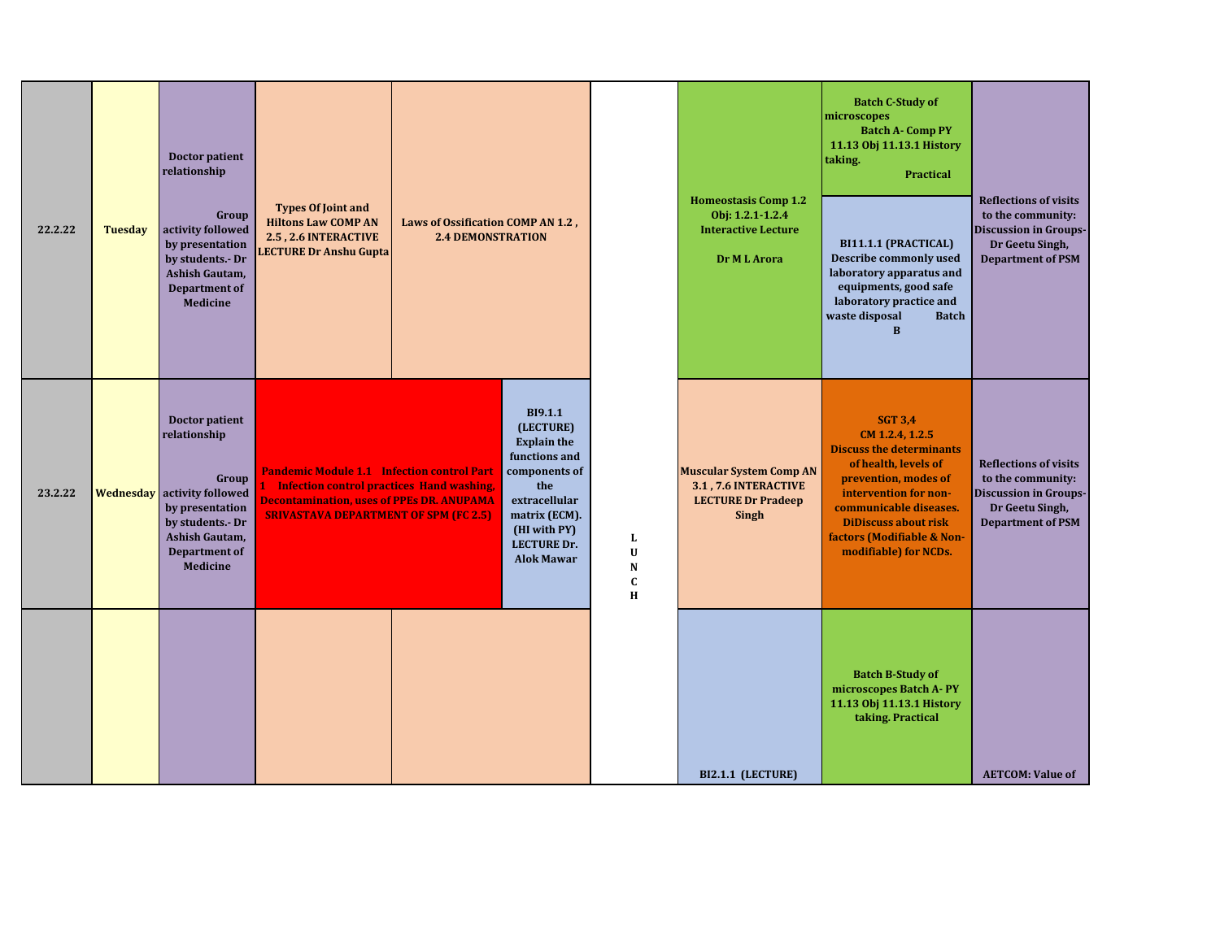| | | | | | | | | | |
|---|---|---|---|---|---|---|---|---|---|
| 22.2.22 | Tuesday | Doctor patient relationship Group activity followed by presentation by students.- Dr Ashish Gautam, Department of Medicine | Types Of Joint and Hiltons Law COMP AN 2.5 , 2.6 INTERACTIVE LECTURE Dr Anshu Gupta | Laws of Ossification COMP AN 1.2 , 2.4 DEMONSTRATION | | L U N C H | Homeostasis Comp 1.2 Obj: 1.2.1-1.2.4 Interactive Lecture Dr M L Arora | Batch C-Study of microscopes Batch A- Comp PY 11.13 Obj 11.13.1 History taking. Practical / BI11.1.1 (PRACTICAL) Describe commonly used laboratory apparatus and equipments, good safe laboratory practice and waste disposal Batch B | Reflections of visits to the community: Discussion in Groups- Dr Geetu Singh, Department of PSM |
| 23.2.22 | Wednesday | Doctor patient relationship Group activity followed by presentation by students.- Dr Ashish Gautam, Department of Medicine | Pandemic Module 1.1 Infection control Part 1 Infection control practices Hand washing, Decontamination, uses of PPEs DR. ANUPAMA SRIVASTAVA DEPARTMENT OF SPM (FC 2.5) | | BI9.1.1 (LECTURE) Explain the functions and components of the extracellular matrix (ECM). (HI with PY) LECTURE Dr. Alok Mawar | | Muscular System Comp AN 3.1 , 7.6 INTERACTIVE LECTURE Dr Pradeep Singh | SGT 3,4 CM 1.2.4, 1.2.5 Discuss the determinants of health, levels of prevention, modes of intervention for non-communicable diseases. DiDiscuss about risk factors (Modifiable & Non-modifiable) for NCDs. | Reflections of visits to the community: Discussion in Groups- Dr Geetu Singh, Department of PSM |
| | | | | | | | BI2.1.1 (LECTURE) | Batch B-Study of microscopes Batch A- PY 11.13 Obj 11.13.1 History taking. Practical | AETCOM: Value of |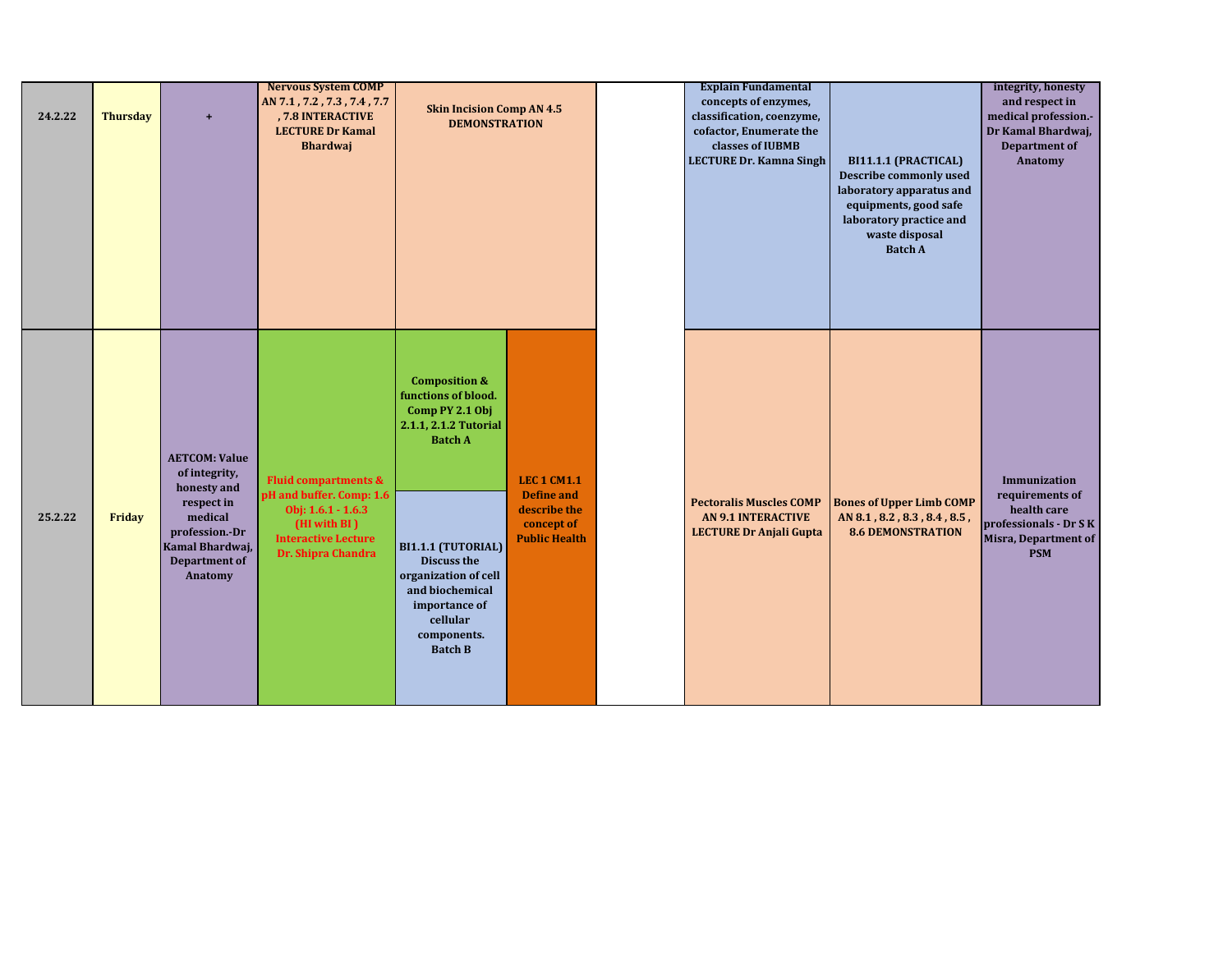| 24.2.22 | Thursday | + | Nervous System COMP AN 7.1 , 7.2 , 7.3 , 7.4 , 7.7 , 7.8 INTERACTIVE LECTURE Dr Kamal Bhardwaj | Skin Incision Comp AN 4.5 DEMONSTRATION | | | Explain Fundamental concepts of enzymes, classification, coenzyme, cofactor, Enumerate the classes of IUBMB LECTURE Dr. Kamna Singh | BI11.1.1 (PRACTICAL) Describe commonly used laboratory apparatus and equipments, good safe laboratory practice and waste disposal Batch A | integrity, honesty and respect in medical profession.- Dr Kamal Bhardwaj, Department of Anatomy |
|---|---|---|---|---|---|---|---|---|---|
| 25.2.22 | Friday | AETCOM: Value of integrity, honesty and respect in medical profession.-Dr Kamal Bhardwaj, Department of Anatomy | Fluid compartments & pH and buffer. Comp: 1.6 Obj: 1.6.1 - 1.6.3 (HI with BI ) Interactive Lecture Dr. Shipra Chandra | Composition & functions of blood. Comp PY 2.1 Obj 2.1.1, 2.1.2 Tutorial Batch A<br>BI1.1.1 (TUTORIAL) Discuss the organization of cell and biochemical importance of cellular components. Batch B | LEC 1 CM1.1 Define and describe the concept of Public Health | | Pectoralis Muscles COMP AN 9.1 INTERACTIVE LECTURE Dr Anjali Gupta | Bones of Upper Limb COMP AN 8.1 , 8.2 , 8.3 , 8.4 , 8.5 , 8.6 DEMONSTRATION | Immunization requirements of health care professionals - Dr S K Misra, Department of PSM |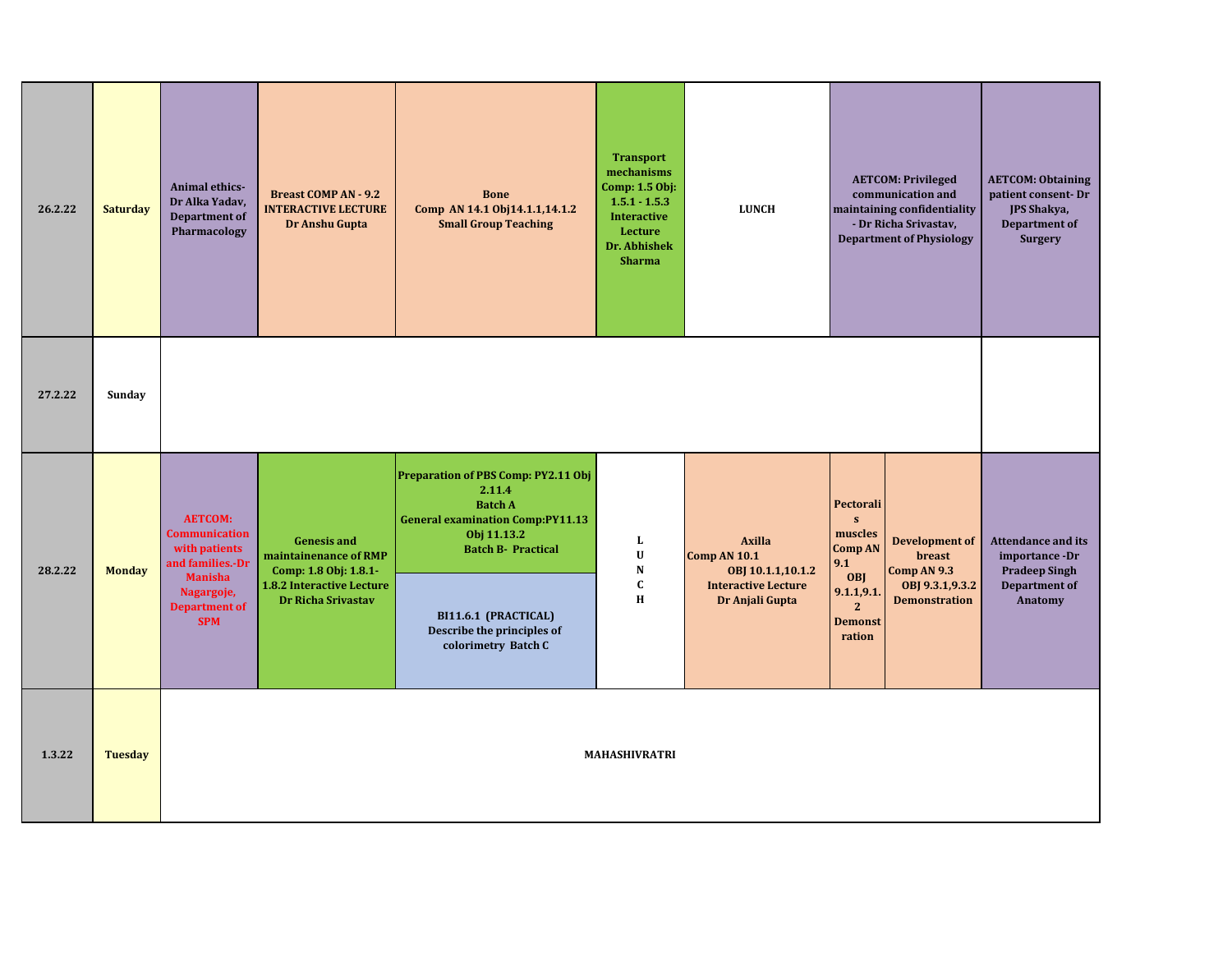| Date | Day | | | | | | | | | |
|---|---|---|---|---|---|---|---|---|---|---|
| 26.2.22 | Saturday | Animal ethics- Dr Alka Yadav, Department of Pharmacology | Breast COMP AN - 9.2 INTERACTIVE LECTURE Dr Anshu Gupta | Bone Comp AN 14.1 Obj14.1.1,14.1.2 Small Group Teaching | Transport mechanisms Comp: 1.5 Obj: 1.5.1 - 1.5.3 Interactive Lecture Dr. Abhishek Sharma | LUNCH | AETCOM: Privileged communication and maintaining confidentiality - Dr Richa Srivastav, Department of Physiology | | AETCOM: Obtaining patient consent- Dr JPS Shakya, Department of Surgery |
| 27.2.22 | Sunday | | | | | | | | | |
| 28.2.22 | Monday | AETCOM: Communication with patients and families.-Dr Manisha Nagargoje, Department of SPM | Genesis and maintainenance of RMP Comp: 1.8 Obj: 1.8.1-1.8.2 Interactive Lecture Dr Richa Srivastav | Preparation of PBS Comp: PY2.11 Obj 2.11.4 Batch A General examination Comp:PY11.13 Obj 11.13.2 Batch B- Practical / BI11.6.1 (PRACTICAL) Describe the principles of colorimetry Batch C | LUNCH | Axilla Comp AN 10.1 OBJ 10.1.1,10.1.2 Interactive Lecture Dr Anjali Gupta | Pectoralis muscles Comp AN 9.1 OBJ 9.1.1,9.1.2 Demonstration | Development of breast Comp AN 9.3 OBJ 9.3.1,9.3.2 Demonstration | Attendance and its importance -Dr Pradeep Singh Department of Anatomy |
| 1.3.22 | Tuesday | MAHASHIVRATRI | | | | | | | | |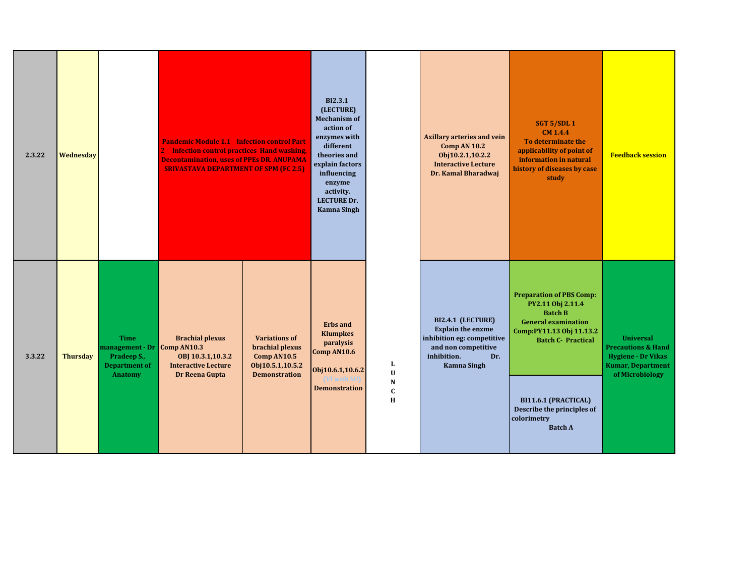| | | | | | | | | | |
|---|---|---|---|---|---|---|---|---|---|
| 2.3.22 | Wednesday | | Pandemic Module 1.1 Infection control Part 2 Infection control practices Hand washing, Decontamination, uses of PPEs DR. ANUPAMA SRIVASTAVA DEPARTMENT OF SPM (FC 2.5) | | BI2.3.1 (LECTURE) Mechanism of action of enzymes with different theories and explain factors influencing enzyme activity. LECTURE Dr. Kamna Singh | | Axillary arteries and vein Comp AN 10.2 Obj10.2.1,10.2.2 Interactive Lecture Dr. Kamal Bharadwaj | SGT 5/SDL 1 CM 1.4.4 To determinate the applicability of point of information in natural history of diseases by case study | Feedback session |
| 3.3.22 | Thursday | Time management - Dr Pradeep S., Department of Anatomy | Brachial plexus Comp AN10.3 OBJ 10.3.1,10.3.2 Interactive Lecture Dr Reena Gupta | Variations of brachial plexus Comp AN10.5 Obj10.5.1,10.5.2 Demonstration | Erbs and Klumpkes paralysis Comp AN10.6 Obj10.6.1,10.6.2 (VI with SU) Demonstration | LUNCH | BI2.4.1 (LECTURE) Explain the enzme inhibition eg: competitive and non competitive inhibition. Dr. Kamna Singh | Preparation of PBS Comp: PY2.11 Obj 2.11.4 Batch B General examination Comp:PY11.13 Obj 11.13.2 Batch C- Practical<br><br>BI11.6.1 (PRACTICAL) Describe the principles of colorimetry Batch A | Universal Precautions & Hand Hygiene - Dr Vikas Kumar, Department of Microbiology |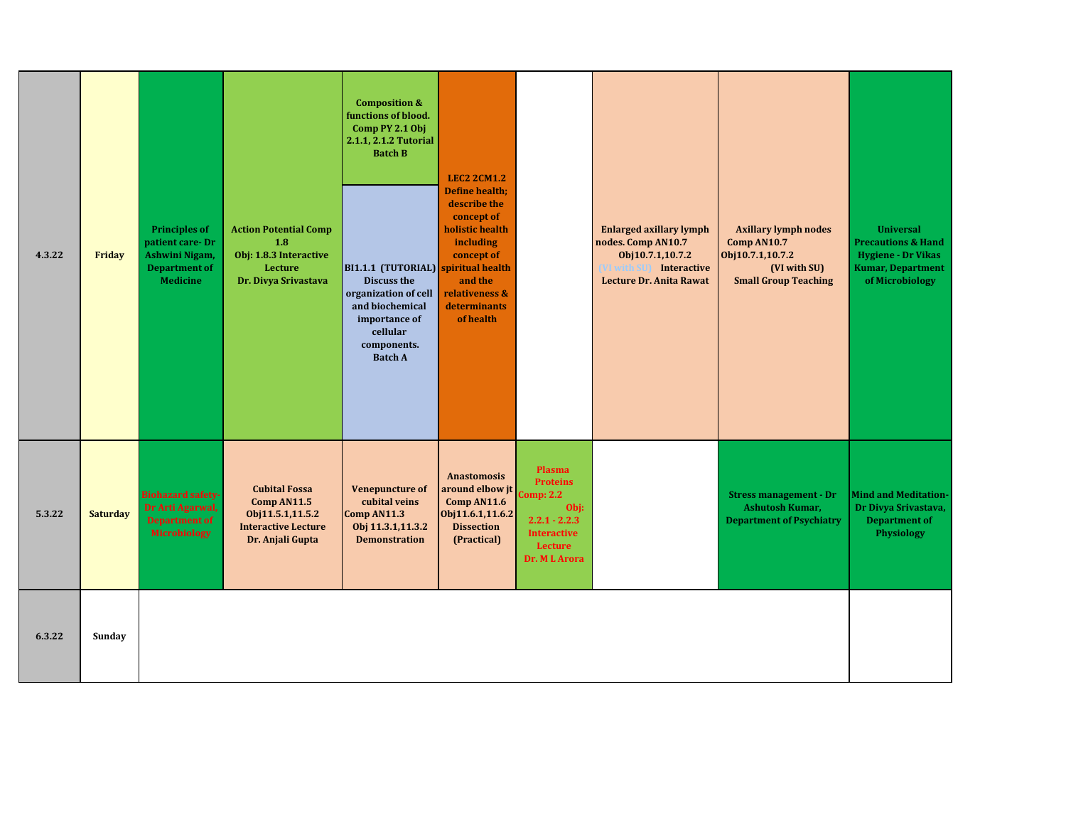| | | | | | | | | | |
|---|---|---|---|---|---|---|---|---|---|
| 4.3.22 | Friday | **Principles of patient care- Dr Ashwini Nigam, Department of Medicine** | **Action Potential Comp 1.8 Obj: 1.8.3 Interactive Lecture Dr. Divya Srivastava** | **Composition & functions of blood. Comp PY 2.1 Obj 2.1.1, 2.1.2 Tutorial Batch B** / **BI1.1.1 (TUTORIAL) Discuss the organization of cell and biochemical importance of cellular components. Batch A** | **LEC2 2CM1.2 Define health; describe the concept of holistic health including concept of spiritual health and the relativeness & determinants of health** | | **Enlarged axillary lymph nodes. Comp AN10.7 Obj10.7.1,10.7.2 (VI with SU) Interactive Lecture Dr. Anita Rawat** | **Axillary lymph nodes Comp AN10.7 Obj10.7.1,10.7.2 (VI with SU) Small Group Teaching** | **Universal Precautions & Hand Hygiene - Dr Vikas Kumar, Department of Microbiology** |
| 5.3.22 | Saturday | **Biohazard safety- Dr Arti Agarwal, Department of Microbiology** | **Cubital Fossa Comp AN11.5 Obj11.5.1,11.5.2 Interactive Lecture Dr. Anjali Gupta** | **Venepuncture of cubital veins Comp AN11.3 Obj 11.3.1,11.3.2 Demonstration** | **Anastomosis around elbow jt Comp AN11.6 Obj11.6.1,11.6.2 Dissection (Practical)** | **Plasma Proteins Comp: 2.2 Obj: 2.2.1 - 2.2.3 Interactive Lecture Dr. M L Arora** | | **Stress management - Dr Ashutosh Kumar, Department of Psychiatry** | **Mind and Meditation- Dr Divya Srivastava, Department of Physiology** |
| 6.3.22 | Sunday | | | | | | | | |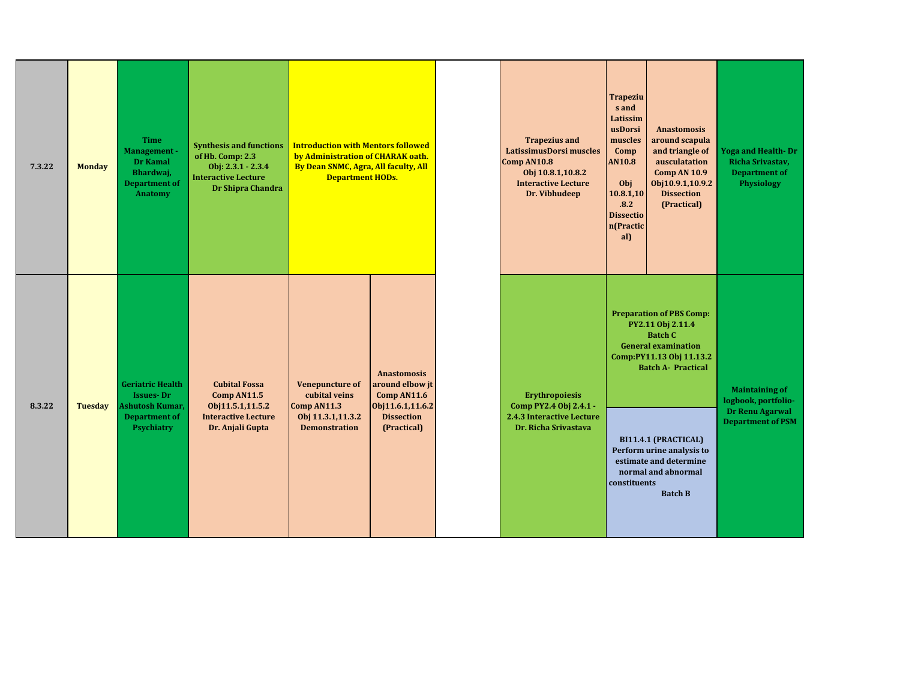| | | | | | | | | | |
|---|---|---|---|---|---|---|---|---|---|
| 7.3.22 | Monday | Time Management - Dr Kamal Bhardwaj, Department of Anatomy | Synthesis and functions of Hb. Comp: 2.3 Obj: 2.3.1 - 2.3.4 Interactive Lecture Dr Shipra Chandra | Introduction with Mentors followed by Administration of CHARAK oath. By Dean SNMC, Agra, All faculty, All Department HODs. | | | Trapezius and LatissimusDorsi muscles Comp AN10.8 Obj 10.8.1,10.8.2 Interactive Lecture Dr. Vibhudeep | Trapezius and LatissimusDorsi muscles Comp AN10.8 Obj 10.8.1,10.8.2 Dissection(Practical) | Anastomosis around scapula and triangle of ausculatation Comp AN 10.9 Obj10.9.1,10.9.2 Dissection (Practical) | Yoga and Health- Dr Richa Srivastav, Department of Physiology |
| 8.3.22 | Tuesday | Geriatric Health Issues- Dr Ashutosh Kumar, Department of Psychiatry | Cubital Fossa Comp AN11.5 Obj11.5.1,11.5.2 Interactive Lecture Dr. Anjali Gupta | Venepuncture of cubital veins Comp AN11.3 Obj 11.3.1,11.3.2 Demonstration | Anastomosis around elbow jt Comp AN11.6 Obj11.6.1,11.6.2 Dissection (Practical) | | Erythropoiesis Comp PY2.4 Obj 2.4.1 - 2.4.3 Interactive Lecture Dr. Richa Srivastava | Preparation of PBS Comp: PY2.11 Obj 2.11.4 Batch C General examination Comp:PY11.13 Obj 11.13.2 Batch A- Practical / BI11.4.1 (PRACTICAL) Perform urine analysis to estimate and determine normal and abnormal constituents Batch B | | Maintaining of logbook, portfolio- Dr Renu Agarwal Department of PSM |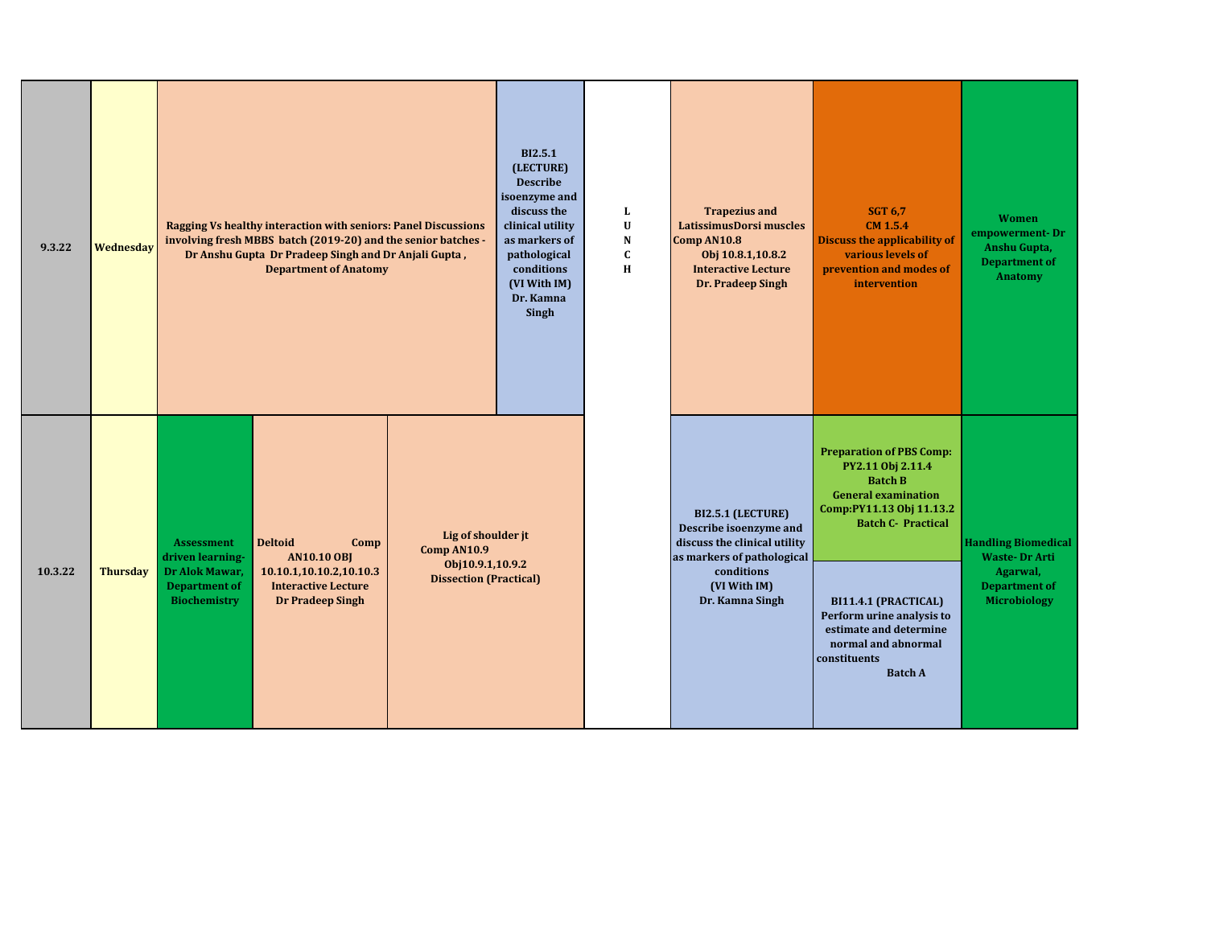| Date | Day | | | | | | Lunch | | | |
|---|---|---|---|---|---|---|---|---|---|---|
| 9.3.22 | Wednesday | Ragging Vs healthy interaction with seniors: Panel Discussions involving fresh MBBS batch (2019-20) and the senior batches - Dr Anshu Gupta Dr Pradeep Singh and Dr Anjali Gupta , Department of Anatomy | | | | BI2.5.1 (LECTURE) Describe isoenzyme and discuss the clinical utility as markers of pathological conditions (VI With IM) Dr. Kamna Singh | L U N C H | Trapezius and LatissimusDorsi muscles Comp AN10.8 Obj 10.8.1,10.8.2 Interactive Lecture Dr. Pradeep Singh | SGT 6,7 CM 1.5.4 Discuss the applicability of various levels of prevention and modes of intervention | Women empowerment- Dr Anshu Gupta, Department of Anatomy |
| 10.3.22 | Thursday | Assessment driven learning- Dr Alok Mawar, Department of Biochemistry | Deltoid Comp AN10.10 OBJ 10.10.1,10.10.2,10.10.3 Interactive Lecture Dr Pradeep Singh | Lig of shoulder jt Comp AN10.9 Obj10.9.1,10.9.2 Dissection (Practical) | | | | BI2.5.1 (LECTURE) Describe isoenzyme and discuss the clinical utility as markers of pathological conditions (VI With IM) Dr. Kamna Singh | Preparation of PBS Comp: PY2.11 Obj 2.11.4 Batch B General examination Comp:PY11.13 Obj 11.13.2 Batch C- Practical<br>BI11.4.1 (PRACTICAL) Perform urine analysis to estimate and determine normal and abnormal constituents Batch A | Handling Biomedical Waste- Dr Arti Agarwal, Department of Microbiology |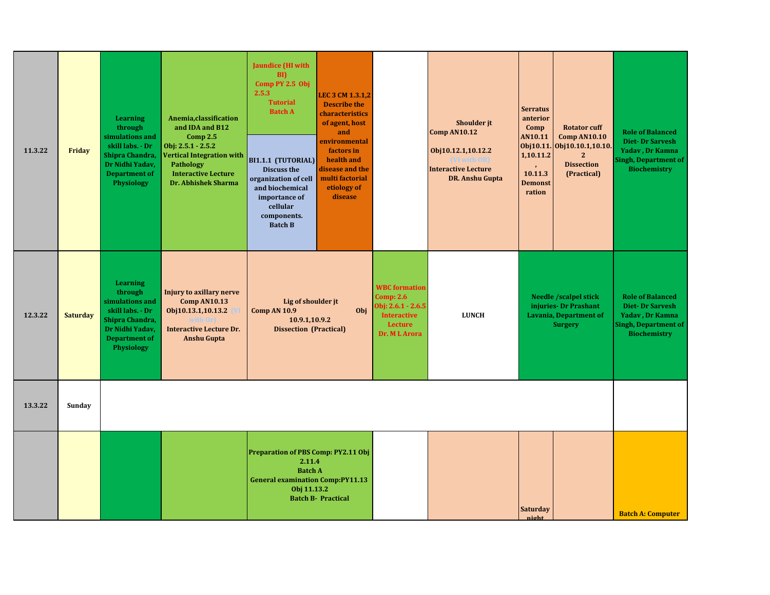| | | | | | | | | | | |
|---|---|---|---|---|---|---|---|---|---|---|
| 11.3.22 | Friday | Learning through simulations and skill labs. - Dr Shipra Chandra, Dr Nidhi Yadav, Department of Physiology | Anemia,classification and IDA and B12 Comp 2.5 Obj: 2.5.1 - 2.5.2 Vertical Integration with Pathology Interactive Lecture Dr. Abhishek Sharma | Jaundice (HI with BI) Comp PY 2.5 Obj 2.5.3 Tutorial Batch A / BI1.1.1 (TUTORIAL) Discuss the organization of cell and biochemical importance of cellular components. Batch B | LEC 3 CM 1.3.1,2 Describe the characteristics of agent, host and environmental factors in health and disease and the multi factorial etiology of disease | | Shoulder jt Comp AN10.12 Obj10.12.1,10.12.2 (VI with OR) Interactive Lecture DR. Anshu Gupta | Serratus anterior Comp AN10.11 Obj10.11.1,10.11.2, 10.11.3 Demonstration | Rotator cuff Comp AN10.10 Obj10.10.1,10.10.2 Dissection (Practical) | Role of Balanced Diet- Dr Sarvesh Yadav , Dr Kamna Singh, Department of Biochemistry |
| 12.3.22 | Saturday | Learning through simulations and skill labs. - Dr Shipra Chandra, Dr Nidhi Yadav, Department of Physiology | Injury to axillary nerve Comp AN10.13 Obj10.13.1,10.13.2 (VI with Or) Interactive Lecture Dr. Anshu Gupta | Lig of shoulder jt Comp AN 10.9 Obj 10.9.1,10.9.2 Dissection (Practical) | | WBC formation Comp: 2.6 Obj: 2.6.1 - 2.6.5 Interactive Lecture Dr. M L Arora | LUNCH | Needle /scalpel stick injuries- Dr Prashant Lavania, Department of Surgery | | Role of Balanced Diet- Dr Sarvesh Yadav , Dr Kamna Singh, Department of Biochemistry |
| 13.3.22 | Sunday | | | | | | | | | |
| | | | | Preparation of PBS Comp: PY2.11 Obj 2.11.4 Batch A General examination Comp:PY11.13 Obj 11.13.2 Batch B- Practical | | | | Saturday night | | Batch A: Computer |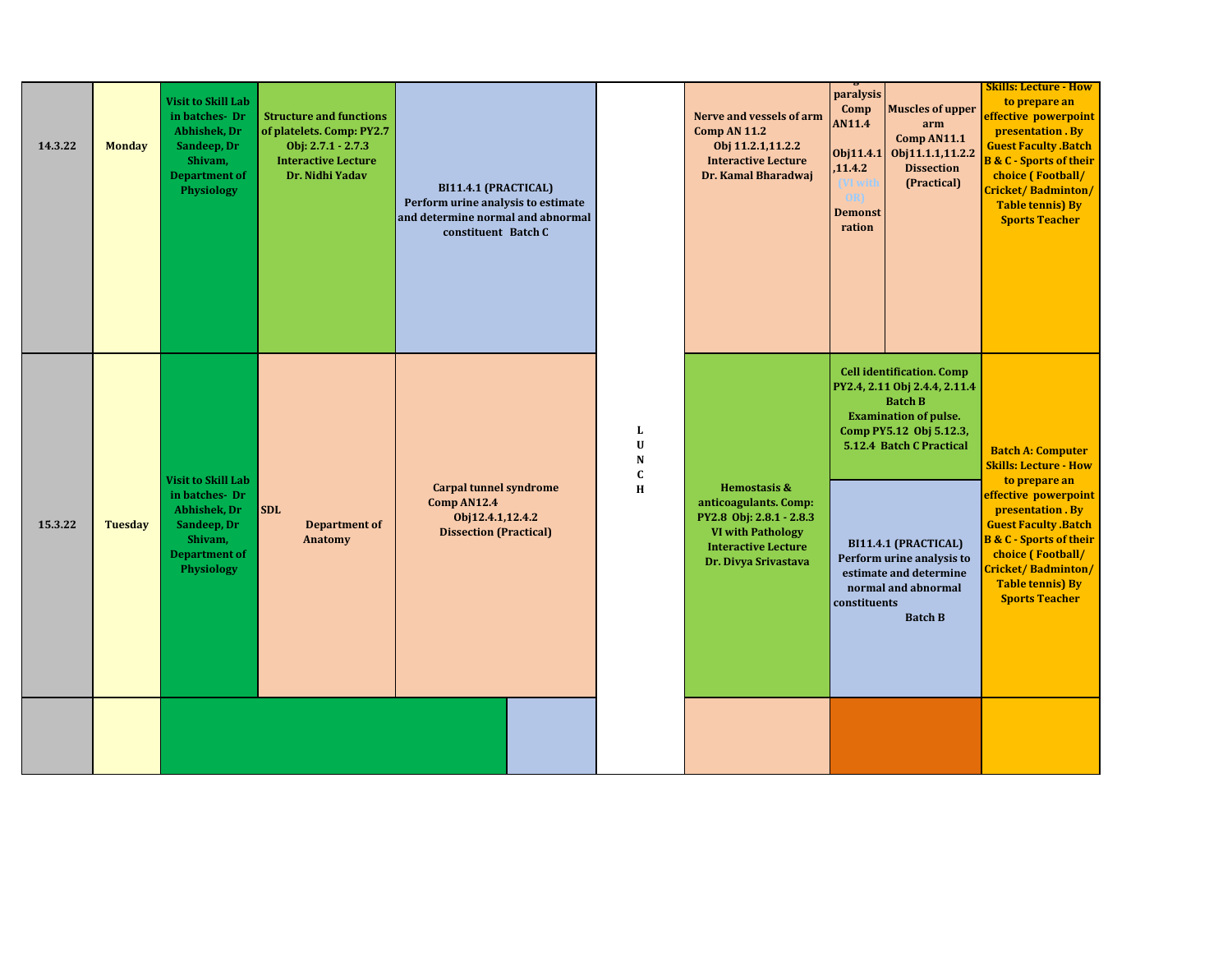| Date | Day | | | | | | | | |
|---|---|---|---|---|---|---|---|---|---|
| 14.3.22 | Monday | Visit to Skill Lab in batches- Dr Abhishek, Dr Sandeep, Dr Shivam, Department of Physiology | Structure and functions of platelets. Comp: PY2.7 Obj: 2.7.1 - 2.7.3 Interactive Lecture Dr. Nidhi Yadav | BI11.4.1 (PRACTICAL) Perform urine analysis to estimate and determine normal and abnormal constituent Batch C | L U N C H | Nerve and vessels of arm Comp AN 11.2 Obj 11.2.1,11.2.2 Interactive Lecture Dr. Kamal Bharadwaj | paralysis Comp AN11.4 Obj11.4.1 ,11.4.2 (VI with OR) Demonstration | Muscles of upper arm Comp AN11.1 Obj11.1.1,11.2.2 Dissection (Practical) | Skills: Lecture - How to prepare an effective powerpoint presentation . By Guest Faculty .Batch B & C - Sports of their choice ( Football/ Cricket/ Badminton/ Table tennis) By Sports Teacher |
| 15.3.22 | Tuesday | Visit to Skill Lab in batches- Dr Abhishek, Dr Sandeep, Dr Shivam, Department of Physiology | SDL Department of Anatomy | Carpal tunnel syndrome Comp AN12.4 Obj12.4.1,12.4.2 Dissection (Practical) | | Hemostasis & anticoagulants. Comp: PY2.8 Obj: 2.8.1 - 2.8.3 VI with Pathology Interactive Lecture Dr. Divya Srivastava | Cell identification. Comp PY2.4, 2.11 Obj 2.4.4, 2.11.4 Batch B Examination of pulse. Comp PY5.12 Obj 5.12.3, 5.12.4 Batch C Practical / BI11.4.1 (PRACTICAL) Perform urine analysis to estimate and determine normal and abnormal constituents Batch B | | Batch A: Computer Skills: Lecture - How to prepare an effective powerpoint presentation . By Guest Faculty .Batch B & C - Sports of their choice ( Football/ Cricket/ Badminton/ Table tennis) By Sports Teacher |
| | | | | | | | | | |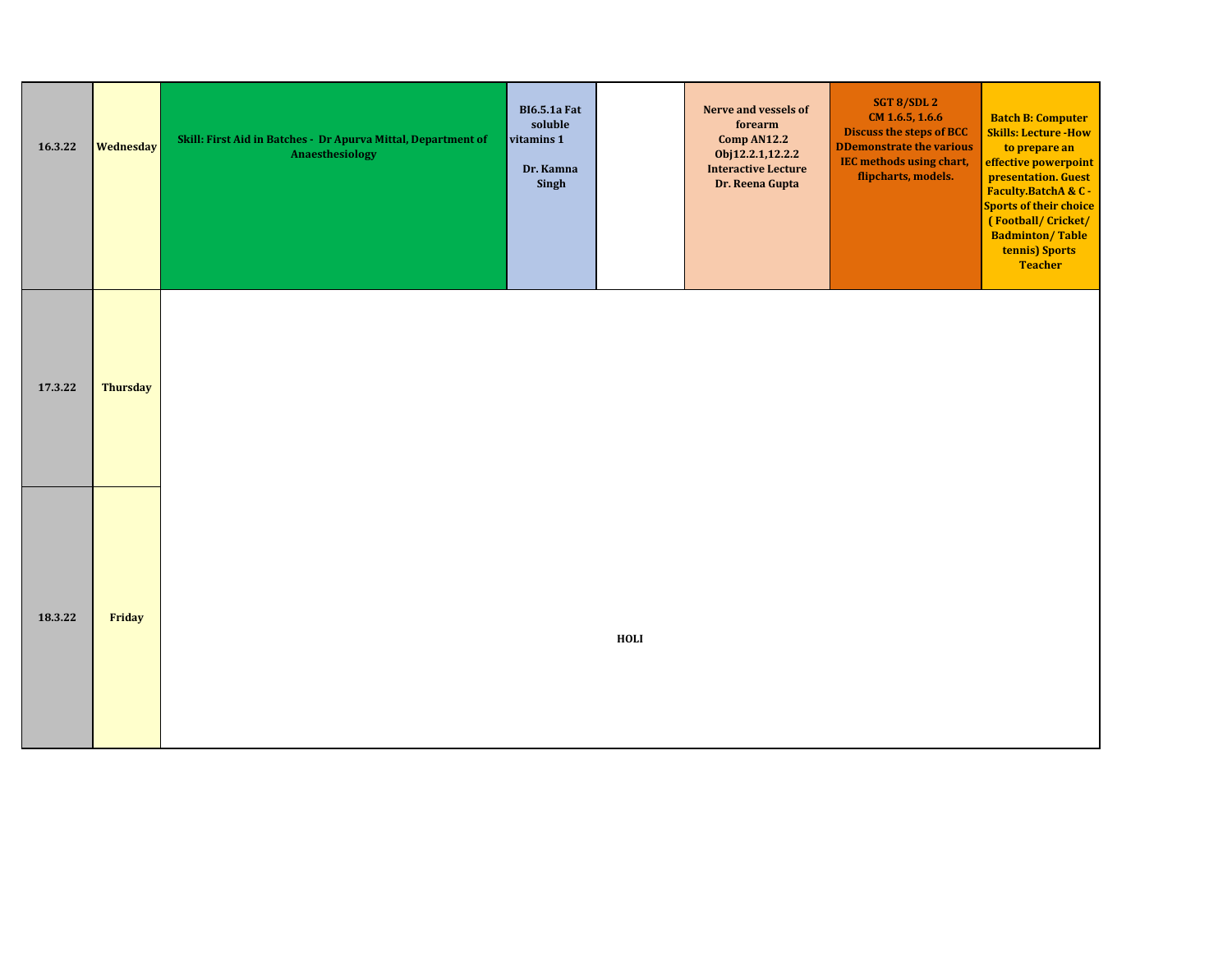| | | | | | | | |
|---|---|---|---|---|---|---|---|
| 16.3.22 | Wednesday | Skill: First Aid in Batches - Dr Apurva Mittal, Department of Anaesthesiology | BI6.5.1a Fat soluble vitamins 1<br><br>Dr. Kamna Singh | | Nerve and vessels of forearm<br>Comp AN12.2<br>Obj12.2.1,12.2.2<br>Interactive Lecture<br>Dr. Reena Gupta | SGT 8/SDL 2<br>CM 1.6.5, 1.6.6<br>Discuss the steps of BCC<br>DDemonstrate the various IEC methods using chart, flipcharts, models. | Batch B: Computer Skills: Lecture -How to prepare an effective powerpoint presentation. Guest Faculty.BatchA & C - Sports of their choice ( Football/ Cricket/ Badminton/ Table tennis) Sports Teacher |
| 17.3.22 | Thursday | HOLI | | | | | |
| 18.3.22 | Friday | | | | | | |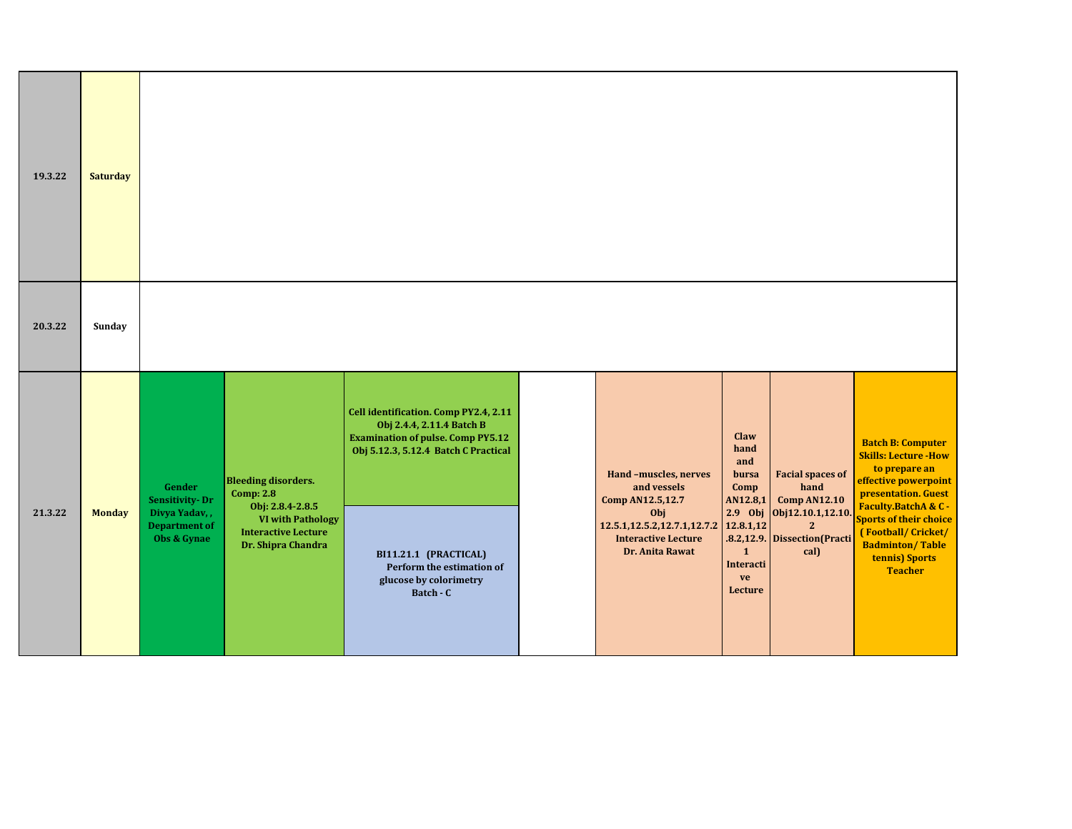| | | | | | | | | | |
|---|---|---|---|---|---|---|---|---|---|
| **19.3.22** | **Saturday** | | | | | | | | |
| **20.3.22** | **Sunday** | | | | | | | | |
| **21.3.22** | **Monday** | **Gender Sensitivity- Dr Divya Yadav, , Department of Obs & Gynae** | **Bleeding disorders. Comp: 2.8 Obj: 2.8.4-2.8.5 VI with Pathology Interactive Lecture Dr. Shipra Chandra** | **Cell identification. Comp PY2.4, 2.11 Obj 2.4.4, 2.11.4 Batch B Examination of pulse. Comp PY5.12 Obj 5.12.3, 5.12.4 Batch C Practical** / **BI11.21.1 (PRACTICAL) Perform the estimation of glucose by colorimetry Batch - C** | | **Hand –muscles, nerves and vessels Comp AN12.5,12.7 Obj 12.5.1,12.5.2,12.7.1,12.7.2 Interactive Lecture Dr. Anita Rawat** | **Claw hand and bursa Comp AN12.8,12.9 Obj 12.8.1,12.8.2,12.9.1 Interactive Lecture** | **Facial spaces of hand Comp AN12.10 Obj12.10.1,12.10.2 Dissection(Practical)** | **Batch B: Computer Skills: Lecture -How to prepare an effective powerpoint presentation. Guest Faculty.BatchA & C - Sports of their choice ( Football/ Cricket/ Badminton/ Table tennis) Sports Teacher** |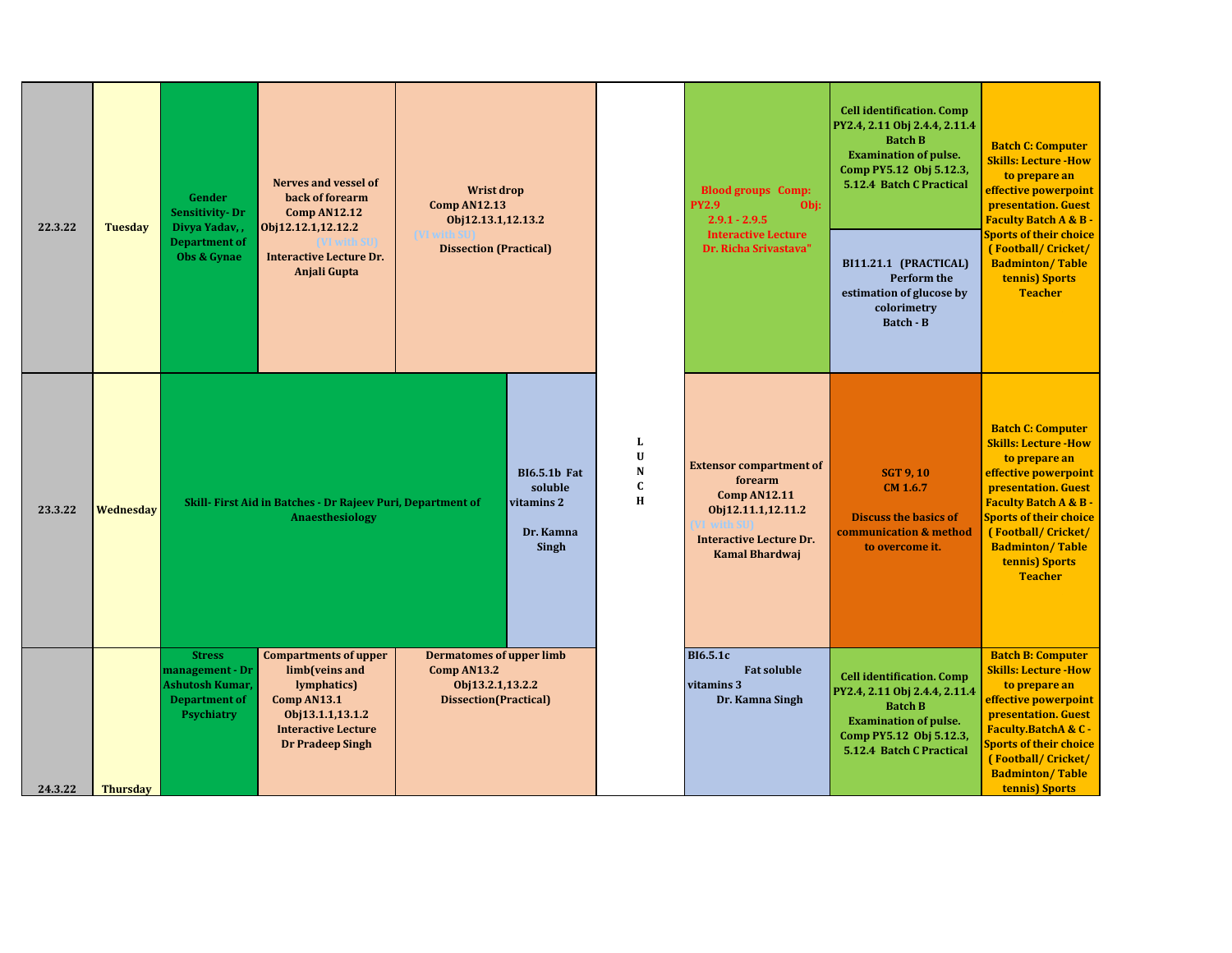| Date | Day | | | | | | | |
|---|---|---|---|---|---|---|---|---|
| 22.3.22 | Tuesday | Gender Sensitivity- Dr Divya Yadav, , Department of Obs & Gynae | Nerves and vessel of back of forearm Comp AN12.12 Obj12.12.1,12.12.2 (VI with SU) Interactive Lecture Dr. Anjali Gupta | Wrist drop Comp AN12.13 Obj12.13.1,12.13.2 (VI with SU) Dissection (Practical) | L U N C H | Blood groups Comp: PY2.9 Obj: 2.9.1 - 2.9.5 Interactive Lecture Dr. Richa Srivastava" | Cell identification. Comp PY2.4, 2.11 Obj 2.4.4, 2.11.4 Batch B Examination of pulse. Comp PY5.12 Obj 5.12.3, 5.12.4 Batch C Practical<br>BI11.21.1 (PRACTICAL) Perform the estimation of glucose by colorimetry Batch - B | Batch C: Computer Skills: Lecture -How to prepare an effective powerpoint presentation. Guest Faculty Batch A & B - Sports of their choice ( Football/ Cricket/ Badminton/ Table tennis) Sports Teacher |
| 23.3.22 | Wednesday | Skill- First Aid in Batches - Dr Rajeev Puri, Department of Anaesthesiology | | BI6.5.1b Fat soluble vitamins 2 Dr. Kamna Singh | L U N C H | Extensor compartment of forearm Comp AN12.11 Obj12.11.1,12.11.2 (VI with SU) Interactive Lecture Dr. Kamal Bhardwaj | SGT 9, 10 CM 1.6.7 Discuss the basics of communication & method to overcome it. | Batch C: Computer Skills: Lecture -How to prepare an effective powerpoint presentation. Guest Faculty Batch A & B - Sports of their choice ( Football/ Cricket/ Badminton/ Table tennis) Sports Teacher |
| 24.3.22 | Thursday | Stress management - Dr Ashutosh Kumar, Department of Psychiatry | Compartments of upper limb(veins and lymphatics) Comp AN13.1 Obj13.1.1,13.1.2 Interactive Lecture Dr Pradeep Singh | Dermatomes of upper limb Comp AN13.2 Obj13.2.1,13.2.2 Dissection(Practical) | L U N C H | BI6.5.1c Fat soluble vitamins 3 Dr. Kamna Singh | Cell identification. Comp PY2.4, 2.11 Obj 2.4.4, 2.11.4 Batch B Examination of pulse. Comp PY5.12 Obj 5.12.3, 5.12.4 Batch C Practical | Batch B: Computer Skills: Lecture -How to prepare an effective powerpoint presentation. Guest Faculty.BatchA & C - Sports of their choice ( Football/ Cricket/ Badminton/ Table tennis) Sports |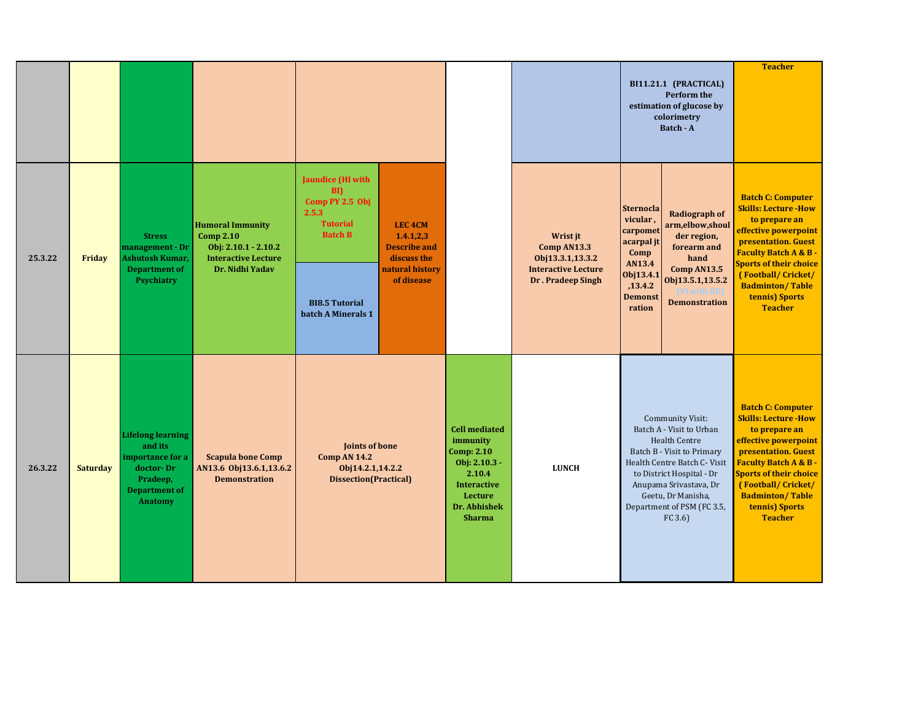| | | | | | | | | | |
|---|---|---|---|---|---|---|---|---|---|
| | | | | | | | BI11.21.1 (PRACTICAL) Perform the estimation of glucose by colorimetry Batch - A | | Teacher |
| 25.3.22 | Friday | Stress management - Dr Ashutosh Kumar, Department of Psychiatry | Humoral Immunity Comp 2.10 Obj: 2.10.1 - 2.10.2 Interactive Lecture Dr. Nidhi Yadav | Jaundice (HI with BI) Comp PY 2.5 Obj 2.5.3 Tutorial Batch B / BI8.5 Tutorial batch A Minerals 1 | LEC 4CM 1.4.1,2,3 Describe and discuss the natural history of disease | | Wrist jt Comp AN13.3 Obj13.3.1,13.3.2 Interactive Lecture Dr . Pradeep Singh | Sternoclavicular, carpometacarpal jt Comp AN13.4 Obj13.4.1,13.4.2 Demonstration / Radiograph of arm,elbow,shoulder region, forearm and hand Comp AN13.5 Obj13.5.1,13.5.2 (VI with RD) Demonstration | Batch C: Computer Skills: Lecture -How to prepare an effective powerpoint presentation. Guest Faculty Batch A & B - Sports of their choice ( Football/ Cricket/ Badminton/ Table tennis) Sports Teacher |
| 26.3.22 | Saturday | Lifelong learning and its importance for a doctor- Dr Pradeep, Department of Anatomy | Scapula bone Comp AN13.6 Obj13.6.1,13.6.2 Demonstration | Joints of bone Comp AN 14.2 Obj14.2.1,14.2.2 Dissection(Practical) | | Cell mediated immunity Comp: 2.10 Obj: 2.10.3 - 2.10.4 Interactive Lecture Dr. Abhishek Sharma | LUNCH | Community Visit: Batch A - Visit to Urban Health Centre Batch B - Visit to Primary Health Centre Batch C- Visit to District Hospital - Dr Anupama Srivastava, Dr Geetu, Dr Manisha, Department of PSM (FC 3.5, FC 3.6) | Batch C: Computer Skills: Lecture -How to prepare an effective powerpoint presentation. Guest Faculty Batch A & B - Sports of their choice ( Football/ Cricket/ Badminton/ Table tennis) Sports Teacher |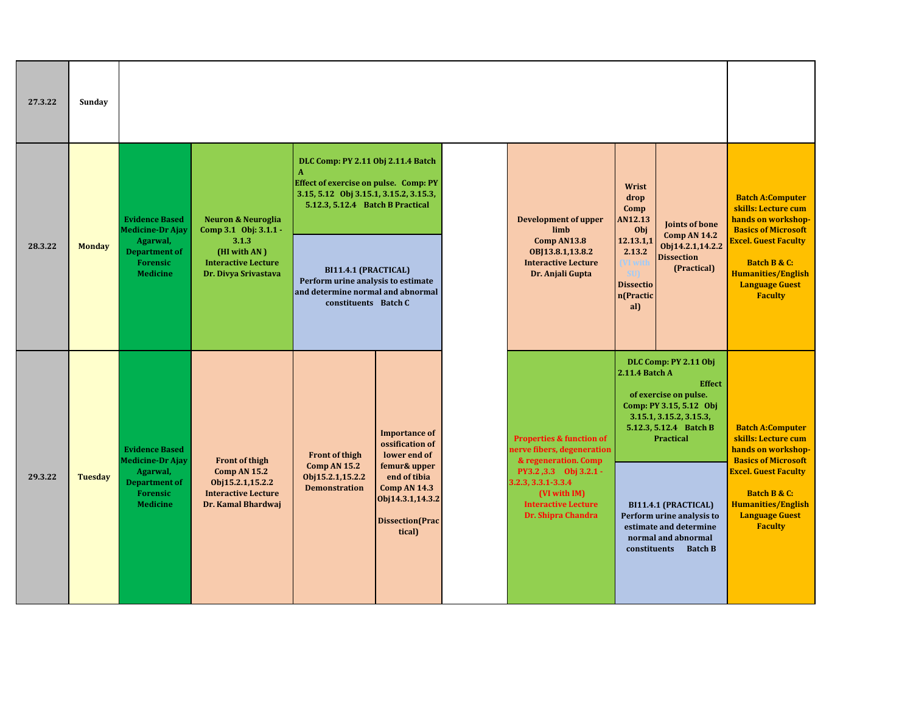| Date | Day | | | | | | | | |
|---|---|---|---|---|---|---|---|---|---|
| 27.3.22 | Sunday | | | | | | | | |
| 28.3.22 | Monday | **Evidence Based Medicine-Dr Ajay Agarwal, Department of Forensic Medicine** | **Neuron & Neuroglia Comp 3.1 Obj: 3.1.1 - 3.1.3 (HI with AN ) Interactive Lecture Dr. Divya Srivastava** | **DLC Comp: PY 2.11 Obj 2.11.4 Batch A Effect of exercise on pulse. Comp: PY 3.15, 5.12 Obj 3.15.1, 3.15.2, 3.15.3, 5.12.3, 5.12.4 Batch B Practical**<br><br>**BI11.4.1 (PRACTICAL) Perform urine analysis to estimate and determine normal and abnormal constituents Batch C** | | **Development of upper limb Comp AN13.8 OBJ13.8.1,13.8.2 Interactive Lecture Dr. Anjali Gupta** | **Wrist drop Comp AN12.13 Obj 12.13.1,12.13.2 (VI with SU) Dissection(Practical)** | **Joints of bone Comp AN 14.2 Obj14.2.1,14.2.2 Dissection (Practical)** | **Batch A:Computer skills: Lecture cum hands on workshop- Basics of Microsoft Excel. Guest Faculty**<br><br>**Batch B & C: Humanities/English Language Guest Faculty** |
| 29.3.22 | Tuesday | **Evidence Based Medicine-Dr Ajay Agarwal, Department of Forensic Medicine** | **Front of thigh Comp AN 15.2 Obj15.2.1,15.2.2 Interactive Lecture Dr. Kamal Bhardwaj** | **Front of thigh Comp AN 15.2 Obj15.2.1,15.2.2 Demonstration**<br><br>**Importance of ossification of lower end of femur& upper end of tibia Comp AN 14.3 Obj14.3.1,14.3.2 Dissection(Practical)** | | **Properties & function of nerve fibers, degeneration & regeneration. Comp PY3.2 ,3.3 Obj 3.2.1 - 3.2.3, 3.3.1-3.3.4 (VI with IM) Interactive Lecture Dr. Shipra Chandra** | **DLC Comp: PY 2.11 Obj 2.11.4 Batch A Effect of exercise on pulse. Comp: PY 3.15, 5.12 Obj 3.15.1, 3.15.2, 3.15.3, 5.12.3, 5.12.4 Batch B Practical**<br><br>**BI11.4.1 (PRACTICAL) Perform urine analysis to estimate and determine normal and abnormal constituents Batch B** | | **Batch A:Computer skills: Lecture cum hands on workshop- Basics of Microsoft Excel. Guest Faculty**<br><br>**Batch B & C: Humanities/English Language Guest Faculty** |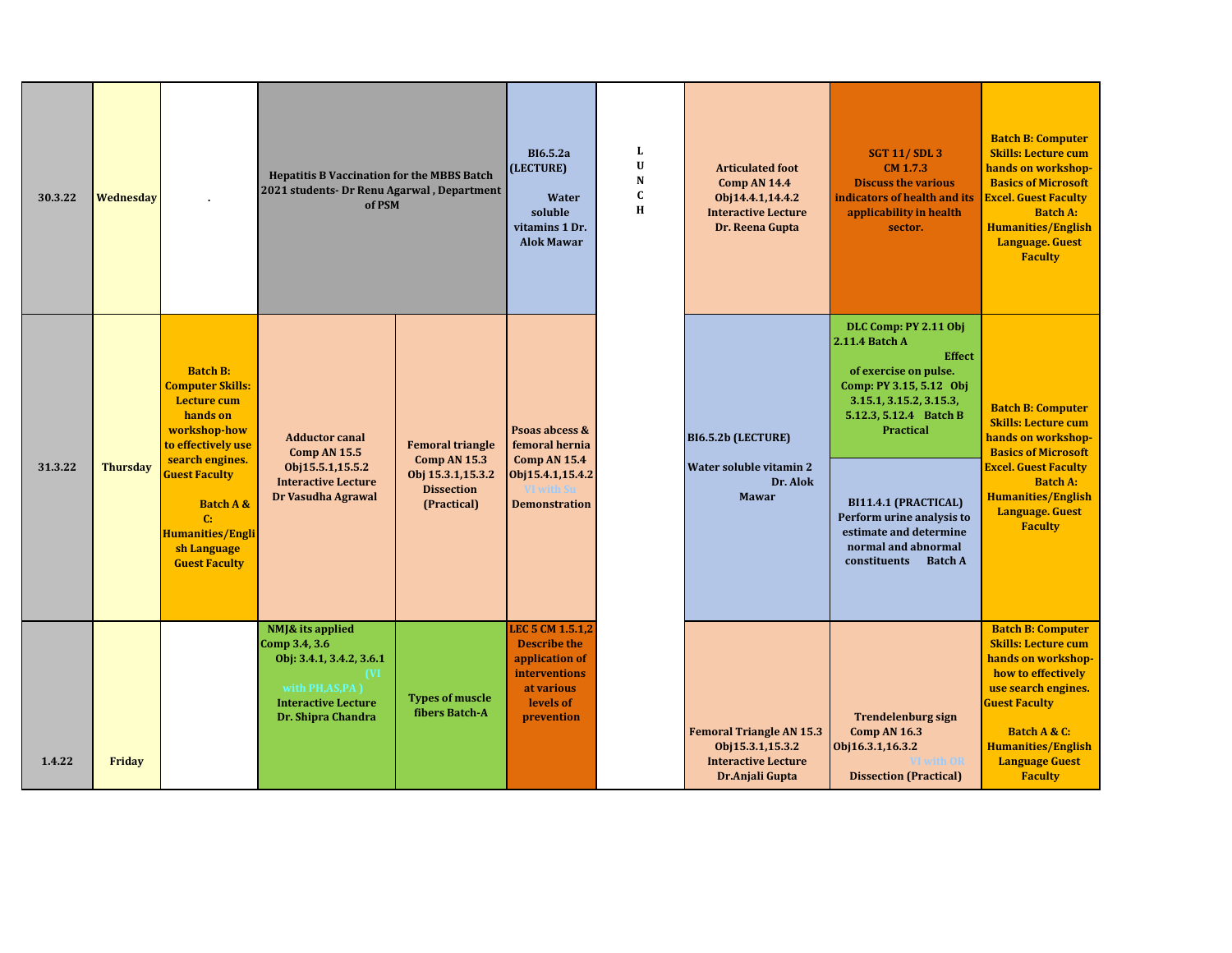| | | | | | | | | | | |
|---|---|---|---|---|---|---|---|---|---|---|
| 30.3.22 | Wednesday | . | Hepatitis B Vaccination for the MBBS Batch 2021 students- Dr Renu Agarwal , Department of PSM | | BI6.5.2a (LECTURE) Water soluble vitamins 1 Dr. Alok Mawar | L U N C H | Articulated foot Comp AN 14.4 Obj14.4.1,14.4.2 Interactive Lecture Dr. Reena Gupta | SGT 11/ SDL 3 CM 1.7.3 Discuss the various indicators of health and its applicability in health sector. | Batch B: Computer Skills: Lecture cum hands on workshop- Basics of Microsoft Excel. Guest Faculty Batch A: Humanities/English Language. Guest Faculty |
| 31.3.22 | Thursday | Batch B: Computer Skills: Lecture cum hands on workshop-how to effectively use search engines. Guest Faculty Batch A & C: Humanities/English Language Guest Faculty | Adductor canal Comp AN 15.5 Obj15.5.1,15.5.2 Interactive Lecture Dr Vasudha Agrawal | Femoral triangle Comp AN 15.3 Obj 15.3.1,15.3.2 Dissection (Practical) | Psoas abcess & femoral hernia Comp AN 15.4 Obj15.4.1,15.4.2 VI with Su Demonstration | | BI6.5.2b (LECTURE) Water soluble vitamin 2 Dr. Alok Mawar | DLC Comp: PY 2.11 Obj 2.11.4 Batch A Effect of exercise on pulse. Comp: PY 3.15, 5.12 Obj 3.15.1, 3.15.2, 3.15.3, 5.12.3, 5.12.4 Batch B Practical<br>BI11.4.1 (PRACTICAL) Perform urine analysis to estimate and determine normal and abnormal constituents Batch A | Batch B: Computer Skills: Lecture cum hands on workshop- Basics of Microsoft Excel. Guest Faculty Batch A: Humanities/English Language. Guest Faculty |
| 1.4.22 | Friday | | NMJ& its applied Comp 3.4, 3.6 Obj: 3.4.1, 3.4.2, 3.6.1 (VI with PH,AS,PA ) Interactive Lecture Dr. Shipra Chandra | Types of muscle fibers Batch-A | LEC 5 CM 1.5.1,2 Describe the application of interventions at various levels of prevention | | Femoral Triangle AN 15.3 Obj15.3.1,15.3.2 Interactive Lecture Dr.Anjali Gupta | Trendelenburg sign Comp AN 16.3 Obj16.3.1,16.3.2 VI with OR Dissection (Practical) | Batch B: Computer Skills: Lecture cum hands on workshop- how to effectively use search engines. Guest Faculty Batch A & C: Humanities/English Language Guest Faculty |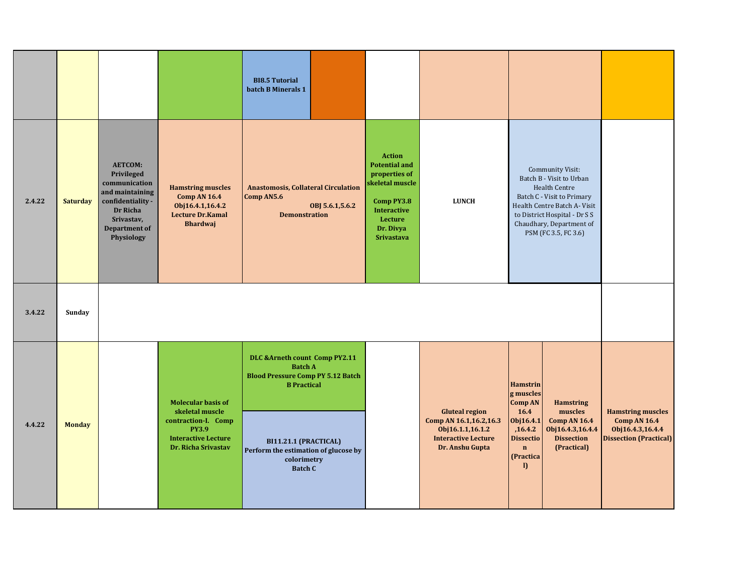|  |  |  |  |  |  |  |  |  |  |  |
|---|---|---|---|---|---|---|---|---|---|---|
|  |  |  |  | **BI8.5 Tutorial batch B Minerals 1** |  |  |  |  |  |  |
| **2.4.22** | **Saturday** | **AETCOM: Privileged communication and maintaining confidentiality - Dr Richa Srivastav, Department of Physiology** | **Hamstring muscles Comp AN 16.4 Obj16.4.1,16.4.2 Lecture Dr.Kamal Bhardwaj** | **Anastomosis, Collateral Circulation Comp AN5.6 OBJ 5.6.1,5.6.2 Demonstration** | | **Action Potential and properties of skeletal muscle Comp PY3.8 Interactive Lecture Dr. Divya Srivastava** | **LUNCH** | Community Visit: Batch B - Visit to Urban Health Centre Batch C - Visit to Primary Health Centre Batch A- Visit to District Hospital - Dr S S Chaudhary, Department of PSM (FC 3.5, FC 3.6) | |  |
| **3.4.22** | **Sunday** |  |  |  |  |  |  |  |  |  |
| **4.4.22** | **Monday** |  | **Molecular basis of skeletal muscle contraction-I. Comp PY3.9 Interactive Lecture Dr. Richa Srivastav** | **DLC &Arneth count Comp PY2.11 Batch A Blood Pressure Comp PY 5.12 Batch B Practical** / **BI11.21.1 (PRACTICAL) Perform the estimation of glucose by colorimetry Batch C** | |  | **Gluteal region Comp AN 16.1,16.2,16.3 Obj16.1.1,16.1.2 Interactive Lecture Dr. Anshu Gupta** | **Hamstring muscles Comp AN 16.4 Obj16.4.1,16.4.2 Dissection (Practical)** | **Hamstring muscles Comp AN 16.4 Obj16.4.3,16.4.4 Dissection (Practical)** | **Hamstring muscles Comp AN 16.4 Obj16.4.3,16.4.4 Dissection (Practical)** |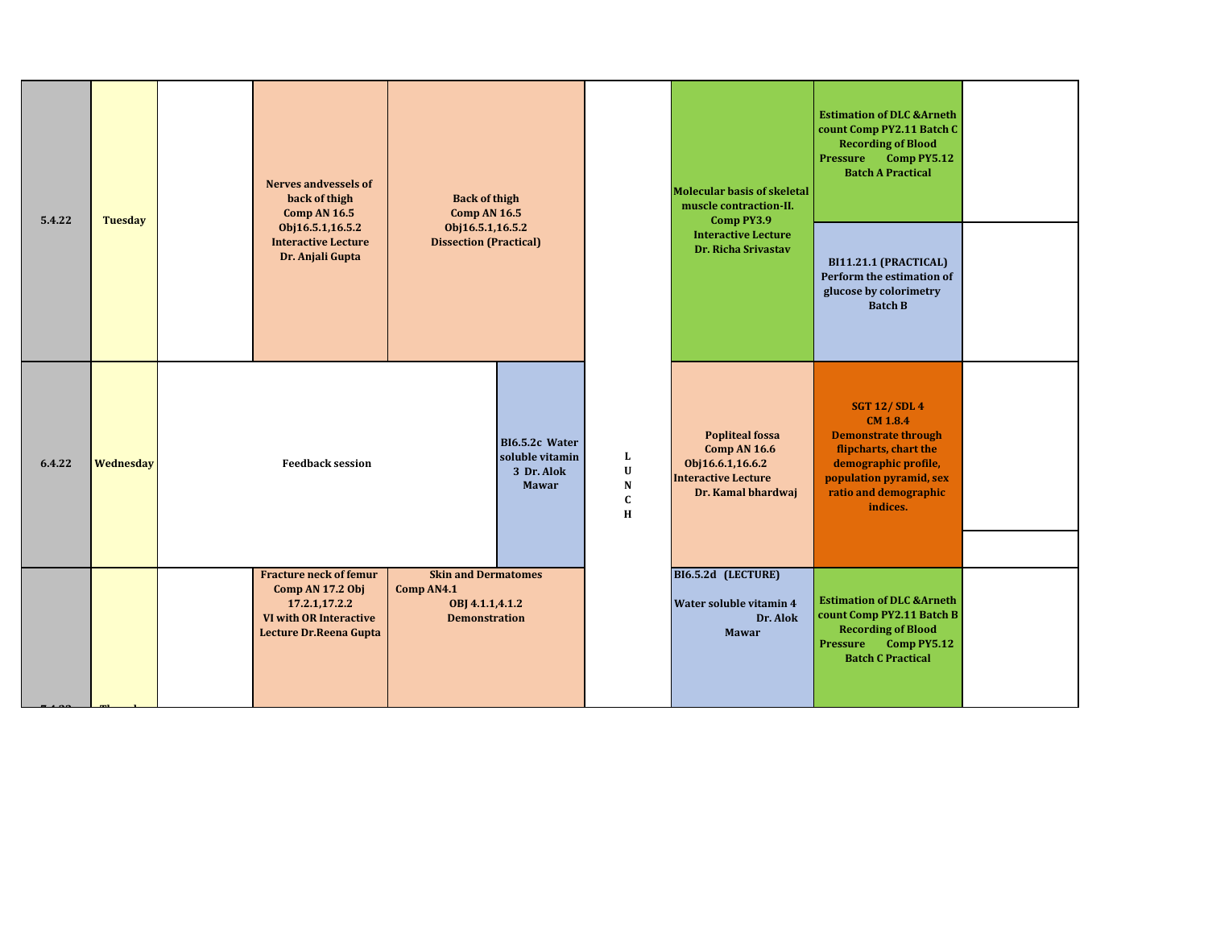| Date | Day | | | | | | | | |
|---|---|---|---|---|---|---|---|---|---|
| 5.4.22 | Tuesday | | Nerves andvessels of back of thigh Comp AN 16.5 Obj16.5.1,16.5.2 Interactive Lecture Dr. Anjali Gupta | Back of thigh Comp AN 16.5 Obj16.5.1,16.5.2 Dissection (Practical) | | L U N C H | Molecular basis of skeletal muscle contraction-II. Comp PY3.9 Interactive Lecture Dr. Richa Srivastav | Estimation of DLC &Arneth count Comp PY2.11 Batch C Recording of Blood Pressure Comp PY5.12 Batch A Practical / BI11.21.1 (PRACTICAL) Perform the estimation of glucose by colorimetry Batch B | |
| 6.4.22 | Wednesday | Feedback session | | | BI6.5.2c Water soluble vitamin 3 Dr. Alok Mawar | | Popliteal fossa Comp AN 16.6 Obj16.6.1,16.6.2 Interactive Lecture Dr. Kamal bhardwaj | SGT 12/ SDL 4 CM 1.8.4 Demonstrate through flipcharts, chart the demographic profile, population pyramid, sex ratio and demographic indices. | |
| 7.4.22 | Thursday | | Fracture neck of femur Comp AN 17.2 Obj 17.2.1,17.2.2 VI with OR Interactive Lecture Dr.Reena Gupta | Skin and Dermatomes Comp AN4.1 OBJ 4.1.1,4.1.2 Demonstration | | | BI6.5.2d (LECTURE) Water soluble vitamin 4 Dr. Alok Mawar | Estimation of DLC &Arneth count Comp PY2.11 Batch B Recording of Blood Pressure Comp PY5.12 Batch C Practical | |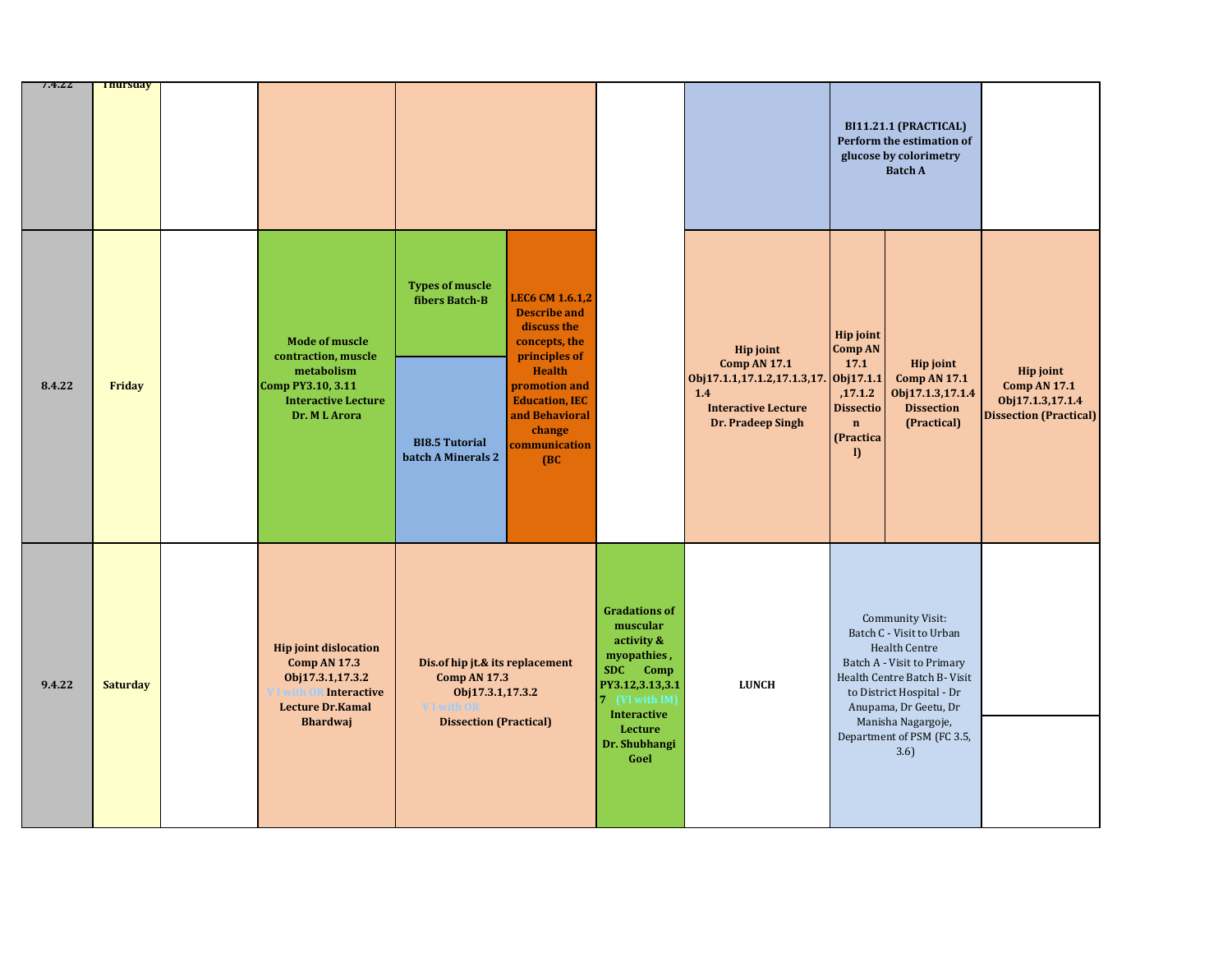| 7.4.22 | Thursday | | | | | | | BI11.21.1 (PRACTICAL) Perform the estimation of glucose by colorimetry Batch A | |
|---|---|---|---|---|---|---|---|---|---|
| 8.4.22 | Friday | | Mode of muscle contraction, muscle metabolism Comp PY3.10, 3.11 Interactive Lecture Dr. M L Arora | Types of muscle fibers Batch-B / BI8.5 Tutorial batch A Minerals 2 | LEC6 CM 1.6.1,2 Describe and discuss the concepts, the principles of Health promotion and Education, IEC and Behavioral change communication (BC | | Hip joint Comp AN 17.1 Obj17.1.1,17.1.2,17.1.3,17.1.4 Interactive Lecture Dr. Pradeep Singh | Hip joint Comp AN 17.1 Obj17.1.1,17.1.2 Dissection (Practical) / Hip joint Comp AN 17.1 Obj17.1.3,17.1.4 Dissection (Practical) | Hip joint Comp AN 17.1 Obj17.1.3,17.1.4 Dissection (Practical) |
| 9.4.22 | Saturday | | Hip joint dislocation Comp AN 17.3 Obj17.3.1,17.3.2 V I with OR Interactive Lecture Dr.Kamal Bhardwaj | Dis.of hip jt.& its replacement Comp AN 17.3 Obj17.3.1,17.3.2 V I with OR Dissection (Practical) | | Gradations of muscular activity & myopathies , SDC Comp PY3.12,3.13,3.17 (VI with IM) Interactive Lecture Dr. Shubhangi Goel | LUNCH | Community Visit: Batch C - Visit to Urban Health Centre Batch A - Visit to Primary Health Centre Batch B- Visit to District Hospital - Dr Anupama, Dr Geetu, Dr Manisha Nagargoje, Department of PSM (FC 3.5, 3.6) | |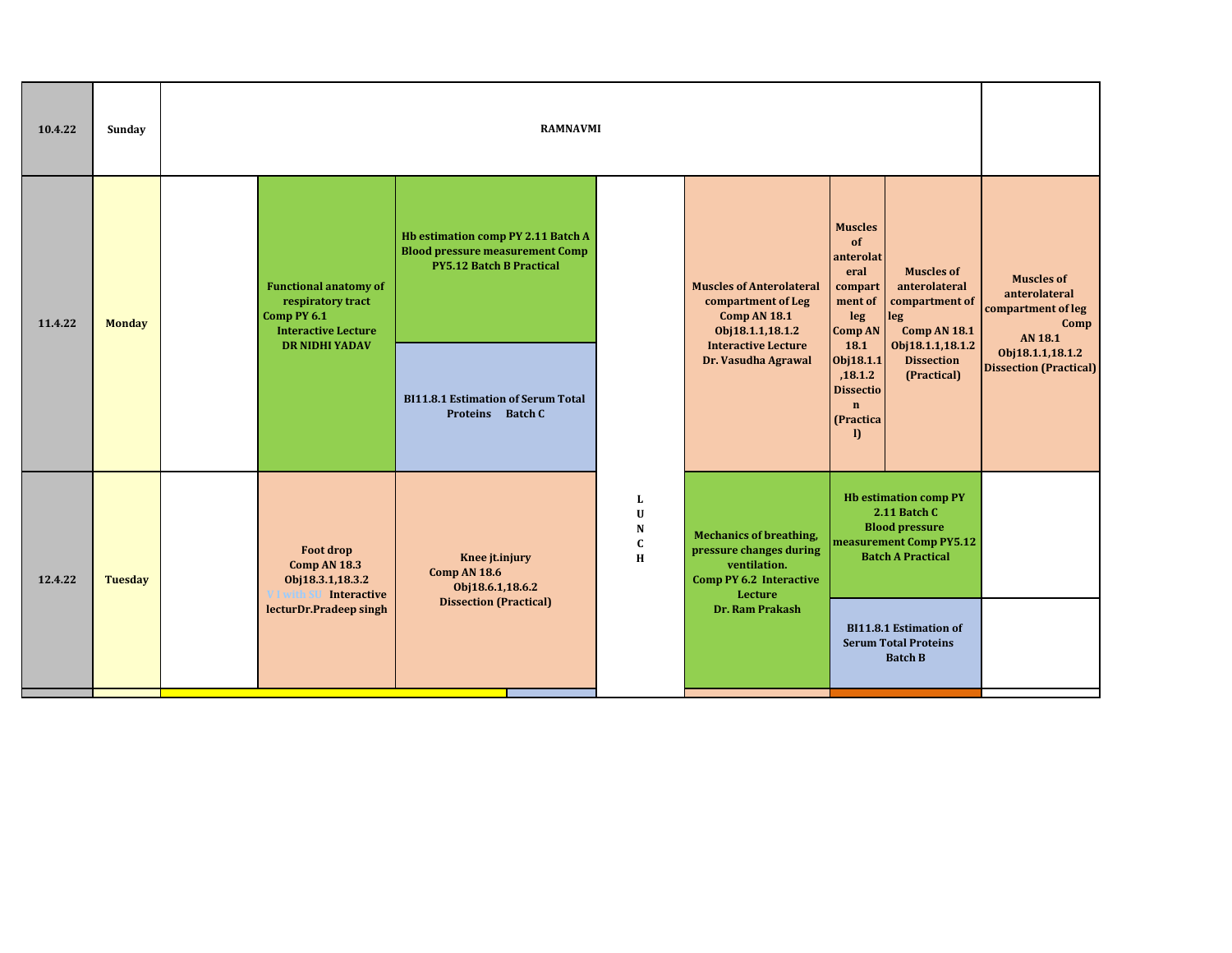| Date | Day | | | | | | | |
|---|---|---|---|---|---|---|---|---|
| 10.4.22 | Sunday | RAMNAVMI | | | | | | |
| 11.4.22 | Monday | | Functional anatomy of respiratory tract Comp PY 6.1 Interactive Lecture DR NIDHI YADAV | Hb estimation comp PY 2.11 Batch A Blood pressure measurement Comp PY5.12 Batch B Practical<br>BI11.8.1 Estimation of Serum Total Proteins Batch C | LUNCH | Muscles of Anterolateral compartment of Leg Comp AN 18.1 Obj18.1.1,18.1.2 Interactive Lecture Dr. Vasudha Agrawal | Muscles of anterolateral compartment of leg Comp AN 18.1 Obj18.1.1,18.1.2 Dissection (Practical)<br>Muscles of anterolateral compartment of leg Comp AN 18.1 Obj18.1.1,18.1.2 Dissection (Practical) | Muscles of anterolateral compartment of leg Comp AN 18.1 Obj18.1.1,18.1.2 Dissection (Practical) |
| 12.4.22 | Tuesday | | Foot drop Comp AN 18.3 Obj18.3.1,18.3.2 V I with SU Interactive lecturDr.Pradeep singh | Knee jt.injury Comp AN 18.6 Obj18.6.1,18.6.2 Dissection (Practical) | | Mechanics of breathing, pressure changes during ventilation. Comp PY 6.2 Interactive Lecture Dr. Ram Prakash | Hb estimation comp PY 2.11 Batch C Blood pressure measurement Comp PY5.12 Batch A Practical<br>BI11.8.1 Estimation of Serum Total Proteins Batch B | |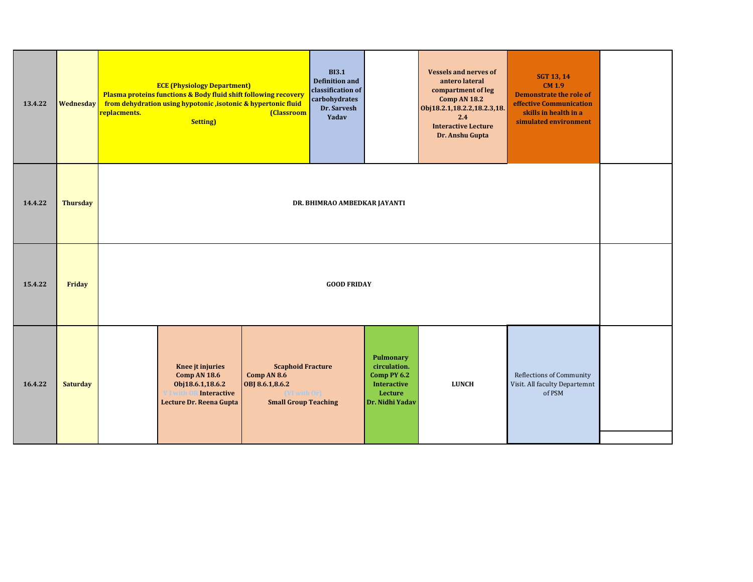| | | | | | | | | | |
|---|---|---|---|---|---|---|---|---|---|
| 13.4.22 | Wednesday | **ECE (Physiology Department) Plasma proteins functions & Body fluid shift following recovery from dehydration using hypotonic ,isotonic & hypertonic fluid replacments. (Classroom Setting)** | | | **BI3.1 Definition and classification of carbohydrates Dr. Sarvesh Yadav** | | **Vessels and nerves of antero lateral compartment of leg Comp AN 18.2 Obj18.2.1,18.2.2,18.2.3,18.2.4 Interactive Lecture Dr. Anshu Gupta** | **SGT 13, 14 CM 1.9 Demonstrate the role of effective Communication skills in health in a simulated environment** | |
| 14.4.22 | Thursday | **DR. BHIMRAO AMBEDKAR JAYANTI** | | | | | | | |
| 15.4.22 | Friday | **GOOD FRIDAY** | | | | | | | |
| 16.4.22 | Saturday | | **Knee jt injuries Comp AN 18.6 Obj18.6.1,18.6.2 V I with OR Interactive Lecture Dr. Reena Gupta** | **Scaphoid Fracture Comp AN 8.6 OBJ 8.6.1,8.6.2 (VI with Or) Small Group Teaching** | | **Pulmonary circulation. Comp PY 6.2 Interactive Lecture Dr. Nidhi Yadav** | **LUNCH** | Reflections of Community Visit. All faculty Departemnt of PSM | |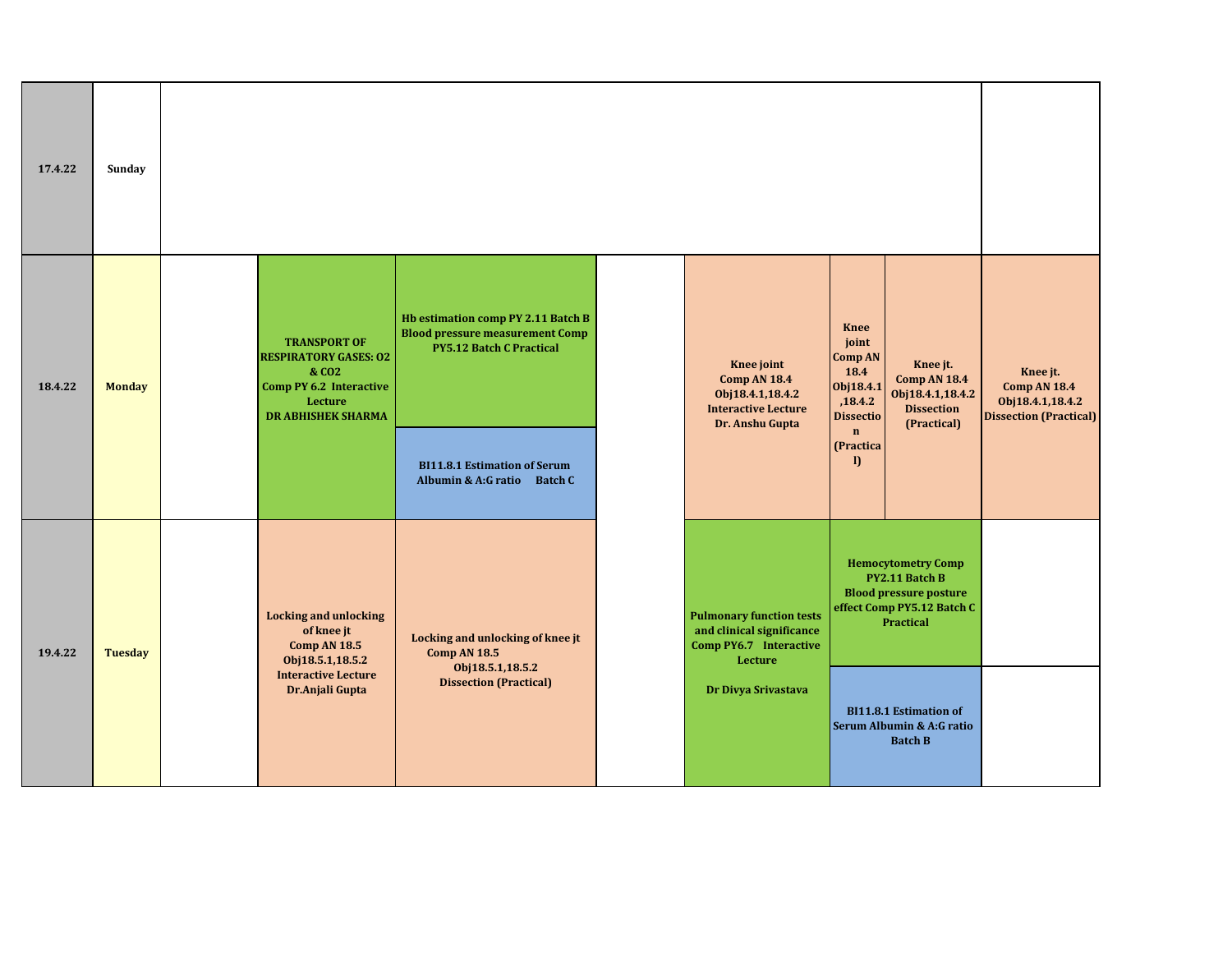| Date | Day | | | | | | | |
|---|---|---|---|---|---|---|---|---|
| 17.4.22 | Sunday | | | | | | | |
| 18.4.22 | Monday | | **TRANSPORT OF RESPIRATORY GASES: O2 & CO2 Comp PY 6.2 Interactive Lecture DR ABHISHEK SHARMA** | **Hb estimation comp PY 2.11 Batch B Blood pressure measurement Comp PY5.12 Batch C Practical** / **BI11.8.1 Estimation of Serum Albumin & A:G ratio Batch C** | | **Knee joint Comp AN 18.4 Obj18.4.1,18.4.2 Interactive Lecture Dr. Anshu Gupta** | **Knee joint Comp AN 18.4 Obj18.4.1,18.4.2 Dissection (Practical)** / **Knee jt. Comp AN 18.4 Obj18.4.1,18.4.2 Dissection (Practical)** | **Knee jt. Comp AN 18.4 Obj18.4.1,18.4.2 Dissection (Practical)** |
| 19.4.22 | Tuesday | | **Locking and unlocking of knee jt Comp AN 18.5 Obj18.5.1,18.5.2 Interactive Lecture Dr.Anjali Gupta** | **Locking and unlocking of knee jt Comp AN 18.5 Obj18.5.1,18.5.2 Dissection (Practical)** | | **Pulmonary function tests and clinical significance Comp PY6.7 Interactive Lecture Dr Divya Srivastava** | **Hemocytometry Comp PY2.11 Batch B Blood pressure posture effect Comp PY5.12 Batch C Practical** / **BI11.8.1 Estimation of Serum Albumin & A:G ratio Batch B** | |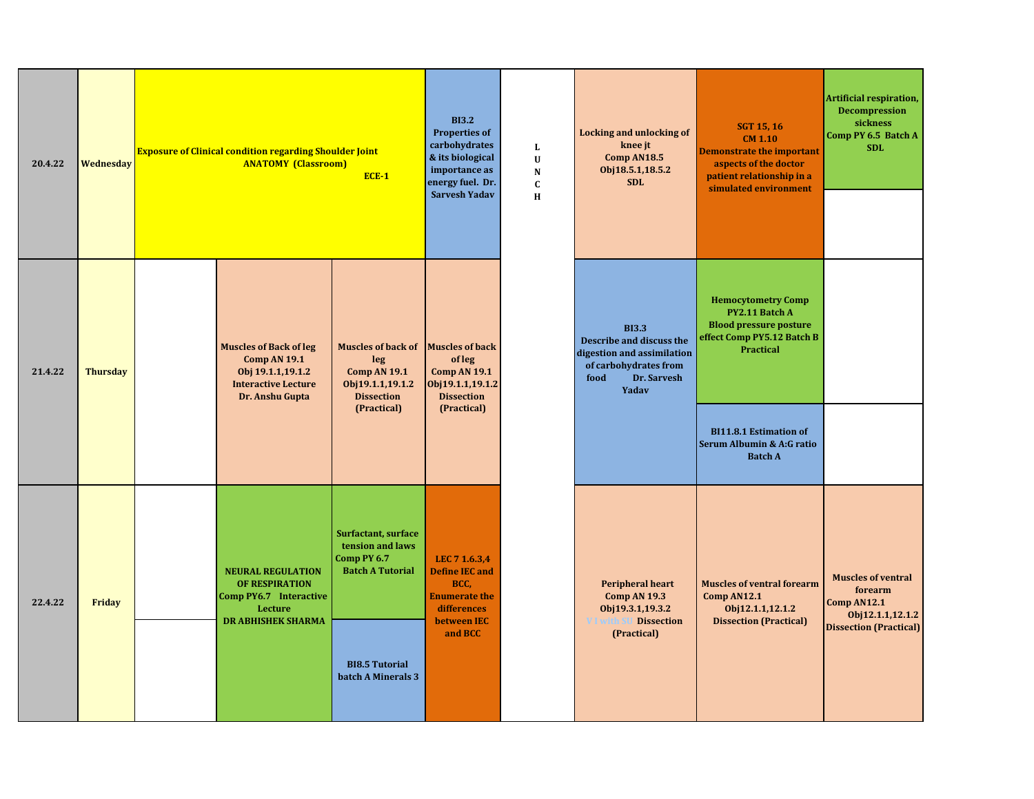| Date | Day | | | | | | | | |
|---|---|---|---|---|---|---|---|---|---|
| 20.4.22 | Wednesday | Exposure of Clinical condition regarding Shoulder Joint ANATOMY (Classroom) ECE-1 | | | BI3.2 Properties of carbohydrates & its biological importance as energy fuel. Dr. Sarvesh Yadav | LUNCH | Locking and unlocking of knee jt Comp AN18.5 Obj18.5.1,18.5.2 SDL | SGT 15, 16 CM 1.10 Demonstrate the important aspects of the doctor patient relationship in a simulated environment | Artificial respiration, Decompression sickness Comp PY 6.5 Batch A SDL |
| 21.4.22 | Thursday | | Muscles of Back of leg Comp AN 19.1 Obj 19.1.1,19.1.2 Interactive Lecture Dr. Anshu Gupta | Muscles of back of leg Comp AN 19.1 Obj19.1.1,19.1.2 Dissection (Practical) | Muscles of back of leg Comp AN 19.1 Obj19.1.1,19.1.2 Dissection (Practical) | | BI3.3 Describe and discuss the digestion and assimilation of carbohydrates from food Dr. Sarvesh Yadav | Hemocytometry Comp PY2.11 Batch A Blood pressure posture effect Comp PY5.12 Batch B Practical / BI11.8.1 Estimation of Serum Albumin & A:G ratio Batch A | |
| 22.4.22 | Friday | | NEURAL REGULATION OF RESPIRATION Comp PY6.7 Interactive Lecture DR ABHISHEK SHARMA | Surfactant, surface tension and laws Comp PY 6.7 Batch A Tutorial / BI8.5 Tutorial batch A Minerals 3 | LEC 7 1.6.3,4 Define IEC and BCC, Enumerate the differences between IEC and BCC | | Peripheral heart Comp AN 19.3 Obj19.3.1,19.3.2 V I with SU Dissection (Practical) | Muscles of ventral forearm Comp AN12.1 Obj12.1.1,12.1.2 Dissection (Practical) | Muscles of ventral forearm Comp AN12.1 Obj12.1.1,12.1.2 Dissection (Practical) |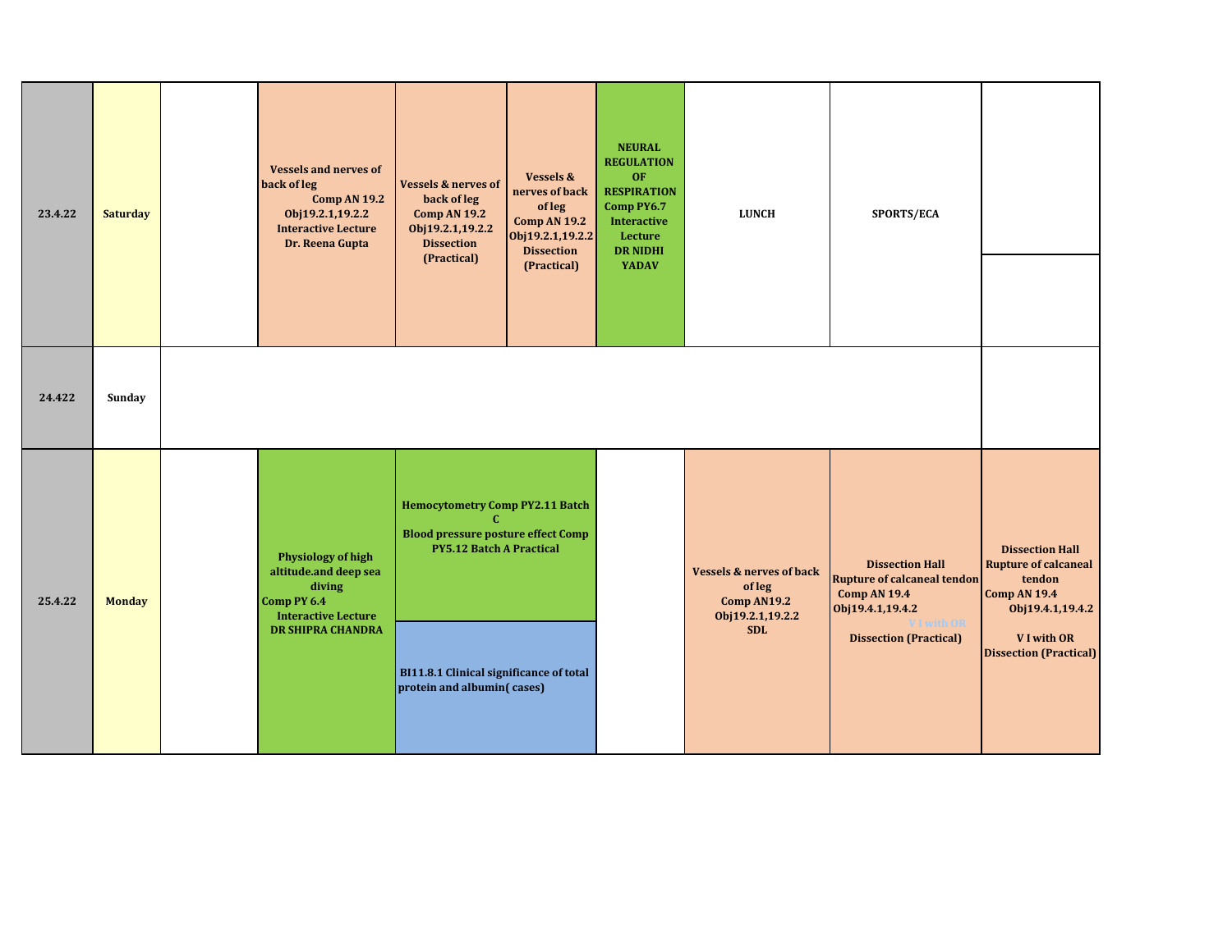| | | | | | | | | | |
|---|---|---|---|---|---|---|---|---|---|
| 23.4.22 | Saturday | | Vessels and nerves of back of leg Comp AN 19.2 Obj19.2.1,19.2.2 Interactive Lecture Dr. Reena Gupta | Vessels & nerves of back of leg Comp AN 19.2 Obj19.2.1,19.2.2 Dissection (Practical) | Vessels & nerves of back of leg Comp AN 19.2 Obj19.2.1,19.2.2 Dissection (Practical) | NEURAL REGULATION OF RESPIRATION Comp PY6.7 Interactive Lecture DR NIDHI YADAV | LUNCH | SPORTS/ECA | |
| 24.422 | Sunday | | | | | | | | |
| 25.4.22 | Monday | | Physiology of high altitude.and deep sea diving Comp PY 6.4 Interactive Lecture DR SHIPRA CHANDRA | Hemocytometry Comp PY2.11 Batch C Blood pressure posture effect Comp PY5.12 Batch A Practical / BI11.8.1 Clinical significance of total protein and albumin( cases) | | | Vessels & nerves of back of leg Comp AN19.2 Obj19.2.1,19.2.2 SDL | Dissection Hall Rupture of calcaneal tendon Comp AN 19.4 Obj19.4.1,19.4.2 V I with OR Dissection (Practical) | Dissection Hall Rupture of calcaneal tendon Comp AN 19.4 Obj19.4.1,19.4.2 V I with OR Dissection (Practical) |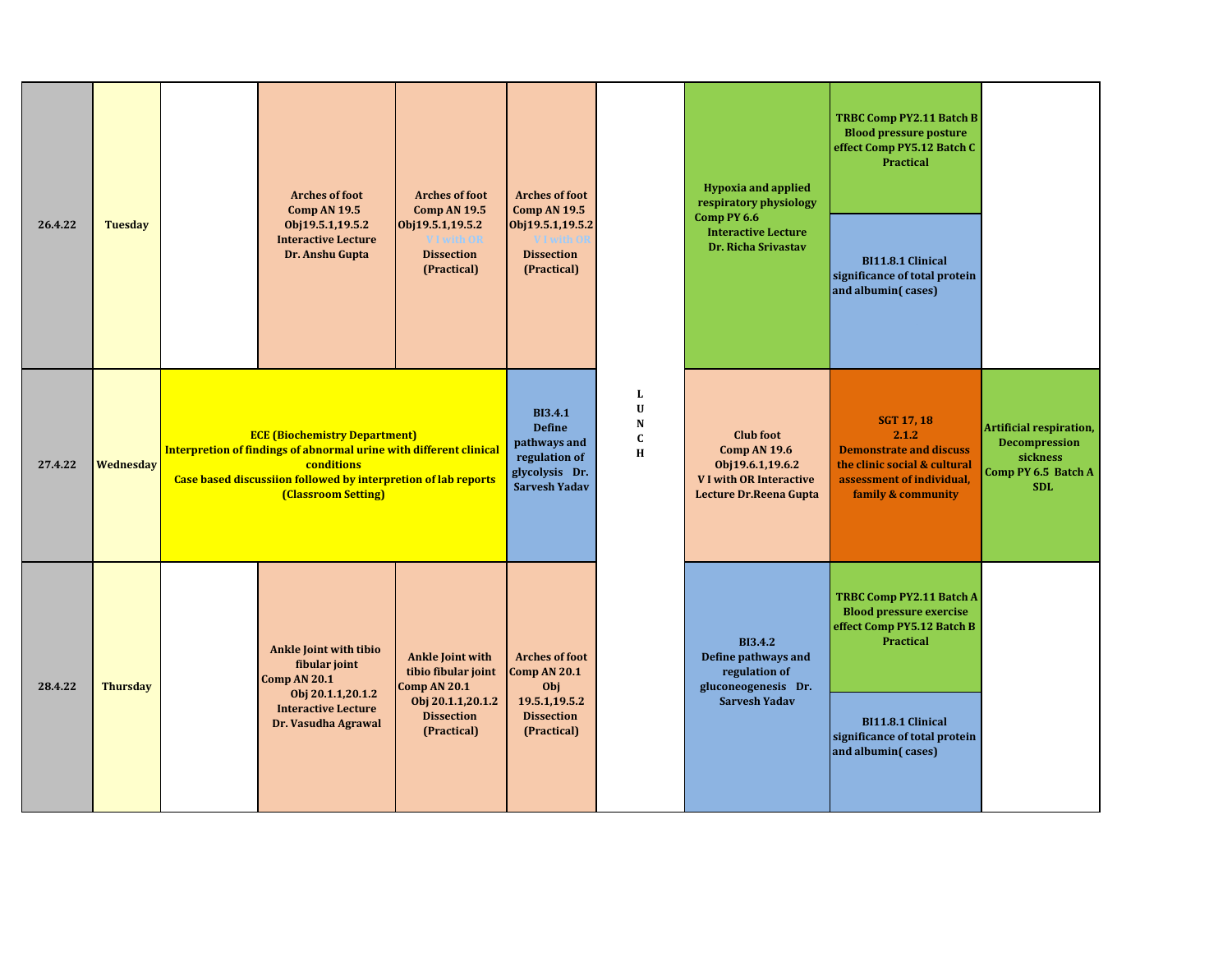| | | | | | | | | | | |
|---|---|---|---|---|---|---|---|---|---|---|
| 26.4.22 | Tuesday | | Arches of foot Comp AN 19.5 Obj19.5.1,19.5.2 Interactive Lecture Dr. Anshu Gupta | Arches of foot Comp AN 19.5 Obj19.5.1,19.5.2 V I with OR Dissection (Practical) | Arches of foot Comp AN 19.5 Obj19.5.1,19.5.2 V I with OR Dissection (Practical) | L U N C H | Hypoxia and applied respiratory physiology Comp PY 6.6 Interactive Lecture Dr. Richa Srivastav | TRBC Comp PY2.11 Batch B Blood pressure posture effect Comp PY5.12 Batch C Practical<br><br>BI11.8.1 Clinical significance of total protein and albumin( cases) | |
| 27.4.22 | Wednesday | ECE (Biochemistry Department) Interpretion of findings of abnormal urine with different clinical conditions Case based discussiion followed by interpretion of lab reports (Classroom Setting) | | | BI3.4.1 Define pathways and regulation of glycolysis Dr. Sarvesh Yadav | | Club foot Comp AN 19.6 Obj19.6.1,19.6.2 V I with OR Interactive Lecture Dr.Reena Gupta | SGT 17, 18 2.1.2 Demonstrate and discuss the clinic social & cultural assessment of individual, family & community | Artificial respiration, Decompression sickness Comp PY 6.5 Batch A SDL |
| 28.4.22 | Thursday | | Ankle Joint with tibio fibular joint Comp AN 20.1 Obj 20.1.1,20.1.2 Interactive Lecture Dr. Vasudha Agrawal | Ankle Joint with tibio fibular joint Comp AN 20.1 Obj 20.1.1,20.1.2 Dissection (Practical) | Arches of foot Comp AN 20.1 Obj 19.5.1,19.5.2 Dissection (Practical) | | BI3.4.2 Define pathways and regulation of gluconeogenesis Dr. Sarvesh Yadav | TRBC Comp PY2.11 Batch A Blood pressure exercise effect Comp PY5.12 Batch B Practical<br><br>BI11.8.1 Clinical significance of total protein and albumin( cases) | |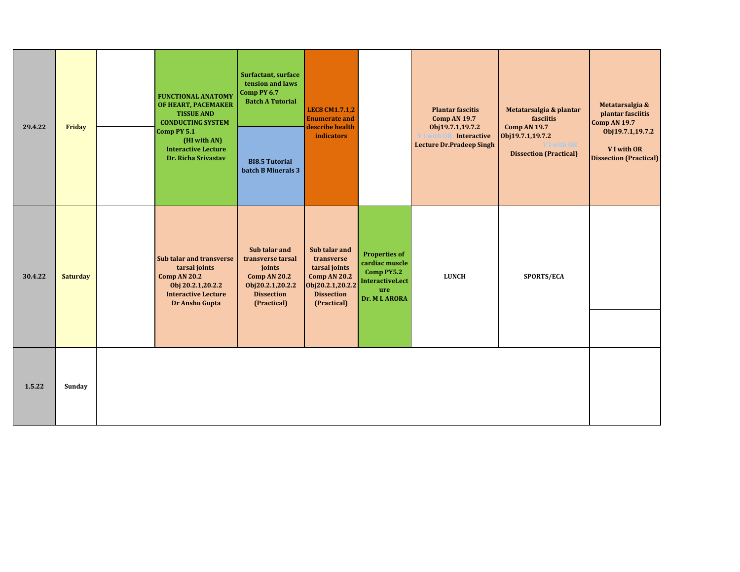| | | | | | | | | | |
|---|---|---|---|---|---|---|---|---|---|
| 29.4.22 | Friday | | FUNCTIONAL ANATOMY OF HEART, PACEMAKER TISSUE AND CONDUCTING SYSTEM Comp PY 5.1 (HI with AN) Interactive Lecture Dr. Richa Srivastav | Surfactant, surface tension and laws Comp PY 6.7 Batch A Tutorial / BI8.5 Tutorial batch B Minerals 3 | LEC8 CM1.7.1,2 Enumerate and describe health indicators | | Plantar fascitis Comp AN 19.7 Obj19.7.1,19.7.2 V I with OR Interactive Lecture Dr.Pradeep Singh | Metatarsalgia & plantar fasciitis Comp AN 19.7 Obj19.7.1,19.7.2 V I with OR Dissection (Practical) | Metatarsalgia & plantar fasciitis Comp AN 19.7 Obj19.7.1,19.7.2 V I with OR Dissection (Practical) |
| 30.4.22 | Saturday | | Sub talar and transverse tarsal joints Comp AN 20.2 Obj 20.2.1,20.2.2 Interactive Lecture Dr Anshu Gupta | Sub talar and transverse tarsal joints Comp AN 20.2 Obj20.2.1,20.2.2 Dissection (Practical) | Sub talar and transverse tarsal joints Comp AN 20.2 Obj20.2.1,20.2.2 Dissection (Practical) | Properties of cardiac muscle Comp PY5.2 InteractiveLecture Dr. M L ARORA | LUNCH | SPORTS/ECA | |
| 1.5.22 | Sunday | | | | | | | | |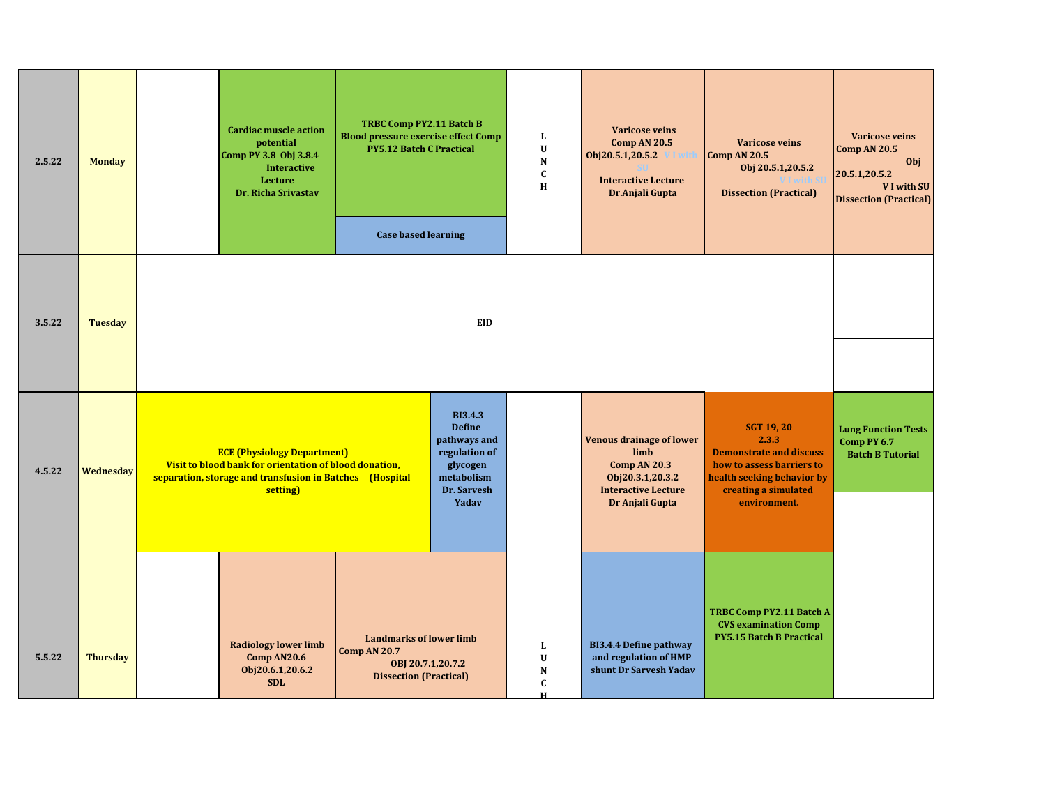| | | | | | | | | |
|---|---|---|---|---|---|---|---|---|
| 2.5.22 | Monday | | Cardiac muscle action potential Comp PY 3.8 Obj 3.8.4 Interactive Lecture Dr. Richa Srivastav | TRBC Comp PY2.11 Batch B Blood pressure exercise effect Comp PY5.12 Batch C Practical / Case based learning | LUNCH | Varicose veins Comp AN 20.5 Obj20.5.1,20.5.2 V I with SU Interactive Lecture Dr.Anjali Gupta | Varicose veins Comp AN 20.5 Obj 20.5.1,20.5.2 V I with SU Dissection (Practical) | Varicose veins Comp AN 20.5 Obj 20.5.1,20.5.2 V I with SU Dissection (Practical) |
| 3.5.22 | Tuesday | EID | | | | | | |
| 4.5.22 | Wednesday | ECE (Physiology Department) Visit to blood bank for orientation of blood donation, separation, storage and transfusion in Batches (Hospital setting) | | BI3.4.3 Define pathways and regulation of glycogen metabolism Dr. Sarvesh Yadav | | Venous drainage of lower limb Comp AN 20.3 Obj20.3.1,20.3.2 Interactive Lecture Dr Anjali Gupta | SGT 19, 20 2.3.3 Demonstrate and discuss how to assess barriers to health seeking behavior by creating a simulated environment. | Lung Function Tests Comp PY 6.7 Batch B Tutorial |
| 5.5.22 | Thursday | | Radiology lower limb Comp AN20.6 Obj20.6.1,20.6.2 SDL | Landmarks of lower limb Comp AN 20.7 OBJ 20.7.1,20.7.2 Dissection (Practical) | LUNCH | BI3.4.4 Define pathway and regulation of HMP shunt Dr Sarvesh Yadav | TRBC Comp PY2.11 Batch A CVS examination Comp PY5.15 Batch B Practical | |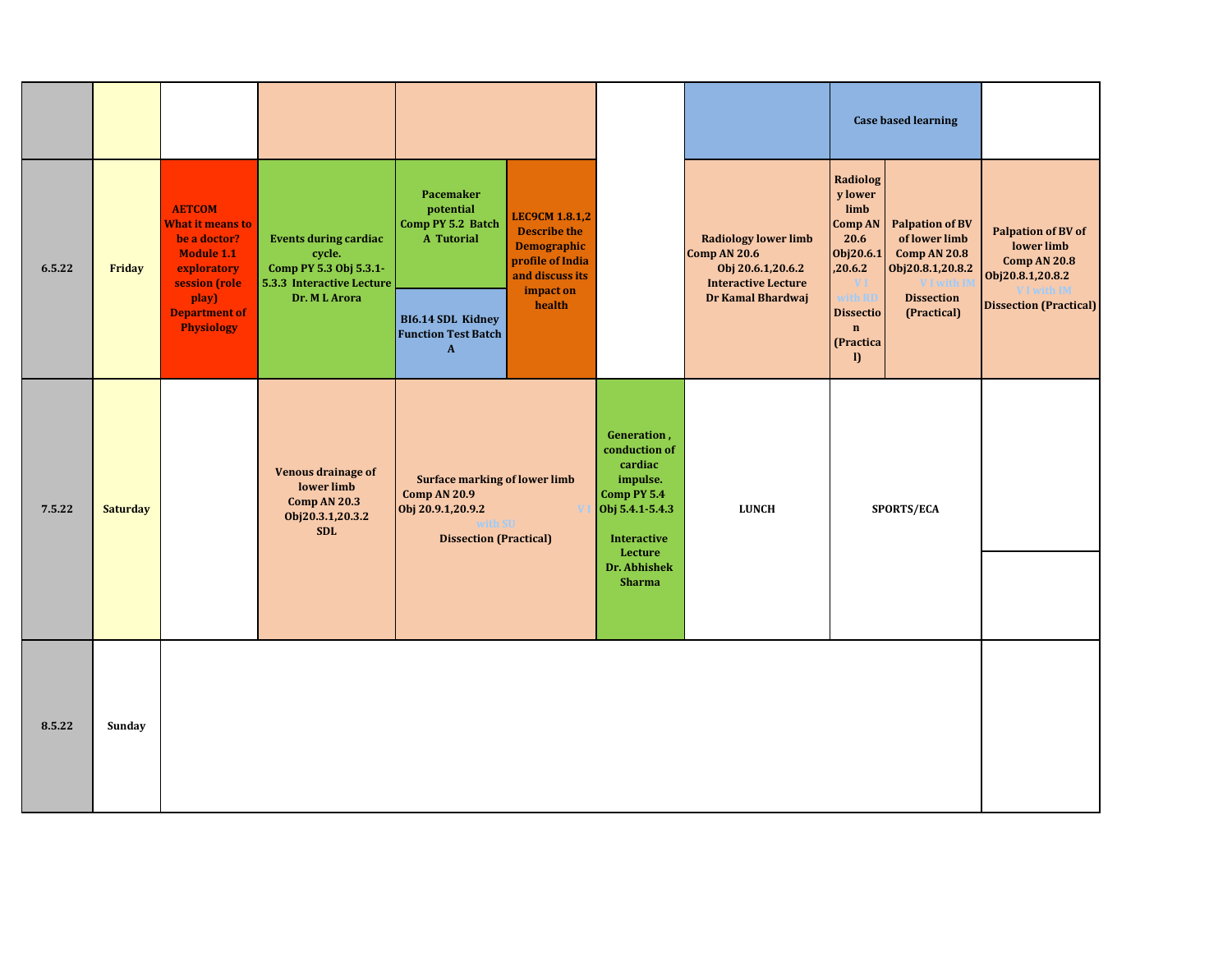| | | | | | | | | |
|---|---|---|---|---|---|---|---|---|
| | | | | | | | Case based learning | |
| 6.5.22 | Friday | AETCOM What it means to be a doctor? Module 1.1 exploratory session (role play) Department of Physiology | Events during cardiac cycle. Comp PY 5.3 Obj 5.3.1-5.3.3 Interactive Lecture Dr. M L Arora | Pacemaker potential Comp PY 5.2 Batch A Tutorial / BI6.14 SDL Kidney Function Test Batch A | LEC9CM 1.8.1,2 Describe the Demographic profile of India and discuss its impact on health | Radiology lower limb Comp AN 20.6 Obj 20.6.1,20.6.2 Interactive Lecture Dr Kamal Bhardwaj | Radiology lower limb Comp AN 20.6 Obj20.6.1,20.6.2 V I with RD Dissection (Practical) / Palpation of BV of lower limb Comp AN 20.8 Obj20.8.1,20.8.2 V I with IM Dissection (Practical) | Palpation of BV of lower limb Comp AN 20.8 Obj20.8.1,20.8.2 V I with IM Dissection (Practical) |
| 7.5.22 | Saturday | | Venous drainage of lower limb Comp AN 20.3 Obj20.3.1,20.3.2 SDL | Surface marking of lower limb Comp AN 20.9 Obj 20.9.1,20.9.2 V I with SU Dissection (Practical) | Generation , conduction of cardiac impulse. Comp PY 5.4 Obj 5.4.1-5.4.3 Interactive Lecture Dr. Abhishek Sharma | LUNCH | SPORTS/ECA | |
| 8.5.22 | Sunday | | | | | | | |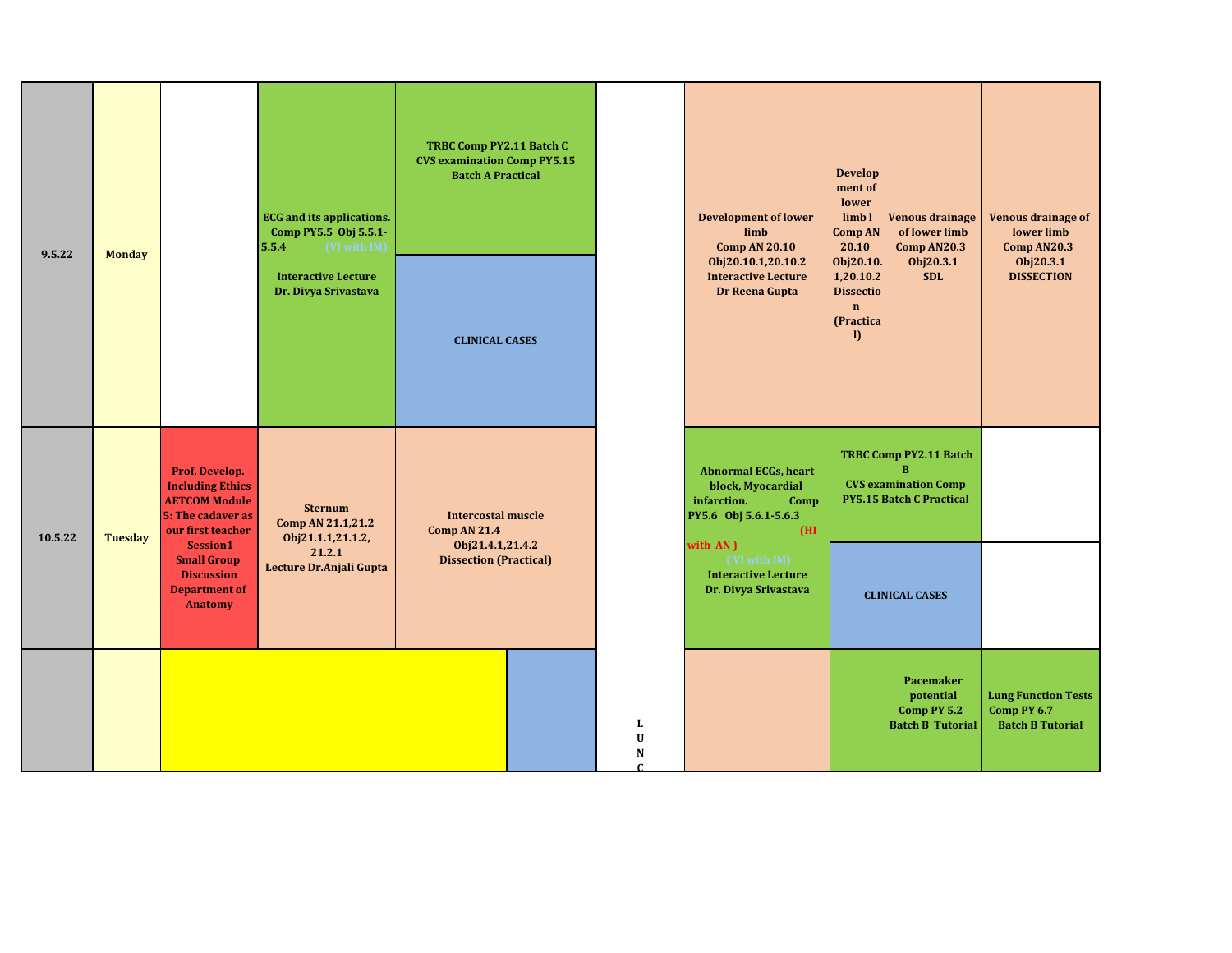| Date | Day | | | | | | | |
|---|---|---|---|---|---|---|---|---|
| 9.5.22 | Monday | | ECG and its applications. Comp PY5.5 Obj 5.5.1-5.5.4 (VI with IM) Interactive Lecture Dr. Divya Srivastava | TRBC Comp PY2.11 Batch C CVS examination Comp PY5.15 Batch A Practical / CLINICAL CASES | LUNCH | Development of lower limb Comp AN 20.10 Obj20.10.1,20.10.2 Interactive Lecture Dr Reena Gupta | Development of lower limb l Comp AN 20.10 Obj20.10.1,20.10.2 Dissection (Practical) / Venous drainage of lower limb Comp AN20.3 Obj20.3.1 SDL | Venous drainage of lower limb Comp AN20.3 Obj20.3.1 DISSECTION |
| 10.5.22 | Tuesday | Prof. Develop. Including Ethics AETCOM Module 5: The cadaver as our first teacher Session1 Small Group Discussion Department of Anatomy | Sternum Comp AN 21.1,21.2 Obj21.1.1,21.1.2, 21.2.1 Lecture Dr.Anjali Gupta | Intercostal muscle Comp AN 21.4 Obj21.4.1,21.4.2 Dissection (Practical) | | Abnormal ECGs, heart block, Myocardial infarction. Comp PY5.6 Obj 5.6.1-5.6.3 (HI with AN) (VI with IM) Interactive Lecture Dr. Divya Srivastava | TRBC Comp PY2.11 Batch B CVS examination Comp PY5.15 Batch C Practical / CLINICAL CASES | |
| | | | | | | | Pacemaker potential Comp PY 5.2 Batch B Tutorial | Lung Function Tests Comp PY 6.7 Batch B Tutorial |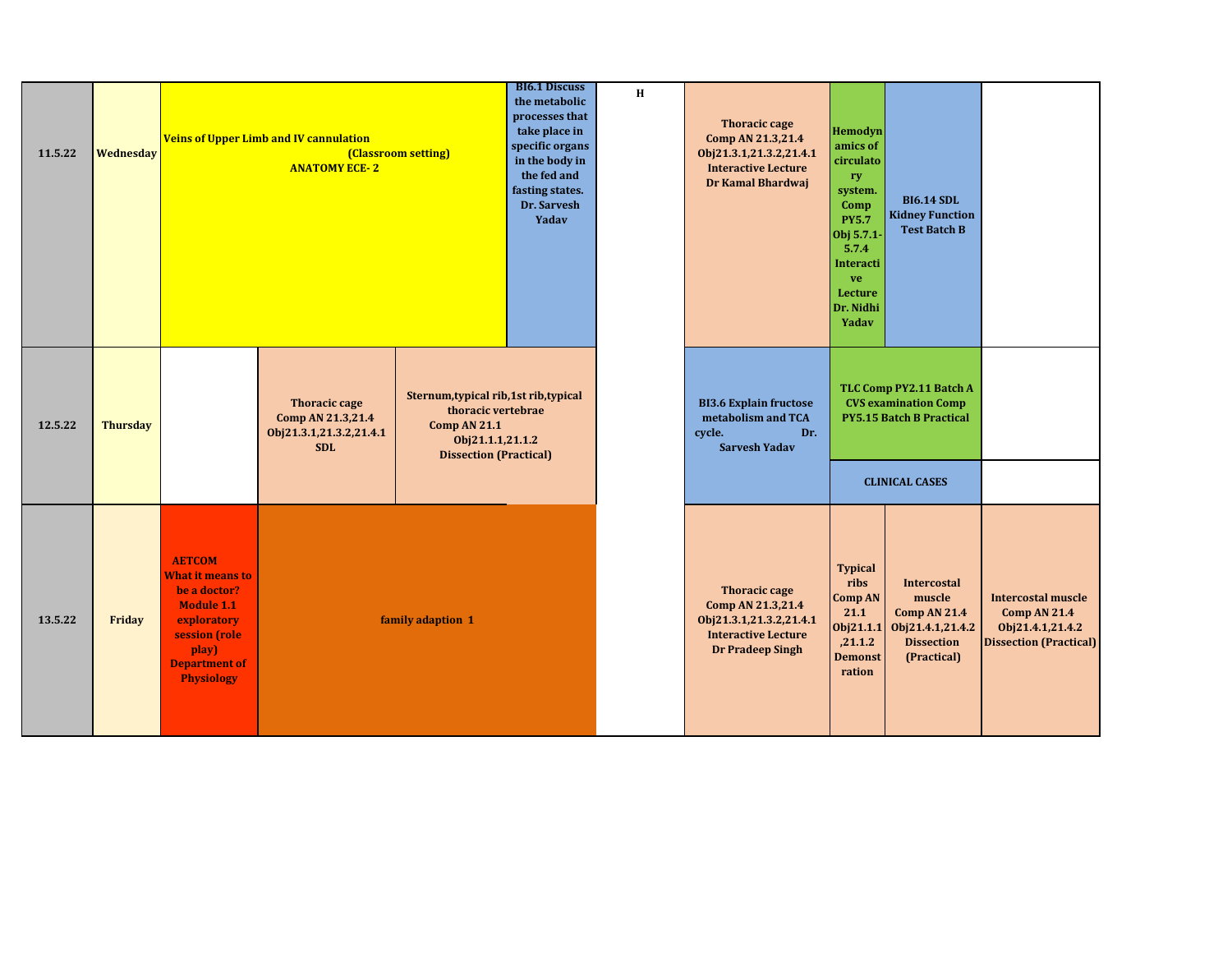| Date | Day | | | | | | | | |
|---|---|---|---|---|---|---|---|---|---|
| 11.5.22 | Wednesday | Veins of Upper Limb and IV cannulation (Classroom setting) ANATOMY ECE- 2 | | BI6.1 Discuss the metabolic processes that take place in specific organs in the body in the fed and fasting states. Dr. Sarvesh Yadav | H | Thoracic cage Comp AN 21.3,21.4 Obj21.3.1,21.3.2,21.4.1 Interactive Lecture Dr Kamal Bhardwaj | Hemodynamics of circulatory system. Comp PY5.7 Obj 5.7.1-5.7.4 Interactive Lecture Dr. Nidhi Yadav | BI6.14 SDL Kidney Function Test Batch B | |
| 12.5.22 | Thursday | | Thoracic cage Comp AN 21.3,21.4 Obj21.3.1,21.3.2,21.4.1 SDL | Sternum,typical rib,1st rib,typical thoracic vertebrae Comp AN 21.1 Obj21.1.1,21.1.2 Dissection (Practical) | | BI3.6 Explain fructose metabolism and TCA cycle. Dr. Sarvesh Yadav | TLC Comp PY2.11 Batch A CVS examination Comp PY5.15 Batch B Practical / CLINICAL CASES | | |
| 13.5.22 | Friday | AETCOM What it means to be a doctor? Module 1.1 exploratory session (role play) Department of Physiology | family adaption 1 | | | Thoracic cage Comp AN 21.3,21.4 Obj21.3.1,21.3.2,21.4.1 Interactive Lecture Dr Pradeep Singh | Typical ribs Comp AN 21.1 Obj21.1.1,21.1.2 Demonstration | Intercostal muscle Comp AN 21.4 Obj21.4.1,21.4.2 Dissection (Practical) | Intercostal muscle Comp AN 21.4 Obj21.4.1,21.4.2 Dissection (Practical) |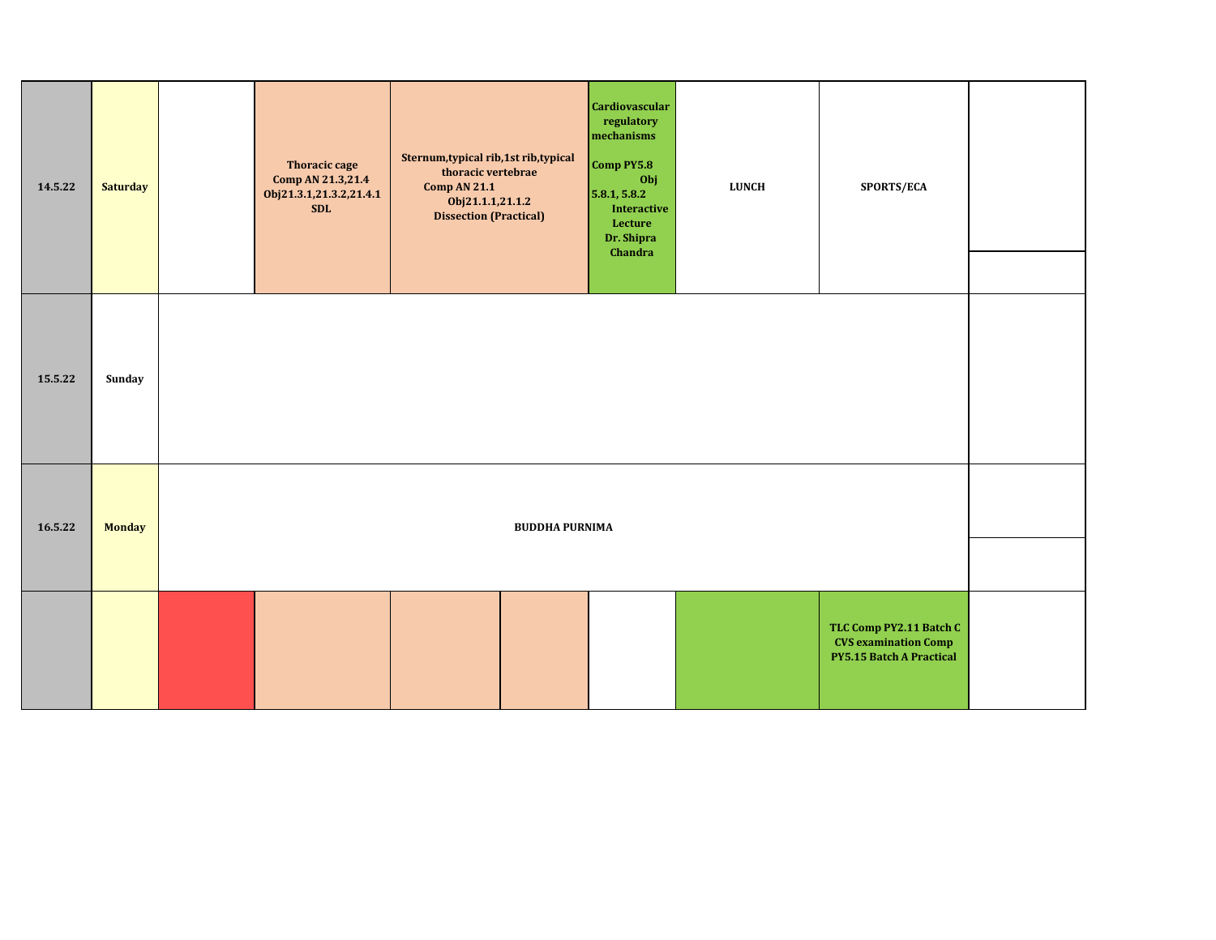| | | | | | | | | | |
|---|---|---|---|---|---|---|---|---|---|
| 14.5.22 | Saturday | | Thoracic cage Comp AN 21.3,21.4 Obj21.3.1,21.3.2,21.4.1 SDL | Sternum,typical rib,1st rib,typical thoracic vertebrae Comp AN 21.1 Obj21.1.1,21.1.2 Dissection (Practical) | | Cardiovascular regulatory mechanisms Comp PY5.8 Obj 5.8.1, 5.8.2 Interactive Lecture Dr. Shipra Chandra | LUNCH | SPORTS/ECA | |
| 15.5.22 | Sunday | | | | | | | | |
| 16.5.22 | Monday | BUDDHA PURNIMA | | | | | | | |
| | | | | | | | | TLC Comp PY2.11 Batch C CVS examination Comp PY5.15 Batch A Practical | |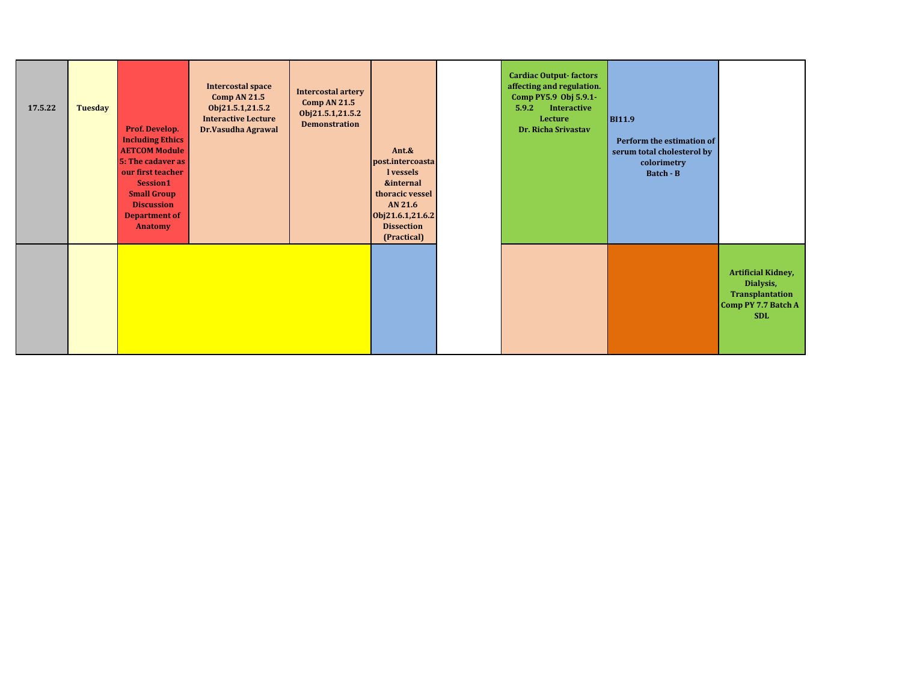| 17.5.22 | Tuesday | Prof. Develop. Including Ethics AETCOM Module 5: The cadaver as our first teacher Session1 Small Group Discussion Department of Anatomy | Intercostal space Comp AN 21.5 Obj21.5.1,21.5.2 Interactive Lecture Dr.Vasudha Agrawal | Intercostal artery Comp AN 21.5 Obj21.5.1,21.5.2 Demonstration | Ant.& post.intercoastal vessels &internal thoracic vessel AN 21.6 Obj21.6.1,21.6.2 Dissection (Practical) | | Cardiac Output- factors affecting and regulation. Comp PY5.9 Obj 5.9.1-5.9.2 Interactive Lecture Dr. Richa Srivastav | BI11.9 Perform the estimation of serum total cholesterol by colorimetry Batch - B | |
|---|---|---|---|---|---|---|---|---|---|
| | | | | | | | | | Artificial Kidney, Dialysis, Transplantation Comp PY 7.7 Batch A SDL |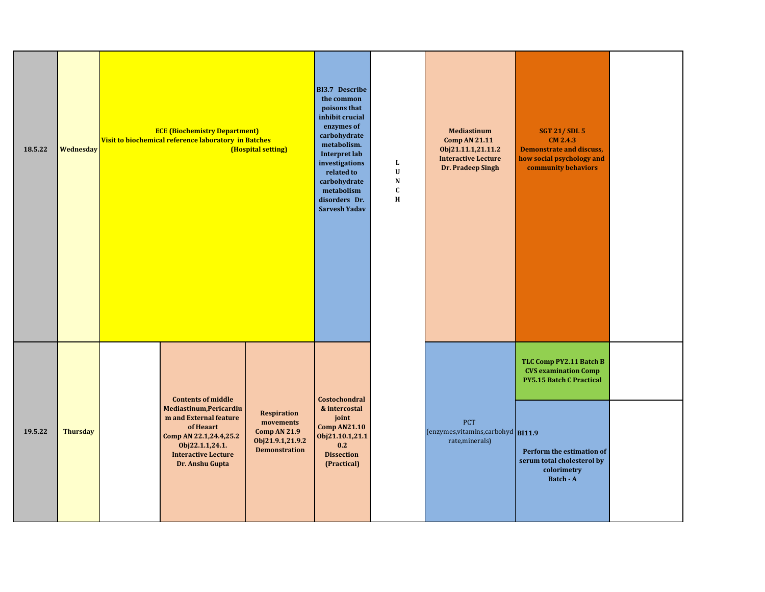| | | | | | | | | | |
|---|---|---|---|---|---|---|---|---|---|
| 18.5.22 | Wednesday | **ECE (Biochemistry Department)** **Visit to biochemical reference laboratory in Batches (Hospital setting)** | | | **BI3.7 Describe the common poisons that inhibit crucial enzymes of carbohydrate metabolism. Interpret lab investigations related to carbohydrate metabolism disorders Dr. Sarvesh Yadav** | **L U N C H** | **Mediastinum Comp AN 21.11 Obj21.11.1,21.11.2 Interactive Lecture Dr. Pradeep Singh** | **SGT 21/ SDL 5 CM 2.4.3 Demonstrate and discuss, how social psychology and community behaviors** | |
| 19.5.22 | Thursday | | **Contents of middle Mediastinum,Pericardium and External feature of Heaart Comp AN 22.1,24.4,25.2 Obj22.1.1,24.1. Interactive Lecture Dr. Anshu Gupta** | **Respiration movements Comp AN 21.9 Obj21.9.1,21.9.2 Demonstration** | **Costochondral & intercostal joint Comp AN21.10 Obj21.10.1,21.10.2 Dissection (Practical)** | | PCT (enzymes,vitamins,carbohydrate,minerals) | **TLC Comp PY2.11 Batch B CVS examination Comp PY5.15 Batch C Practical** | |
| | | | | | | | | **BI11.9 Perform the estimation of serum total cholesterol by colorimetry Batch - A** | |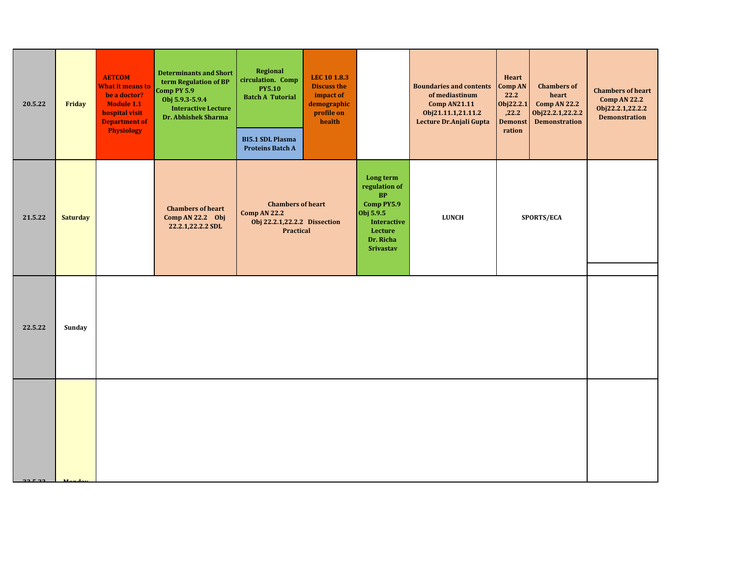| Date | Day | | | | | | | | | |
|---|---|---|---|---|---|---|---|---|---|---|
| 20.5.22 | Friday | AETCOM What it means to be a doctor? Module 1.1 hospital visit Department of Physiology | Determinants and Short term Regulation of BP Comp PY 5.9 Obj 5.9.3-5.9.4 Interactive Lecture Dr. Abhishek Sharma | Regional circulation. Comp PY5.10 Batch A Tutorial / BI5.1 SDL Plasma Proteins Batch A | LEC 10 1.8.3 Discuss the impact of demographic profile on health | | Boundaries and contents of mediastinum Comp AN21.11 Obj21.11.1,21.11.2 Lecture Dr.Anjali Gupta | Heart Comp AN 22.2 Obj22.2.1,22.2 Demonstration | Chambers of heart Comp AN 22.2 Obj22.2.1,22.2.2 Demonstration | Chambers of heart Comp AN 22.2 Obj22.2.1,22.2.2 Demonstration |
| 21.5.22 | Saturday | | Chambers of heart Comp AN 22.2 Obj 22.2.1,22.2.2 SDL | Chambers of heart Comp AN 22.2 Obj 22.2.1,22.2.2 Dissection Practical | | Long term regulation of BP Comp PY5.9 Obj 5.9.5 Interactive Lecture Dr. Richa Srivastav | LUNCH | SPORTS/ECA | | |
| 22.5.22 | Sunday | | | | | | | | | |
| 23.5.22 | Monday | | | | | | | | | |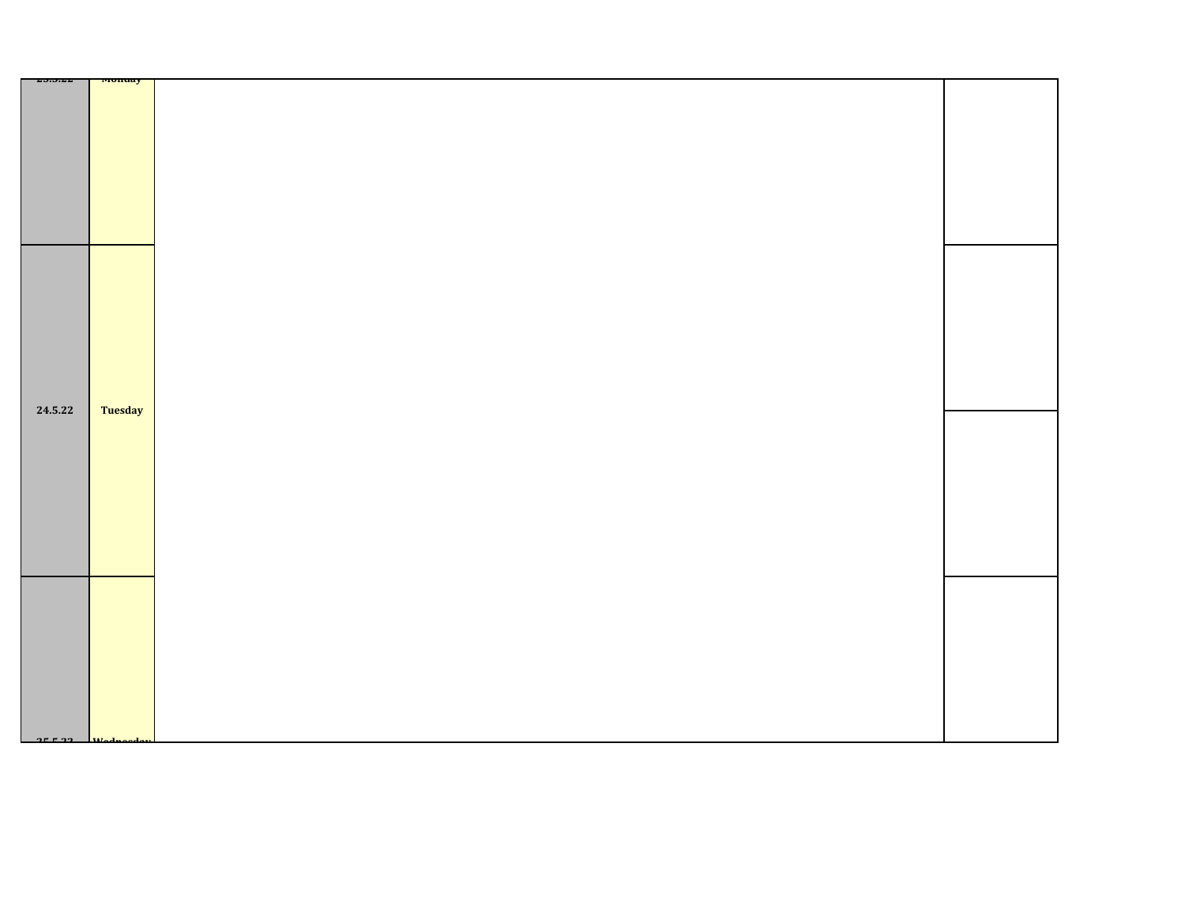| | | | |
|---|---|---|---|
| 23.5.22 | Monday | | |
| 24.5.22 | Tuesday | | |
| | | | |
| 25.5.22 | Wednesday | | |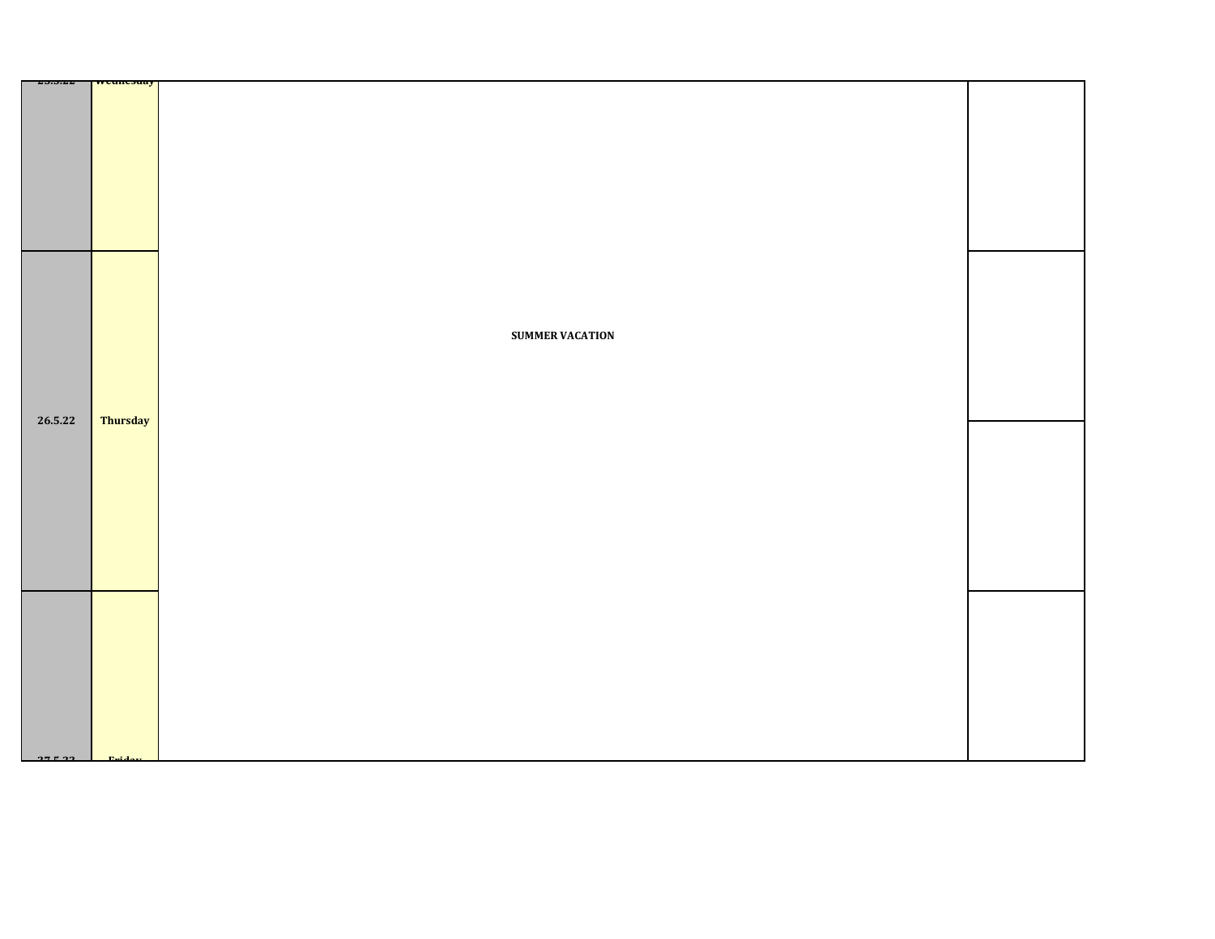| | | | |
|---|---|---|---|
| 25.5.22 | Wednesday | SUMMER VACATION | |
| 26.5.22 | Thursday | | |
| | | | |
| 27.5.22 | Friday | | |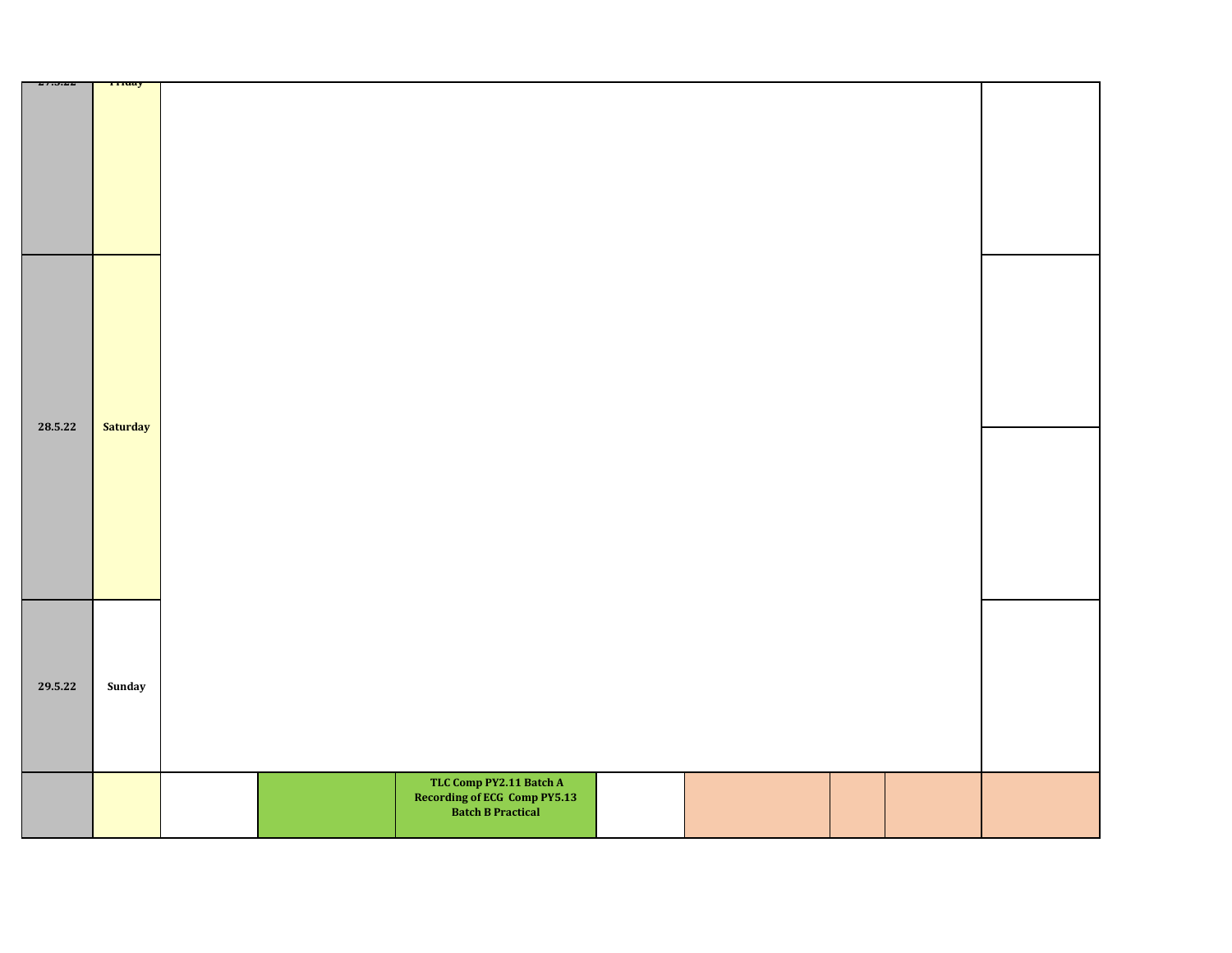| | | | | | | | | | |
|---|---|---|---|---|---|---|---|---|---|
| 27.5.22 | Friday | | | | | | | | |
| 28.5.22 | Saturday | | | | | | | | |
| 29.5.22 | Sunday | | | | | | | | |
| | | | | TLC Comp PY2.11 Batch A Recording of ECG Comp PY5.13 Batch B Practical | | | | | |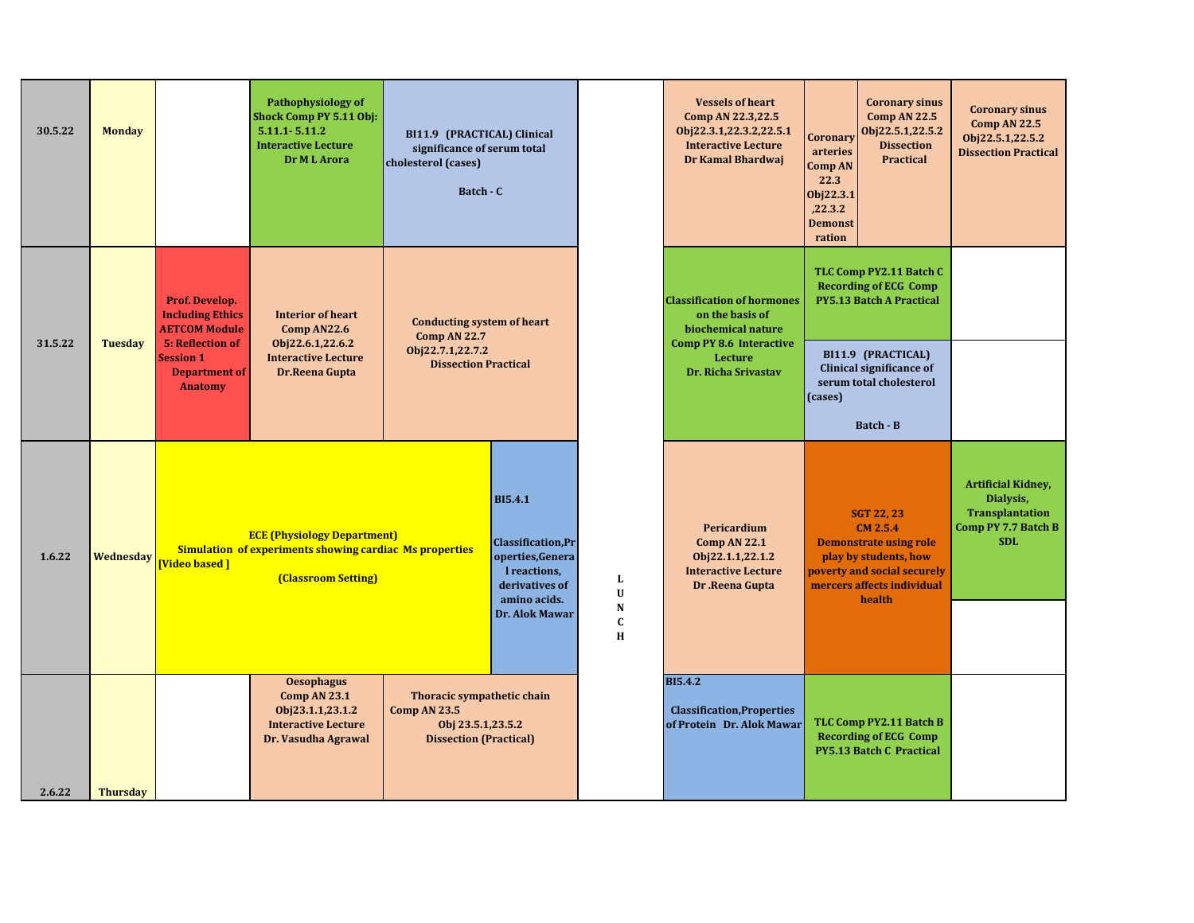| Date | Day | | | | | | | | |
|---|---|---|---|---|---|---|---|---|---|
| 30.5.22 | Monday | | Pathophysiology of Shock Comp PY 5.11 Obj: 5.11.1- 5.11.2 Interactive Lecture Dr M L Arora | BI11.9 (PRACTICAL) Clinical significance of serum total cholesterol (cases) Batch - C | L U N C H | Vessels of heart Comp AN 22.3,22.5 Obj22.3.1,22.3.2,22.5.1 Interactive Lecture Dr Kamal Bhardwaj | Coronary arteries Comp AN 22.3 Obj22.3.1,22.3.2 Demonstration | Coronary sinus Comp AN 22.5 Obj22.5.1,22.5.2 Dissection Practical | Coronary sinus Comp AN 22.5 Obj22.5.1,22.5.2 Dissection Practical |
| 31.5.22 | Tuesday | Prof. Develop. Including Ethics AETCOM Module 5: Reflection of Session 1 Department of Anatomy | Interior of heart Comp AN22.6 Obj22.6.1,22.6.2 Interactive Lecture Dr.Reena Gupta | Conducting system of heart Comp AN 22.7 Obj22.7.1,22.7.2 Dissection Practical | L U N C H | Classification of hormones on the basis of biochemical nature Comp PY 8.6 Interactive Lecture Dr. Richa Srivastav | TLC Comp PY2.11 Batch C Recording of ECG Comp PY5.13 Batch A Practical / BI11.9 (PRACTICAL) Clinical significance of serum total cholesterol (cases) Batch - B | | |
| 1.6.22 | Wednesday | ECE (Physiology Department) Simulation of experiments showing cardiac Ms properties [Video based ] (Classroom Setting) | | BI5.4.1 Classification,Properties,General reactions, derivatives of amino acids. Dr. Alok Mawar | L U N C H | Pericardium Comp AN 22.1 Obj22.1.1,22.1.2 Interactive Lecture Dr .Reena Gupta | SGT 22, 23 CM 2.5.4 Demonstrate using role play by students, how poverty and social securely mercers affects individual health | | Artificial Kidney, Dialysis, Transplantation Comp PY 7.7 Batch B SDL |
| 2.6.22 | Thursday | | Oesophagus Comp AN 23.1 Obj23.1.1,23.1.2 Interactive Lecture Dr. Vasudha Agrawal | Thoracic sympathetic chain Comp AN 23.5 Obj 23.5.1,23.5.2 Dissection (Practical) | L U N C H | BI5.4.2 Classification,Properties of Protein Dr. Alok Mawar | TLC Comp PY2.11 Batch B Recording of ECG Comp PY5.13 Batch C Practical | | |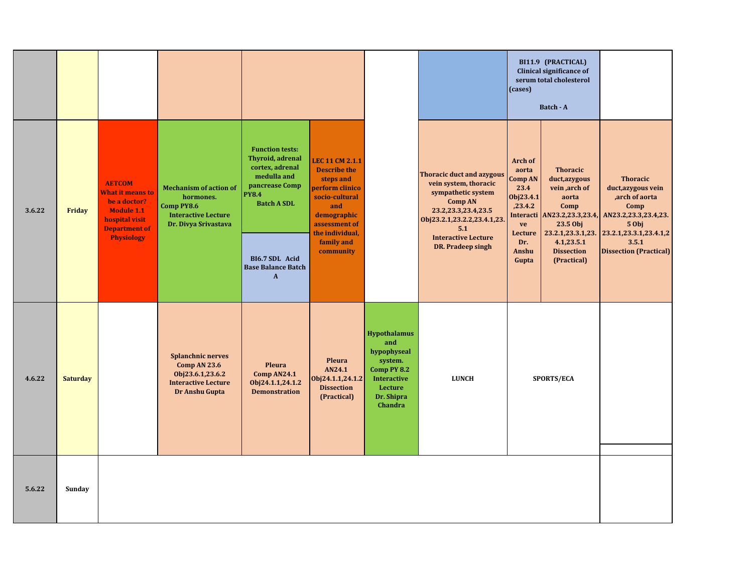| | | | | | | | | | | |
|---|---|---|---|---|---|---|---|---|---|---|
| | | | | | | | | BI11.9 (PRACTICAL) Clinical significance of serum total cholesterol (cases) Batch - A | | |
| 3.6.22 | Friday | AETCOM What it means to be a doctor? Module 1.1 hospital visit Department of Physiology | Mechanism of action of hormones. Comp PY8.6 Interactive Lecture Dr. Divya Srivastava | Function tests: Thyroid, adrenal cortex, adrenal medulla and pancrease Comp PY8.4 Batch A SDL / BI6.7 SDL Acid Base Balance Batch A | LEC 11 CM 2.1.1 Describe the steps and perform clinico socio-cultural and demographic assessment of the individual, family and community | | Thoracic duct and azygous vein system, thoracic sympathetic system Comp AN 23.2,23.3,23.4,23.5 Obj23.2.1,23.2.2,23.4.1,23.5.1 Interactive Lecture DR. Pradeep singh | Arch of aorta Comp AN 23.4 Obj23.4.1 ,23.4.2 Interactive Lecture Dr. Anshu Gupta | Thoracic duct,azygous vein ,arch of aorta Comp AN23.2,23.3,23.4, 23.5 Obj 23.2.1,23.3.1,23.4.1,23.5.1 Dissection (Practical) | Thoracic duct,azygous vein ,arch of aorta Comp AN23.2,23.3,23.4,23.5 Obj 23.2.1,23.3.1,23.4.1,23.5.1 Dissection (Practical) |
| 4.6.22 | Saturday | | Splanchnic nerves Comp AN 23.6 Obj23.6.1,23.6.2 Interactive Lecture Dr Anshu Gupta | Pleura Comp AN24.1 Obj24.1.1,24.1.2 Demonstration | Pleura AN24.1 Obj24.1.1,24.1.2 Dissection (Practical) | Hypothalamus and hypophyseal system. Comp PY 8.2 Interactive Lecture Dr. Shipra Chandra | LUNCH | SPORTS/ECA | | |
| 5.6.22 | Sunday | | | | | | | | | |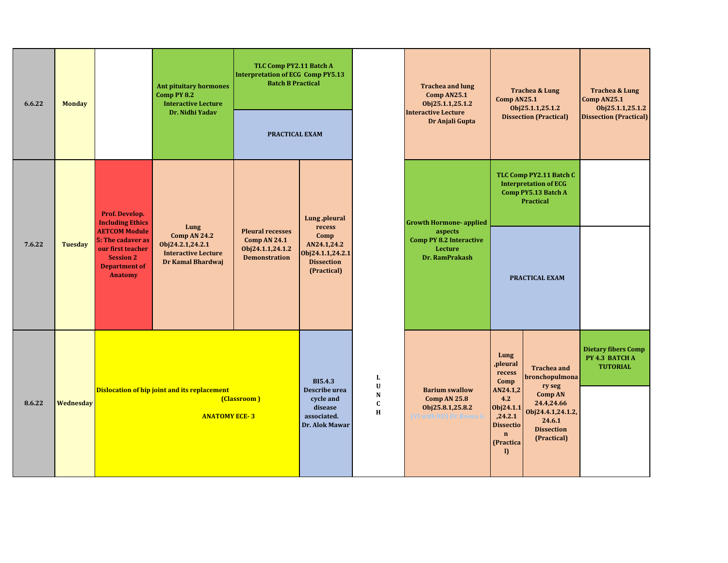| Date | Day | | | | | | LUNCH | | | | |
|---|---|---|---|---|---|---|---|---|---|---|---|
| 6.6.22 | Monday | | Ant pituitary hormones Comp PY 8.2 Interactive Lecture Dr. Nidhi Yadav | TLC Comp PY2.11 Batch A Interpretation of ECG Comp PY5.13 Batch B Practical / PRACTICAL EXAM | | | L U N C H | Trachea and lung Comp AN25.1 Obj25.1.1,25.1.2 Interactive Lecture Dr Anjali Gupta | Trachea & Lung Comp AN25.1 Obj25.1.1,25.1.2 Dissection (Practical) | | Trachea & Lung Comp AN25.1 Obj25.1.1,25.1.2 Dissection (Practical) |
| 7.6.22 | Tuesday | Prof. Develop. Including Ethics AETCOM Module 5: The cadaver as our first teacher Session 2 Department of Anatomy | Lung Comp AN 24.2 Obj24.2.1,24.2.1 Interactive Lecture Dr Kamal Bhardwaj | Pleural recesses Comp AN 24.1 Obj24.1.1,24.1.2 Demonstration | Lung ,pleural recess Comp AN24.1,24.2 Obj24.1.1,24.2.1 Dissection (Practical) | | | Growth Hormone- applied aspects Comp PY 8.2 Interactive Lecture Dr. RamPrakash | TLC Comp PY2.11 Batch C Interpretation of ECG Comp PY5.13 Batch A Practical / PRACTICAL EXAM | | |
| 8.6.22 | Wednesday | Dislocation of hip joint and its replacement (Classroom ) ANATOMY ECE- 3 | | | BI5.4.3 Describe urea cycle and disease associated. Dr. Alok Mawar | | | Barium swallow Comp AN 25.8 Obj25.8.1,25.8.2 (VI with RD) Dr.Reena G | Lung ,pleural recess Comp AN24.1,24.2 Obj24.1.1 ,24.2.1 Dissection (Practical) | Trachea and bronchopulmonary seg Comp AN 24.4,24.66 Obj24.4.1,24.1.2, 24.6.1 Dissection (Practical) | Dietary fibers Comp PY 4.3 BATCH A TUTORIAL |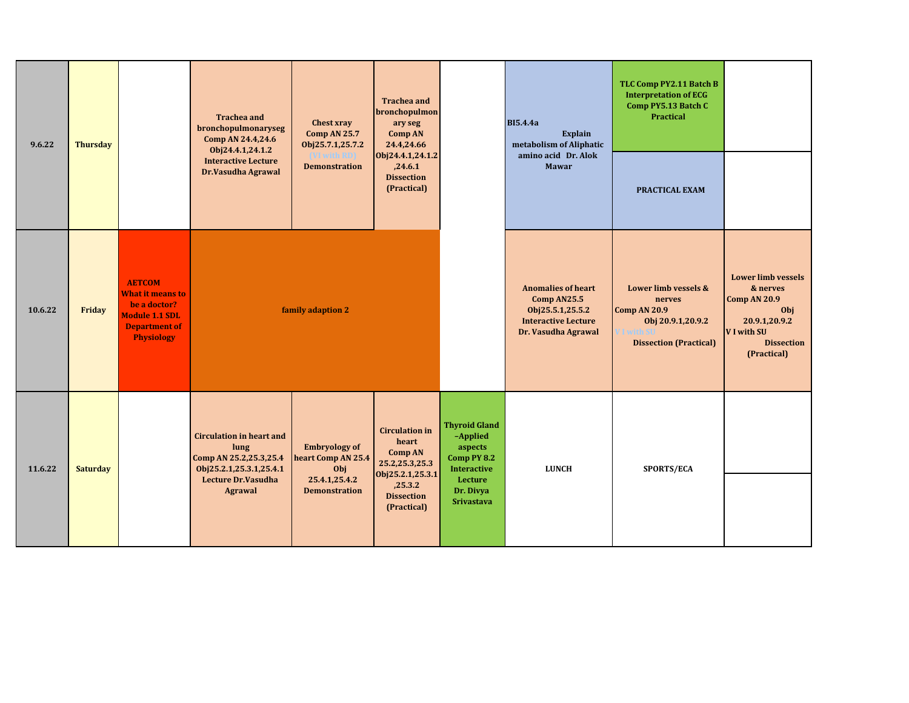| 9.6.22 | Thursday | | Trachea and bronchopulmonaryseg Comp AN 24.4,24.6 Obj24.4.1,24.1.2 Interactive Lecture Dr.Vasudha Agrawal | Chest xray Comp AN 25.7 Obj25.7.1,25.7.2 (VI with RD) Demonstration | Trachea and bronchopulmonary seg Comp AN 24.4,24.66 Obj24.4.1,24.1.2 ,24.6.1 Dissection (Practical) | | BI5.4.4a Explain metabolism of Aliphatic amino acid Dr. Alok Mawar | TLC Comp PY2.11 Batch B Interpretation of ECG Comp PY5.13 Batch C Practical / PRACTICAL EXAM | |
|---|---|---|---|---|---|---|---|---|---|
| 10.6.22 | Friday | AETCOM What it means to be a doctor? Module 1.1 SDL Department of Physiology | family adaption 2 | | | | Anomalies of heart Comp AN25.5 Obj25.5.1,25.5.2 Interactive Lecture Dr. Vasudha Agrawal | Lower limb vessels & nerves Comp AN 20.9 Obj 20.9.1,20.9.2 V I with SU Dissection (Practical) | Lower limb vessels & nerves Comp AN 20.9 Obj 20.9.1,20.9.2 V I with SU Dissection (Practical) |
| 11.6.22 | Saturday | | Circulation in heart and lung Comp AN 25.2,25.3,25.4 Obj25.2.1,25.3.1,25.4.1 Lecture Dr.Vasudha Agrawal | Embryology of heart Comp AN 25.4 Obj 25.4.1,25.4.2 Demonstration | Circulation in heart Comp AN 25.2,25.3,25.3 Obj25.2.1,25.3.1 ,25.3.2 Dissection (Practical) | Thyroid Gland –Applied aspects Comp PY 8.2 Interactive Lecture Dr. Divya Srivastava | LUNCH | SPORTS/ECA | |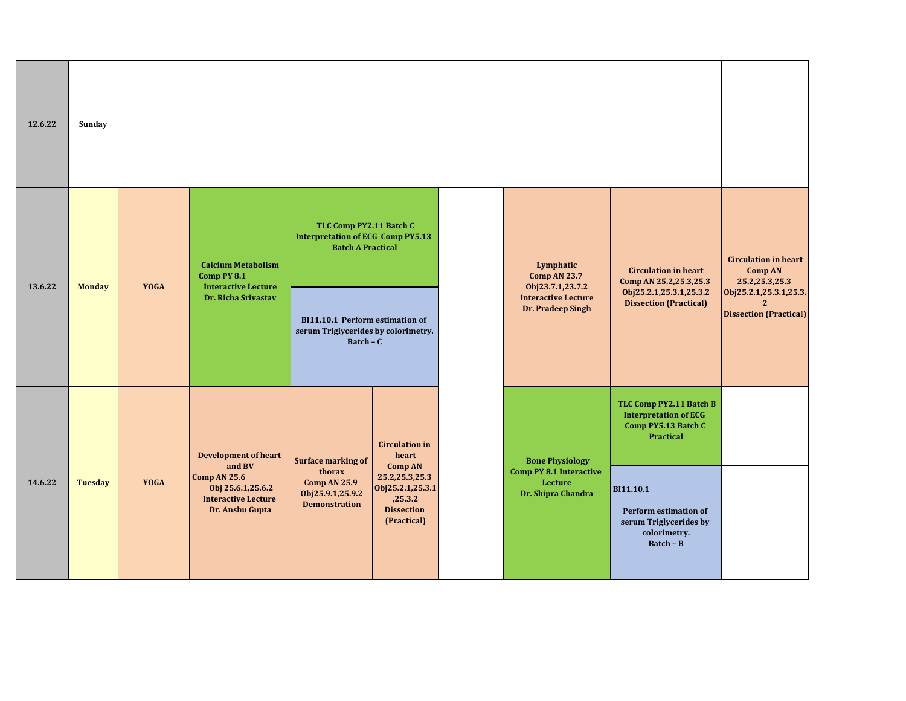| Date | Day | | | | | | | | |
|---|---|---|---|---|---|---|---|---|---|
| 12.6.22 | Sunday | | | | | | | | |
| 13.6.22 | Monday | YOGA | **Calcium Metabolism** Comp PY 8.1 Interactive Lecture Dr. Richa Srivastav | TLC Comp PY2.11 Batch C Interpretation of ECG Comp PY5.13 Batch A Practical / BI11.10.1 Perform estimation of serum Triglycerides by colorimetry. Batch – C | | | Lymphatic Comp AN 23.7 Obj23.7.1,23.7.2 Interactive Lecture Dr. Pradeep Singh | Circulation in heart Comp AN 25.2,25.3,25.3 Obj25.2.1,25.3.1,25.3.2 Dissection (Practical) | Circulation in heart Comp AN 25.2,25.3,25.3 Obj25.2.1,25.3.1,25.3.2 Dissection (Practical) |
| 14.6.22 | Tuesday | YOGA | Development of heart and BV Comp AN 25.6 Obj 25.6.1,25.6.2 Interactive Lecture Dr. Anshu Gupta | Surface marking of thorax Comp AN 25.9 Obj25.9.1,25.9.2 Demonstration | Circulation in heart Comp AN 25.2,25.3,25.3 Obj25.2.1,25.3.1,25.3.2 Dissection (Practical) | | Bone Physiology Comp PY 8.1 Interactive Lecture Dr. Shipra Chandra | TLC Comp PY2.11 Batch B Interpretation of ECG Comp PY5.13 Batch C Practical / BI11.10.1 Perform estimation of serum Triglycerides by colorimetry. Batch – B | |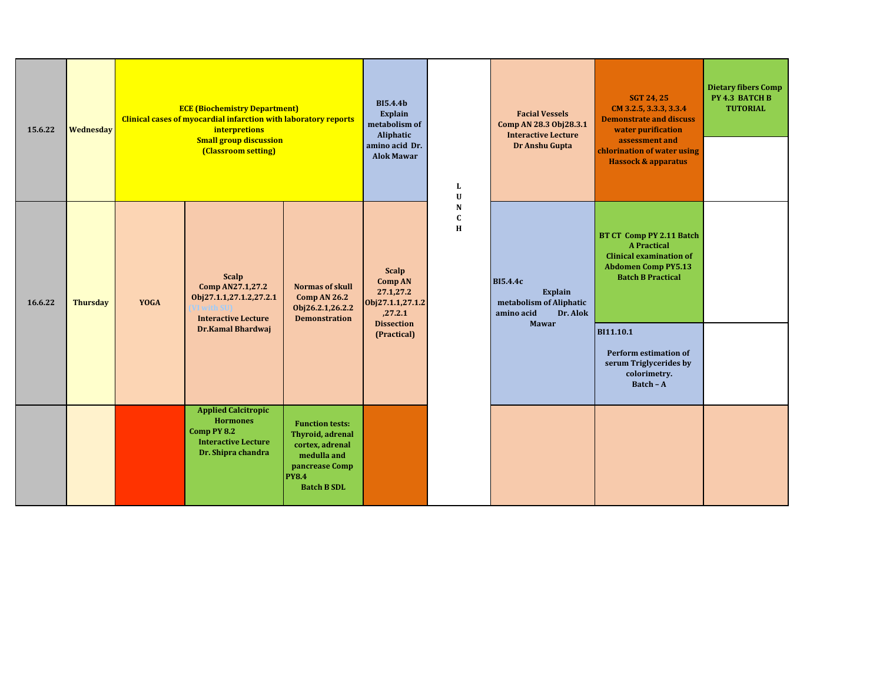| Date | Day | | | | | | | | |
|---|---|---|---|---|---|---|---|---|---|
| 15.6.22 | Wednesday | ECE (Biochemistry Department) Clinical cases of myocardial infarction with laboratory reports interpretions Small group discussion (Classroom setting) | | | BI5.4.4b Explain metabolism of Aliphatic amino acid Dr. Alok Mawar | L U N C H | Facial Vessels Comp AN 28.3 Obj28.3.1 Interactive Lecture Dr Anshu Gupta | SGT 24, 25 CM 3.2.5, 3.3.3, 3.3.4 Demonstrate and discuss water purification assessment and chlorination of water using Hassock & apparatus | Dietary fibers Comp PY 4.3 BATCH B TUTORIAL |
| 16.6.22 | Thursday | YOGA | Scalp Comp AN27.1,27.2 Obj27.1.1,27.1.2,27.2.1 (VI with SU) Interactive Lecture Dr.Kamal Bhardwaj | Normas of skull Comp AN 26.2 Obj26.2.1,26.2.2 Demonstration | Scalp Comp AN 27.1,27.2 Obj27.1.1,27.1.2 ,27.2.1 Dissection (Practical) | | BI5.4.4c Explain metabolism of Aliphatic amino acid Dr. Alok Mawar | BT CT Comp PY 2.11 Batch A Practical Clinical examination of Abdomen Comp PY5.13 Batch B Practical / BI11.10.1 Perform estimation of serum Triglycerides by colorimetry. Batch – A | |
| | | | Applied Calcitropic Hormones Comp PY 8.2 Interactive Lecture Dr. Shipra chandra | Function tests: Thyroid, adrenal cortex, adrenal medulla and pancrease Comp PY8.4 Batch B SDL | | | | | |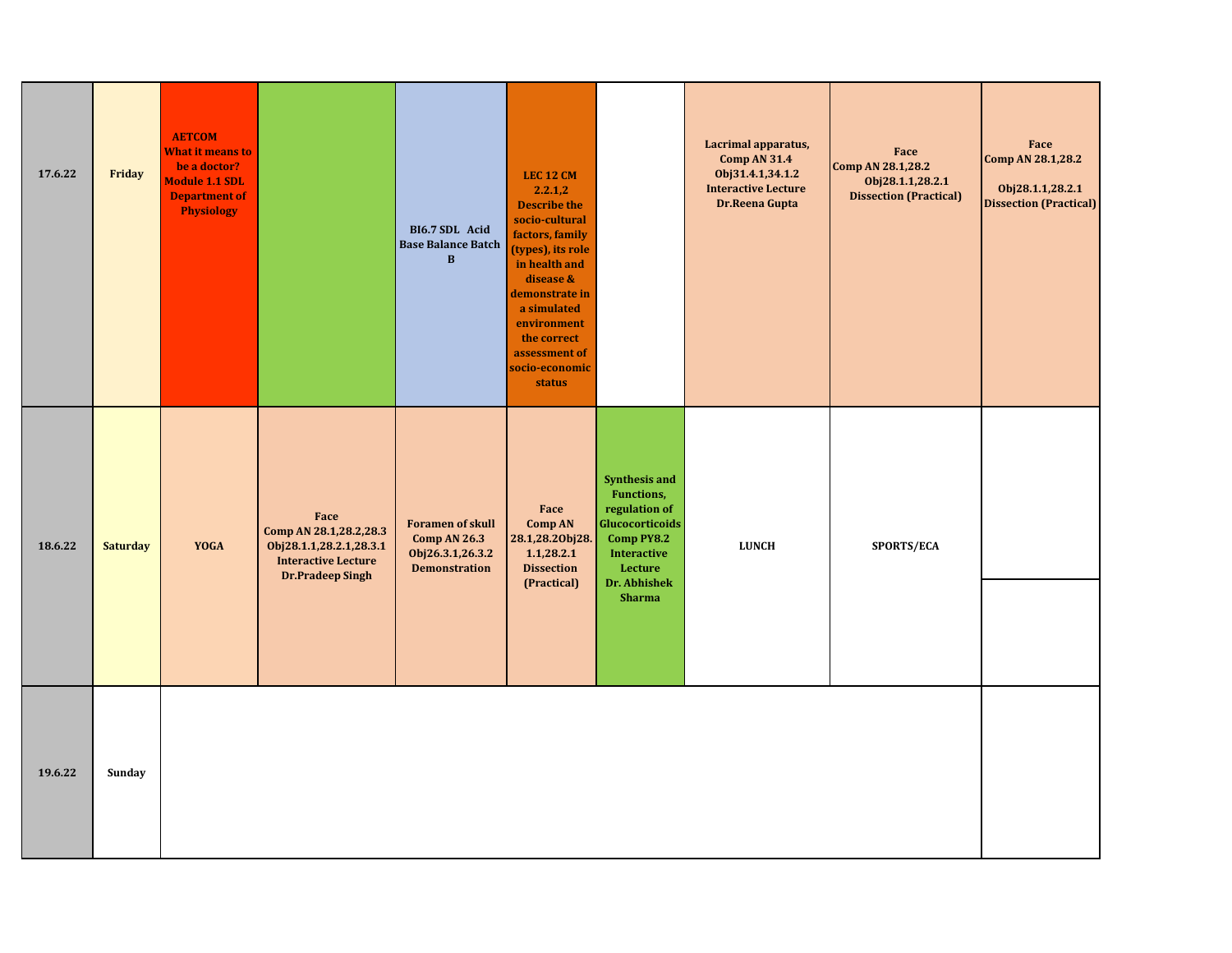| | | | | | | | | | |
|---|---|---|---|---|---|---|---|---|---|
| 17.6.22 | Friday | AETCOM What it means to be a doctor? Module 1.1 SDL Department of Physiology | | BI6.7 SDL Acid Base Balance Batch B | LEC 12 CM 2.2.1,2 Describe the socio-cultural factors, family (types), its role in health and disease & demonstrate in a simulated environment the correct assessment of socio-economic status | | Lacrimal apparatus, Comp AN 31.4 Obj31.4.1,34.1.2 Interactive Lecture Dr.Reena Gupta | Face Comp AN 28.1,28.2 Obj28.1.1,28.2.1 Dissection (Practical) | Face Comp AN 28.1,28.2 Obj28.1.1,28.2.1 Dissection (Practical) |
| 18.6.22 | Saturday | YOGA | Face Comp AN 28.1,28.2,28.3 Obj28.1.1,28.2.1,28.3.1 Interactive Lecture Dr.Pradeep Singh | Foramen of skull Comp AN 26.3 Obj26.3.1,26.3.2 Demonstration | Face Comp AN 28.1,28.2Obj28.1.1,28.2.1 Dissection (Practical) | Synthesis and Functions, regulation of Glucocorticoids Comp PY8.2 Interactive Lecture Dr. Abhishek Sharma | LUNCH | SPORTS/ECA | |
| 19.6.22 | Sunday | | | | | | | | |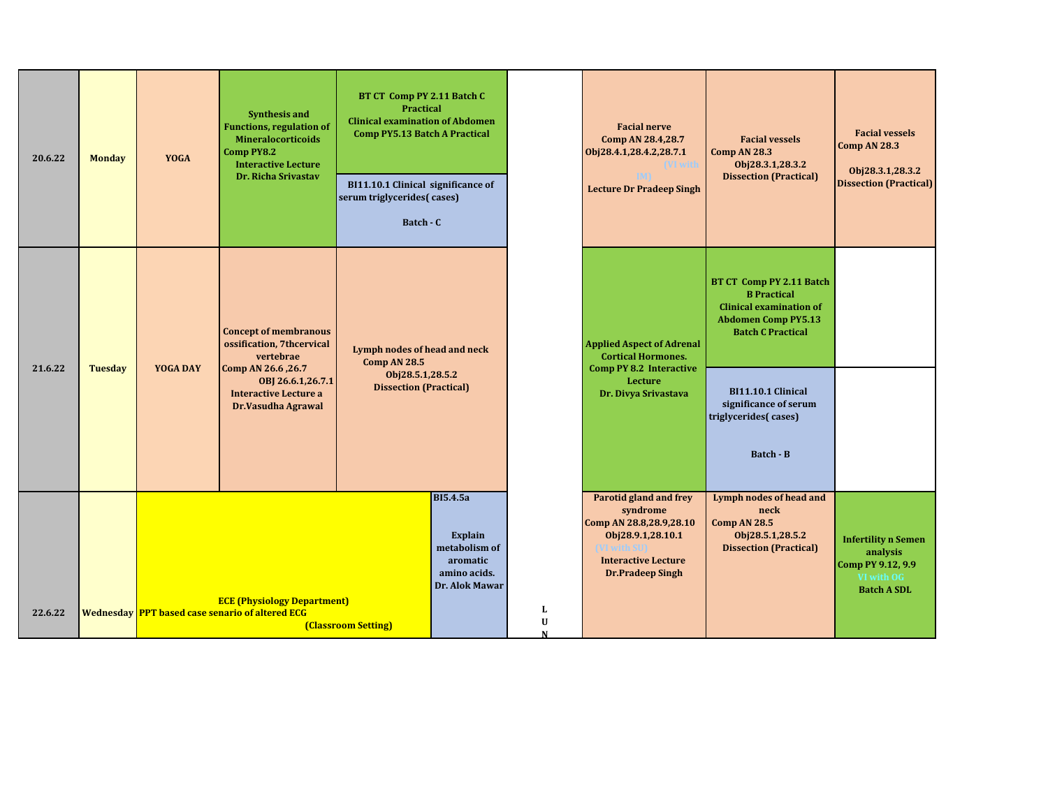| Date | Day | | | | | | | |
|---|---|---|---|---|---|---|---|---|
| 20.6.22 | Monday | YOGA | Synthesis and Functions, regulation of Mineralocorticoids Comp PY8.2 Interactive Lecture Dr. Richa Srivastav | BT CT Comp PY 2.11 Batch C Practical Clinical examination of Abdomen Comp PY5.13 Batch A Practical / BI11.10.1 Clinical significance of serum triglycerides( cases) Batch - C | | Facial nerve Comp AN 28.4,28.7 Obj28.4.1,28.4.2,28.7.1 (VI with IM) Lecture Dr Pradeep Singh | Facial vessels Comp AN 28.3 Obj28.3.1,28.3.2 Dissection (Practical) | Facial vessels Comp AN 28.3 Obj28.3.1,28.3.2 Dissection (Practical) |
| 21.6.22 | Tuesday | YOGA DAY | Concept of membranous ossification, 7thcervical vertebrae Comp AN 26.6 ,26.7 OBJ 26.6.1,26.7.1 Interactive Lecture a Dr.Vasudha Agrawal | Lymph nodes of head and neck Comp AN 28.5 Obj28.5.1,28.5.2 Dissection (Practical) | | Applied Aspect of Adrenal Cortical Hormones. Comp PY 8.2 Interactive Lecture Dr. Divya Srivastava | BT CT Comp PY 2.11 Batch B Practical Clinical examination of Abdomen Comp PY5.13 Batch C Practical / BI11.10.1 Clinical significance of serum triglycerides( cases) Batch - B | |
| 22.6.22 | Wednesday | ECE (Physiology Department) PPT based case senario of altered ECG (Classroom Setting) | | BI5.4.5a Explain metabolism of aromatic amino acids. Dr. Alok Mawar | LUN | Parotid gland and frey syndrome Comp AN 28.8,28.9,28.10 Obj28.9.1,28.10.1 (VI with SU) Interactive Lecture Dr.Pradeep Singh | Lymph nodes of head and neck Comp AN 28.5 Obj28.5.1,28.5.2 Dissection (Practical) | Infertility n Semen analysis Comp PY 9.12, 9.9 VI with OG Batch A SDL |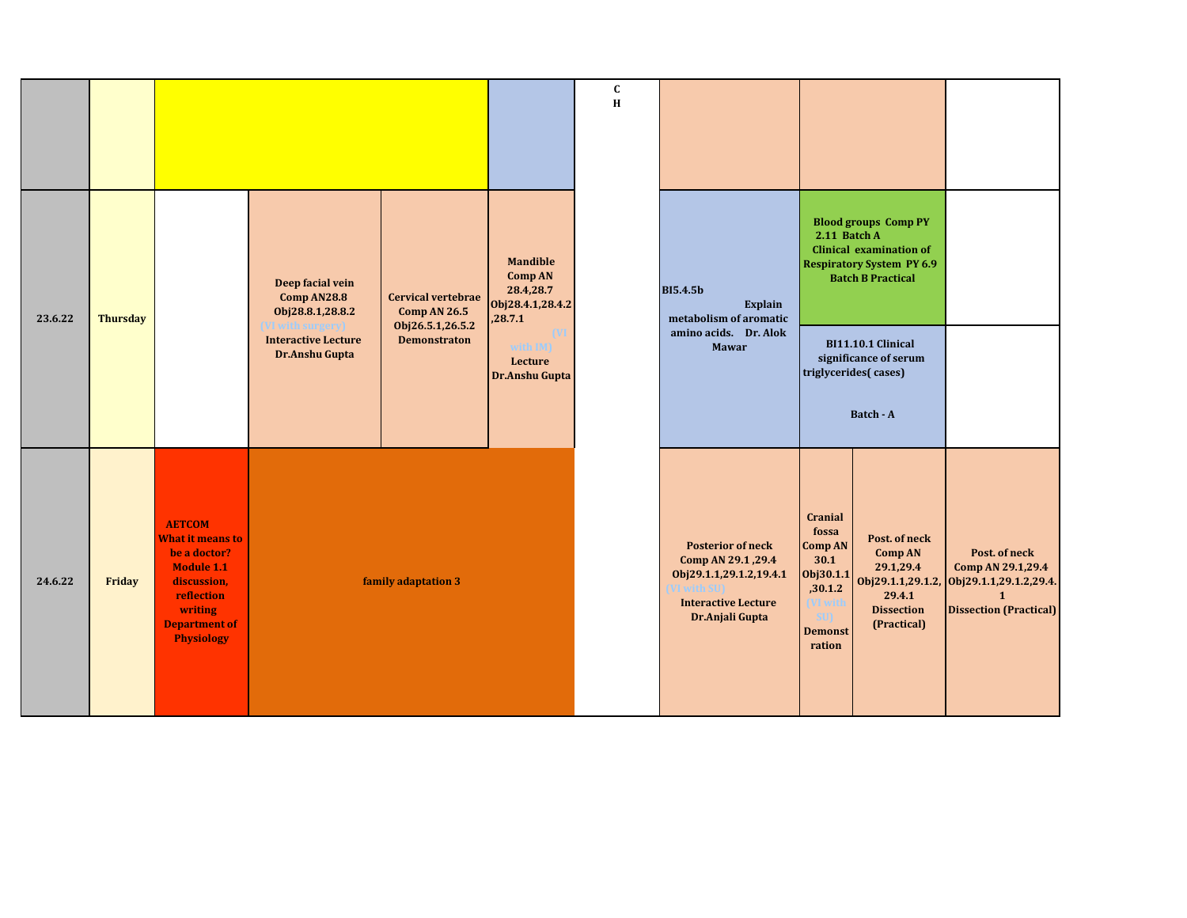| | | | | | | | | | |
|---|---|---|---|---|---|---|---|---|---|
| | | | | | C H | | | | |
| 23.6.22 | Thursday | | Deep facial vein Comp AN28.8 Obj28.8.1,28.8.2 (VI with surgery) Interactive Lecture Dr.Anshu Gupta | Cervical vertebrae Comp AN 26.5 Obj26.5.1,26.5.2 Demonstraton | Mandible Comp AN 28.4,28.7 Obj28.4.1,28.4.2,28.7.1 (VI with IM) Lecture Dr.Anshu Gupta | | BI5.4.5b Explain metabolism of aromatic amino acids. Dr. Alok Mawar | Blood groups Comp PY 2.11 Batch A Clinical examination of Respiratory System PY 6.9 Batch B Practical / BI11.10.1 Clinical significance of serum triglycerides( cases) Batch - A | |
| 24.6.22 | Friday | AETCOM What it means to be a doctor? Module 1.1 discussion, reflection writing Department of Physiology | family adaptation 3 | | | | Posterior of neck Comp AN 29.1 ,29.4 Obj29.1.1,29.1.2,19.4.1 (VI with SU) Interactive Lecture Dr.Anjali Gupta | Cranial fossa Comp AN 30.1 Obj30.1.1,30.1.2 (VI with SU) Demonstration / Post. of neck Comp AN 29.1,29.4 Obj29.1.1,29.1.2, 29.4.1 Dissection (Practical) | Post. of neck Comp AN 29.1,29.4 Obj29.1.1,29.1.2,29.4.1 Dissection (Practical) |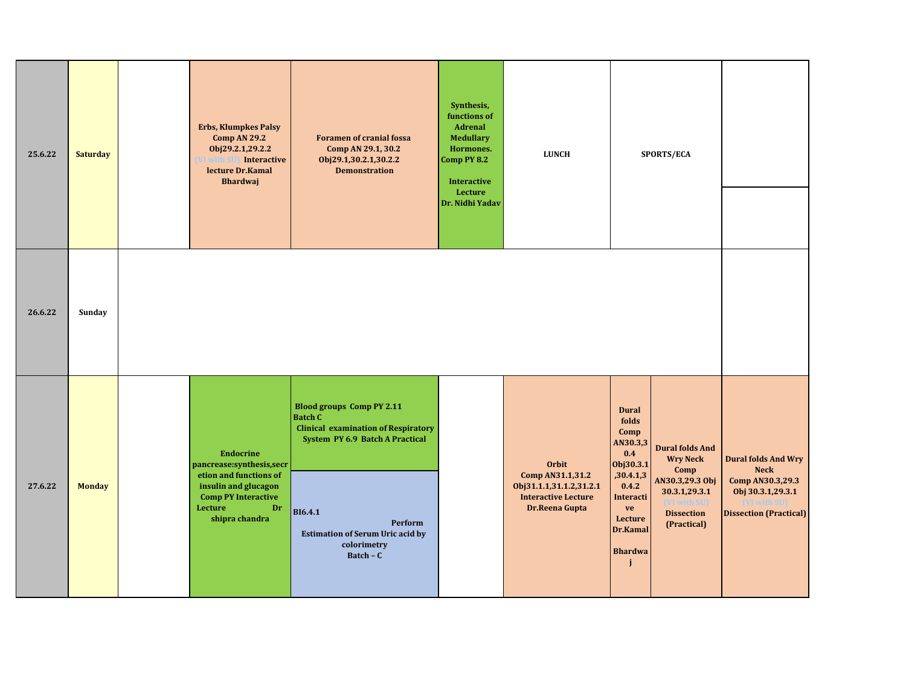| | | | | | | | | | | |
|---|---|---|---|---|---|---|---|---|---|---|
| 25.6.22 | Saturday | | Erbs, Klumpkes Palsy Comp AN 29.2 Obj29.2.1,29.2.2 (VI with SU) Interactive lecture Dr.Kamal Bhardwaj | Foramen of cranial fossa Comp AN 29.1, 30.2 Obj29.1,30.2.1,30.2.2 Demonstration | Synthesis, functions of Adrenal Medullary Hormones. Comp PY 8.2 Interactive Lecture Dr. Nidhi Yadav | LUNCH | SPORTS/ECA | | | |
| 26.6.22 | Sunday | | | | | | | | | |
| 27.6.22 | Monday | | Endocrine pancrease:synthesis,secretion and functions of insulin and glucagon Comp PY Interactive Lecture Dr shipra chandra | Blood groups Comp PY 2.11 Batch C Clinical examination of Respiratory System PY 6.9 Batch A Practical / BI6.4.1 Perform Estimation of Serum Uric acid by colorimetry Batch – C | | Orbit Comp AN31.1,31.2 Obj31.1.1,31.1.2,31.2.1 Interactive Lecture Dr.Reena Gupta | Dural folds Comp AN30.3,30.4 Obj30.3.1,30.4.1,30.4.2 Interactive Lecture Dr.Kamal Bhardwaj | Dural folds And Wry Neck Comp AN30.3,29.3 Obj 30.3.1,29.3.1 (VI with SU) Dissection (Practical) | Dural folds And Wry Neck Comp AN30.3,29.3 Obj 30.3.1,29.3.1 (VI with SU) Dissection (Practical) | |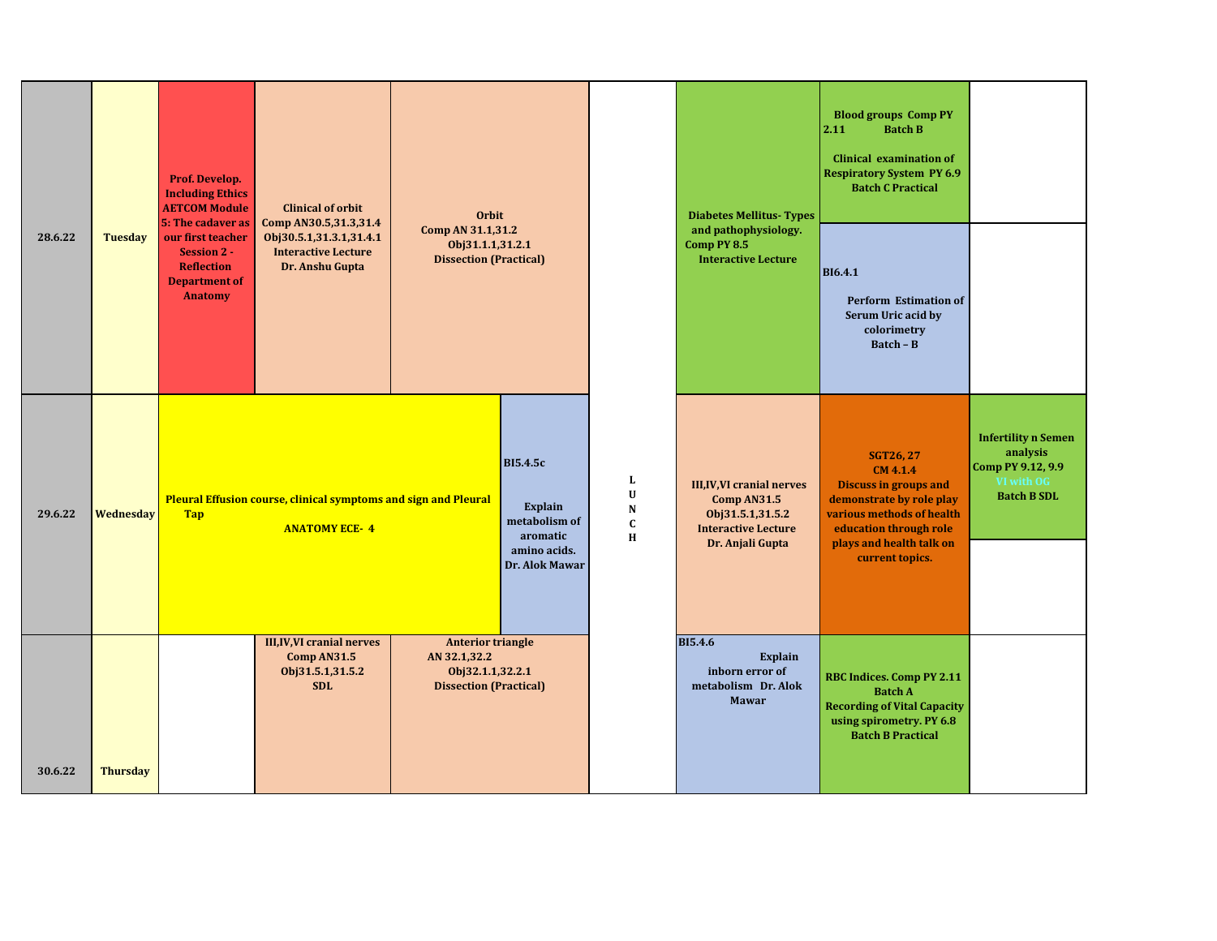| Date | Day | | | | | | | | |
|---|---|---|---|---|---|---|---|---|---|
| 28.6.22 | Tuesday | Prof. Develop. Including Ethics AETCOM Module 5: The cadaver as our first teacher Session 2 - Reflection Department of Anatomy | Clinical of orbit Comp AN30.5,31.3,31.4 Obj30.5.1,31.3.1,31.4.1 Interactive Lecture Dr. Anshu Gupta | Orbit Comp AN 31.1,31.2 Obj31.1.1,31.2.1 Dissection (Practical) | | L U N C H | Diabetes Mellitus- Types and pathophysiology. Comp PY 8.5 Interactive Lecture | Blood groups Comp PY 2.11 Batch B<br>Clinical examination of Respiratory System PY 6.9 Batch C Practical<br><br>BI6.4.1 Perform Estimation of Serum Uric acid by colorimetry Batch – B | |
| 29.6.22 | Wednesday | Pleural Effusion course, clinical symptoms and sign and Pleural Tap ANATOMY ECE- 4 | | | BI5.4.5c Explain metabolism of aromatic amino acids. Dr. Alok Mawar | | III,IV,VI cranial nerves Comp AN31.5 Obj31.5.1,31.5.2 Interactive Lecture Dr. Anjali Gupta | SGT26, 27 CM 4.1.4 Discuss in groups and demonstrate by role play various methods of health education through role plays and health talk on current topics. | Infertility n Semen analysis Comp PY 9.12, 9.9 VI with OG Batch B SDL |
| 30.6.22 | Thursday | | III,IV,VI cranial nerves Comp AN31.5 Obj31.5.1,31.5.2 SDL | Anterior triangle AN 32.1,32.2 Obj32.1.1,32.2.1 Dissection (Practical) | | | BI5.4.6 Explain inborn error of metabolism Dr. Alok Mawar | RBC Indices. Comp PY 2.11 Batch A<br>Recording of Vital Capacity using spirometry. PY 6.8 Batch B Practical | |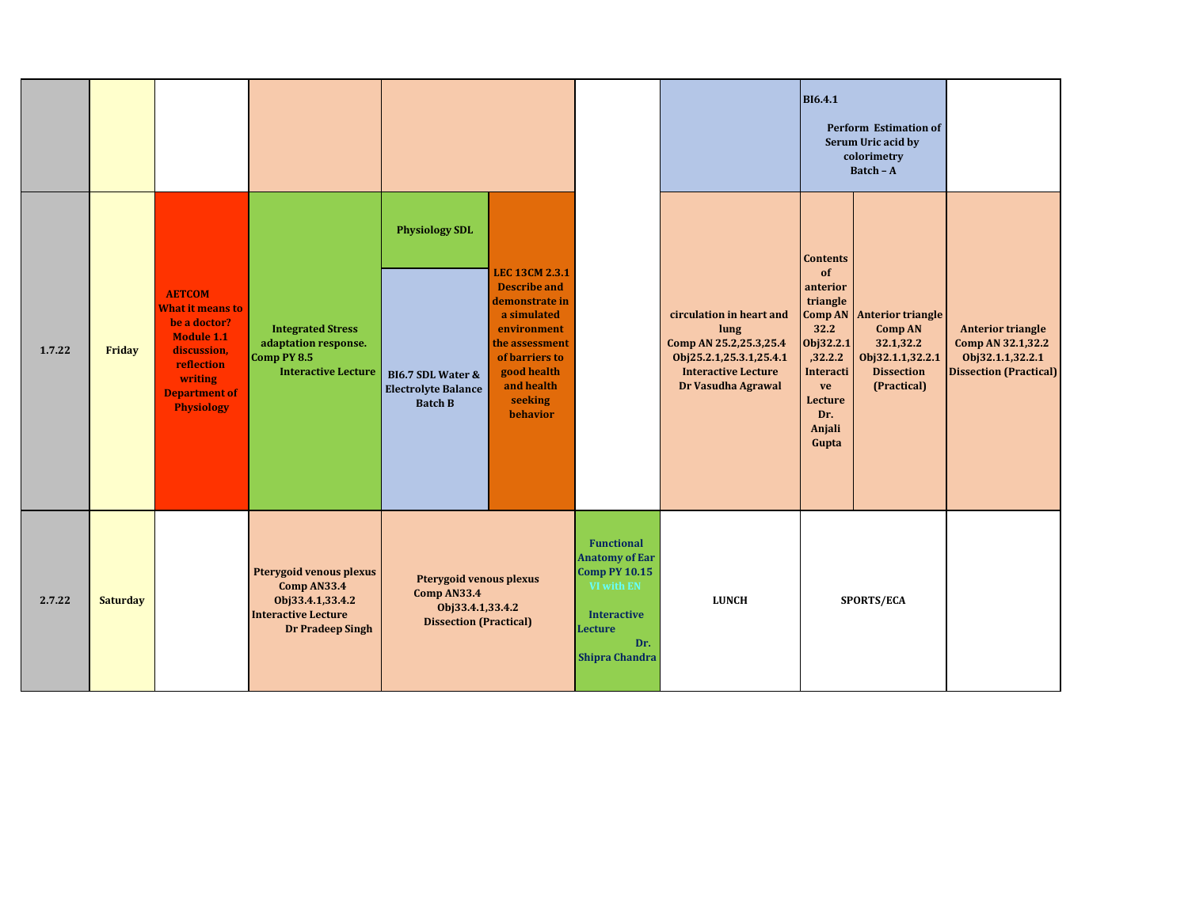| | | | | | | | | | | |
|---|---|---|---|---|---|---|---|---|---|---|
| | | | | | | | | **BI6.4.1** **Perform Estimation of Serum Uric acid by colorimetry Batch – A** | | |
| **1.7.22** | **Friday** | **AETCOM What it means to be a doctor? Module 1.1 discussion, reflection writing Department of Physiology** | **Integrated Stress adaptation response. Comp PY 8.5 Interactive Lecture** | **Physiology SDL** / **BI6.7 SDL Water & Electrolyte Balance Batch B** | **LEC 13CM 2.3.1 Describe and demonstrate in a simulated environment the assessment of barriers to good health and health seeking behavior** | | **circulation in heart and lung Comp AN 25.2,25.3,25.4 Obj25.2.1,25.3.1,25.4.1 Interactive Lecture Dr Vasudha Agrawal** | **Contents of anterior triangle Comp AN 32.2 Obj32.2.1,32.2.2 Interactive Lecture Dr. Anjali Gupta** | **Anterior triangle Comp AN 32.1,32.2 Obj32.1.1,32.2.1 Dissection (Practical)** | **Anterior triangle Comp AN 32.1,32.2 Obj32.1.1,32.2.1 Dissection (Practical)** |
| **2.7.22** | **Saturday** | | **Pterygoid venous plexus Comp AN33.4 Obj33.4.1,33.4.2 Interactive Lecture Dr Pradeep Singh** | **Pterygoid venous plexus Comp AN33.4 Obj33.4.1,33.4.2 Dissection (Practical)** | | **Functional Anatomy of Ear Comp PY 10.15 VI with EN Interactive Lecture Dr. Shipra Chandra** | **LUNCH** | **SPORTS/ECA** | | |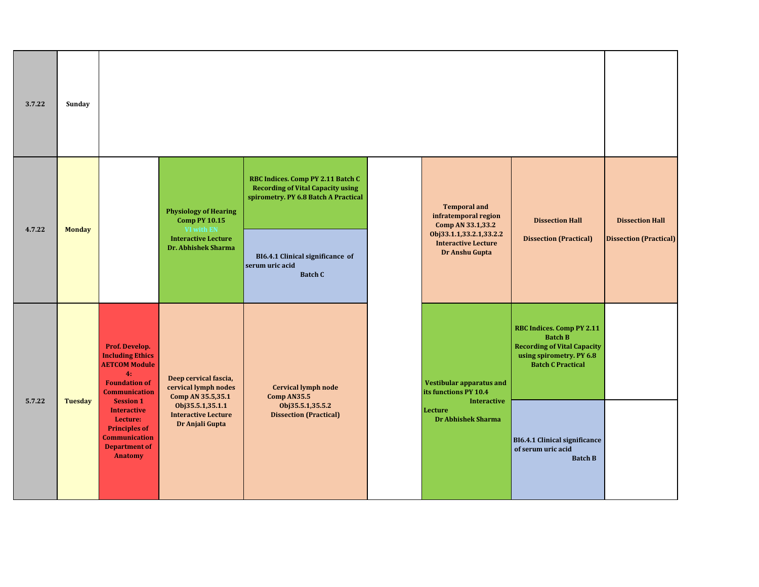| Date | Day | | | | | | | |
|---|---|---|---|---|---|---|---|---|
| 3.7.22 | Sunday | | | | | | | |
| 4.7.22 | Monday | | **Physiology of Hearing Comp PY 10.15** VI with EN **Interactive Lecture Dr. Abhishek Sharma** | **RBC Indices. Comp PY 2.11 Batch C Recording of Vital Capacity using spirometry. PY 6.8 Batch A Practical** / **BI6.4.1 Clinical significance of serum uric acid Batch C** | | **Temporal and infratemporal region Comp AN 33.1,33.2 Obj33.1.1,33.2.1,33.2.2 Interactive Lecture Dr Anshu Gupta** | **Dissection Hall Dissection (Practical)** | **Dissection Hall Dissection (Practical)** |
| 5.7.22 | Tuesday | **Prof. Develop. Including Ethics AETCOM Module 4: Foundation of Communication Session 1 Interactive Lecture: Principles of Communication Department of Anatomy** | **Deep cervical fascia, cervical lymph nodes Comp AN 35.5,35.1 Obj35.5.1,35.1.1 Interactive Lecture Dr Anjali Gupta** | **Cervical lymph node Comp AN35.5 Obj35.5.1,35.5.2 Dissection (Practical)** | | **Vestibular apparatus and its functions PY 10.4 Interactive Lecture Dr Abhishek Sharma** | **RBC Indices. Comp PY 2.11 Batch B Recording of Vital Capacity using spirometry. PY 6.8 Batch C Practical** / **BI6.4.1 Clinical significance of serum uric acid Batch B** | |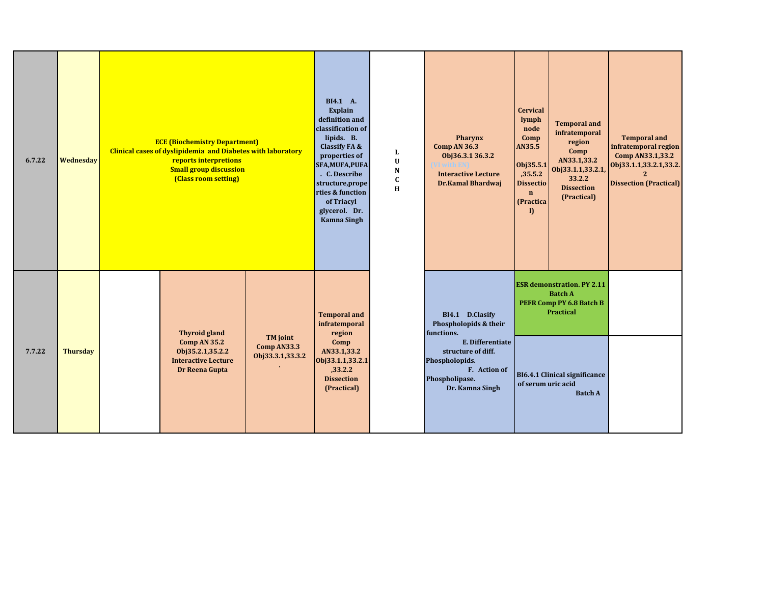| Date | Day | | | | | | Lunch | | | | |
|---|---|---|---|---|---|---|---|---|---|---|---|
| 6.7.22 | Wednesday | **ECE (Biochemistry Department)** Clinical cases of dyslipidemia and Diabetes with laboratory reports interpretions Small group discussion (Class room setting) | | | BI4.1 A. Explain definition and classification of lipids. B. Classify FA & properties of SFA,MUFA,PUFA. C. Describe structure,properties & function of Triacyl glycerol. Dr. Kamna Singh | | L U N C H | Pharynx Comp AN 36.3 Obj36.3.1 36.3.2 (VI with EN) Interactive Lecture Dr.Kamal Bhardwaj | Cervical lymph node Comp AN35.5 Obj35.5.1,35.5.2 Dissection (Practical) | Temporal and infratemporal region Comp AN33.1,33.2 Obj33.1.1,33.2.1,33.2.2 Dissection (Practical) | Temporal and infratemporal region Comp AN33.1,33.2 Obj33.1.1,33.2.1,33.2.2 Dissection (Practical) |
| 7.7.22 | Thursday | | Thyroid gland Comp AN 35.2 Obj35.2.1,35.2.2 Interactive Lecture Dr Reena Gupta | TM joint Comp AN33.3 Obj33.3.1,33.3.2. | Temporal and infratemporal region Comp AN33.1,33.2 Obj33.1.1,33.2.1,33.2.2 Dissection (Practical) | | | BI4.1 D.Clasify Phospholopids & their functions. E. Differentiate structure of diff. Phospholopids. F. Action of Phospholipase. Dr. Kamna Singh | ESR demonstration. PY 2.11 Batch A PEFR Comp PY 6.8 Batch B Practical / BI6.4.1 Clinical significance of serum uric acid Batch A | | |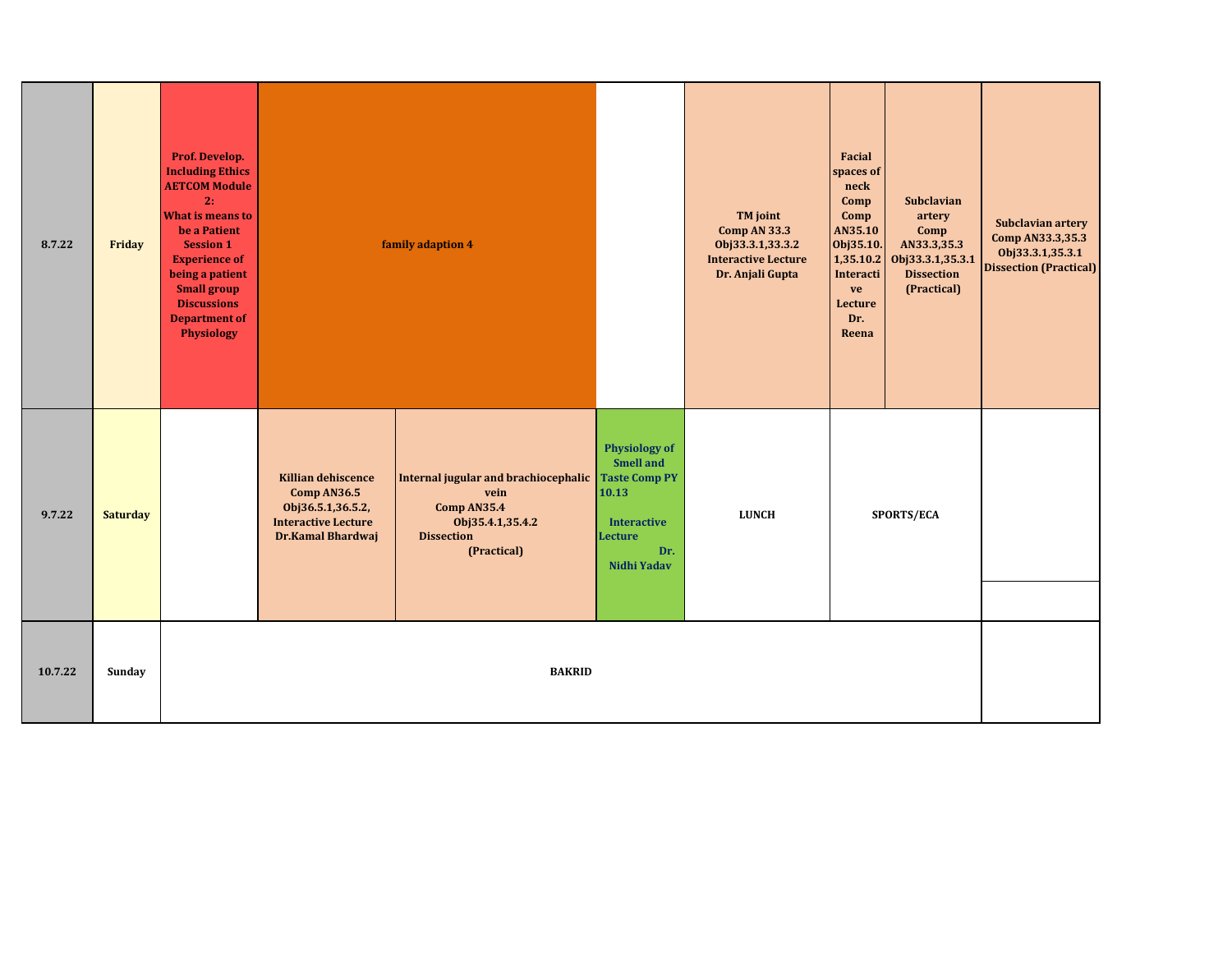| Date | Day | | | | | | | | |
|---|---|---|---|---|---|---|---|---|---|
| 8.7.22 | Friday | Prof. Develop. Including Ethics AETCOM Module 2: What is means to be a Patient Session 1 Experience of being a patient Small group Discussions Department of Physiology | family adaption 4 | | | TM joint Comp AN 33.3 Obj33.3.1,33.3.2 Interactive Lecture Dr. Anjali Gupta | Facial spaces of neck Comp Comp AN35.10 Obj35.10.1,35.10.2 Interactive Lecture Dr. Reena | Subclavian artery Comp AN33.3,35.3 Obj33.3.1,35.3.1 Dissection (Practical) | Subclavian artery Comp AN33.3,35.3 Obj33.3.1,35.3.1 Dissection (Practical) |
| 9.7.22 | Saturday | | Killian dehiscence Comp AN36.5 Obj36.5.1,36.5.2, Interactive Lecture Dr.Kamal Bhardwaj | Internal jugular and brachiocephalic vein Comp AN35.4 Obj35.4.1,35.4.2 Dissection (Practical) | Physiology of Smell and Taste Comp PY 10.13 Interactive Lecture Dr. Nidhi Yadav | LUNCH | SPORTS/ECA | | |
| 10.7.22 | Sunday | BAKRID | | | | | | | |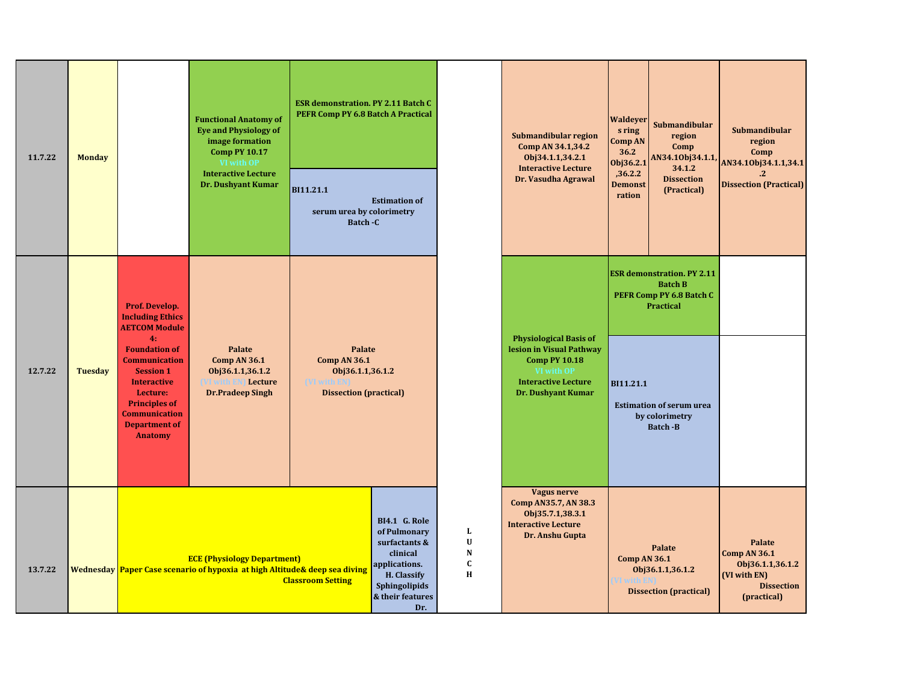| Date | Day | | | | | | | | |
|---|---|---|---|---|---|---|---|---|---|
| 11.7.22 | Monday | | Functional Anatomy of Eye and Physiology of image formation Comp PY 10.17 VI with OP Interactive Lecture Dr. Dushyant Kumar | ESR demonstration. PY 2.11 Batch C PEFR Comp PY 6.8 Batch A Practical / BI11.21.1 Estimation of serum urea by colorimetry Batch -C | | LUNCH | Submandibular region Comp AN 34.1,34.2 Obj34.1.1,34.2.1 Interactive Lecture Dr. Vasudha Agrawal | Waldeyers ring Comp AN 36.2 Obj36.2.1,36.2.2 Demonstration / Submandibular region Comp AN34.1Obj34.1.1, 34.1.2 Dissection (Practical) | Submandibular region Comp AN34.1Obj34.1.1,34.1.2 Dissection (Practical) |
| 12.7.22 | Tuesday | Prof. Develop. Including Ethics AETCOM Module 4: Foundation of Communication Session 1 Interactive Lecture: Principles of Communication Department of Anatomy | Palate Comp AN 36.1 Obj36.1.1,36.1.2 (VI with EN) Lecture Dr.Pradeep Singh | Palate Comp AN 36.1 Obj36.1.1,36.1.2 (VI with EN) Dissection (practical) | | LUNCH | Physiological Basis of lesion in Visual Pathway Comp PY 10.18 VI with OP Interactive Lecture Dr. Dushyant Kumar | ESR demonstration. PY 2.11 Batch B PEFR Comp PY 6.8 Batch C Practical / BI11.21.1 Estimation of serum urea by colorimetry Batch -B | |
| 13.7.22 | Wednesday | ECE (Physiology Department) Paper Case scenario of hypoxia at high Altitude& deep sea diving Classroom Setting | | | BI4.1 G. Role of Pulmonary surfactants & clinical applications. H. Classify Sphingolipids & their features Dr. | LUNCH | Vagus nerve Comp AN35.7, AN 38.3 Obj35.7.1,38.3.1 Interactive Lecture Dr. Anshu Gupta | Palate Comp AN 36.1 Obj36.1.1,36.1.2 (VI with EN) Dissection (practical) | Palate Comp AN 36.1 Obj36.1.1,36.1.2 (VI with EN) Dissection (practical) |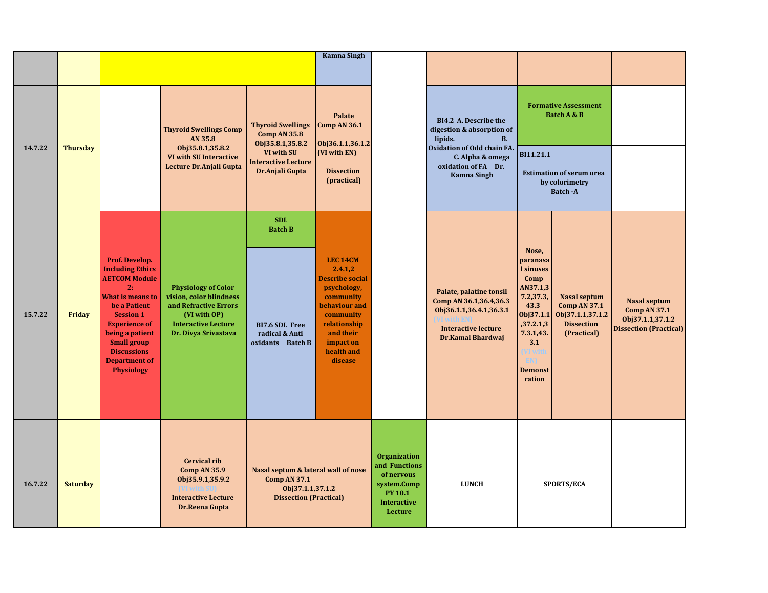| Date | Day | | | | | | | | | | |
|---|---|---|---|---|---|---|---|---|---|---|---|
| | | | | | Kamna Singh | | | | | | |
| 14.7.22 | Thursday | | Thyroid Swellings Comp AN 35.8 Obj35.8.1,35.8.2 VI with SU Interactive Lecture Dr.Anjali Gupta | Thyroid Swellings Comp AN 35.8 Obj35.8.1,35.8.2 VI with SU Interactive Lecture Dr.Anjali Gupta | Palate Comp AN 36.1 Obj36.1.1,36.1.2 (VI with EN) Dissection (practical) | | BI4.2 A. Describe the digestion & absorption of lipids. B. Oxidation of Odd chain FA. C. Alpha & omega oxidation of FA Dr. Kamna Singh | Formative Assessment Batch A & B / BI11.21.1 Estimation of serum urea by colorimetry Batch -A | | | |
| 15.7.22 | Friday | Prof. Develop. Including Ethics AETCOM Module 2: What is means to be a Patient Session 1 Experience of being a patient Small group Discussions Department of Physiology | Physiology of Color vision, color blindness and Refractive Errors (VI with OP) Interactive Lecture Dr. Divya Srivastava | SDL Batch B / BI7.6 SDL Free radical & Anti oxidants Batch B | LEC 14CM 2.4.1,2 Describe social psychology, community behaviour and community relationship and their impact on health and disease | | Palate, palatine tonsil Comp AN 36.1,36.4,36.3 Obj36.1.1,36.4.1,36.3.1 (VI with EN) Interactive lecture Dr.Kamal Bhardwaj | Nose, paranasal sinuses Comp AN37.1,37.2,37.3, 43.3 Obj37.1.1,37.2.1,37.3.1,43.3.1 (VI with EN) Demonstration | Nasal septum Comp AN 37.1 Obj37.1.1,37.1.2 Dissection (Practical) | Nasal septum Comp AN 37.1 Obj37.1.1,37.1.2 Dissection (Practical) | |
| 16.7.22 | Saturday | | Cervical rib Comp AN 35.9 Obj35.9.1,35.9.2 (VI with SU) Interactive Lecture Dr.Reena Gupta | Nasal septum & lateral wall of nose Comp AN 37.1 Obj37.1.1,37.1.2 Dissection (Practical) | | Organization and Functions of nervous system.Comp PY 10.1 Interactive Lecture | LUNCH | SPORTS/ECA | | | |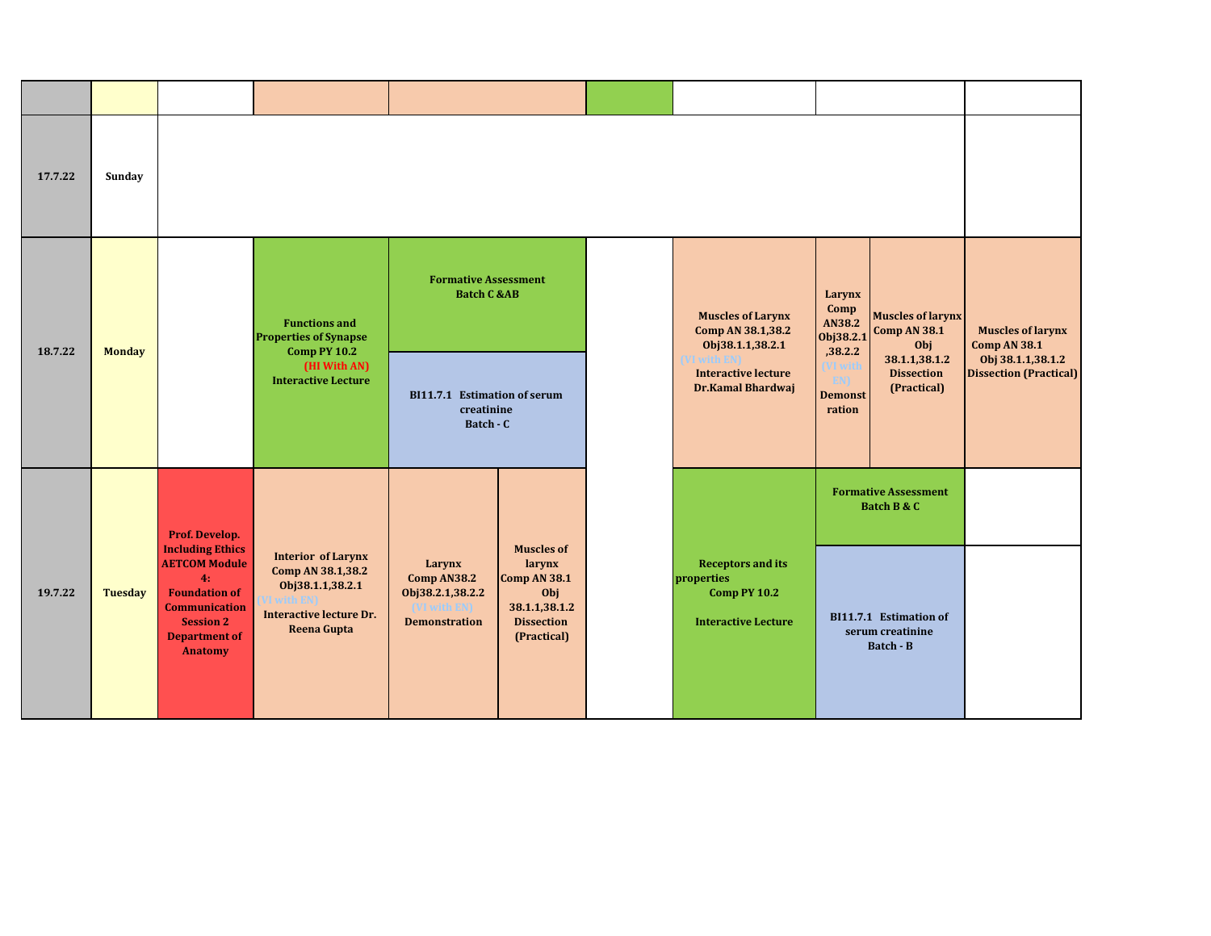| | | | | | | | | |
|---|---|---|---|---|---|---|---|---|
| **17.7.22** | **Sunday** | | | | | | | |
| **18.7.22** | **Monday** | | **Functions and Properties of Synapse Comp PY 10.2 (HI With AN) Interactive Lecture** | **Formative Assessment Batch C &AB** / **BI11.7.1 Estimation of serum creatinine Batch - C** | | **Muscles of Larynx Comp AN 38.1,38.2 Obj38.1.1,38.2.1** (VI with EN) **Interactive lecture Dr.Kamal Bhardwaj** | **Larynx Comp AN38.2 Obj38.2.1 ,38.2.2** (VI with EN) **Demonstration** / **Muscles of larynx Comp AN 38.1 Obj 38.1.1,38.1.2 Dissection (Practical)** | **Muscles of larynx Comp AN 38.1 Obj 38.1.1,38.1.2 Dissection (Practical)** |
| **19.7.22** | **Tuesday** | **Prof. Develop. Including Ethics AETCOM Module 4: Foundation of Communication Session 2 Department of Anatomy** | **Interior of Larynx Comp AN 38.1,38.2 Obj38.1.1,38.2.1** (VI with EN) **Interactive lecture Dr. Reena Gupta** | **Larynx Comp AN38.2 Obj38.2.1,38.2.2** (VI with EN) **Demonstration** / **Muscles of larynx Comp AN 38.1 Obj 38.1.1,38.1.2 Dissection (Practical)** | | **Receptors and its properties Comp PY 10.2 Interactive Lecture** | **Formative Assessment Batch B & C** / **BI11.7.1 Estimation of serum creatinine Batch - B** | |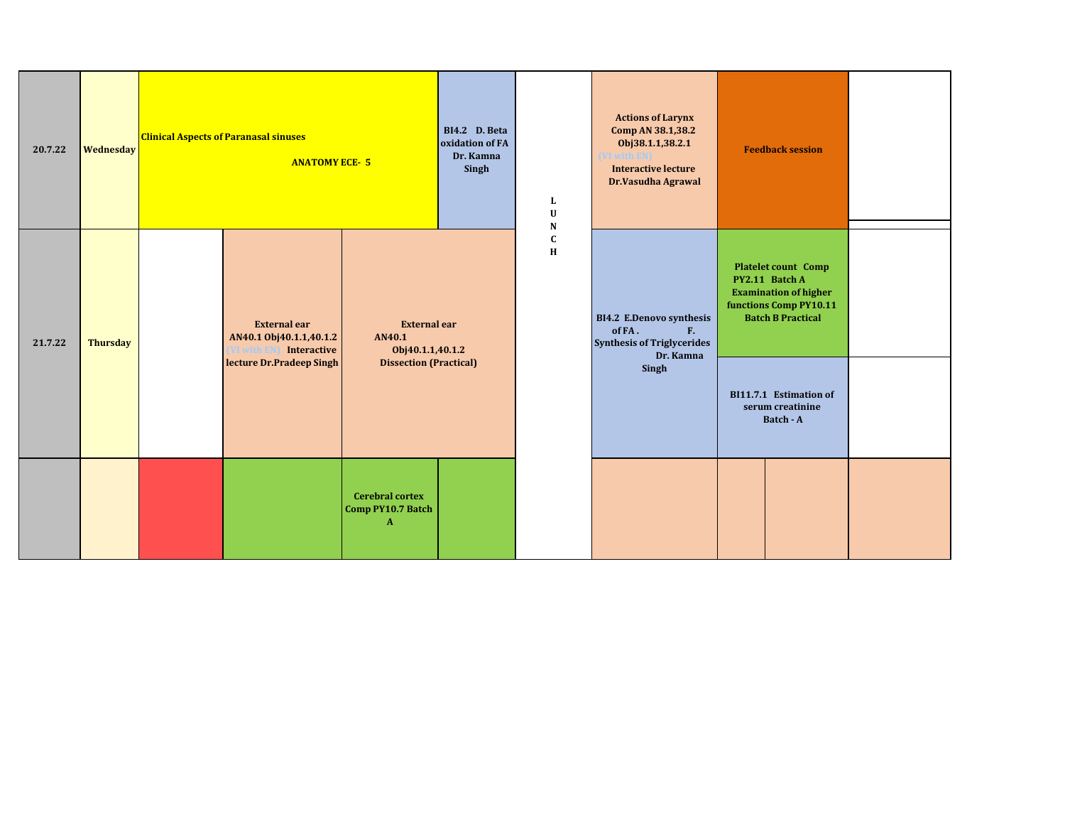| 20.7.22 | Wednesday | Clinical Aspects of Paranasal sinuses ANATOMY ECE- 5 | | | BI4.2 D. Beta oxidation of FA Dr. Kamna Singh | L U N C H | Actions of Larynx Comp AN 38.1,38.2 Obj38.1.1,38.2.1 [VI with EN] Interactive lecture Dr.Vasudha Agrawal | Feedback session | | |
|---|---|---|---|---|---|---|---|---|---|---|
| 21.7.22 | Thursday | | External ear AN40.1 Obj40.1.1,40.1.2 [VI with EN] Interactive lecture Dr.Pradeep Singh | External ear AN40.1 Obj40.1.1,40.1.2 Dissection (Practical) | | | BI4.2 E.Denovo synthesis of FA . F. Synthesis of Triglycerides Dr. Kamna Singh | Platelet count Comp PY2.11 Batch A Examination of higher functions Comp PY10.11 Batch B Practical | | |
| | | | | | | | | BI11.7.1 Estimation of serum creatinine Batch - A | | |
| | | | | Cerebral cortex Comp PY10.7 Batch A | | | | | | |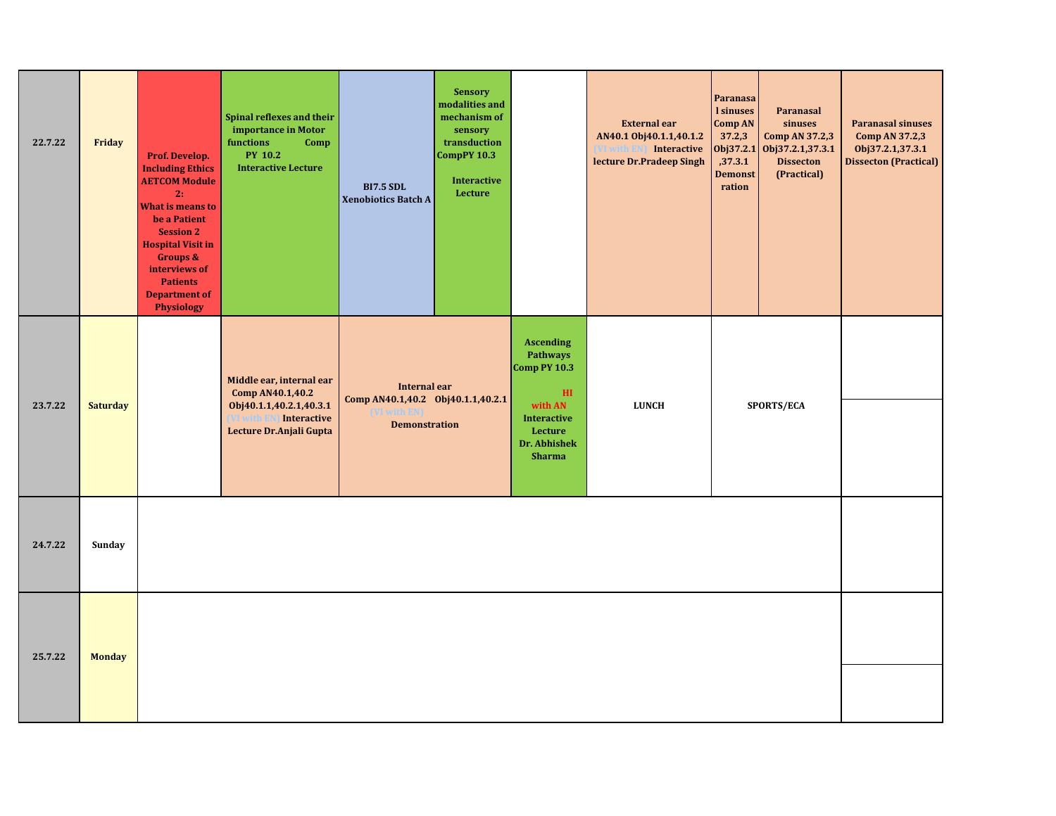| | | | | | | | | | | |
|---|---|---|---|---|---|---|---|---|---|---|
| **22.7.22** | **Friday** | **Prof. Develop. Including Ethics AETCOM Module 2: What is means to be a Patient Session 2 Hospital Visit in Groups & interviews of Patients Department of Physiology** | **Spinal reflexes and their importance in Motor functions Comp PY 10.2 Interactive Lecture** | **BI7.5 SDL Xenobiotics Batch A** | **Sensory modalities and mechanism of sensory transduction CompPY 10.3 Interactive Lecture** | | **External ear AN40.1 Obj40.1.1,40.1.2 (VI with EN) Interactive lecture Dr.Pradeep Singh** | **Paranasal sinuses Comp AN 37.2,3 Obj37.2.1,37.3.1 Demonstration** | **Paranasal sinuses Comp AN 37.2,3 Obj37.2.1,37.3.1 Dissecton (Practical)** | **Paranasal sinuses Comp AN 37.2,3 Obj37.2.1,37.3.1 Dissecton (Practical)** |
| **23.7.22** | **Saturday** | | **Middle ear, internal ear Comp AN40.1,40.2 Obj40.1.1,40.2.1,40.3.1 (VI with EN) Interactive Lecture Dr.Anjali Gupta** | **Internal ear Comp AN40.1,40.2 Obj40.1.1,40.2.1 (VI with EN) Demonstration** | | **Ascending Pathways Comp PY 10.3 HI with AN Interactive Lecture Dr. Abhishek Sharma** | **LUNCH** | **SPORTS/ECA** | | |
| **24.7.22** | **Sunday** | | | | | | | | | |
| **25.7.22** | **Monday** | | | | | | | | | |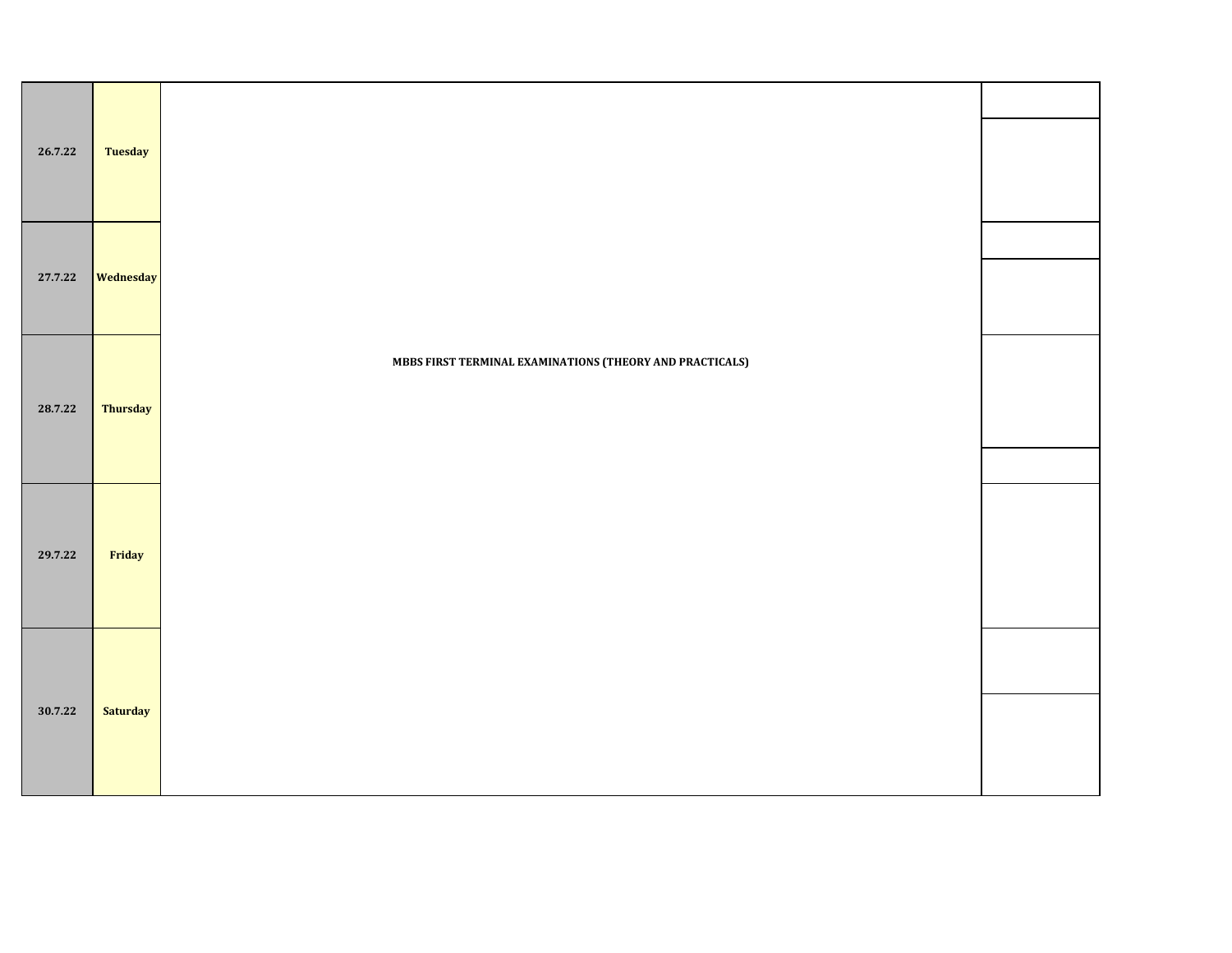| Date | Day | Schedule | |
|---|---|---|---|
| 26.7.22 | Tuesday | MBBS FIRST TERMINAL EXAMINATIONS (THEORY AND PRACTICALS) | |
| 27.7.22 | Wednesday | | |
| 28.7.22 | Thursday | | |
| 29.7.22 | Friday | | |
| 30.7.22 | Saturday | | |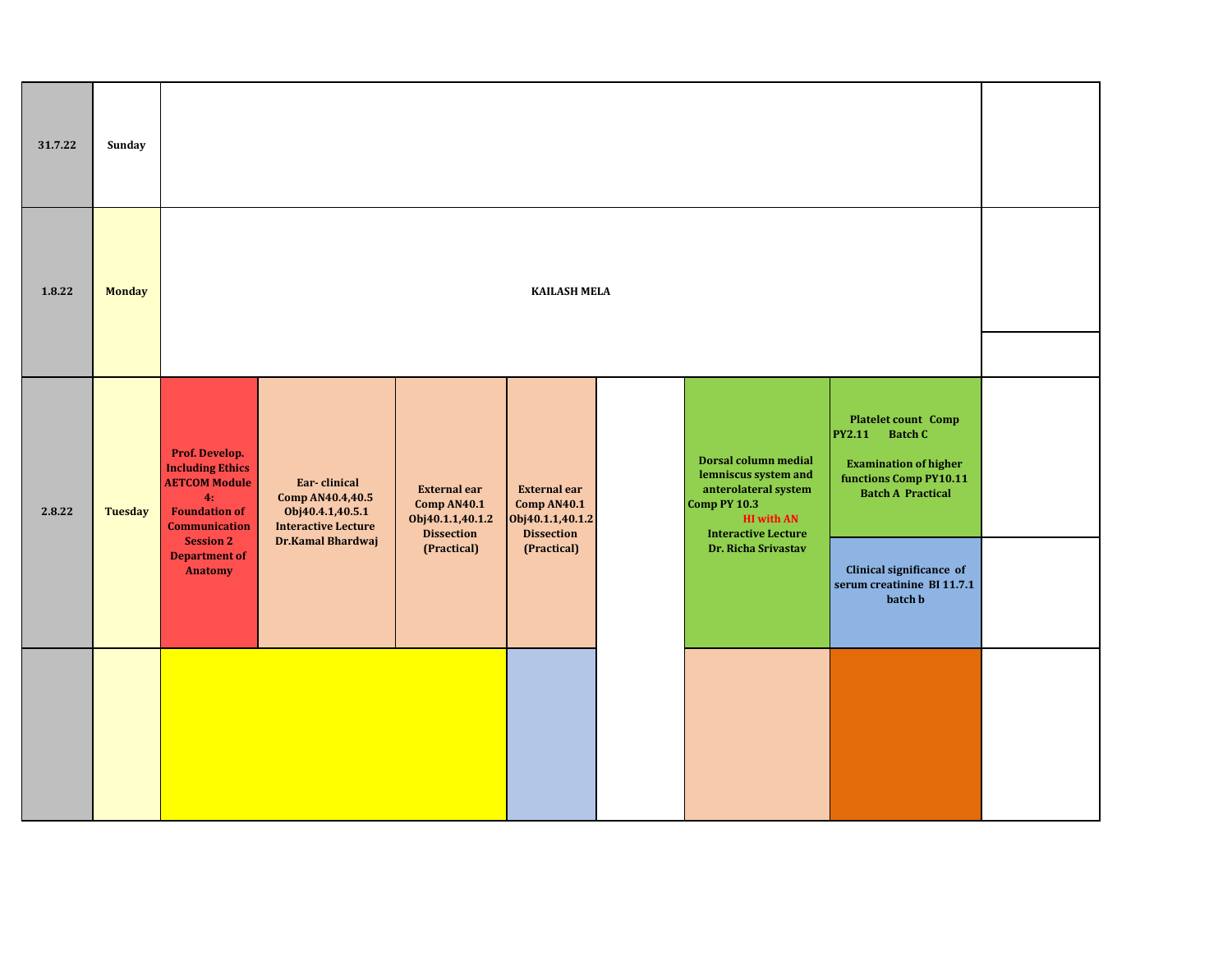| Date | Day | | | | | | | | |
|---|---|---|---|---|---|---|---|---|---|
| 31.7.22 | Sunday | | | | | | | | |
| 1.8.22 | Monday | KAILASH MELA | | | | | | | |
| 2.8.22 | Tuesday | Prof. Develop. Including Ethics AETCOM Module 4: Foundation of Communication Session 2 Department of Anatomy | Ear- clinical Comp AN40.4,40.5 Obj40.4.1,40.5.1 Interactive Lecture Dr.Kamal Bhardwaj | External ear Comp AN40.1 Obj40.1.1,40.1.2 Dissection (Practical) | External ear Comp AN40.1 Obj40.1.1,40.1.2 Dissection (Practical) | | Dorsal column medial lemniscus system and anterolateral system Comp PY 10.3 HI with AN Interactive Lecture Dr. Richa Srivastav | Platelet count Comp PY2.11 Batch C<br><br>Examination of higher functions Comp PY10.11 Batch A Practical<br><br>Clinical significance of serum creatinine BI 11.7.1 batch b | |
| | | | | | | | | | |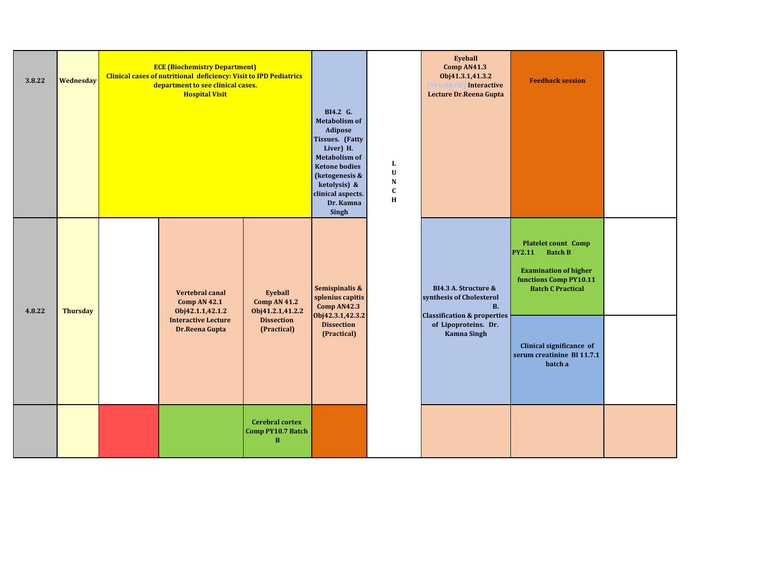| | | | | | | | | | |
|---|---|---|---|---|---|---|---|---|---|
| 3.8.22 | Wednesday | ECE (Biochemistry Department) Clinical cases of nutritional deficiency: Visit to IPD Pediatrics department to see clinical cases. Hospital Visit | | | BI4.2 G. Metabolism of Adipose Tissues. (Fatty Liver) H. Metabolism of Ketone bodies (ketogenesis & ketolysis) & clinical aspects. Dr. Kamna Singh | L U N C H | Eyeball Comp AN41.3 Obj41.3.1,41.3.2 (VI with OP) Interactive Lecture Dr.Reena Gupta | Feedback session | |
| 4.8.22 | Thursday | | Vertebral canal Comp AN 42.1 Obj42.1.1,42.1.2 Interactive Lecture Dr.Reena Gupta | Eyeball Comp AN 41.2 Obj41.2.1,41.2.2 Dissection (Practical) | Semispinalis & splenius capitis Comp AN42.3 Obj42.3.1,42.3.2 Dissection (Practical) | | BI4.3 A. Structure & synthesis of Cholesterol B. Classification & properties of Lipoproteins. Dr. Kamna Singh | Platelet count Comp PY2.11 Batch B<br><br>Examination of higher functions Comp PY10.11 Batch C Practical<br><br>Clinical significance of serum creatinine BI 11.7.1 batch a | |
| | | | | Cerebral cortex Comp PY10.7 Batch B | | | | | |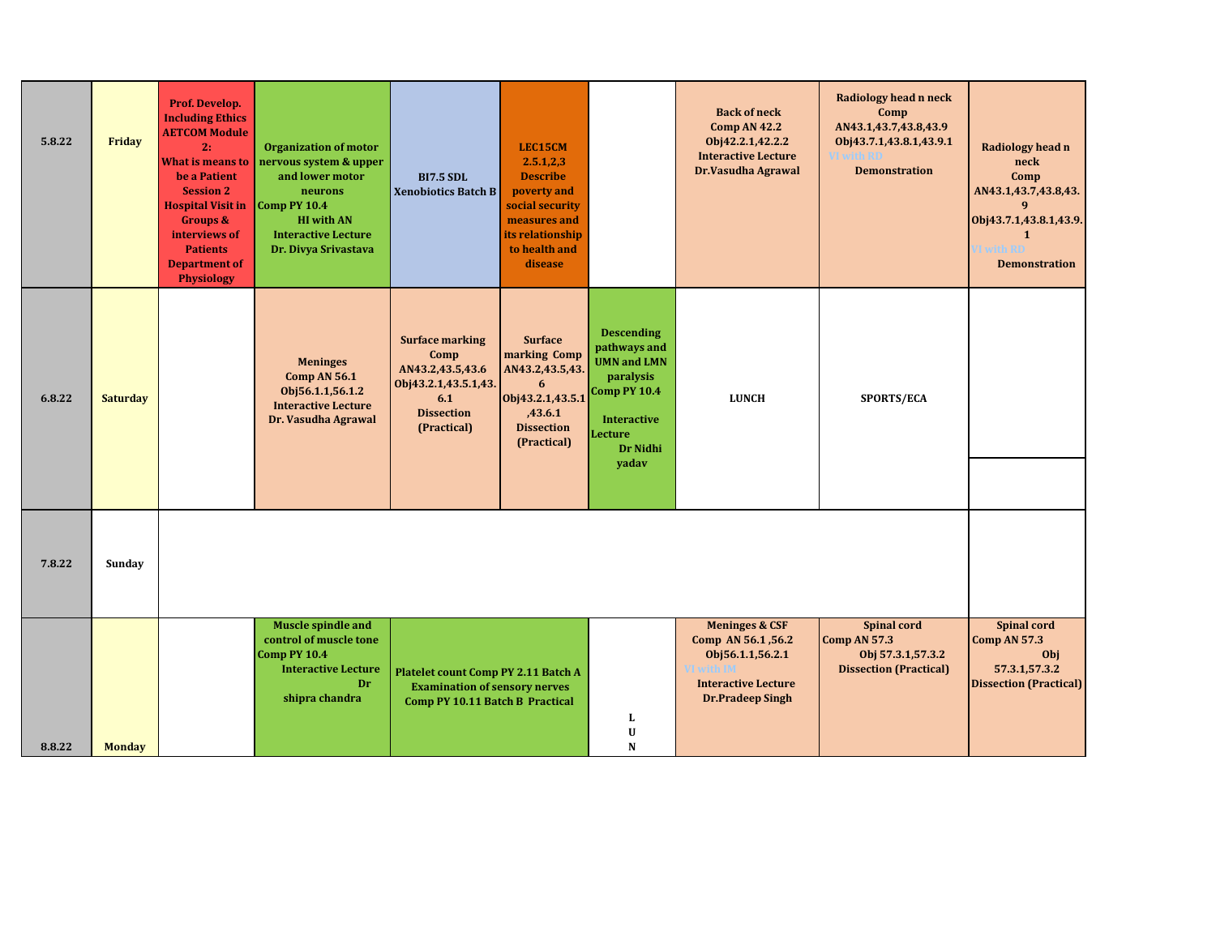| | | | | | | | | | |
|---|---|---|---|---|---|---|---|---|---|
| **5.8.22** | **Friday** | **Prof. Develop. Including Ethics AETCOM Module 2: What is means to be a Patient Session 2 Hospital Visit in Groups & interviews of Patients Department of Physiology** | **Organization of motor nervous system & upper and lower motor neurons Comp PY 10.4 HI with AN Interactive Lecture Dr. Divya Srivastava** | **BI7.5 SDL Xenobiotics Batch B** | **LEC15CM 2.5.1,2,3 Describe poverty and social security measures and its relationship to health and disease** | | **Back of neck Comp AN 42.2 Obj42.2.1,42.2.2 Interactive Lecture Dr.Vasudha Agrawal** | **Radiology head n neck Comp AN43.1,43.7,43.8,43.9 Obj43.7.1,43.8.1,43.9.1 VI with RD Demonstration** | **Radiology head n neck Comp AN43.1,43.7,43.8,43.9 Obj43.7.1,43.8.1,43.9.1 VI with RD Demonstration** |
| **6.8.22** | **Saturday** | | **Meninges Comp AN 56.1 Obj56.1.1,56.1.2 Interactive Lecture Dr. Vasudha Agrawal** | **Surface marking Comp AN43.2,43.5,43.6 Obj43.2.1,43.5.1,43.6.1 Dissection (Practical)** | **Surface marking Comp AN43.2,43.5,43.6 Obj43.2.1,43.5.1,43.6.1 Dissection (Practical)** | **Descending pathways and UMN and LMN paralysis Comp PY 10.4 Interactive Lecture Dr Nidhi yadav** | **LUNCH** | **SPORTS/ECA** | |
| **7.8.22** | **Sunday** | | | | | | | | |
| **8.8.22** | **Monday** | | **Muscle spindle and control of muscle tone Comp PY 10.4 Interactive Lecture Dr shipra chandra** | **Platelet count Comp PY 2.11 Batch A Examination of sensory nerves Comp PY 10.11 Batch B Practical** | | **L U N** | **Meninges & CSF Comp AN 56.1 ,56.2 Obj56.1.1,56.2.1 VI with IM Interactive Lecture Dr.Pradeep Singh** | **Spinal cord Comp AN 57.3 Obj 57.3.1,57.3.2 Dissection (Practical)** | **Spinal cord Comp AN 57.3 Obj 57.3.1,57.3.2 Dissection (Practical)** |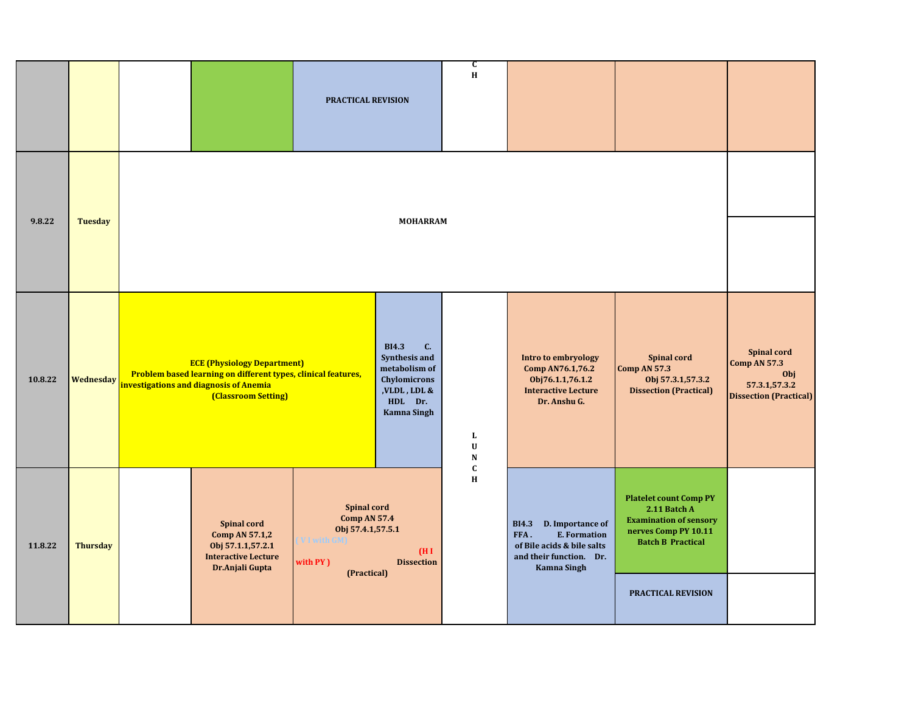| | | | | | | | | |
|---|---|---|---|---|---|---|---|---|
| | | | | **PRACTICAL REVISION** | **C H** | | | |
| **9.8.22** | **Tuesday** | **MOHARRAM** | | | | | | |
| **10.8.22** | **Wednesday** | **ECE (Physiology Department) Problem based learning on different types, clinical features, investigations and diagnosis of Anemia (Classroom Setting)** | | **BI4.3 C. Synthesis and metabolism of Chylomicrons ,VLDL , LDL & HDL Dr. Kamna Singh** | **L U N C H** | **Intro to embryology Comp AN76.1,76.2 Obj76.1.1,76.1.2 Interactive Lecture Dr. Anshu G.** | **Spinal cord Comp AN 57.3 Obj 57.3.1,57.3.2 Dissection (Practical)** | **Spinal cord Comp AN 57.3 Obj 57.3.1,57.3.2 Dissection (Practical)** |
| **11.8.22** | **Thursday** | | **Spinal cord Comp AN 57.1,2 Obj 57.1.1,57.2.1 Interactive Lecture Dr.Anjali Gupta** | **Spinal cord Comp AN 57.4 Obj 57.4.1,57.5.1 ( V I with GM) (H I with PY ) Dissection (Practical)** | | **BI4.3 D. Importance of FFA . E. Formation of Bile acids & bile salts and their function. Dr. Kamna Singh** | **Platelet count Comp PY 2.11 Batch A Examination of sensory nerves Comp PY 10.11 Batch B Practical** / **PRACTICAL REVISION** | |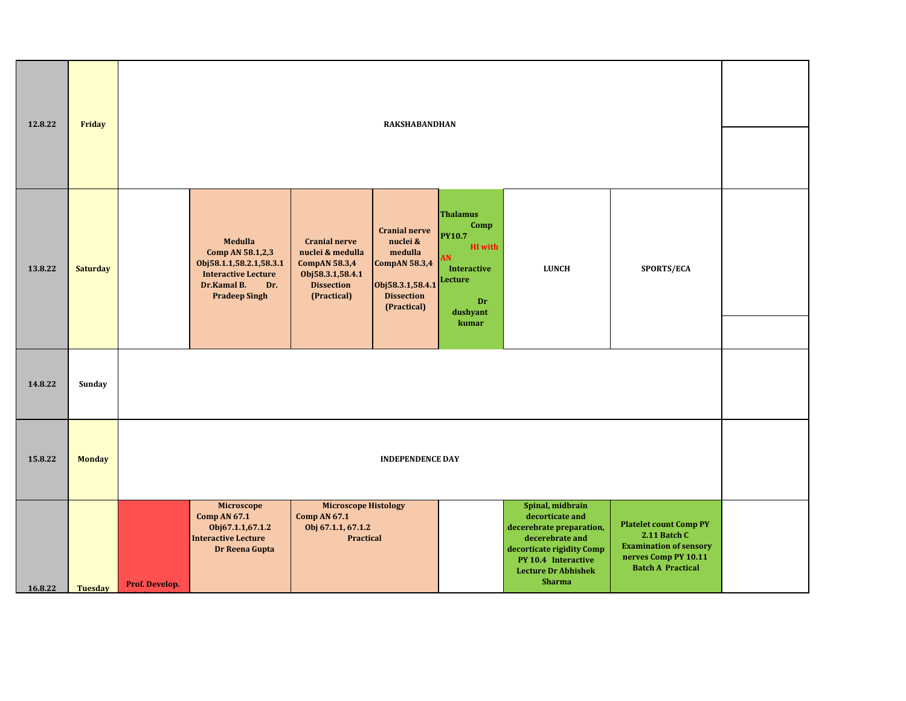| | | | | | | | | | |
|---|---|---|---|---|---|---|---|---|---|
| 12.8.22 | Friday | RAKSHABANDHAN | | | | | | | |
| 13.8.22 | Saturday | | Medulla Comp AN 58.1,2,3 Obj58.1.1,58.2.1,58.3.1 Interactive Lecture Dr.Kamal B. Dr. Pradeep Singh | Cranial nerve nuclei & medulla CompAN 58.3,4 Obj58.3.1,58.4.1 Dissection (Practical) | Cranial nerve nuclei & medulla CompAN 58.3,4 Obj58.3.1,58.4.1 Dissection (Practical) | Thalamus Comp PY10.7 HI with AN Interactive Lecture Dr dushyant kumar | LUNCH | SPORTS/ECA | |
| 14.8.22 | Sunday | | | | | | | | |
| 15.8.22 | Monday | INDEPENDENCE DAY | | | | | | | |
| 16.8.22 | Tuesday | Prof. Develop. | Microscope Comp AN 67.1 Obj67.1.1,67.1.2 Interactive Lecture Dr Reena Gupta | Microscope Histology Comp AN 67.1 Obj 67.1.1, 67.1.2 Practical | | | Spinal, midbrain decorticate and decerebrate preparation, decerebrate and decorticate rigidity Comp PY 10.4 Interactive Lecture Dr Abhishek Sharma | Platelet count Comp PY 2.11 Batch C Examination of sensory nerves Comp PY 10.11 Batch A Practical | |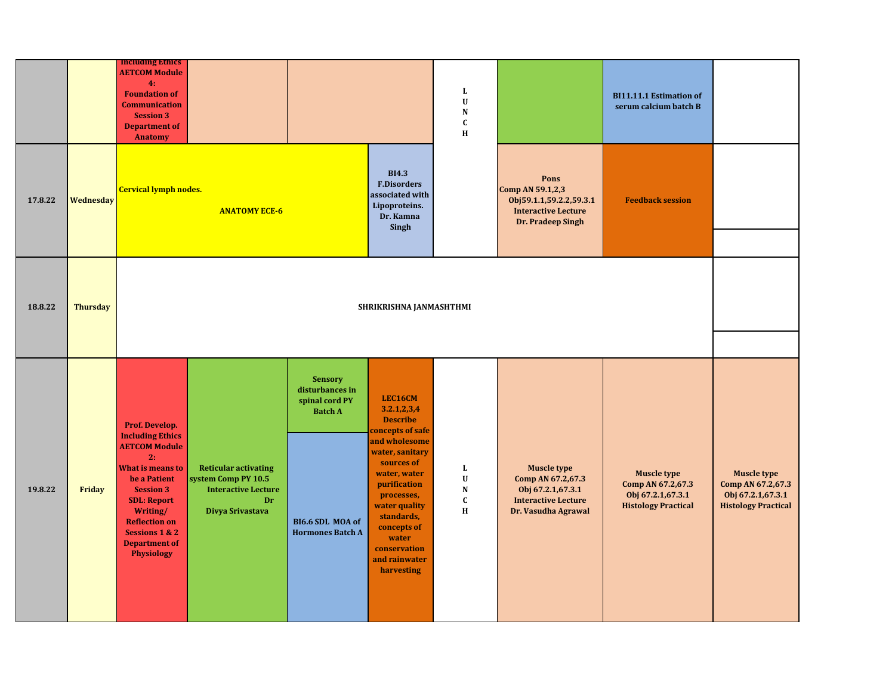| | | | | | | | | | |
|---|---|---|---|---|---|---|---|---|---|
| | | Including Ethics AETCOM Module 4: Foundation of Communication Session 3 Department of Anatomy | | | | L U N C H | | BI11.11.1 Estimation of serum calcium batch B | |
| 17.8.22 | Wednesday | Cervical lymph nodes. ANATOMY ECE-6 | | | BI4.3 F.Disorders associated with Lipoproteins. Dr. Kamna Singh | | Pons Comp AN 59.1,2,3 Obj59.1.1,59.2.2,59.3.1 Interactive Lecture Dr. Pradeep Singh | Feedback session | |
| 18.8.22 | Thursday | SHRIKRISHNA JANMASHTHMI | | | | | | | |
| 19.8.22 | Friday | Prof. Develop. Including Ethics AETCOM Module 2: What is means to be a Patient Session 3 SDL: Report Writing/ Reflection on Sessions 1 & 2 Department of Physiology | Reticular activating system Comp PY 10.5 Interactive Lecture Dr Divya Srivastava | Sensory disturbances in spinal cord PY Batch A / BI6.6 SDL MOA of Hormones Batch A | LEC16CM 3.2.1,2,3,4 Describe concepts of safe and wholesome water, sanitary sources of water, water purification processes, water quality standards, concepts of water conservation and rainwater harvesting | L U N C H | Muscle type Comp AN 67.2,67.3 Obj 67.2.1,67.3.1 Interactive Lecture Dr. Vasudha Agrawal | Muscle type Comp AN 67.2,67.3 Obj 67.2.1,67.3.1 Histology Practical | Muscle type Comp AN 67.2,67.3 Obj 67.2.1,67.3.1 Histology Practical |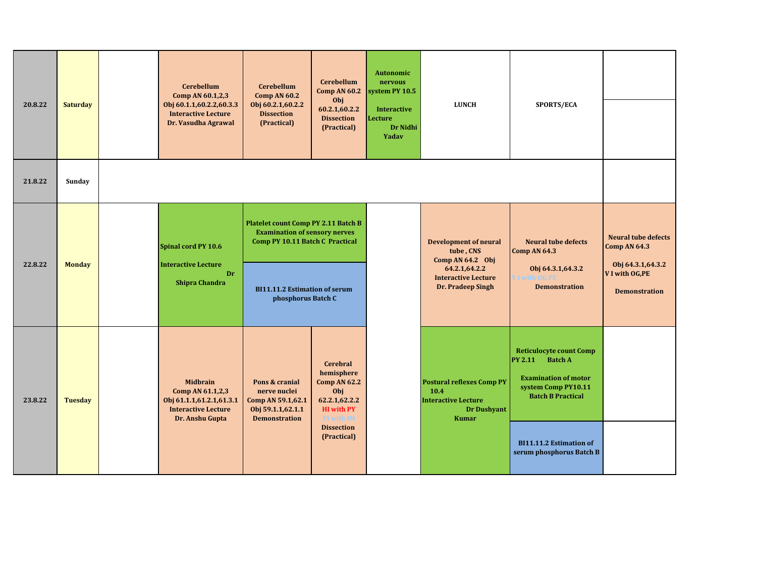| | | | | | | | | | |
|---|---|---|---|---|---|---|---|---|---|
| 20.8.22 | Saturday | | Cerebellum Comp AN 60.1,2,3 Obj 60.1.1,60.2.2,60.3.3 Interactive Lecture Dr. Vasudha Agrawal | Cerebellum Comp AN 60.2 Obj 60.2.1,60.2.2 Dissection (Practical) | Cerebellum Comp AN 60.2 Obj 60.2.1,60.2.2 Dissection (Practical) | Autonomic nervous system PY 10.5 Interactive Lecture Dr Nidhi Yadav | LUNCH | SPORTS/ECA | |
| 21.8.22 | Sunday | | | | | | | | |
| 22.8.22 | Monday | | Spinal cord PY 10.6 Interactive Lecture Dr Shipra Chandra | Platelet count Comp PY 2.11 Batch B Examination of sensory nerves Comp PY 10.11 Batch C Practical / BI11.11.2 Estimation of serum phosphorus Batch C | | | Development of neural tube , CNS Comp AN 64.2 Obj 64.2.1,64.2.2 Interactive Lecture Dr. Pradeep Singh | Neural tube defects Comp AN 64.3 Obj 64.3.1,64.3.2 V I with OG,PE Demonstration | Neural tube defects Comp AN 64.3 Obj 64.3.1,64.3.2 V I with OG,PE Demonstration |
| 23.8.22 | Tuesday | | Midbrain Comp AN 61.1,2,3 Obj 61.1.1,61.2.1,61.3.1 Interactive Lecture Dr. Anshu Gupta | Pons & cranial nerve nuclei Comp AN 59.1,62.1 Obj 59.1.1,62.1.1 Demonstration | Cerebral hemisphere Comp AN 62.2 Obj 62.2.1,62.2.2 HI with PY VI with IM Dissection (Practical) | | Postural reflexes Comp PY 10.4 Interactive Lecture Dr Dushyant Kumar | Reticulocyte count Comp PY 2.11 Batch A Examination of motor system Comp PY10.11 Batch B Practical / BI11.11.2 Estimation of serum phosphorus Batch B | |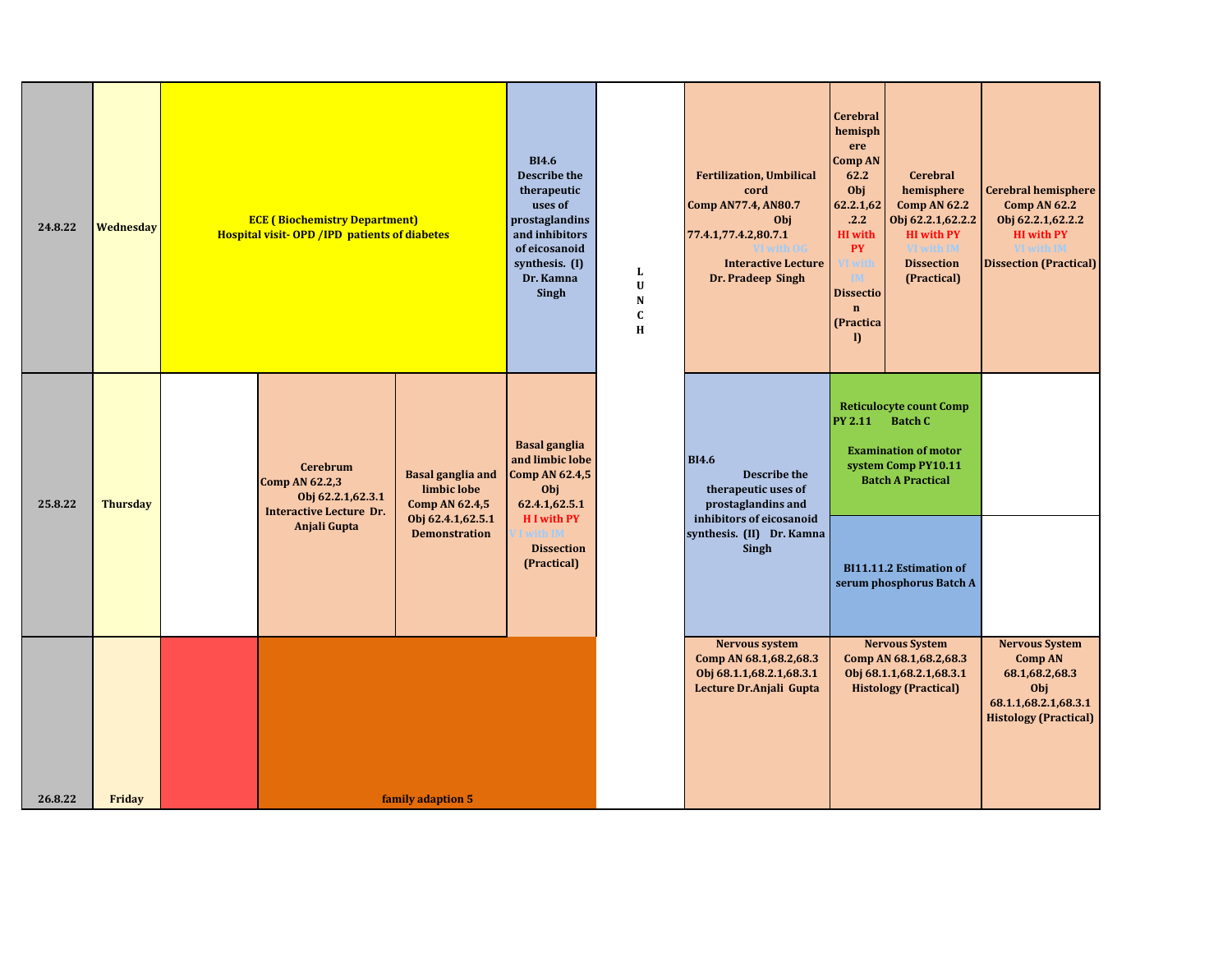| Date | Day | | | | | | | | | |
|---|---|---|---|---|---|---|---|---|---|---|
| 24.8.22 | Wednesday | ECE ( Biochemistry Department) Hospital visit- OPD /IPD patients of diabetes | | | BI4.6 Describe the therapeutic uses of prostaglandins and inhibitors of eicosanoid synthesis. (I) Dr. Kamna Singh | LUNCH | Fertilization, Umbilical cord Comp AN77.4, AN80.7 Obj 77.4.1,77.4.2,80.7.1 VI with OG Interactive Lecture Dr. Pradeep Singh | Cerebral hemisphere Comp AN 62.2 Obj 62.2.1,62.2.2 HI with PY VI with IM Dissection (Practical) | Cerebral hemisphere Comp AN 62.2 Obj 62.2.1,62.2.2 HI with PY VI with IM Dissection (Practical) | Cerebral hemisphere Comp AN 62.2 Obj 62.2.1,62.2.2 HI with PY VI with IM Dissection (Practical) |
| 25.8.22 | Thursday | | Cerebrum Comp AN 62.2,3 Obj 62.2.1,62.3.1 Interactive Lecture Dr. Anjali Gupta | Basal ganglia and limbic lobe Comp AN 62.4,5 Obj 62.4.1,62.5.1 Demonstration | Basal ganglia and limbic lobe Comp AN 62.4,5 Obj 62.4.1,62.5.1 H I with PY V I with IM Dissection (Practical) | | BI4.6 Describe the therapeutic uses of prostaglandins and inhibitors of eicosanoid synthesis. (II) Dr. Kamna Singh | Reticulocyte count Comp PY 2.11 Batch C<br>Examination of motor system Comp PY10.11 Batch A Practical<br>BI11.11.2 Estimation of serum phosphorus Batch A | | |
| 26.8.22 | Friday | | family adaption 5 | | | | Nervous system Comp AN 68.1,68.2,68.3 Obj 68.1.1,68.2.1,68.3.1 Lecture Dr.Anjali Gupta | Nervous System Comp AN 68.1,68.2,68.3 Obj 68.1.1,68.2.1,68.3.1 Histology (Practical) | | Nervous System Comp AN 68.1,68.2,68.3 Obj 68.1.1,68.2.1,68.3.1 Histology (Practical) |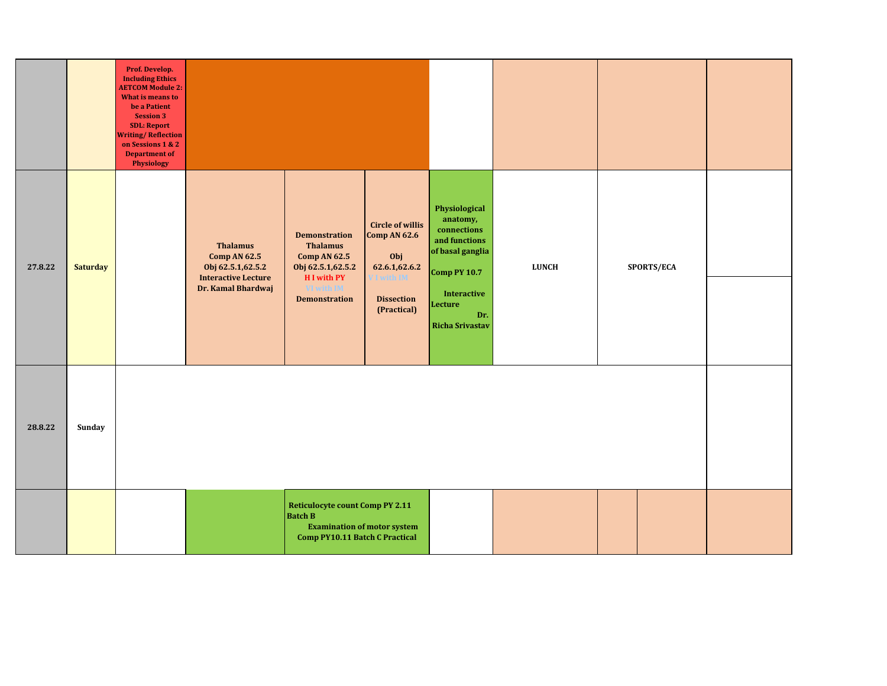| | | | | | | | | | |
|---|---|---|---|---|---|---|---|---|---|
| | | **Prof. Develop. Including Ethics AETCOM Module 2: What is means to be a Patient Session 3 SDL: Report Writing/ Reflection on Sessions 1 & 2 Department of Physiology** | | | | | | | |
| **27.8.22** | **Saturday** | | **Thalamus Comp AN 62.5 Obj 62.5.1,62.5.2 Interactive Lecture Dr. Kamal Bhardwaj** | **Demonstration Thalamus Comp AN 62.5 Obj 62.5.1,62.5.2 H I with PY VI with IM Demonstration** | **Circle of willis Comp AN 62.6 Obj 62.6.1,62.6.2 V I with IM Dissection (Practical)** | **Physiological anatomy, connections and functions of basal ganglia Comp PY 10.7 Interactive Lecture Dr. Richa Srivastav** | **LUNCH** | **SPORTS/ECA** | |
| **28.8.22** | **Sunday** | | | | | | | | |
| | | | | **Reticulocyte count Comp PY 2.11 Batch B Examination of motor system Comp PY10.11 Batch C Practical** | | | | | |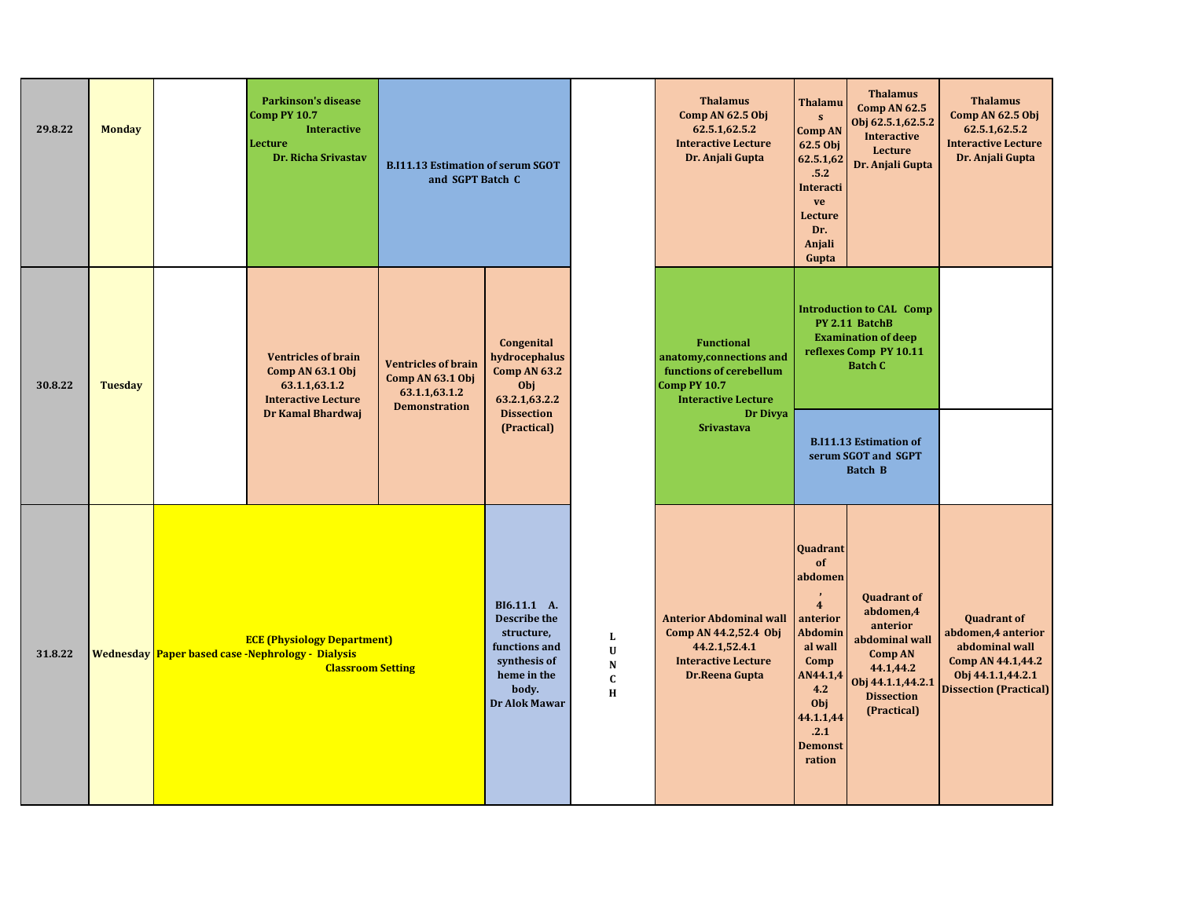| Date | Day | | | | | | | | | |
|---|---|---|---|---|---|---|---|---|---|---|
| 29.8.22 | Monday | | **Parkinson's disease Comp PY 10.7 Interactive Lecture Dr. Richa Srivastav** | **B.I11.13 Estimation of serum SGOT and SGPT Batch C** | | | **Thalamus Comp AN 62.5 Obj 62.5.1,62.5.2 Interactive Lecture Dr. Anjali Gupta** | **Thalamus Comp AN 62.5 Obj 62.5.1,62.5.2 Interactive Lecture Dr. Anjali Gupta** | **Thalamus Comp AN 62.5 Obj 62.5.1,62.5.2 Interactive Lecture Dr. Anjali Gupta** | **Thalamus Comp AN 62.5 Obj 62.5.1,62.5.2 Interactive Lecture Dr. Anjali Gupta** |
| 30.8.22 | Tuesday | | **Ventricles of brain Comp AN 63.1 Obj 63.1.1,63.1.2 Interactive Lecture Dr Kamal Bhardwaj** | **Ventricles of brain Comp AN 63.1 Obj 63.1.1,63.1.2 Demonstration** | **Congenital hydrocephalus Comp AN 63.2 Obj 63.2.1,63.2.2 Dissection (Practical)** | | **Functional anatomy,connections and functions of cerebellum Comp PY 10.7 Interactive Lecture Dr Divya Srivastava** | **Introduction to CAL Comp PY 2.11 BatchB Examination of deep reflexes Comp PY 10.11 Batch C** / **B.I11.13 Estimation of serum SGOT and SGPT Batch B** | | |
| 31.8.22 | Wednesday | **ECE (Physiology Department) Paper based case -Nephrology - Dialysis Classroom Setting** | | | **BI6.11.1 A. Describe the structure, functions and synthesis of heme in the body. Dr Alok Mawar** | **LUNCH** | **Anterior Abdominal wall Comp AN 44.2,52.4 Obj 44.2.1,52.4.1 Interactive Lecture Dr.Reena Gupta** | **Quadrant of abdomen, 4 anterior Abdominal wall Comp AN44.1,44.2 Obj 44.1.1,44.2.1 Demonstration** | **Quadrant of abdomen,4 anterior abdominal wall Comp AN 44.1,44.2 Obj 44.1.1,44.2.1 Dissection (Practical)** | **Quadrant of abdomen,4 anterior abdominal wall Comp AN 44.1,44.2 Obj 44.1.1,44.2.1 Dissection (Practical)** |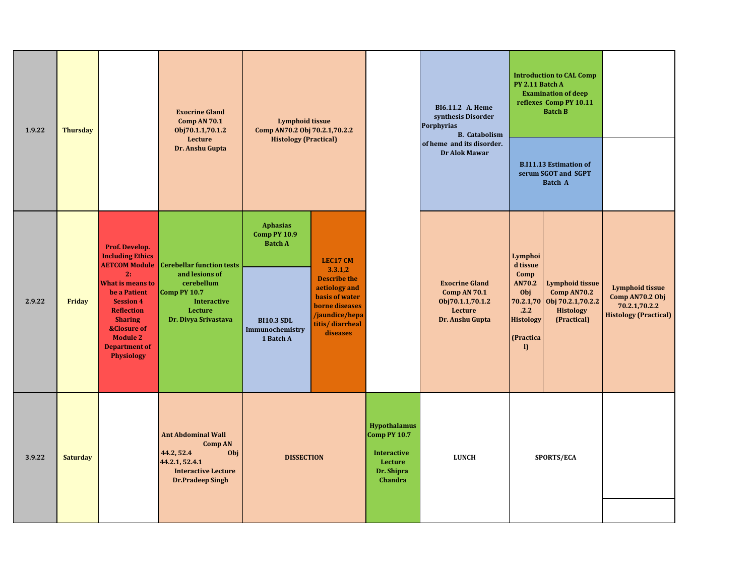| Date | Day | | | | | | | | |
|---|---|---|---|---|---|---|---|---|---|
| 1.9.22 | Thursday | | Exocrine Gland Comp AN 70.1 Obj70.1.1,70.1.2 Lecture Dr. Anshu Gupta | Lymphoid tissue Comp AN70.2 Obj 70.2.1,70.2.2 Histology (Practical) | | BI6.11.2 A. Heme synthesis Disorder Porphyrias B. Catabolism of heme and its disorder. Dr Alok Mawar | Introduction to CAL Comp PY 2.11 Batch A Examination of deep reflexes Comp PY 10.11 Batch B / B.I11.13 Estimation of serum SGOT and SGPT Batch A | | |
| 2.9.22 | Friday | Prof. Develop. Including Ethics AETCOM Module 2: What is means to be a Patient Session 4 Reflection Sharing &Closure of Module 2 Department of Physiology | Cerebellar function tests and lesions of cerebellum Comp PY 10.7 Interactive Lecture Dr. Divya Srivastava | Aphasias Comp PY 10.9 Batch A / BI10.3 SDL Immunochemistry 1 Batch A / LEC17 CM 3.3.1,2 Describe the aetiology and basis of water borne diseases /jaundice/hepatitis/ diarrheal diseases | | Exocrine Gland Comp AN 70.1 Obj70.1.1,70.1.2 Lecture Dr. Anshu Gupta | Lymphoid tissue Comp AN70.2 Obj 70.2.1,70.2.2 Histology (Practical) / Lymphoid tissue Comp AN70.2 Obj 70.2.1,70.2.2 Histology (Practical) | Lymphoid tissue Comp AN70.2 Obj 70.2.1,70.2.2 Histology (Practical) | |
| 3.9.22 | Saturday | | Ant Abdominal Wall Comp AN 44.2, 52.4 Obj 44.2.1, 52.4.1 Interactive Lecture Dr.Pradeep Singh | DISSECTION | Hypothalamus Comp PY 10.7 Interactive Lecture Dr. Shipra Chandra | LUNCH | SPORTS/ECA | | |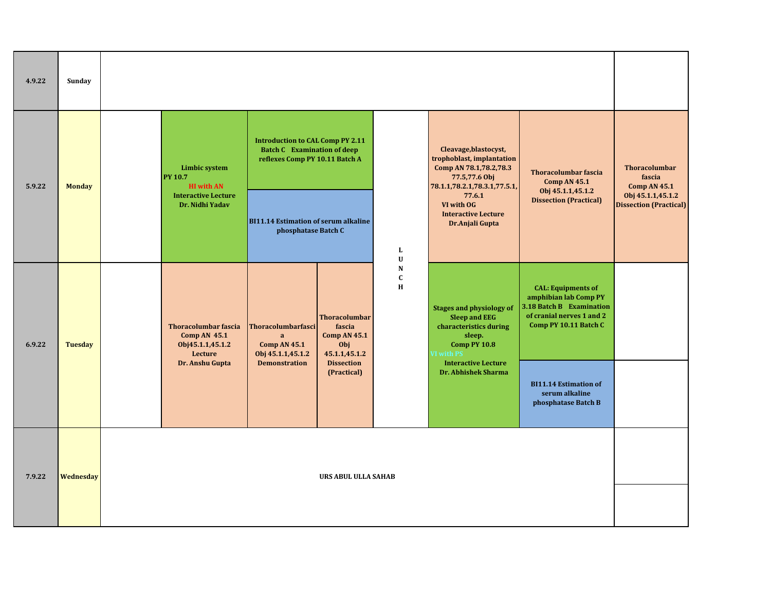| Date | Day | | | | | | | |
|---|---|---|---|---|---|---|---|---|
| 4.9.22 | Sunday | | | | | | | |
| 5.9.22 | Monday | | **Limbic system PY 10.7** HI with AN **Interactive Lecture Dr. Nidhi Yadav** | **Introduction to CAL Comp PY 2.11 Batch C Examination of deep reflexes Comp PY 10.11 Batch A** / **BI11.14 Estimation of serum alkaline phosphatase Batch C** | LUNCH | **Cleavage,blastocyst, trophoblast, implantation Comp AN 78.1,78.2,78.3 77.5,77.6 Obj 78.1.1,78.2.1,78.3.1,77.5.1, 77.6.1 VI with OG Interactive Lecture Dr.Anjali Gupta** | **Thoracolumbar fascia Comp AN 45.1 Obj 45.1.1,45.1.2 Dissection (Practical)** | **Thoracolumbar fascia Comp AN 45.1 Obj 45.1.1,45.1.2 Dissection (Practical)** |
| 6.9.22 | Tuesday | | **Thoracolumbar fascia Comp AN 45.1 Obj45.1.1,45.1.2 Lecture Dr. Anshu Gupta** | **Thoracolumbarfascia Comp AN 45.1 Obj 45.1.1,45.1.2 Demonstration** / **Thoracolumbar fascia Comp AN 45.1 Obj 45.1.1,45.1.2 Dissection (Practical)** | LUNCH | **Stages and physiology of Sleep and EEG characteristics during sleep. Comp PY 10.8** VI with PS **Interactive Lecture Dr. Abhishek Sharma** | **CAL: Equipments of amphibian lab Comp PY 3.18 Batch B Examination of cranial nerves 1 and 2 Comp PY 10.11 Batch C** / **BI11.14 Estimation of serum alkaline phosphatase Batch B** | |
| 7.9.22 | Wednesday | **URS ABUL ULLA SAHAB** | | | | | | |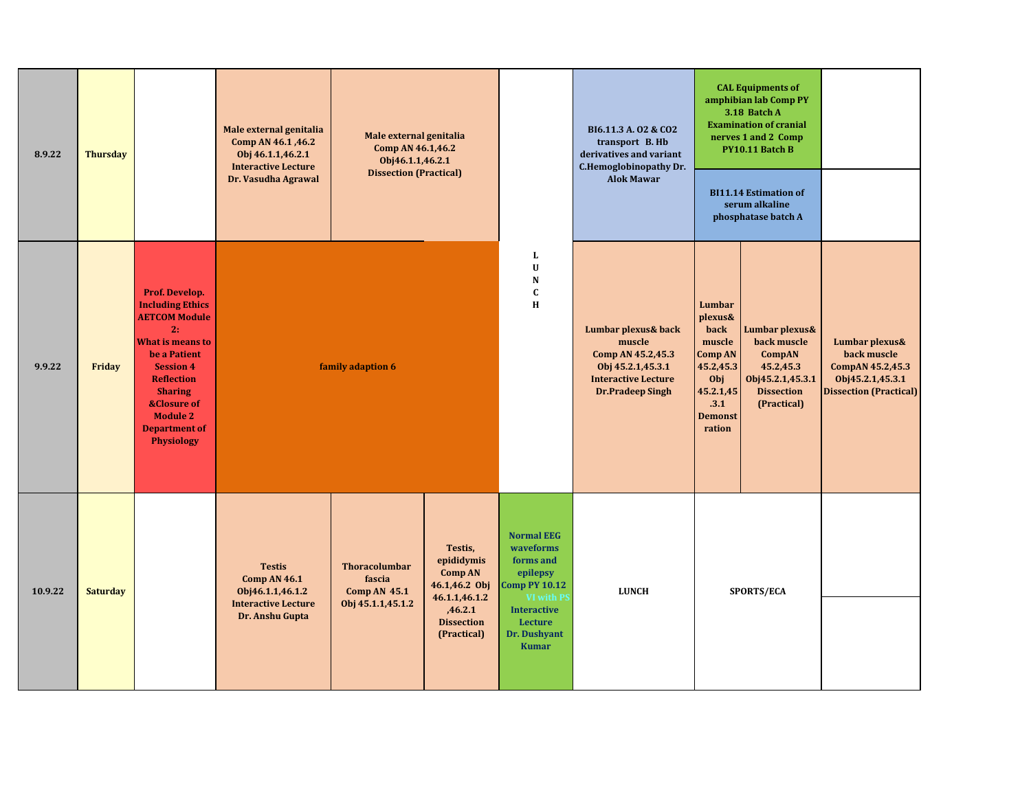| Date | Day | | | | | | | |
|---|---|---|---|---|---|---|---|---|
| 8.9.22 | Thursday | | **Male external genitalia Comp AN 46.1 ,46.2 Obj 46.1.1,46.2.1 Interactive Lecture Dr. Vasudha Agrawal** | **Male external genitalia Comp AN 46.1,46.2 Obj46.1.1,46.2.1 Dissection (Practical)** | L U N C H | **BI6.11.3 A. O2 & CO2 transport B. Hb derivatives and variant C.Hemoglobinopathy Dr. Alok Mawar** | **CAL Equipments of amphibian lab Comp PY 3.18 Batch A Examination of cranial nerves 1 and 2 Comp PY10.11 Batch B** / **BI11.14 Estimation of serum alkaline phosphatase batch A** | |
| 9.9.22 | Friday | **Prof. Develop. Including Ethics AETCOM Module 2: What is means to be a Patient Session 4 Reflection Sharing &Closure of Module 2 Department of Physiology** | **family adaption 6** | | | **Lumbar plexus& back muscle Comp AN 45.2,45.3 Obj 45.2.1,45.3.1 Interactive Lecture Dr.Pradeep Singh** | **Lumbar plexus& back muscle Comp AN 45.2,45.3 Obj 45.2.1,45.3.1 Demonstration** / **Lumbar plexus& back muscle CompAN 45.2,45.3 Obj45.2.1,45.3.1 Dissection (Practical)** | **Lumbar plexus& back muscle CompAN 45.2,45.3 Obj45.2.1,45.3.1 Dissection (Practical)** |
| 10.9.22 | Saturday | | **Testis Comp AN 46.1 Obj46.1.1,46.1.2 Interactive Lecture Dr. Anshu Gupta** | **Thoracolumbar fascia Comp AN 45.1 Obj 45.1.1,45.1.2** / **Testis, epididymis Comp AN 46.1,46.2 Obj 46.1.1,46.1.2 ,46.2.1 Dissection (Practical)** | **Normal EEG waveforms forms and epilepsy Comp PY 10.12 VI with PS Interactive Lecture Dr. Dushyant Kumar** | **LUNCH** | **SPORTS/ECA** | |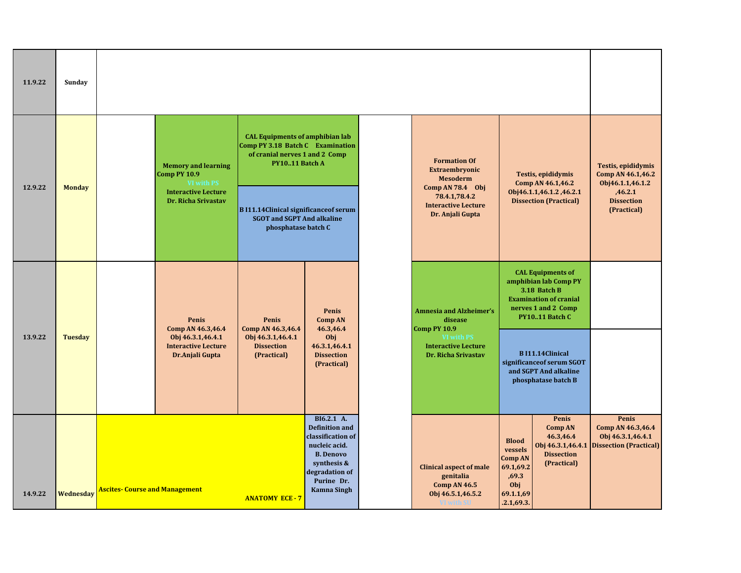| Date | Day | | | | | | | | |
|---|---|---|---|---|---|---|---|---|---|
| 11.9.22 | Sunday | | | | | | | | |
| 12.9.22 | Monday | | **Memory and learning Comp PY 10.9** VI with PS **Interactive Lecture Dr. Richa Srivastav** | **CAL Equipments of amphibian lab Comp PY 3.18 Batch C Examination of cranial nerves 1 and 2 Comp PY10..11 Batch A** / **B I11.14Clinical significanceof serum SGOT and SGPT And alkaline phosphatase batch C** | | | **Formation Of Extraembryonic Mesoderm Comp AN 78.4 Obj 78.4.1,78.4.2 Interactive Lecture Dr. Anjali Gupta** | **Testis, epididymis Comp AN 46.1,46.2 Obj46.1.1,46.1.2 ,46.2.1 Dissection (Practical)** | **Testis, epididymis Comp AN 46.1,46.2 Obj46.1.1,46.1.2 ,46.2.1 Dissection (Practical)** |
| 13.9.22 | Tuesday | | **Penis Comp AN 46.3,46.4 Obj 46.3.1,46.4.1 Interactive Lecture Dr.Anjali Gupta** | **Penis Comp AN 46.3,46.4 Obj 46.3.1,46.4.1 Dissection (Practical)** | **Penis Comp AN 46.3,46.4 Obj 46.3.1,46.4.1 Dissection (Practical)** | | **Amnesia and Alzheimer's disease Comp PY 10.9** VI with PS **Interactive Lecture Dr. Richa Srivastav** | **CAL Equipments of amphibian lab Comp PY 3.18 Batch B Examination of cranial nerves 1 and 2 Comp PY10..11 Batch C** / **B I11.14Clinical significanceof serum SGOT and SGPT And alkaline phosphatase batch B** | |
| 14.9.22 | Wednesday | **Ascites- Course and Management** **ANATOMY ECE - 7** | | | **BI6.2.1 A. Definition and classification of nucleic acid. B. Denovo synthesis & degradation of Purine Dr. Kamna Singh** | | **Clinical aspect of male genitalia Comp AN 46.5 Obj 46.5.1,46.5.2** VI with SU | **Blood vessels Comp AN 69.1,69.2 ,69.3 Obj 69.1.1,69 .2.1,69.3.** / **Penis Comp AN 46.3,46.4 Obj 46.3.1,46.4.1 Dissection (Practical)** | **Penis Comp AN 46.3,46.4 Obj 46.3.1,46.4.1 Dissection (Practical)** |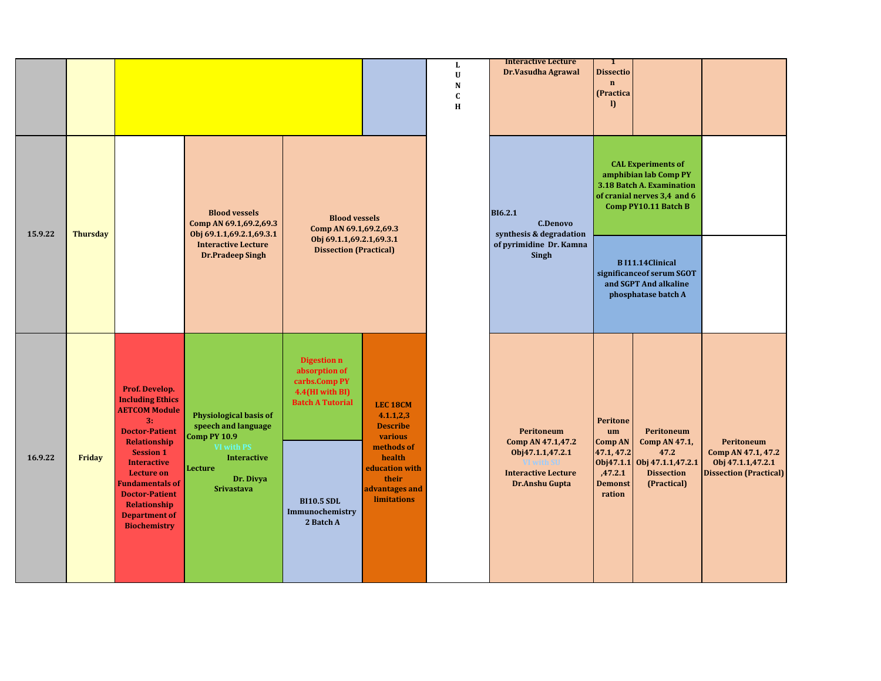|  |  |  |  |  |  | L U N C H | Interactive Lecture Dr.Vasudha Agrawal | 1 Dissection (Practical) |  |  |
|---|---|---|---|---|---|---|---|---|---|---|
| **15.9.22** | **Thursday** |  | **Blood vessels Comp AN 69.1,69.2,69.3 Obj 69.1.1,69.2.1,69.3.1 Interactive Lecture Dr.Pradeep Singh** | **Blood vessels Comp AN 69.1,69.2,69.3 Obj 69.1.1,69.2.1,69.3.1 Dissection (Practical)** |  |  | **BI6.2.1 C.Denovo synthesis & degradation of pyrimidine Dr. Kamna Singh** | **CAL Experiments of amphibian lab Comp PY 3.18 Batch A. Examination of cranial nerves 3,4 and 6 Comp PY10.11 Batch B** / **B I11.14Clinical significanceof serum SGOT and SGPT And alkaline phosphatase batch A** |  |  |
| **16.9.22** | **Friday** | **Prof. Develop. Including Ethics AETCOM Module 3: Doctor-Patient Relationship Session 1 Interactive Lecture on Fundamentals of Doctor-Patient Relationship Department of Biochemistry** | **Physiological basis of speech and language Comp PY 10.9 VI with PS Interactive Lecture Dr. Divya Srivastava** | **Digestion n absorption of carbs.Comp PY 4.4(HI with BI) Batch A Tutorial** / **BI10.5 SDL Immunochemistry 2 Batch A** | **LEC 18CM 4.1.1,2,3 Describe various methods of health education with their advantages and limitations** |  | **Peritoneum Comp AN 47.1,47.2 Obj47.1.1,47.2.1 VI with SU Interactive Lecture Dr.Anshu Gupta** | **Peritoneum Comp AN 47.1, 47.2 Obj47.1.1 ,47.2.1 Demonstration** | **Peritoneum Comp AN 47.1, 47.2 Obj 47.1.1,47.2.1 Dissection (Practical)** | **Peritoneum Comp AN 47.1, 47.2 Obj 47.1.1,47.2.1 Dissection (Practical)** |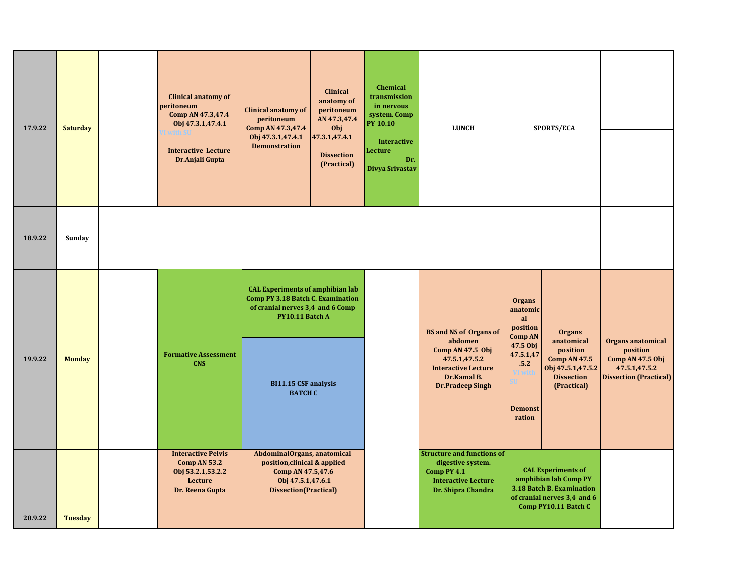| Date | Day | | | | | | | | | | |
|---|---|---|---|---|---|---|---|---|---|---|---|
| 17.9.22 | Saturday | | Clinical anatomy of peritoneum Comp AN 47.3,47.4 Obj 47.3.1,47.4.1 VI with SU Interactive Lecture Dr.Anjali Gupta | Clinical anatomy of peritoneum Comp AN 47.3,47.4 Obj 47.3.1,47.4.1 Demonstration | Clinical anatomy of peritoneum AN 47.3,47.4 Obj 47.3.1,47.4.1 Dissection (Practical) | Chemical transmission in nervous system. Comp PY 10.10 Interactive Lecture Dr. Divya Srivastav | LUNCH | SPORTS/ECA | | | |
| 18.9.22 | Sunday | | | | | | | | | | |
| 19.9.22 | Monday | | Formative Assessment CNS | CAL Experiments of amphibian lab Comp PY 3.18 Batch C. Examination of cranial nerves 3,4 and 6 Comp PY10.11 Batch A / BI11.15 CSF analysis BATCH C | | | BS and NS of Organs of abdomen Comp AN 47.5 Obj 47.5.1,47.5.2 Interactive Lecture Dr.Kamal B. Dr.Pradeep Singh | Organs anatomical position Comp AN 47.5 Obj 47.5.1,47.5.2 VI with SU Demonstration | Organs anatomical position Comp AN 47.5 Obj 47.5.1,47.5.2 Dissection (Practical) | Organs anatomical position Comp AN 47.5 Obj 47.5.1,47.5.2 Dissection (Practical) | |
| 20.9.22 | Tuesday | | Interactive Pelvis Comp AN 53.2 Obj 53.2.1,53.2.2 Lecture Dr. Reena Gupta | AbdominalOrgans, anatomical position,clinical & applied Comp AN 47.5,47.6 Obj 47.5.1,47.6.1 Dissection(Practical) | | | Structure and functions of digestive system. Comp PY 4.1 Interactive Lecture Dr. Shipra Chandra | CAL Experiments of amphibian lab Comp PY 3.18 Batch B. Examination of cranial nerves 3,4 and 6 Comp PY10.11 Batch C | | | |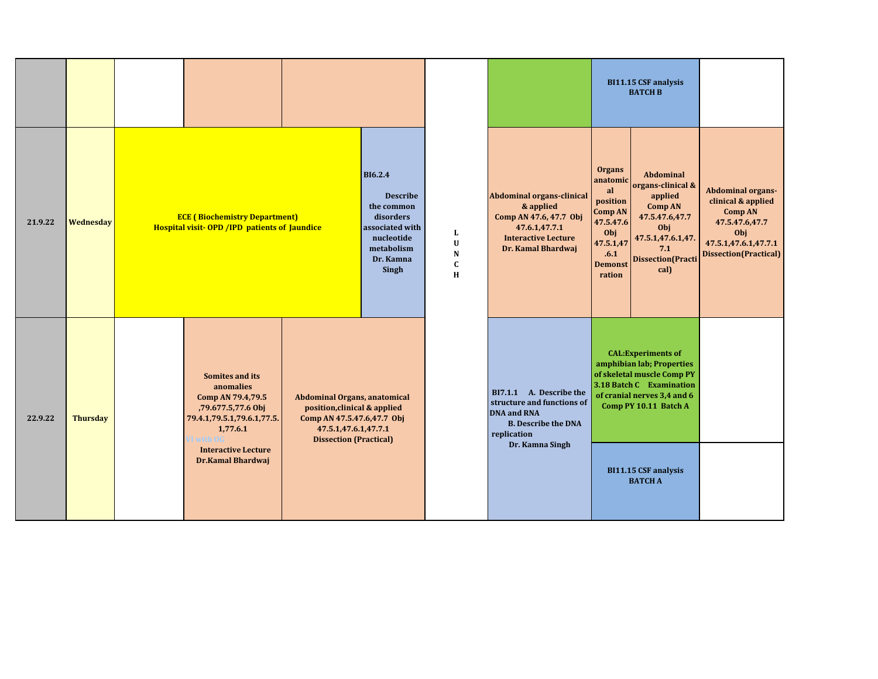| | | | | | | | | | |
|---|---|---|---|---|---|---|---|---|---|
| | | | | | | | **BI11.15 CSF analysis BATCH B** | | |
| **21.9.22** | **Wednesday** | **ECE ( Biochemistry Department) Hospital visit- OPD /IPD patients of Jaundice** | | **BI6.2.4 Describe the common disorders associated with nucleotide metabolism Dr. Kamna Singh** | **L U N C H** | **Abdominal organs-clinical & applied Comp AN 47.6, 47.7 Obj 47.6.1,47.7.1 Interactive Lecture Dr. Kamal Bhardwaj** | **Organs anatomical position Comp AN 47.5.47.6 Obj 47.5.1,47.6.1 Demonstration** | **Abdominal organs-clinical & applied Comp AN 47.5.47.6,47.7 Obj 47.5.1,47.6.1,47.7.1 Dissection(Practical)** | **Abdominal organs-clinical & applied Comp AN 47.5.47.6,47.7 Obj 47.5.1,47.6.1,47.7.1 Dissection(Practical)** |
| **22.9.22** | **Thursday** | **Somites and its anomalies Comp AN 79.4,79.5 ,79.677.5,77.6 Obj 79.4.1,79.5.1,79.6.1,77.5.1,77.6.1** VI with OG **Interactive Lecture Dr.Kamal Bhardwaj** | **Abdominal Organs, anatomical position,clinical & applied Comp AN 47.5.47.6,47.7 Obj 47.5.1,47.6.1,47.7.1 Dissection (Practical)** | | | **BI7.1.1 A. Describe the structure and functions of DNA and RNA B. Describe the DNA replication Dr. Kamna Singh** | **CAL:Experiments of amphibian lab; Properties of skeletal muscle Comp PY 3.18 Batch C Examination of cranial nerves 3,4 and 6 Comp PY 10.11 Batch A** / **BI11.15 CSF analysis BATCH A** | | |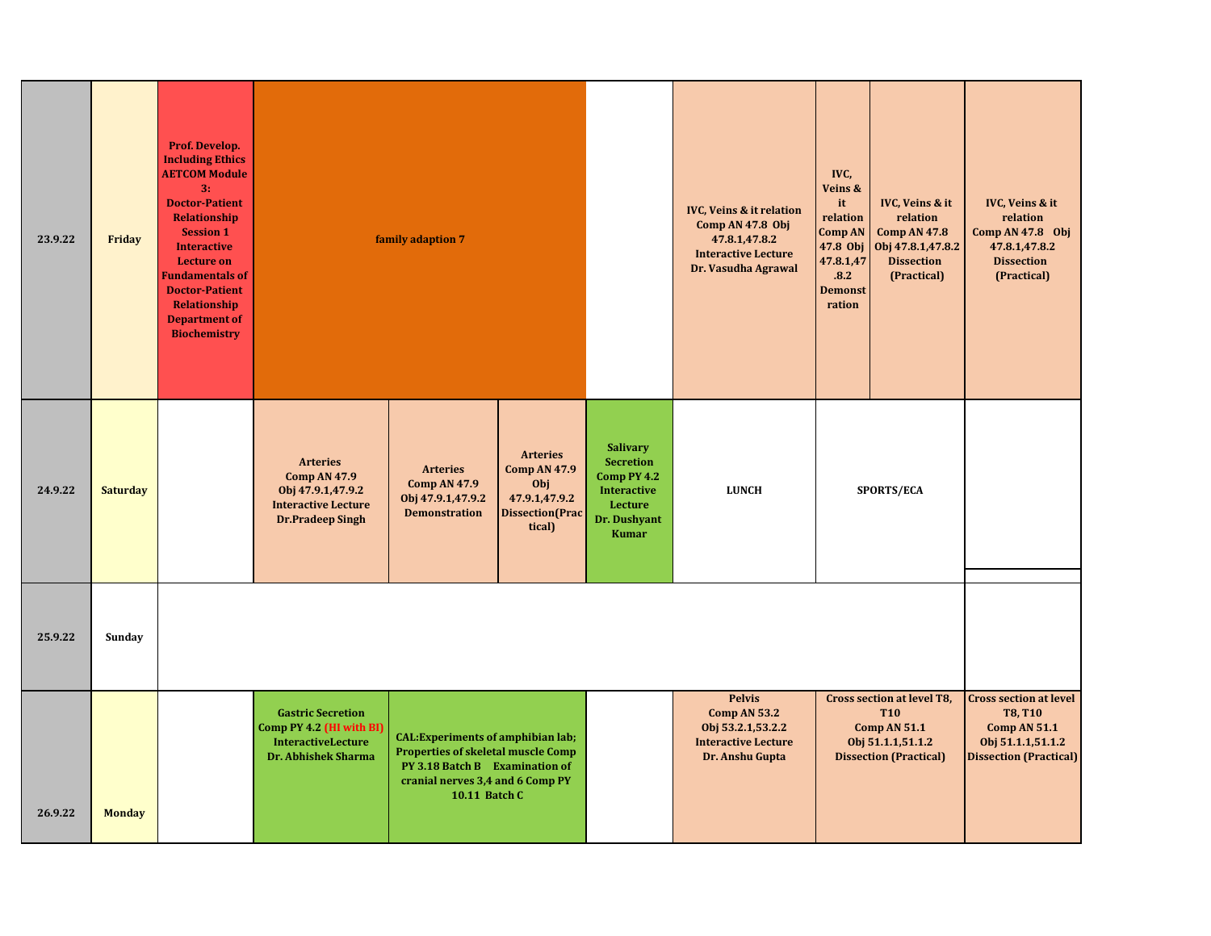| Date | Day | | | | | | | | | |
|---|---|---|---|---|---|---|---|---|---|---|
| 23.9.22 | Friday | Prof. Develop. Including Ethics AETCOM Module 3: Doctor-Patient Relationship Session 1 Interactive Lecture on Fundamentals of Doctor-Patient Relationship Department of Biochemistry | family adaption 7 | | | | IVC, Veins & it relation Comp AN 47.8 Obj 47.8.1,47.8.2 Interactive Lecture Dr. Vasudha Agrawal | IVC, Veins & it relation Comp AN 47.8 Obj 47.8.1,47.8.2 Demonstration | IVC, Veins & it relation Comp AN 47.8 Obj 47.8.1,47.8.2 Dissection (Practical) | IVC, Veins & it relation Comp AN 47.8 Obj 47.8.1,47.8.2 Dissection (Practical) |
| 24.9.22 | Saturday | | Arteries Comp AN 47.9 Obj 47.9.1,47.9.2 Interactive Lecture Dr.Pradeep Singh | Arteries Comp AN 47.9 Obj 47.9.1,47.9.2 Demonstration | Arteries Comp AN 47.9 Obj 47.9.1,47.9.2 Dissection(Practical) | Salivary Secretion Comp PY 4.2 Interactive Lecture Dr. Dushyant Kumar | LUNCH | SPORTS/ECA | | |
| 25.9.22 | Sunday | | | | | | | | | |
| 26.9.22 | Monday | | Gastric Secretion Comp PY 4.2 (HI with BI) InteractiveLecture Dr. Abhishek Sharma | CAL:Experiments of amphibian lab; Properties of skeletal muscle Comp PY 3.18 Batch B Examination of cranial nerves 3,4 and 6 Comp PY 10.11 Batch C | | | Pelvis Comp AN 53.2 Obj 53.2.1,53.2.2 Interactive Lecture Dr. Anshu Gupta | Cross section at level T8, T10 Comp AN 51.1 Obj 51.1.1,51.1.2 Dissection (Practical) | | Cross section at level T8, T10 Comp AN 51.1 Obj 51.1.1,51.1.2 Dissection (Practical) |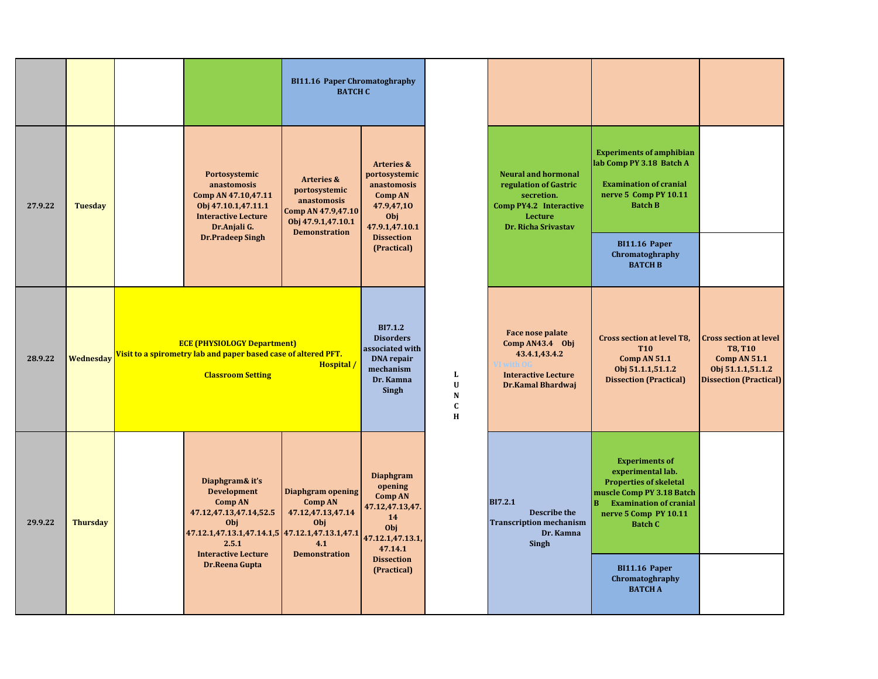| | | | | | | | | | |
|---|---|---|---|---|---|---|---|---|---|
| | | | | **BI11.16 Paper Chromatoghraphy BATCH C** | | | | | |
| **27.9.22** | **Tuesday** | | **Portosystemic anastomosis Comp AN 47.10,47.11 Obj 47.10.1,47.11.1 Interactive Lecture Dr.Anjali G. Dr.Pradeep Singh** | **Arteries & portosystemic anastomosis Comp AN 47.9,47.10 Obj 47.9.1,47.10.1 Demonstration** | **Arteries & portosystemic anastomosis Comp AN 47.9,47,1O Obj 47.9.1,47.10.1 Dissection (Practical)** | **L U N C H** | **Neural and hormonal regulation of Gastric secretion. Comp PY4.2 Interactive Lecture Dr. Richa Srivastav** | **Experiments of amphibian lab Comp PY 3.18 Batch A**<br><br>**Examination of cranial nerve 5 Comp PY 10.11 Batch B**<br><br>**BI11.16 Paper Chromatoghraphy BATCH B** | |
| **28.9.22** | **Wednesday** | **ECE (PHYSIOLOGY Department) Visit to a spirometry lab and paper based case of altered PFT. Hospital / Classroom Setting** | | | **BI7.1.2 Disorders associated with DNA repair mechanism Dr. Kamna Singh** | | **Face nose palate Comp AN43.4 Obj 43.4.1,43.4.2 VI with OG Interactive Lecture Dr.Kamal Bhardwaj** | **Cross section at level T8, T10 Comp AN 51.1 Obj 51.1.1,51.1.2 Dissection (Practical)** | **Cross section at level T8, T10 Comp AN 51.1 Obj 51.1.1,51.1.2 Dissection (Practical)** |
| **29.9.22** | **Thursday** | | **Diaphgram& it's Development Comp AN 47.12,47.13,47.14,52.5 Obj 47.12.1,47.13.1,47.14.1,52.5.1 Interactive Lecture Dr.Reena Gupta** | **Diaphgram opening Comp AN 47.12,47.13,47.14 Obj 47.12.1,47.13.1,47.14.1 Demonstration** | **Diaphgram opening Comp AN 47.12,47.13,47.14 Obj 47.12.1,47.13.1, 47.14.1 Dissection (Practical)** | | **BI7.2.1 Describe the Transcription mechanism Dr. Kamna Singh** | **Experiments of experimental lab. Properties of skeletal muscle Comp PY 3.18 Batch B Examination of cranial nerve 5 Comp PY 10.11 Batch C**<br><br>**BI11.16 Paper Chromatoghraphy BATCH A** | |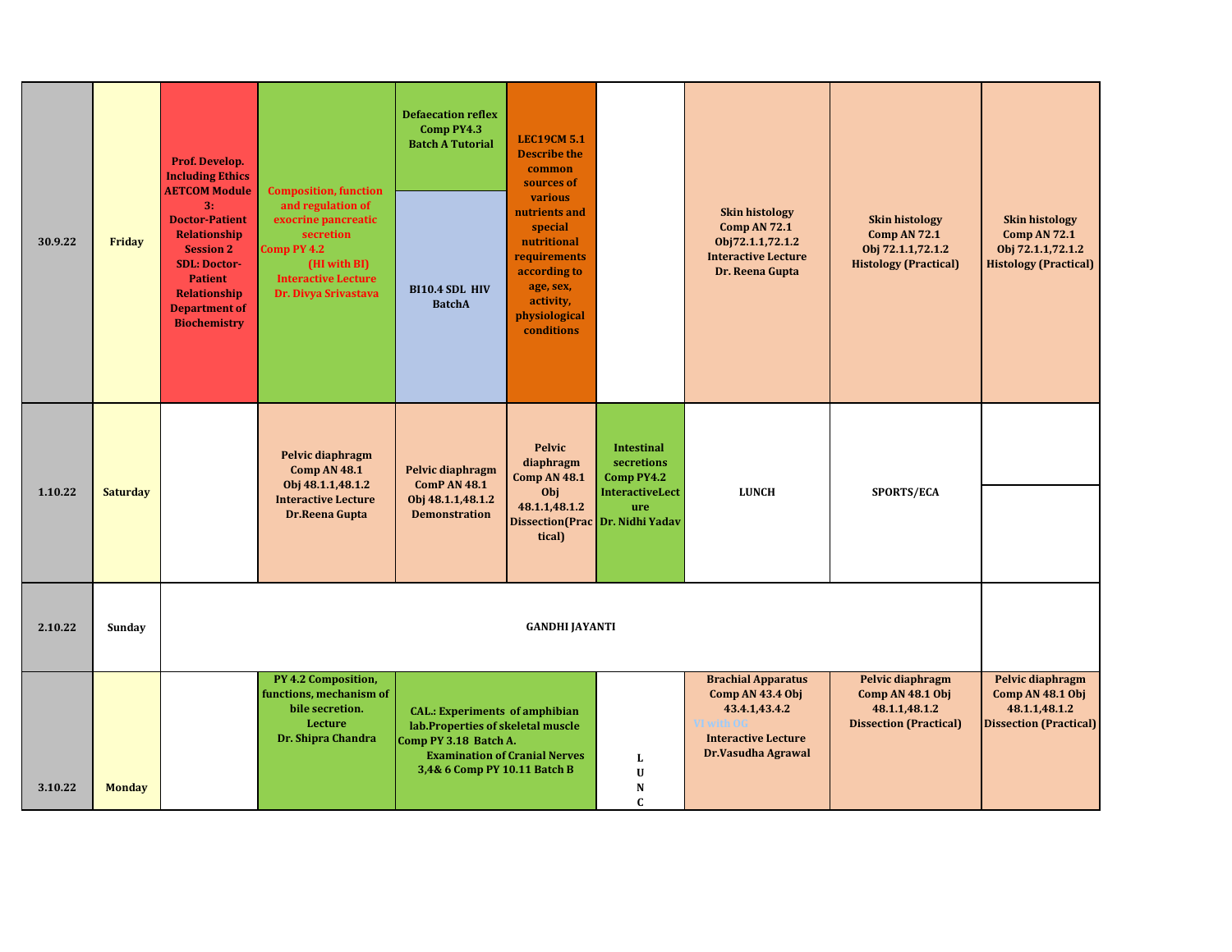| | | | | | | | | | |
|---|---|---|---|---|---|---|---|---|---|
| 30.9.22 | Friday | Prof. Develop. Including Ethics AETCOM Module 3: Doctor-Patient Relationship Session 2 SDL: Doctor-Patient Relationship Department of Biochemistry | Composition, function and regulation of exocrine pancreatic secretion Comp PY 4.2 (HI with BI) Interactive Lecture Dr. Divya Srivastava | Defaecation reflex Comp PY4.3 Batch A Tutorial / BI10.4 SDL HIV BatchA | LEC19CM 5.1 Describe the common sources of various nutrients and special nutritional requirements according to age, sex, activity, physiological conditions | | Skin histology Comp AN 72.1 Obj72.1.1,72.1.2 Interactive Lecture Dr. Reena Gupta | Skin histology Comp AN 72.1 Obj 72.1.1,72.1.2 Histology (Practical) | Skin histology Comp AN 72.1 Obj 72.1.1,72.1.2 Histology (Practical) |
| 1.10.22 | Saturday | | Pelvic diaphragm Comp AN 48.1 Obj 48.1.1,48.1.2 Interactive Lecture Dr.Reena Gupta | Pelvic diaphragm ComP AN 48.1 Obj 48.1.1,48.1.2 Demonstration | Pelvic diaphragm Comp AN 48.1 Obj 48.1.1,48.1.2 Dissection(Practical) | Intestinal secretions Comp PY4.2 InteractiveLecture Dr. Nidhi Yadav | LUNCH | SPORTS/ECA | |
| 2.10.22 | Sunday | GANDHI JAYANTI | | | | | | | |
| 3.10.22 | Monday | | PY 4.2 Composition, functions, mechanism of bile secretion. Lecture Dr. Shipra Chandra | CAL.: Experiments of amphibian lab.Properties of skeletal muscle Comp PY 3.18 Batch A. Examination of Cranial Nerves 3,4& 6 Comp PY 10.11 Batch B | | LUNC | Brachial Apparatus Comp AN 43.4 Obj 43.4.1,43.4.2 VI with OG Interactive Lecture Dr.Vasudha Agrawal | Pelvic diaphragm Comp AN 48.1 Obj 48.1.1,48.1.2 Dissection (Practical) | Pelvic diaphragm Comp AN 48.1 Obj 48.1.1,48.1.2 Dissection (Practical) |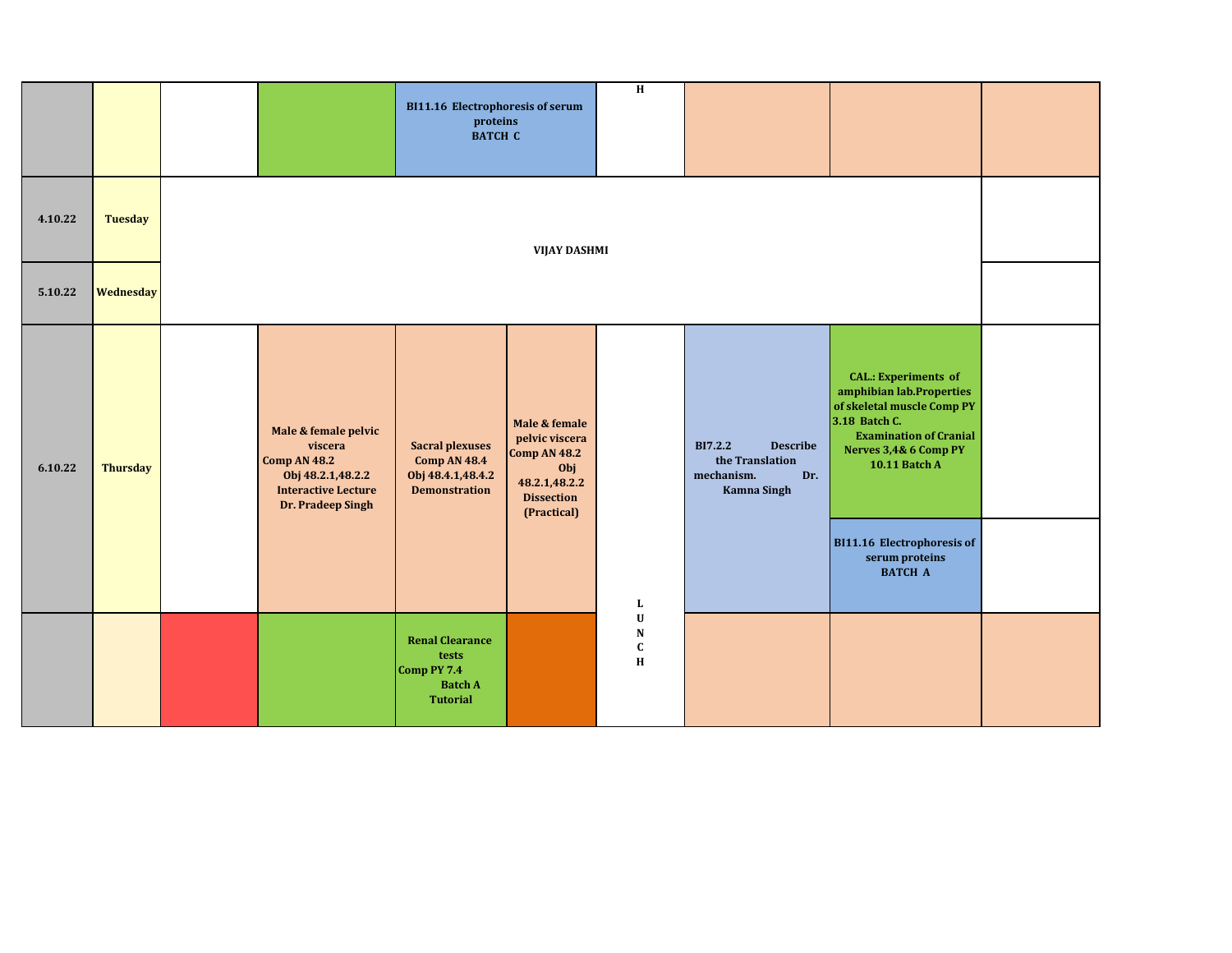| | | | | | | | | |
|---|---|---|---|---|---|---|---|---|
| | | | | **BI11.16 Electrophoresis of serum proteins BATCH C** | **H** | | | |
| **4.10.22** | **Tuesday** | **VIJAY DASHMI** | | | | | | |
| **5.10.22** | **Wednesday** | | | | | | | |
| **6.10.22** | **Thursday** | | **Male & female pelvic viscera Comp AN 48.2 Obj 48.2.1,48.2.2 Interactive Lecture Dr. Pradeep Singh** | **Sacral plexuses Comp AN 48.4 Obj 48.4.1,48.4.2 Demonstration** / **Male & female pelvic viscera Comp AN 48.2 Obj 48.2.1,48.2.2 Dissection (Practical)** | **L U N C H** | **BI7.2.2 Describe the Translation mechanism. Dr. Kamna Singh** | **CAL.: Experiments of amphibian lab.Properties of skeletal muscle Comp PY 3.18 Batch C. Examination of Cranial Nerves 3,4& 6 Comp PY 10.11 Batch A** / **BI11.16 Electrophoresis of serum proteins BATCH A** | |
| | | | | **Renal Clearance tests Comp PY 7.4 Batch A Tutorial** | | | | |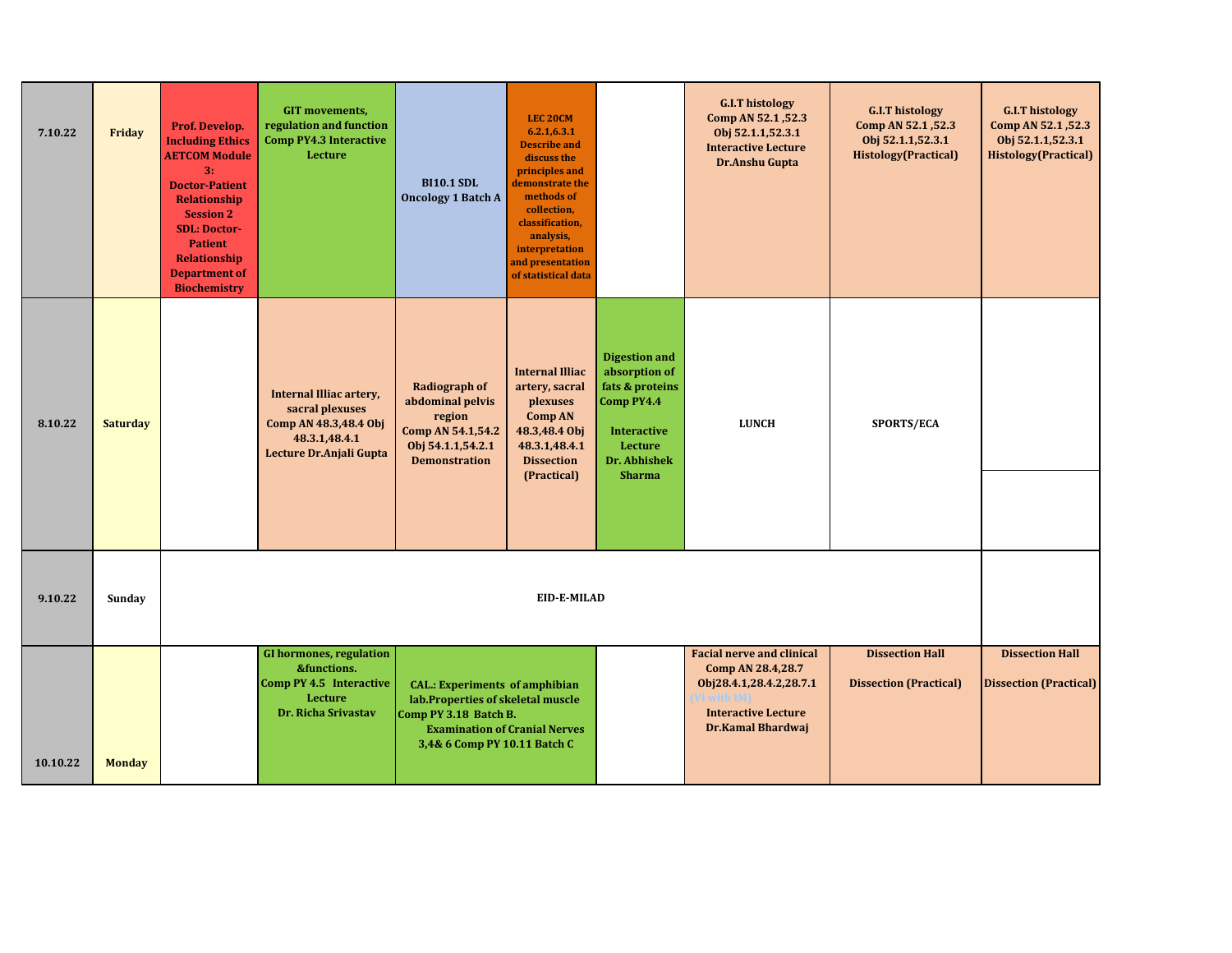| | | | | | | | | | |
|---|---|---|---|---|---|---|---|---|---|
| 7.10.22 | Friday | Prof. Develop. Including Ethics AETCOM Module 3: Doctor-Patient Relationship Session 2 SDL: Doctor-Patient Relationship Department of Biochemistry | GIT movements, regulation and function Comp PY4.3 Interactive Lecture | BI10.1 SDL Oncology 1 Batch A | LEC 20CM 6.2.1,6.3.1 Describe and discuss the principles and demonstrate the methods of collection, classification, analysis, interpretation and presentation of statistical data | | G.I.T histology Comp AN 52.1 ,52.3 Obj 52.1.1,52.3.1 Interactive Lecture Dr.Anshu Gupta | G.I.T histology Comp AN 52.1 ,52.3 Obj 52.1.1,52.3.1 Histology(Practical) | G.I.T histology Comp AN 52.1 ,52.3 Obj 52.1.1,52.3.1 Histology(Practical) |
| 8.10.22 | Saturday | | Internal Illiac artery, sacral plexuses Comp AN 48.3,48.4 Obj 48.3.1,48.4.1 Lecture Dr.Anjali Gupta | Radiograph of abdominal pelvis region Comp AN 54.1,54.2 Obj 54.1.1,54.2.1 Demonstration | Internal Illiac artery, sacral plexuses Comp AN 48.3,48.4 Obj 48.3.1,48.4.1 Dissection (Practical) | Digestion and absorption of fats & proteins Comp PY4.4 Interactive Lecture Dr. Abhishek Sharma | LUNCH | SPORTS/ECA | |
| 9.10.22 | Sunday | EID-E-MILAD | | | | | | | |
| 10.10.22 | Monday | | GI hormones, regulation &functions. Comp PY 4.5 Interactive Lecture Dr. Richa Srivastav | CAL.: Experiments of amphibian lab.Properties of skeletal muscle Comp PY 3.18 Batch B. Examination of Cranial Nerves 3,4& 6 Comp PY 10.11 Batch C | | | Facial nerve and clinical Comp AN 28.4,28.7 Obj28.4.1,28.4.2,28.7.1 (VI with IM) Interactive Lecture Dr.Kamal Bhardwaj | Dissection Hall Dissection (Practical) | Dissection Hall Dissection (Practical) |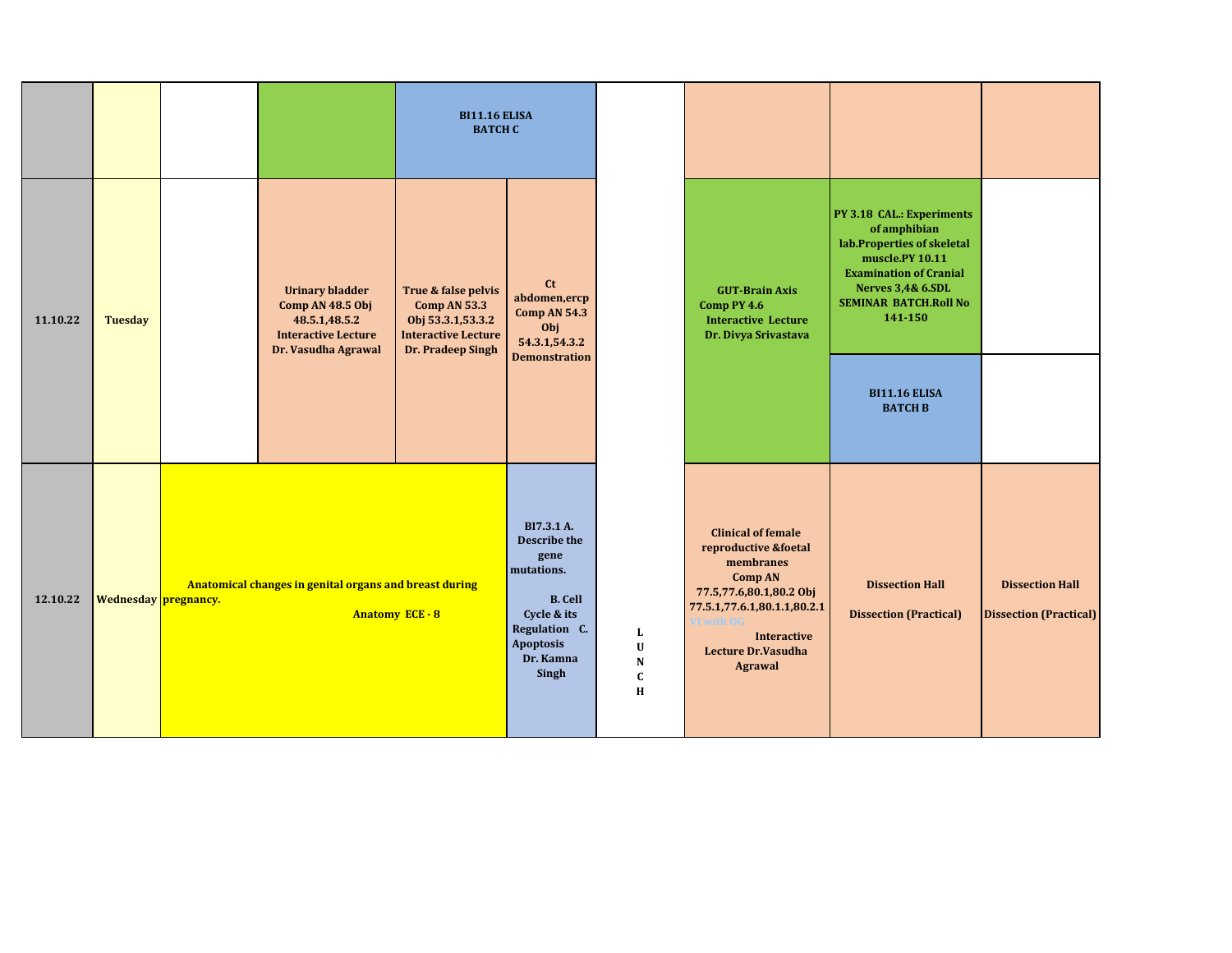| | | | | | | | | | |
|---|---|---|---|---|---|---|---|---|---|
| | | | | **BI11.16 ELISA BATCH C** | | | | | |
| **11.10.22** | **Tuesday** | | **Urinary bladder Comp AN 48.5 Obj 48.5.1,48.5.2 Interactive Lecture Dr. Vasudha Agrawal** | **True & false pelvis Comp AN 53.3 Obj 53.3.1,53.3.2 Interactive Lecture Dr. Pradeep Singh** | **Ct abdomen,ercp Comp AN 54.3 Obj 54.3.1,54.3.2 Demonstration** | | **GUT-Brain Axis Comp PY 4.6 Interactive Lecture Dr. Divya Srivastava** | **PY 3.18 CAL.: Experiments of amphibian lab.Properties of skeletal muscle.PY 10.11 Examination of Cranial Nerves 3,4& 6.SDL SEMINAR BATCH.Roll No 141-150** | |
| | | | | | | | | **BI11.16 ELISA BATCH B** | |
| **12.10.22** | **Wednesday** | **Anatomical changes in genital organs and breast during pregnancy. Anatomy ECE - 8** | | | **BI7.3.1 A. Describe the gene mutations. B. Cell Cycle & its Regulation C. Apoptosis Dr. Kamna Singh** | **LUNCH** | **Clinical of female reproductive &foetal membranes Comp AN 77.5,77.6,80.1,80.2 Obj 77.5.1,77.6.1,80.1.1,80.2.1 VI with OG Interactive Lecture Dr.Vasudha Agrawal** | **Dissection Hall Dissection (Practical)** | **Dissection Hall Dissection (Practical)** |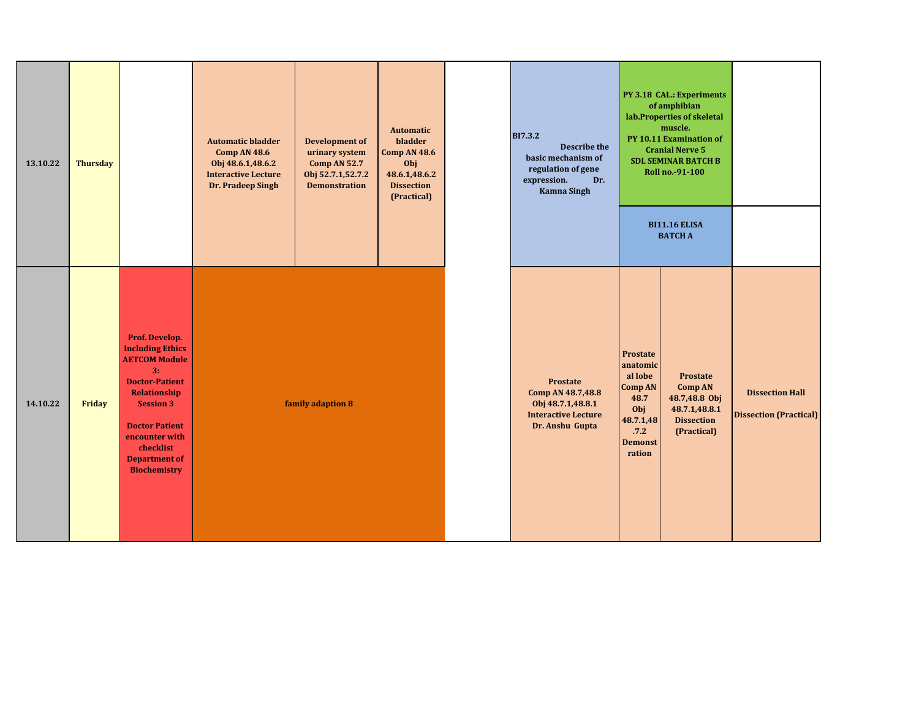| Date | Day | | | | | | | | | |
|---|---|---|---|---|---|---|---|---|---|---|
| 13.10.22 | Thursday | | **Automatic bladder Comp AN 48.6 Obj 48.6.1,48.6.2 Interactive Lecture Dr. Pradeep Singh** | **Development of urinary system Comp AN 52.7 Obj 52.7.1,52.7.2 Demonstration** | **Automatic bladder Comp AN 48.6 Obj 48.6.1,48.6.2 Dissection (Practical)** | | **BI7.3.2 Describe the basic mechanism of regulation of gene expression. Dr. Kamna Singh** | **PY 3.18 CAL.: Experiments of amphibian lab.Properties of skeletal muscle. PY 10.11 Examination of Cranial Nerve 5 SDL SEMINAR BATCH B Roll no.-91-100** / **BI11.16 ELISA BATCH A** | | |
| 14.10.22 | Friday | **Prof. Develop. Including Ethics AETCOM Module 3: Doctor-Patient Relationship Session 3 Doctor Patient encounter with checklist Department of Biochemistry** | **family adaption 8** | | | | **Prostate Comp AN 48.7,48.8 Obj 48.7.1,48.8.1 Interactive Lecture Dr. Anshu Gupta** | **Prostate anatomical lobe Comp AN 48.7 Obj 48.7.1,48.7.2 Demonstration** | **Prostate Comp AN 48.7,48.8 Obj 48.7.1,48.8.1 Dissection (Practical)** | **Dissection Hall Dissection (Practical)** |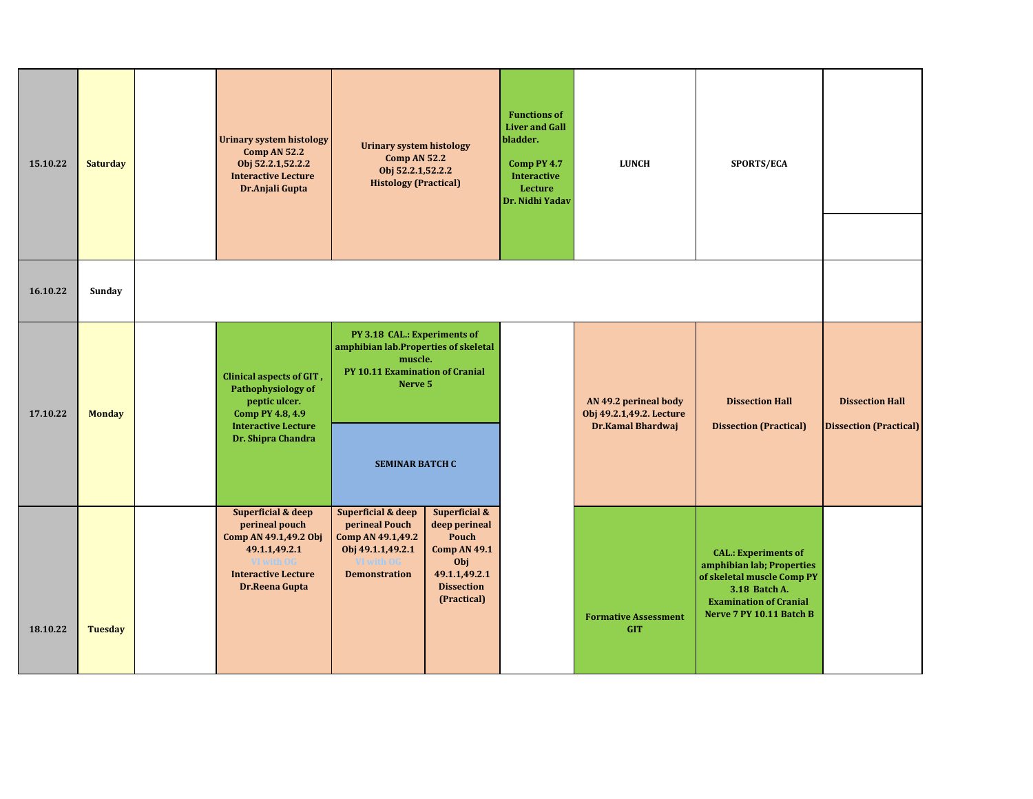| | | | | | | | | | |
|---|---|---|---|---|---|---|---|---|---|
| **15.10.22** | **Saturday** | | **Urinary system histology Comp AN 52.2 Obj 52.2.1,52.2.2 Interactive Lecture Dr.Anjali Gupta** | **Urinary system histology Comp AN 52.2 Obj 52.2.1,52.2.2 Histology (Practical)** | | **Functions of Liver and Gall bladder. Comp PY 4.7 Interactive Lecture Dr. Nidhi Yadav** | **LUNCH** | **SPORTS/ECA** | |
| **16.10.22** | **Sunday** | | | | | | | | |
| **17.10.22** | **Monday** | | **Clinical aspects of GIT , Pathophysiology of peptic ulcer. Comp PY 4.8, 4.9 Interactive Lecture Dr. Shipra Chandra** | **PY 3.18 CAL.: Experiments of amphibian lab.Properties of skeletal muscle. PY 10.11 Examination of Cranial Nerve 5** / **SEMINAR BATCH C** | | | **AN 49.2 perineal body Obj 49.2.1,49.2. Lecture Dr.Kamal Bhardwaj** | **Dissection Hall Dissection (Practical)** | **Dissection Hall Dissection (Practical)** |
| **18.10.22** | **Tuesday** | | **Superficial & deep perineal pouch Comp AN 49.1,49.2 Obj 49.1.1,49.2.1 VI with OG Interactive Lecture Dr.Reena Gupta** | **Superficial & deep perineal Pouch Comp AN 49.1,49.2 Obj 49.1.1,49.2.1 VI with OG Demonstration** | **Superficial & deep perineal Pouch Comp AN 49.1 Obj 49.1.1,49.2.1 Dissection (Practical)** | | **Formative Assessment GIT** | **CAL.: Experiments of amphibian lab; Properties of skeletal muscle Comp PY 3.18 Batch A. Examination of Cranial Nerve 7 PY 10.11 Batch B** | |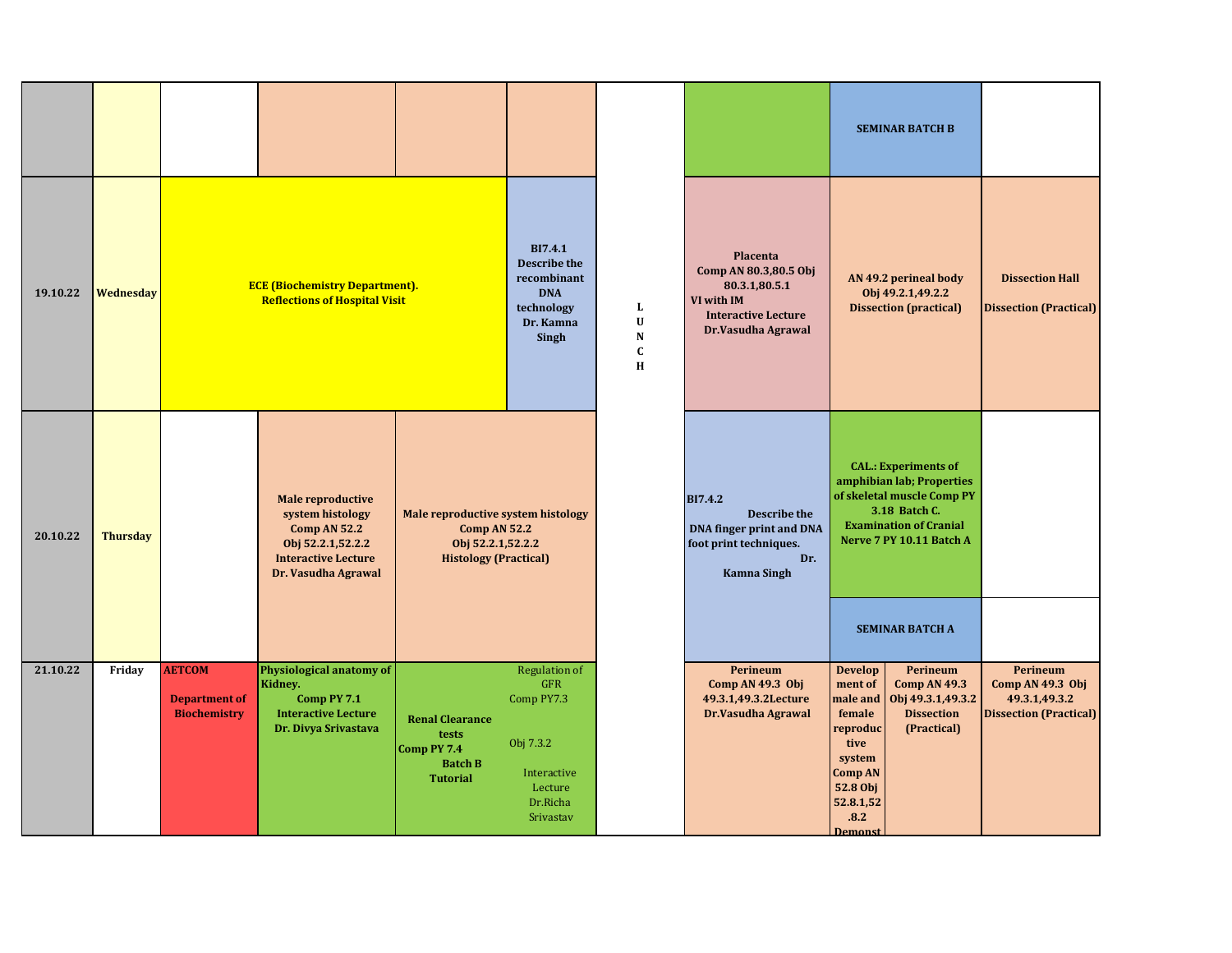| Date | Day | | | | | | Lunch | | | | |
|---|---|---|---|---|---|---|---|---|---|---|---|
| | | | | | | | | | SEMINAR BATCH B | | |
| 19.10.22 | Wednesday | ECE (Biochemistry Department). Reflections of Hospital Visit | | | | BI7.4.1 Describe the recombinant DNA technology Dr. Kamna Singh | L U N C H | Placenta Comp AN 80.3,80.5 Obj 80.3.1,80.5.1 VI with IM Interactive Lecture Dr.Vasudha Agrawal | AN 49.2 perineal body Obj 49.2.1,49.2.2 Dissection (practical) | | Dissection Hall Dissection (Practical) |
| 20.10.22 | Thursday | | Male reproductive system histology Comp AN 52.2 Obj 52.2.1,52.2.2 Interactive Lecture Dr. Vasudha Agrawal | Male reproductive system histology Comp AN 52.2 Obj 52.2.1,52.2.2 Histology (Practical) | | | | BI7.4.2 Describe the DNA finger print and DNA foot print techniques. Dr. Kamna Singh | CAL.: Experiments of amphibian lab; Properties of skeletal muscle Comp PY 3.18 Batch C. Examination of Cranial Nerve 7 PY 10.11 Batch A / SEMINAR BATCH A | | |
| 21.10.22 | Friday | AETCOM Department of Biochemistry | Physiological anatomy of Kidney. Comp PY 7.1 Interactive Lecture Dr. Divya Srivastava | Renal Clearance tests Comp PY 7.4 Batch B Tutorial | Regulation of GFR Comp PY7.3 Obj 7.3.2 Interactive Lecture Dr.Richa Srivastav | | | Perineum Comp AN 49.3 Obj 49.3.1,49.3.2Lecture Dr.Vasudha Agrawal | Development of male and female reproductive system Comp AN 52.8 Obj 52.8.1,52.8.2 Demonst | Perineum Comp AN 49.3 Obj 49.3.1,49.3.2 Dissection (Practical) | Perineum Comp AN 49.3 Obj 49.3.1,49.3.2 Dissection (Practical) |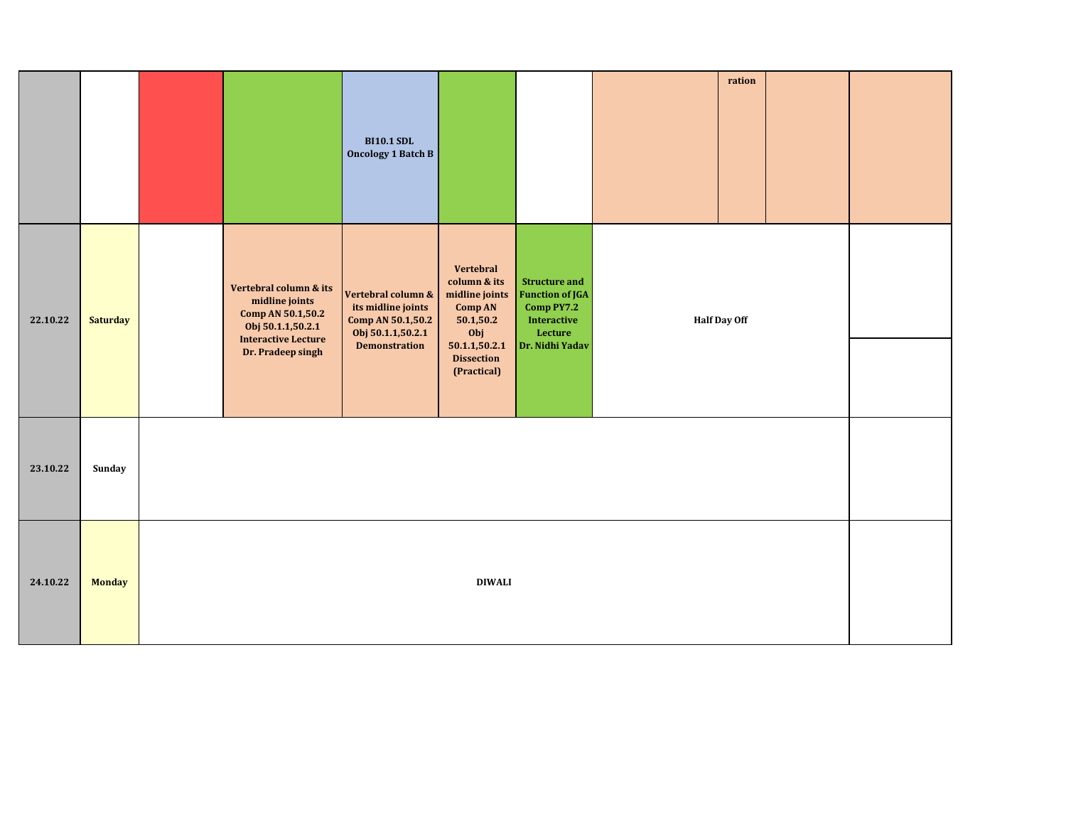| | | | | | | | | | | |
|---|---|---|---|---|---|---|---|---|---|---|
| | | | | **BI10.1 SDL Oncology 1 Batch B** | | | | **ration** | | |
| **22.10.22** | **Saturday** | | **Vertebral column & its midline joints Comp AN 50.1,50.2 Obj 50.1.1,50.2.1 Interactive Lecture Dr. Pradeep singh** | **Vertebral column & its midline joints Comp AN 50.1,50.2 Obj 50.1.1,50.2.1 Demonstration** | **Vertebral column & its midline joints Comp AN 50.1,50.2 Obj 50.1.1,50.2.1 Dissection (Practical)** | **Structure and Function of JGA Comp PY7.2 Interactive Lecture Dr. Nidhi Yadav** | **Half Day Off** | | | |
| **23.10.22** | **Sunday** | | | | | | | | | |
| **24.10.22** | **Monday** | **DIWALI** | | | | | | | | |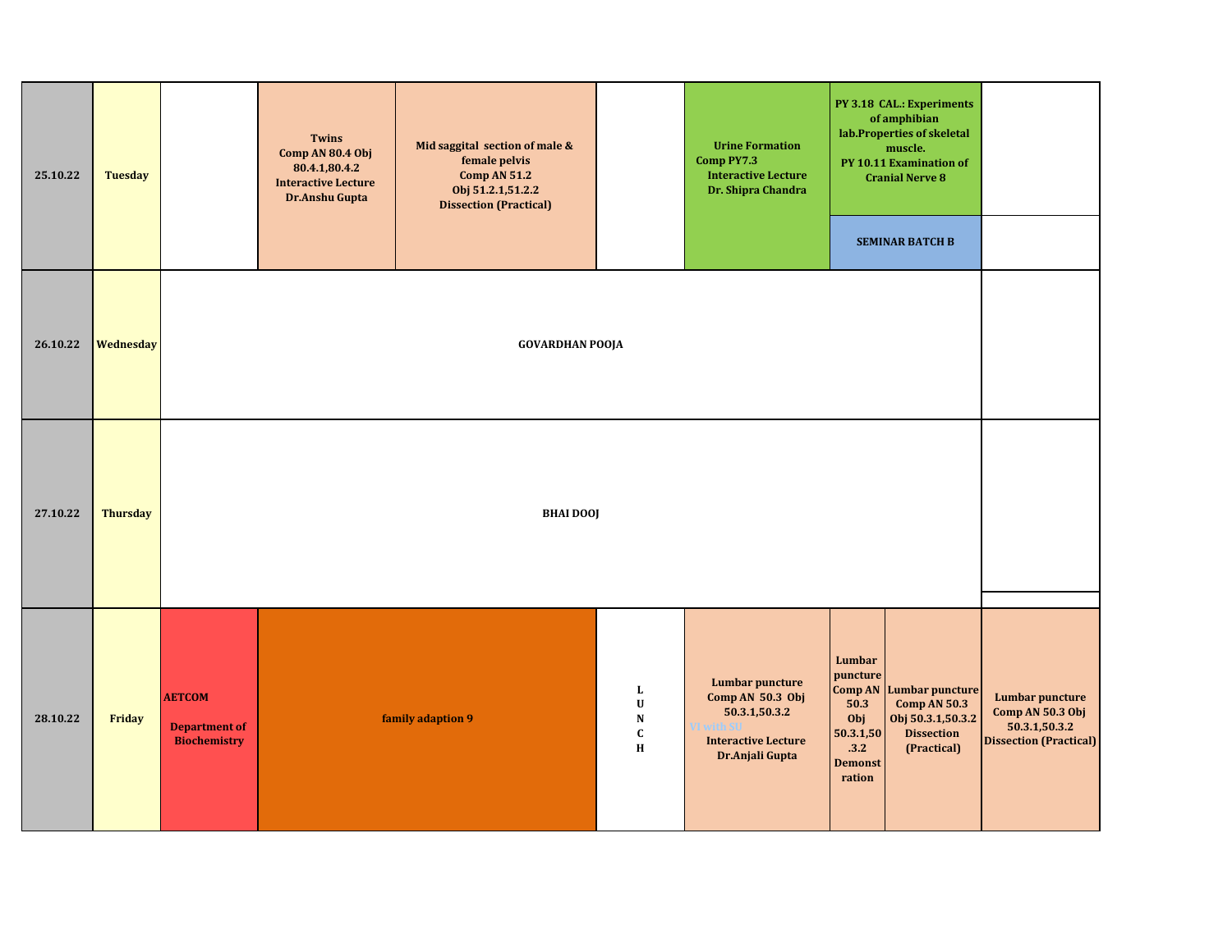| | | | | | | | | | |
|---|---|---|---|---|---|---|---|---|---|
| 25.10.22 | Tuesday | | Twins Comp AN 80.4 Obj 80.4.1,80.4.2 Interactive Lecture Dr.Anshu Gupta | Mid saggital section of male & female pelvis Comp AN 51.2 Obj 51.2.1,51.2.2 Dissection (Practical) | | Urine Formation Comp PY7.3 Interactive Lecture Dr. Shipra Chandra | PY 3.18 CAL.: Experiments of amphibian lab.Properties of skeletal muscle. PY 10.11 Examination of Cranial Nerve 8 / SEMINAR BATCH B | | |
| 26.10.22 | Wednesday | GOVARDHAN POOJA | | | | | | | |
| 27.10.22 | Thursday | BHAI DOOJ | | | | | | | |
| 28.10.22 | Friday | AETCOM Department of Biochemistry | family adaption 9 | | LUNCH | Lumbar puncture Comp AN 50.3 Obj 50.3.1,50.3.2 VI with SU Interactive Lecture Dr.Anjali Gupta | Lumbar puncture Comp AN 50.3 Obj 50.3.1,50.3.2 Demonstration | Lumbar puncture Comp AN 50.3 Obj 50.3.1,50.3.2 Dissection (Practical) | Lumbar puncture Comp AN 50.3 Obj 50.3.1,50.3.2 Dissection (Practical) |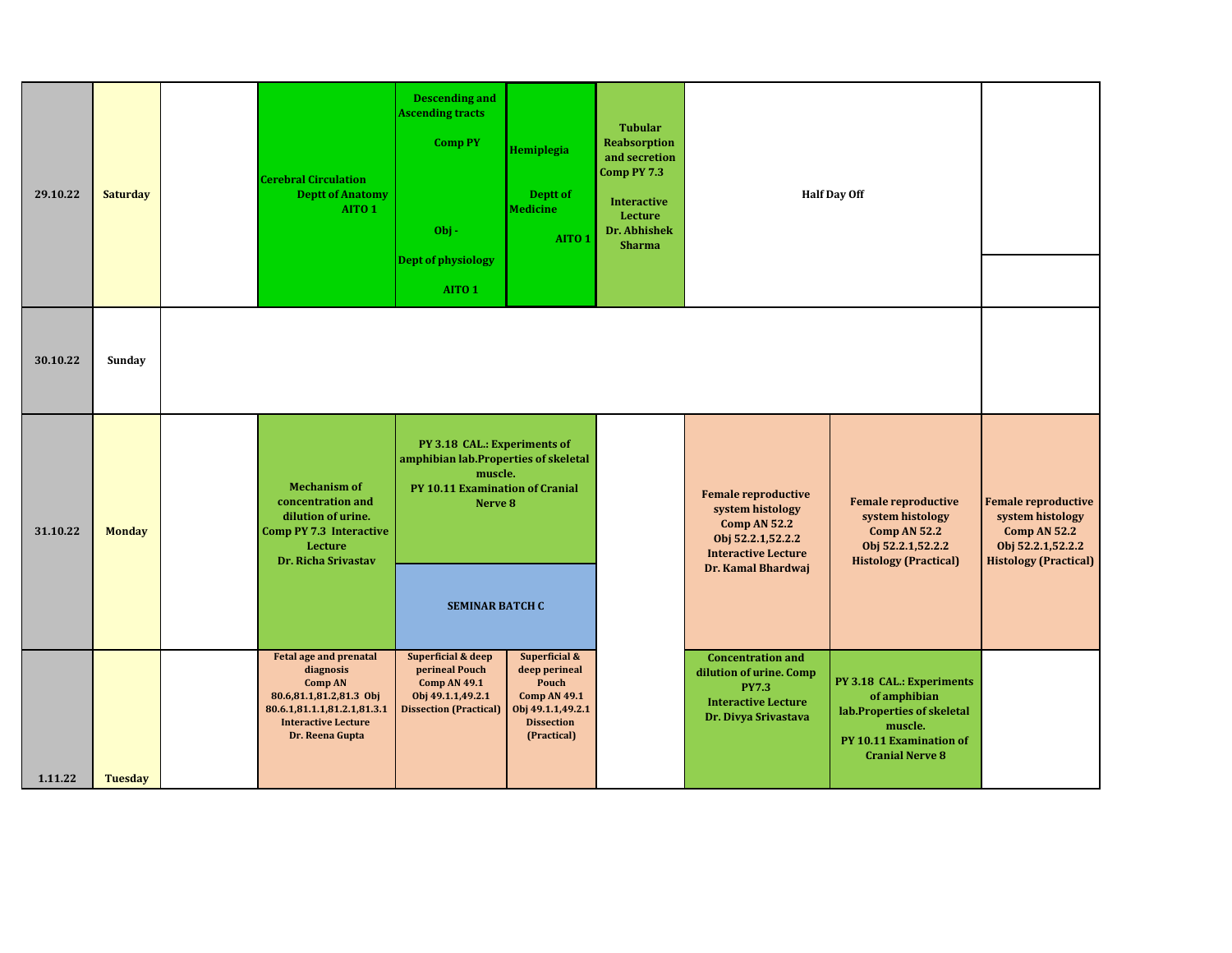| 29.10.22 | Saturday | | Cerebral Circulation Deptt of Anatomy AITO 1 | Descending and Ascending tracts Comp PY Obj - Dept of physiology AITO 1 | Hemiplegia Deptt of Medicine AITO 1 | Tubular Reabsorption and secretion Comp PY 7.3 Interactive Lecture Dr. Abhishek Sharma | Half Day Off | | |
|---|---|---|---|---|---|---|---|---|---|
| 30.10.22 | Sunday | | | | | | | | |
| 31.10.22 | Monday | | Mechanism of concentration and dilution of urine. Comp PY 7.3 Interactive Lecture Dr. Richa Srivastav | PY 3.18 CAL.: Experiments of amphibian lab.Properties of skeletal muscle. PY 10.11 Examination of Cranial Nerve 8 / SEMINAR BATCH C | | | Female reproductive system histology Comp AN 52.2 Obj 52.2.1,52.2.2 Interactive Lecture Dr. Kamal Bhardwaj | Female reproductive system histology Comp AN 52.2 Obj 52.2.1,52.2.2 Histology (Practical) | Female reproductive system histology Comp AN 52.2 Obj 52.2.1,52.2.2 Histology (Practical) |
| 1.11.22 | Tuesday | | Fetal age and prenatal diagnosis Comp AN 80.6,81.1,81.2,81.3 Obj 80.6.1,81.1.1,81.2.1,81.3.1 Interactive Lecture Dr. Reena Gupta | Superficial & deep perineal Pouch Comp AN 49.1 Obj 49.1.1,49.2.1 Dissection (Practical) | Superficial & deep perineal Pouch Comp AN 49.1 Obj 49.1.1,49.2.1 Dissection (Practical) | | Concentration and dilution of urine. Comp PY7.3 Interactive Lecture Dr. Divya Srivastava | PY 3.18 CAL.: Experiments of amphibian lab.Properties of skeletal muscle. PY 10.11 Examination of Cranial Nerve 8 | |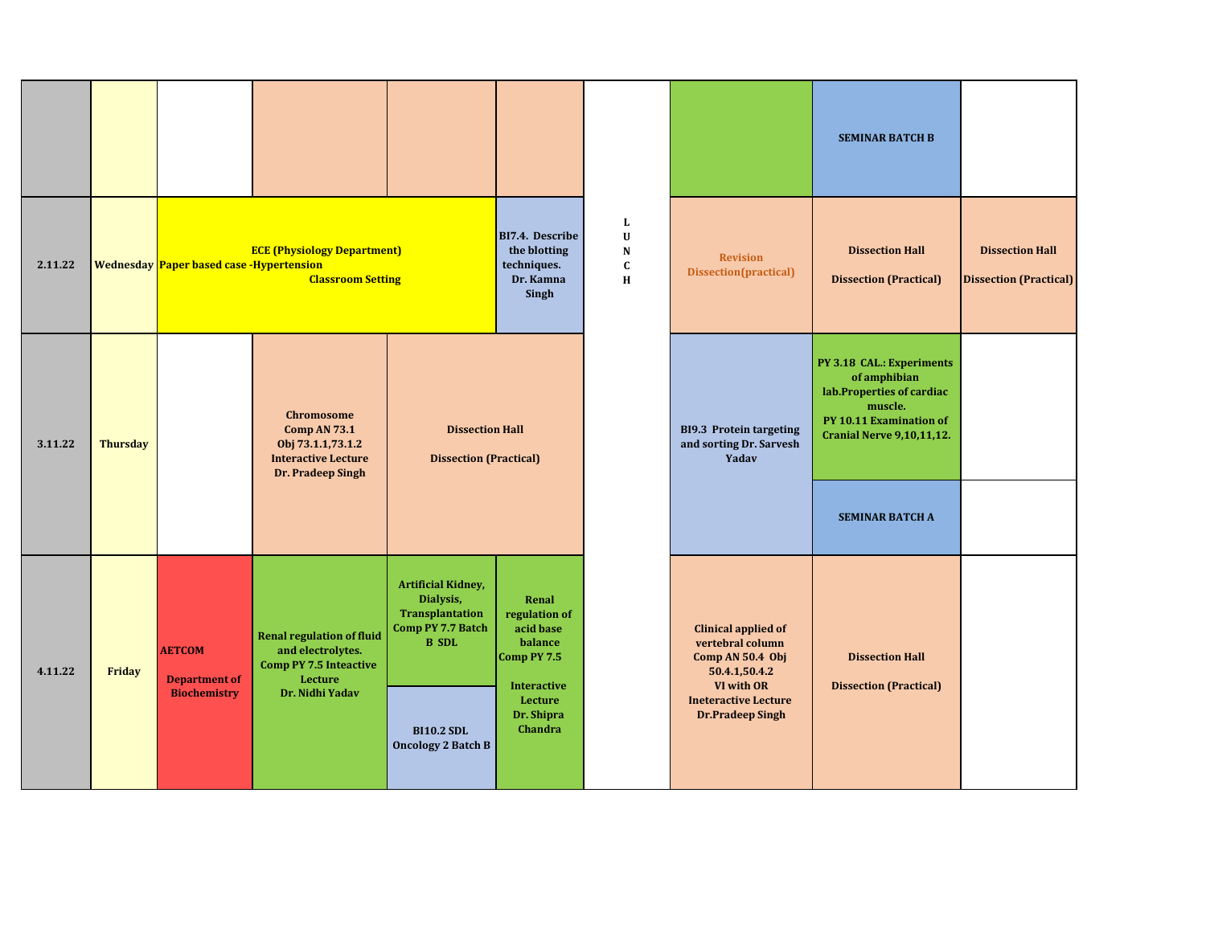| Date | Day | | | | | | | | |
|---|---|---|---|---|---|---|---|---|---|
| | | | | | | | | SEMINAR BATCH B | |
| 2.11.22 | Wednesday | ECE (Physiology Department) Paper based case -Hypertension Classroom Setting | | | BI7.4. Describe the blotting techniques. Dr. Kamna Singh | LUNCH | Revision Dissection(practical) | Dissection Hall Dissection (Practical) | Dissection Hall Dissection (Practical) |
| 3.11.22 | Thursday | | Chromosome Comp AN 73.1 Obj 73.1.1,73.1.2 Interactive Lecture Dr. Pradeep Singh | Dissection Hall Dissection (Practical) | | | BI9.3 Protein targeting and sorting Dr. Sarvesh Yadav | PY 3.18 CAL.: Experiments of amphibian lab.Properties of cardiac muscle. PY 10.11 Examination of Cranial Nerve 9,10,11,12. / SEMINAR BATCH A | |
| 4.11.22 | Friday | AETCOM Department of Biochemistry | Renal regulation of fluid and electrolytes. Comp PY 7.5 Inteactive Lecture Dr. Nidhi Yadav | Artificial Kidney, Dialysis, Transplantation Comp PY 7.7 Batch B SDL / BI10.2 SDL Oncology 2 Batch B | Renal regulation of acid base balance Comp PY 7.5 Interactive Lecture Dr. Shipra Chandra | | Clinical applied of vertebral column Comp AN 50.4 Obj 50.4.1,50.4.2 VI with OR Ineteractive Lecture Dr.Pradeep Singh | Dissection Hall Dissection (Practical) | |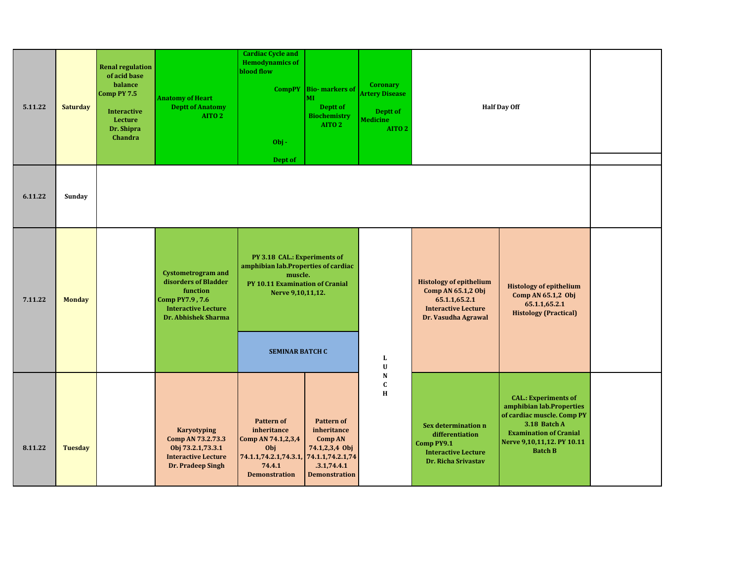| | | | | | | | | | | |
|---|---|---|---|---|---|---|---|---|---|---|
| 5.11.22 | Saturday | Renal regulation of acid base balance Comp PY 7.5 Interactive Lecture Dr. Shipra Chandra | Anatomy of Heart Deptt of Anatomy AITO 2 | Cardiac Cycle and Hemodynamics of blood flow CompPY Obj - Dept of | Bio- markers of MI Deptt of Biochemistry AITO 2 | Coronary Artery Disease Deptt of Medicine AITO 2 | Half Day Off | | | |
| 6.11.22 | Sunday | | | | | | | | | |
| 7.11.22 | Monday | | Cystometrogram and disorders of Bladder function Comp PY7.9 , 7.6 Interactive Lecture Dr. Abhishek Sharma | PY 3.18 CAL.: Experiments of amphibian lab.Properties of cardiac muscle. PY 10.11 Examination of Cranial Nerve 9,10,11,12. / SEMINAR BATCH C | | LUNCH | Histology of epithelium Comp AN 65.1,2 Obj 65.1.1,65.2.1 Interactive Lecture Dr. Vasudha Agrawal | Histology of epithelium Comp AN 65.1,2 Obj 65.1.1,65.2.1 Histology (Practical) | | |
| 8.11.22 | Tuesday | | Karyotyping Comp AN 73.2.73.3 Obj 73.2.1,73.3.1 Interactive Lecture Dr. Pradeep Singh | Pattern of inheritance Comp AN 74.1,2,3,4 Obj 74.1.1,74.2.1,74.3.1, 74.4.1 Demonstration | Pattern of inheritance Comp AN 74.1,2,3,4 Obj 74.1.1,74.2.1,74 .3.1,74.4.1 Demonstration | LUNCH | Sex determination n differentiation Comp PY9.1 Interactive Lecture Dr. Richa Srivastav | CAL.: Experiments of amphibian lab.Properties of cardiac muscle. Comp PY 3.18 Batch A Examination of Cranial Nerve 9,10,11,12. PY 10.11 Batch B | | |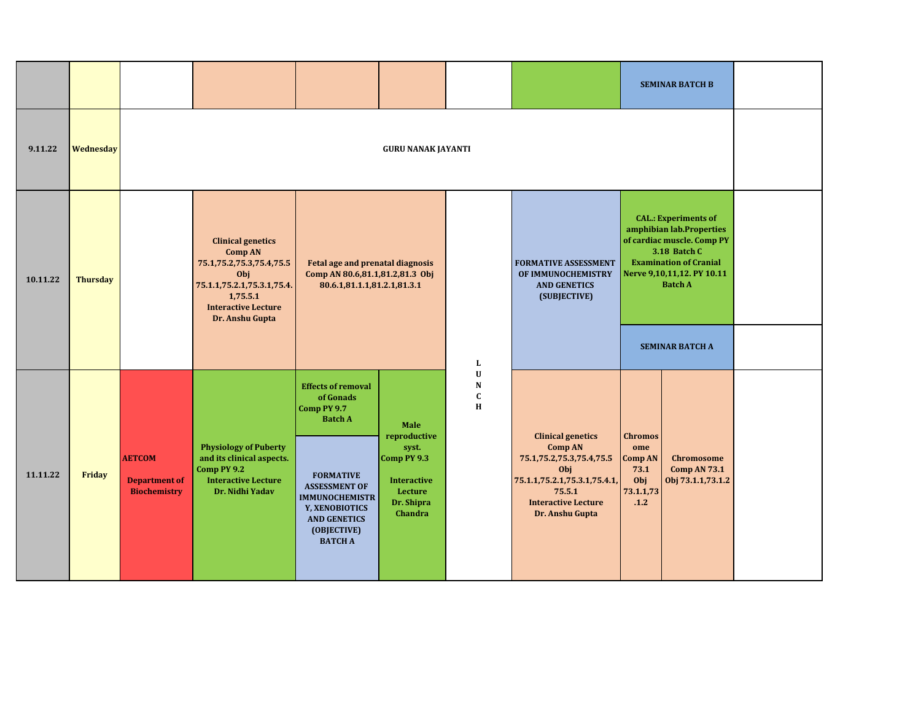| | | | | | | | | | | |
|---|---|---|---|---|---|---|---|---|---|---|
| | | | | | | | | SEMINAR BATCH B | | |
| **9.11.22** | **Wednesday** | **GURU NANAK JAYANTI** | | | | | | | | |
| **10.11.22** | **Thursday** | | **Clinical genetics Comp AN 75.1,75.2,75.3,75.4,75.5 Obj 75.1.1,75.2.1,75.3.1,75.4.1,75.5.1 Interactive Lecture Dr. Anshu Gupta** | **Fetal age and prenatal diagnosis Comp AN 80.6,81.1,81.2,81.3 Obj 80.6.1,81.1.1,81.2.1,81.3.1** | | LUNCH | **FORMATIVE ASSESSMENT OF IMMUNOCHEMISTRY AND GENETICS (SUBJECTIVE)** | **CAL.: Experiments of amphibian lab.Properties of cardiac muscle. Comp PY 3.18 Batch C Examination of Cranial Nerve 9,10,11,12. PY 10.11 Batch A** / **SEMINAR BATCH A** | | |
| **11.11.22** | **Friday** | **AETCOM Department of Biochemistry** | **Physiology of Puberty and its clinical aspects. Comp PY 9.2 Interactive Lecture Dr. Nidhi Yadav** | **Effects of removal of Gonads Comp PY 9.7 Batch A** / **FORMATIVE ASSESSMENT OF IMMUNOCHEMISTRY, XENOBIOTICS AND GENETICS (OBJECTIVE) BATCH A** | **Male reproductive syst. Comp PY 9.3 Interactive Lecture Dr. Shipra Chandra** | LUNCH | **Clinical genetics Comp AN 75.1,75.2,75.3,75.4,75.5 Obj 75.1.1,75.2.1,75.3.1,75.4.1,75.5.1 Interactive Lecture Dr. Anshu Gupta** | **Chromosome Comp AN 73.1 Obj 73.1.1,73.1.2** | **Chromosome Comp AN 73.1 Obj 73.1.1,73.1.2** | |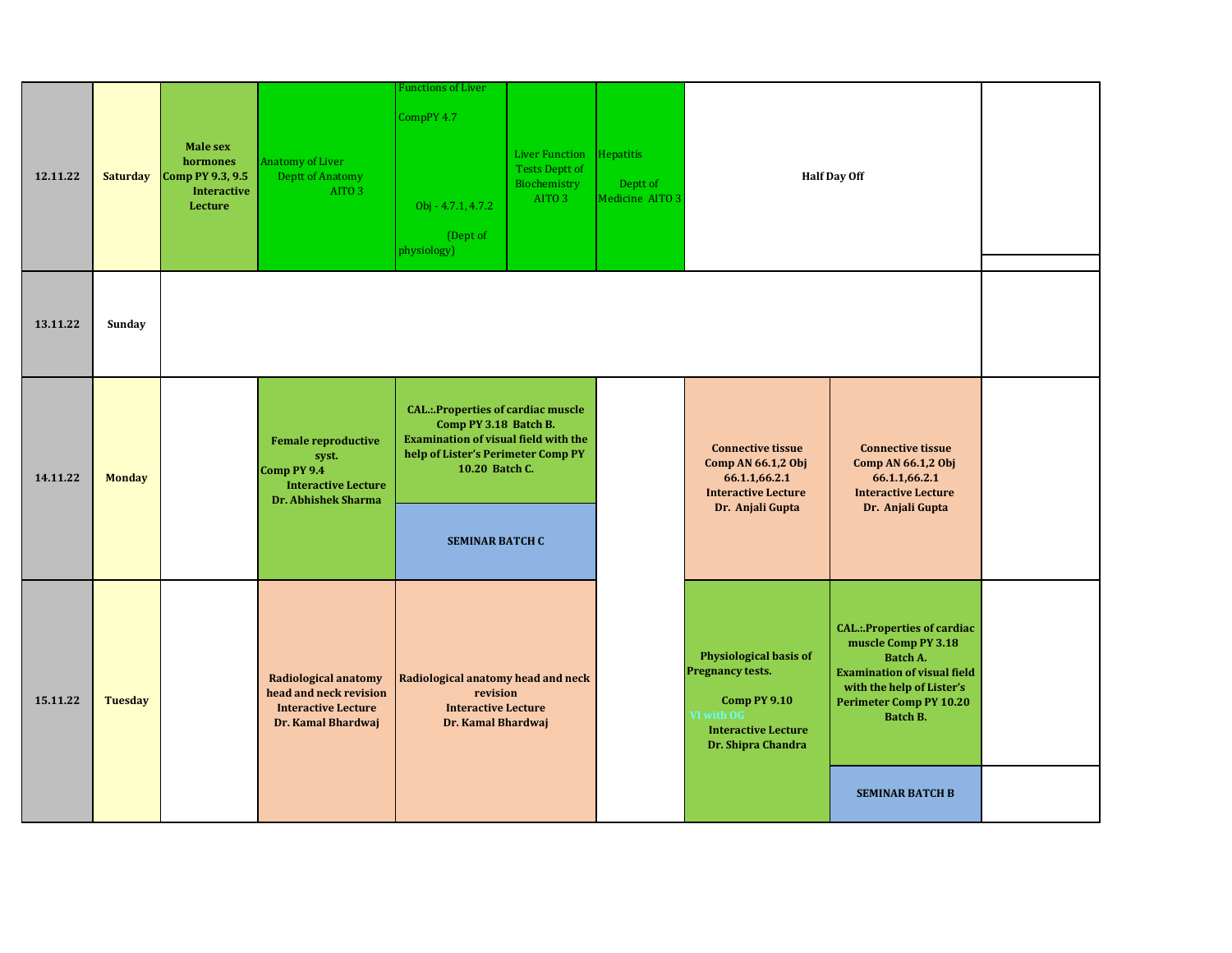| | | | | | | | | | |
|---|---|---|---|---|---|---|---|---|---|
| **12.11.22** | **Saturday** | **Male sex hormones Comp PY 9.3, 9.5 Interactive Lecture** | Anatomy of Liver Deptt of Anatomy AITO 3 | Functions of Liver CompPY 4.7 Obj - 4.7.1, 4.7.2 (Dept of physiology) | Liver Function Tests Deptt of Biochemistry AITO 3 | Hepatitis Deptt of Medicine AITO 3 | **Half Day Off** | | |
| **13.11.22** | **Sunday** | | | | | | | | |
| **14.11.22** | **Monday** | | **Female reproductive syst. Comp PY 9.4 Interactive Lecture Dr. Abhishek Sharma** | **CAL.:.Properties of cardiac muscle Comp PY 3.18 Batch B. Examination of visual field with the help of Lister's Perimeter Comp PY 10.20 Batch C.** / **SEMINAR BATCH C** | | | **Connective tissue Comp AN 66.1,2 Obj 66.1.1,66.2.1 Interactive Lecture Dr. Anjali Gupta** | **Connective tissue Comp AN 66.1,2 Obj 66.1.1,66.2.1 Interactive Lecture Dr. Anjali Gupta** | |
| **15.11.22** | **Tuesday** | | **Radiological anatomy head and neck revision Interactive Lecture Dr. Kamal Bhardwaj** | **Radiological anatomy head and neck revision Interactive Lecture Dr. Kamal Bhardwaj** | | | **Physiological basis of Pregnancy tests. Comp PY 9.10 VI with OG Interactive Lecture Dr. Shipra Chandra** | **CAL.:.Properties of cardiac muscle Comp PY 3.18 Batch A. Examination of visual field with the help of Lister's Perimeter Comp PY 10.20 Batch B.** / **SEMINAR BATCH B** | |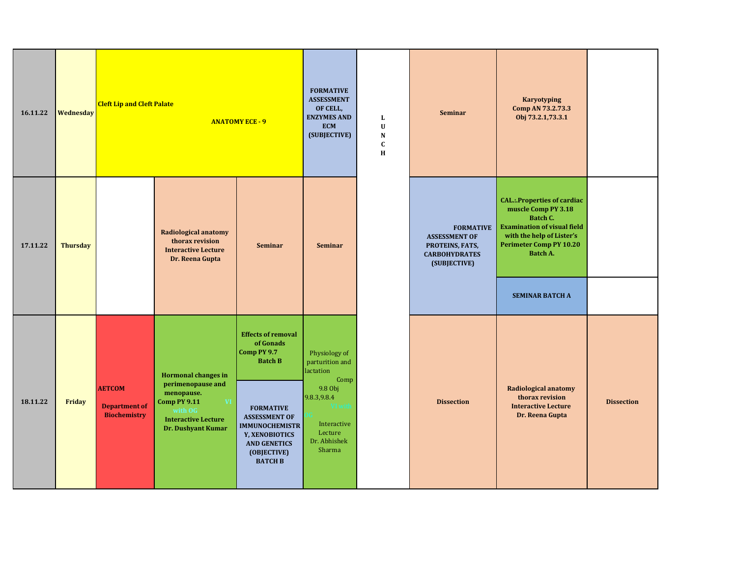| 16.11.22 | Wednesday | Cleft Lip and Cleft Palate ANATOMY ECE - 9 | | | FORMATIVE ASSESSMENT OF CELL, ENZYMES AND ECM (SUBJECTIVE) | L U N C H | Seminar | Karyotyping Comp AN 73.2.73.3 Obj 73.2.1,73.3.1 | |
|---|---|---|---|---|---|---|---|---|---|
| 17.11.22 | Thursday | | Radiological anatomy thorax revision Interactive Lecture Dr. Reena Gupta | Seminar | Seminar | | FORMATIVE ASSESSMENT OF PROTEINS, FATS, CARBOHYDRATES (SUBJECTIVE) | CAL.:.Properties of cardiac muscle Comp PY 3.18 Batch C. Examination of visual field with the help of Lister's Perimeter Comp PY 10.20 Batch A. / SEMINAR BATCH A | |
| 18.11.22 | Friday | AETCOM Department of Biochemistry | Hormonal changes in perimenopause and menopause. Comp PY 9.11 VI with OG Interactive Lecture Dr. Dushyant Kumar | Effects of removal of Gonads Comp PY 9.7 Batch B / FORMATIVE ASSESSMENT OF IMMUNOCHEMISTRY, XENOBIOTICS AND GENETICS (OBJECTIVE) BATCH B | Physiology of parturition and lactation Comp 9.8 Obj 9.8.3,9.8.4 VI with OG Interactive Lecture Dr. Abhishek Sharma | | Dissection | Radiological anatomy thorax revision Interactive Lecture Dr. Reena Gupta | Dissection |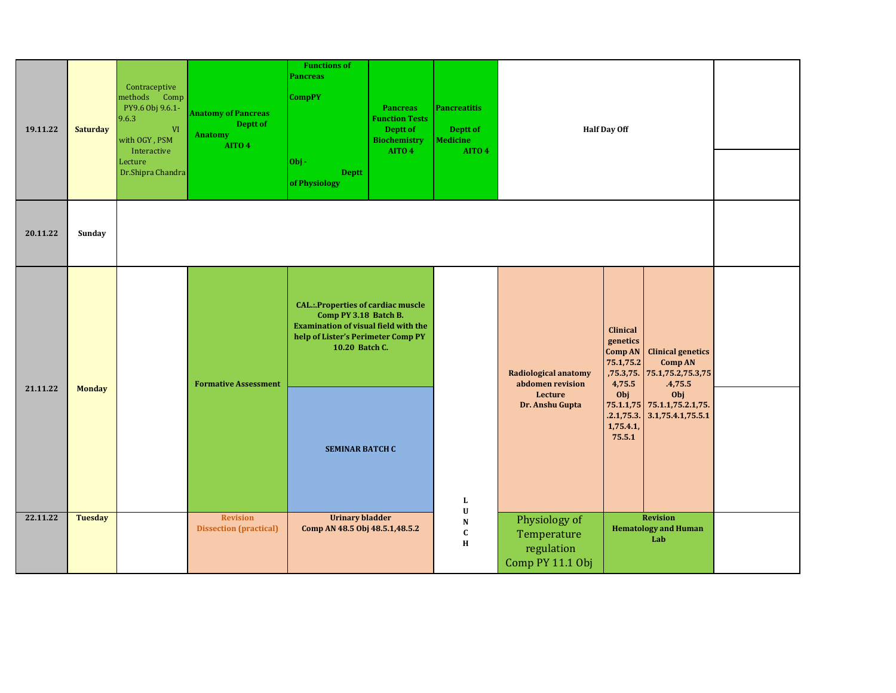| Date | Day | | | | | | | | | | |
|---|---|---|---|---|---|---|---|---|---|---|---|
| 19.11.22 | Saturday | Contraceptive methods Comp PY9.6 Obj 9.6.1-9.6.3 VI with OGY , PSM Interactive Lecture Dr.Shipra Chandra | **Anatomy of Pancreas Deptt of Anatomy AITO 4** | **Functions of Pancreas CompPY Obj - Deptt of Physiology** | **Pancreas Function Tests Deptt of Biochemistry AITO 4** | **Pancreatitis Deptt of Medicine AITO 4** | | **Half Day Off** | | | |
| 20.11.22 | Sunday | | | | | | | | | | |
| 21.11.22 | Monday | | **Formative Assessment** | **CAL.:.Properties of cardiac muscle Comp PY 3.18 Batch B. Examination of visual field with the help of Lister's Perimeter Comp PY 10.20 Batch C.** / **SEMINAR BATCH C** | | | LUNCH | **Radiological anatomy abdomen revision Lecture Dr. Anshu Gupta** | **Clinical genetics Comp AN 75.1,75.2,75.3,75.4,75.5 Obj 75.1.1,75.2.1,75.3.1,75.4.1, 75.5.1** | **Clinical genetics Comp AN 75.1,75.2,75.3,75.4,75.5 Obj 75.1.1,75.2.1,75.3.1,75.4.1,75.5.1** | |
| 22.11.22 | Tuesday | | **Revision Dissection (practical)** | **Urinary bladder Comp AN 48.5 Obj 48.5.1,48.5.2** | | | LUNCH | Physiology of Temperature regulation Comp PY 11.1 Obj | **Revision Hematology and Human Lab** | | |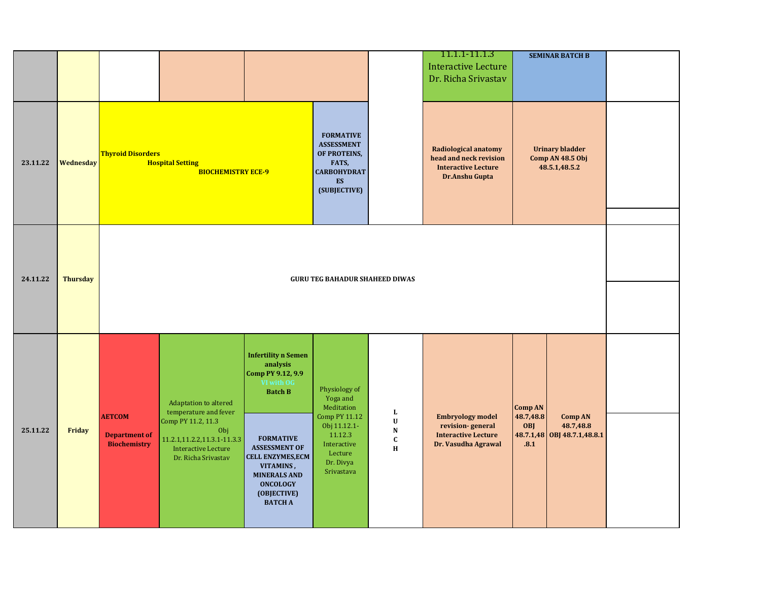| | | | | | | | | | |
|---|---|---|---|---|---|---|---|---|---|
| | | | | | | 11.1.1-11.1.3 Interactive Lecture Dr. Richa Srivastav | **SEMINAR BATCH B** | | |
| **23.11.22** | **Wednesday** | **Thyroid Disorders Hospital Setting BIOCHEMISTRY ECE-9** | | | **FORMATIVE ASSESSMENT OF PROTEINS, FATS, CARBOHYDRATES (SUBJECTIVE)** | | **Radiological anatomy head and neck revision Interactive Lecture Dr.Anshu Gupta** | **Urinary bladder Comp AN 48.5 Obj 48.5.1,48.5.2** | |
| **24.11.22** | **Thursday** | **GURU TEG BAHADUR SHAHEED DIWAS** | | | | | | | |
| **25.11.22** | **Friday** | **AETCOM Department of Biochemistry** | Adaptation to altered temperature and fever Comp PY 11.2, 11.3 Obj 11.2.1,11.2.2,11.3.1-11.3.3 Interactive Lecture Dr. Richa Srivastav | **Infertility n Semen analysis Comp PY 9.12, 9.9 VI with OG Batch B** / **FORMATIVE ASSESSMENT OF CELL ENZYMES,ECM VITAMINS , MINERALS AND ONCOLOGY (OBJECTIVE) BATCH A** | Physiology of Yoga and Meditation Comp PY 11.12 Obj 11.12.1-11.12.3 Interactive Lecture Dr. Divya Srivastava | **LUNCH** | **Embryology model revision- general Interactive Lecture Dr. Vasudha Agrawal** | **Comp AN 48.7,48.8 OBJ 48.7.1,48.8.1** / **Comp AN 48.7,48.8 OBJ 48.7.1,48.8.1** | |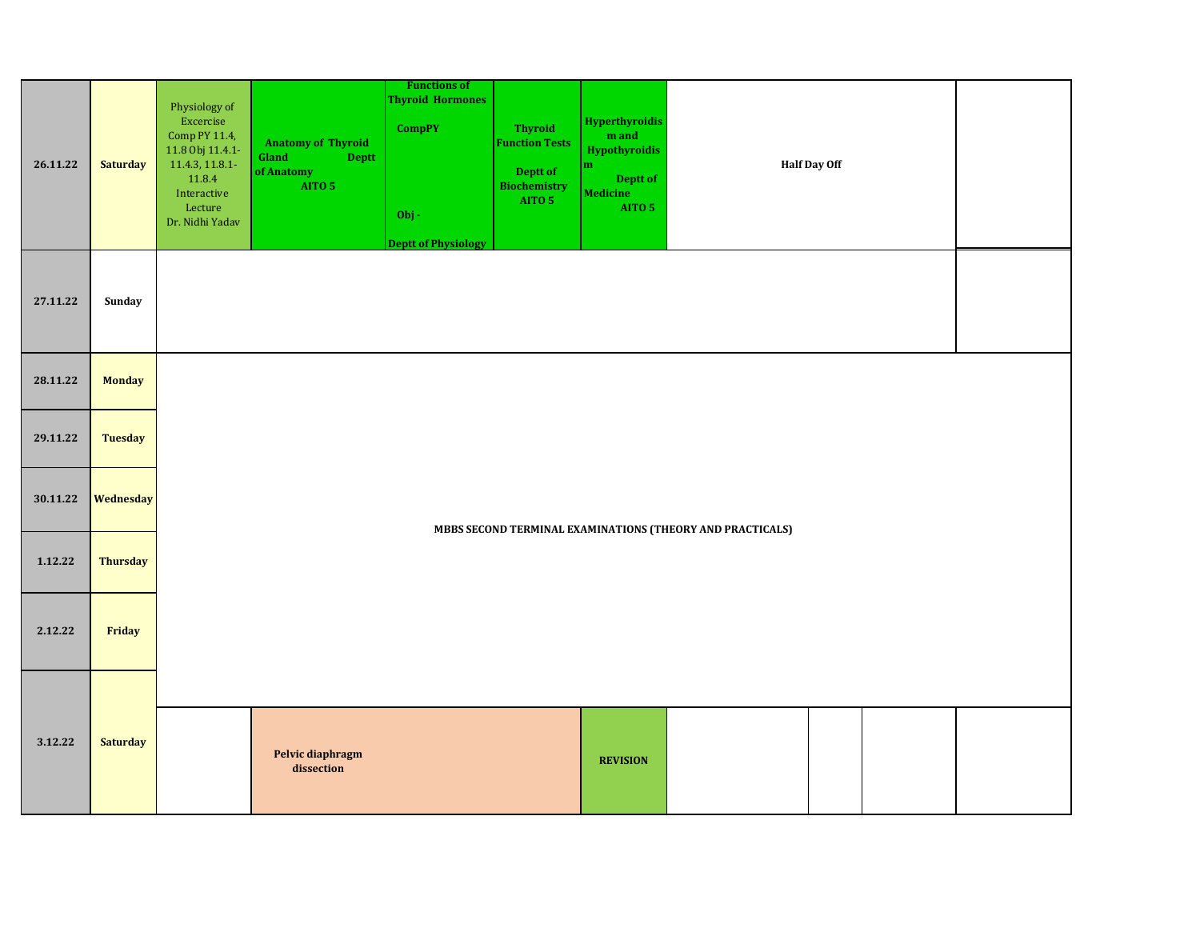| Date | Day | | | | | | | | | |
|---|---|---|---|---|---|---|---|---|---|---|
| 26.11.22 | Saturday | Physiology of Excercise Comp PY 11.4, 11.8 Obj 11.4.1-11.4.3, 11.8.1-11.8.4 Interactive Lecture Dr. Nidhi Yadav | **Anatomy of Thyroid Gland Deptt of Anatomy AITO 5** | **Functions of Thyroid Hormones CompPY Obj - Deptt of Physiology** | **Thyroid Function Tests Deptt of Biochemistry AITO 5** | **Hyperthyroidism and Hypothyroidism Deptt of Medicine AITO 5** | **Half Day Off** | | | |
| 27.11.22 | Sunday | | | | | | | | | |
| 28.11.22 | Monday | **MBBS SECOND TERMINAL EXAMINATIONS (THEORY AND PRACTICALS)** | | | | | | | | |
| 29.11.22 | Tuesday | | | | | | | | | |
| 30.11.22 | Wednesday | | | | | | | | | |
| 1.12.22 | Thursday | | | | | | | | | |
| 2.12.22 | Friday | | | | | | | | | |
| 3.12.22 | Saturday | | **Pelvic diaphragm dissection** | | | **REVISION** | | | | |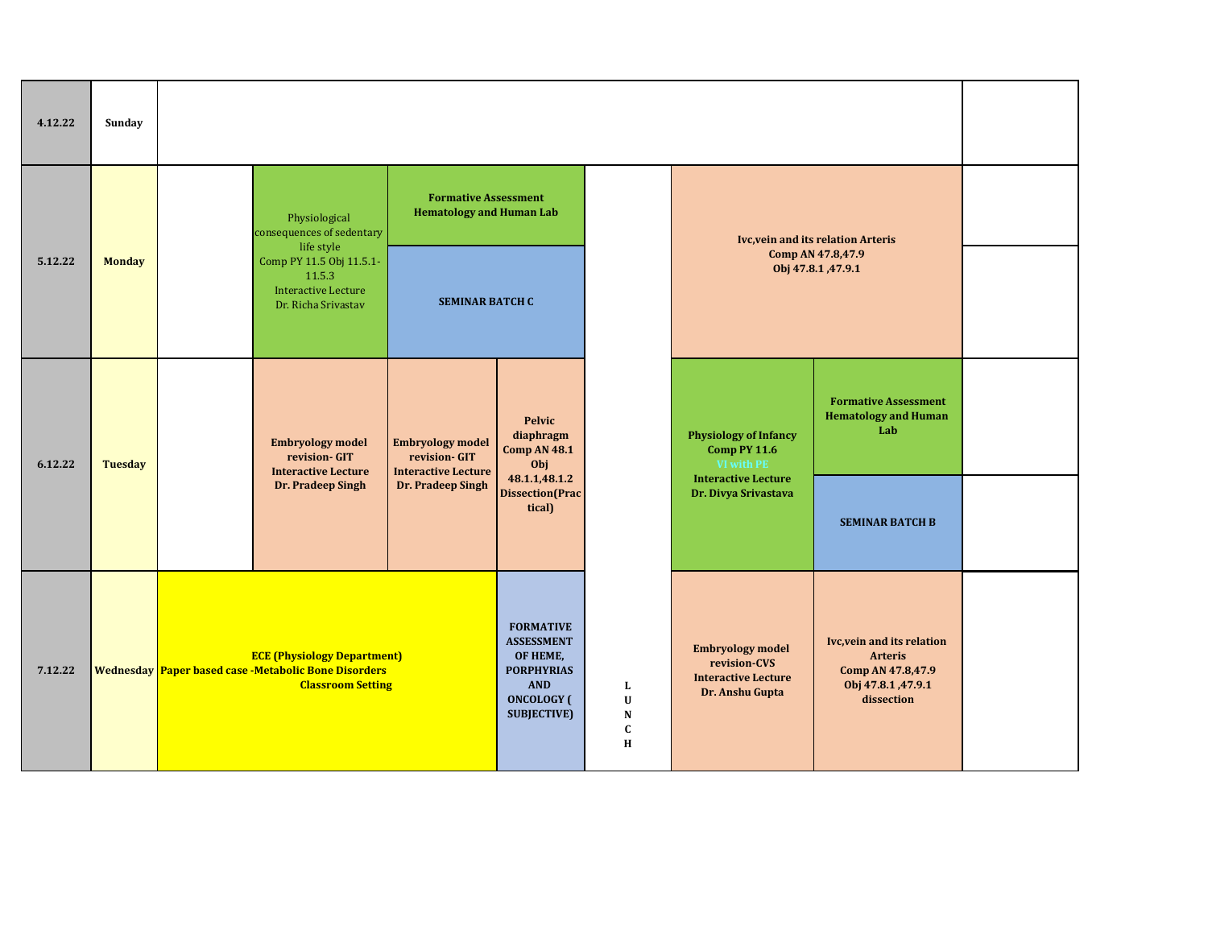| Date | Day | | | | | | | | |
|---|---|---|---|---|---|---|---|---|---|
| 4.12.22 | Sunday | | | | | | | | |
| 5.12.22 | Monday | | Physiological consequences of sedentary life style Comp PY 11.5 Obj 11.5.1-11.5.3 Interactive Lecture Dr. Richa Srivastav | **Formative Assessment Hematology and Human Lab** / **SEMINAR BATCH C** | | | **Ivc,vein and its relation Arteris Comp AN 47.8,47.9 Obj 47.8.1 ,47.9.1** | | |
| 6.12.22 | Tuesday | | **Embryology model revision- GIT Interactive Lecture Dr. Pradeep Singh** | **Embryology model revision- GIT Interactive Lecture Dr. Pradeep Singh** | **Pelvic diaphragm Comp AN 48.1 Obj 48.1.1,48.1.2 Dissection(Practical)** | | **Physiology of Infancy Comp PY 11.6 VI with PE Interactive Lecture Dr. Divya Srivastava** | **Formative Assessment Hematology and Human Lab** / **SEMINAR BATCH B** | |
| 7.12.22 | Wednesday | **ECE (Physiology Department) Paper based case -Metabolic Bone Disorders Classroom Setting** | | | **FORMATIVE ASSESSMENT OF HEME, PORPHYRIAS AND ONCOLOGY ( SUBJECTIVE)** | **LUNCH** | **Embryology model revision-CVS Interactive Lecture Dr. Anshu Gupta** | **Ivc,vein and its relation Arteris Comp AN 47.8,47.9 Obj 47.8.1 ,47.9.1 dissection** | |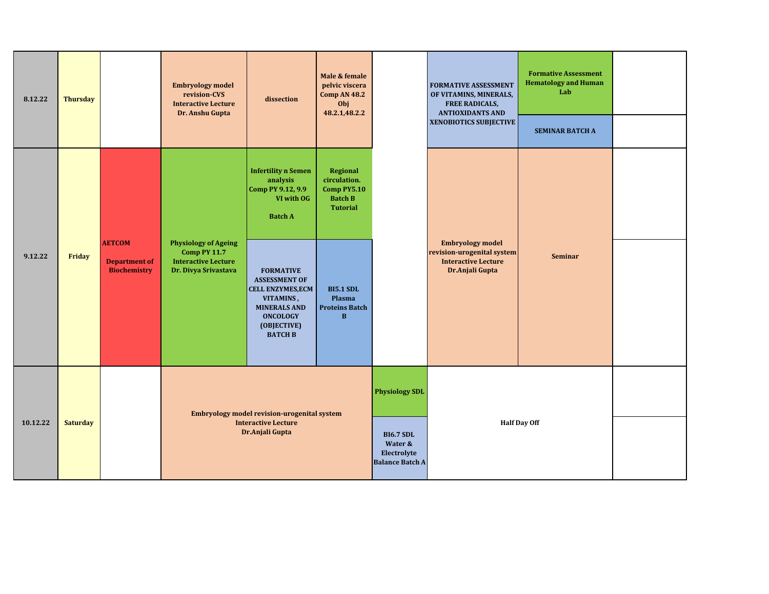| Date | Day | | | | | | | | |
|---|---|---|---|---|---|---|---|---|---|
| 8.12.22 | Thursday | | Embryology model revision-CVS Interactive Lecture Dr. Anshu Gupta | dissection | Male & female pelvic viscera Comp AN 48.2 Obj 48.2.1,48.2.2 | | FORMATIVE ASSESSMENT OF VITAMINS, MINERALS, FREE RADICALS, ANTIOXIDANTS AND XENOBIOTICS SUBJECTIVE | Formative Assessment Hematology and Human Lab | |
| | | | | | | | | SEMINAR BATCH A | |
| 9.12.22 | Friday | AETCOM Department of Biochemistry | Physiology of Ageing Comp PY 11.7 Interactive Lecture Dr. Divya Srivastava | Infertility n Semen analysis Comp PY 9.12, 9.9 VI with OG Batch A | Regional circulation. Comp PY5.10 Batch B Tutorial | | Embryology model revision-urogenital system Interactive Lecture Dr.Anjali Gupta | Seminar | |
| | | | | FORMATIVE ASSESSMENT OF CELL ENZYMES,ECM VITAMINS , MINERALS AND ONCOLOGY (OBJECTIVE) BATCH B | BI5.1 SDL Plasma Proteins Batch B | | | | |
| 10.12.22 | Saturday | | Embryology model revision-urogenital system Interactive Lecture Dr.Anjali Gupta | | | Physiology SDL | Half Day Off | | |
| | | | | | | BI6.7 SDL Water & Electrolyte Balance Batch A | | | |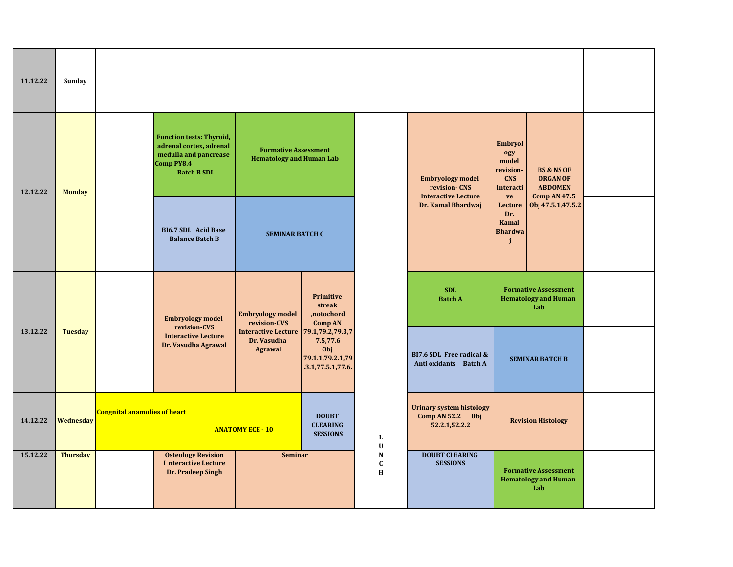| Date | Day | | | | | LUNCH | | | | |
|---|---|---|---|---|---|---|---|---|---|---|
| 11.12.22 | Sunday | | | | | | | | | |
| 12.12.22 | Monday | | Function tests: Thyroid, adrenal cortex, adrenal medulla and pancreas Comp PY8.4 Batch B SDL | Formative Assessment Hematology and Human Lab | | | Embryology model revision- CNS Interactive Lecture Dr. Kamal Bhardwaj | Embryology model revision- CNS Interactive Lecture Dr. Kamal Bhardwaj | BS & NS OF ORGAN OF ABDOMEN Comp AN 47.5 Obj 47.5.1,47.5.2 | |
| | | | BI6.7 SDL Acid Base Balance Batch B | SEMINAR BATCH C | | | | | | |
| 13.12.22 | Tuesday | | Embryology model revision-CVS Interactive Lecture Dr. Vasudha Agrawal | Embryology model revision-CVS Interactive Lecture Dr. Vasudha Agrawal | Primitive streak ,notochord Comp AN 79.1,79.2,79.3,77.5,77.6 Obj 79.1.1,79.2.1,79.3.1,77.5.1,77.6. | | SDL Batch A | Formative Assessment Hematology and Human Lab | | |
| | | | | | | | BI7.6 SDL Free radical & Anti oxidants Batch A | SEMINAR BATCH B | | |
| 14.12.22 | Wednesday | Congnital anamolies of heart ANATOMY ECE - 10 | | | DOUBT CLEARING SESSIONS | L U N C H | Urinary system histology Comp AN 52.2 Obj 52.2.1,52.2.2 | Revision Histology | | |
| 15.12.22 | Thursday | | Osteology Revision I nteractive Lecture Dr. Pradeep Singh | Seminar | | | DOUBT CLEARING SESSIONS | Formative Assessment Hematology and Human Lab | | |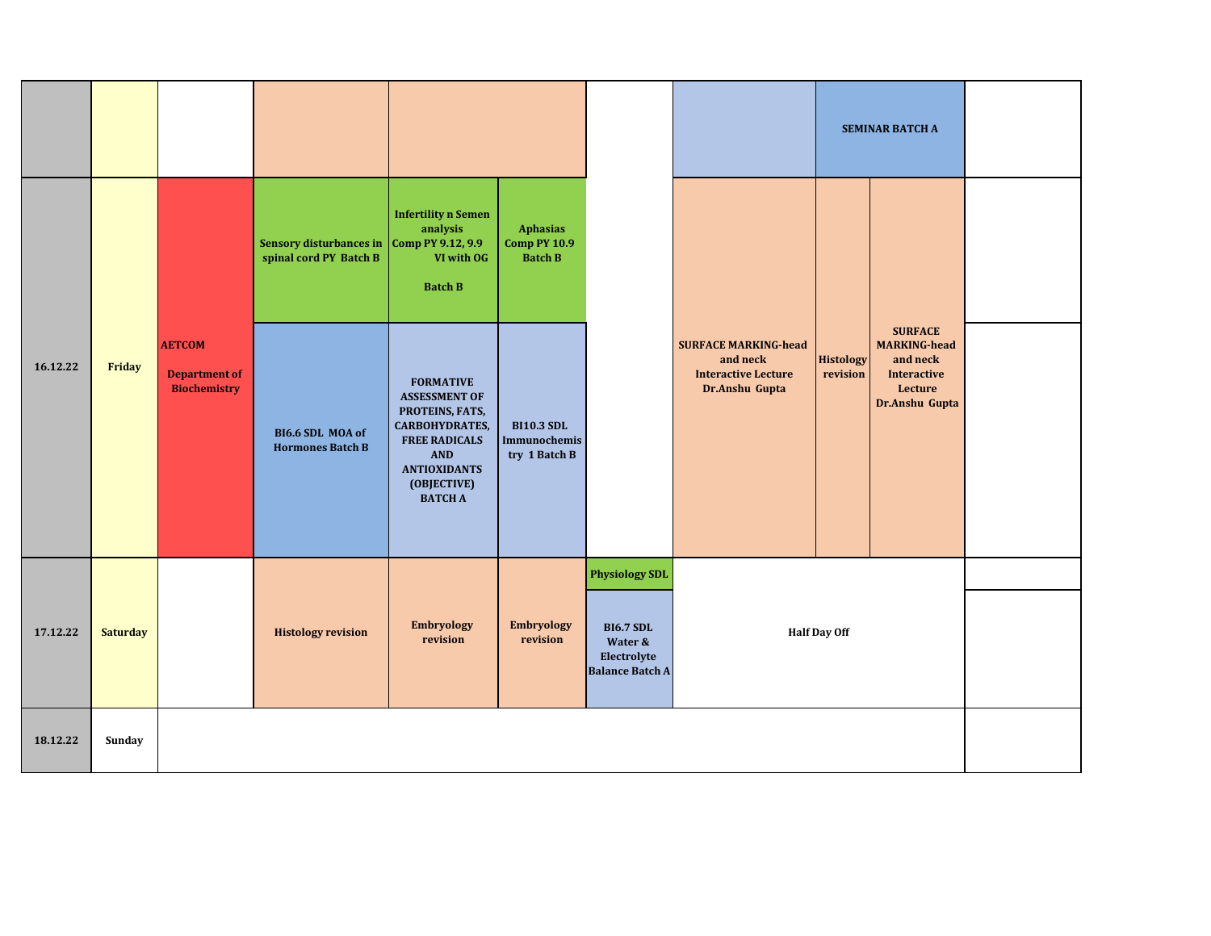| Date | Day | | | | | | | | | |
|---|---|---|---|---|---|---|---|---|---|---|
| | | | | | | | | SEMINAR BATCH A | | |
| 16.12.22 | Friday | AETCOM Department of Biochemistry | Sensory disturbances in spinal cord PY Batch B | Infertility n Semen analysis Comp PY 9.12, 9.9 VI with OG Batch B | Aphasias Comp PY 10.9 Batch B | | SURFACE MARKING-head and neck Interactive Lecture Dr.Anshu Gupta | Histology revision | SURFACE MARKING-head and neck Interactive Lecture Dr.Anshu Gupta | |
| | | | BI6.6 SDL MOA of Hormones Batch B | FORMATIVE ASSESSMENT OF PROTEINS, FATS, CARBOHYDRATES, FREE RADICALS AND ANTIOXIDANTS (OBJECTIVE) BATCH A | BI10.3 SDL Immunochemistry 1 Batch B | | | | | |
| 17.12.22 | Saturday | | Histology revision | Embryology revision | Embryology revision | Physiology SDL | Half Day Off | | | |
| | | | | | | BI6.7 SDL Water & Electrolyte Balance Batch A | | | | |
| 18.12.22 | Sunday | | | | | | | | | |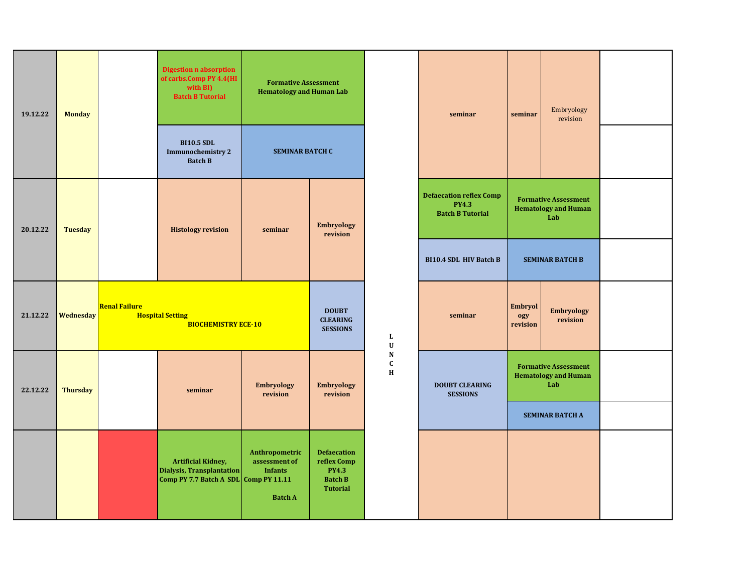| Date | Day | | | | | | | | | |
|---|---|---|---|---|---|---|---|---|---|---|
| 19.12.22 | Monday | | Digestion n absorption of carbs.Comp PY 4.4(HI with BI) Batch B Tutorial | Formative Assessment Hematology and Human Lab | | LUNCH | seminar | seminar | Embryology revision | |
| | | | BI10.5 SDL Immunochemistry 2 Batch B | SEMINAR BATCH C | | | | | | |
| 20.12.22 | Tuesday | | Histology revision | seminar | Embryology revision | | Defaecation reflex Comp PY4.3 Batch B Tutorial | Formative Assessment Hematology and Human Lab | | |
| | | | | | | | BI10.4 SDL HIV Batch B | SEMINAR BATCH B | | |
| 21.12.22 | Wednesday | Renal Failure Hospital Setting BIOCHEMISTRY ECE-10 | | | DOUBT CLEARING SESSIONS | | seminar | Embryology revision | Embryology revision | |
| 22.12.22 | Thursday | | seminar | Embryology revision | Embryology revision | | DOUBT CLEARING SESSIONS | Formative Assessment Hematology and Human Lab | | |
| | | | | | | | | SEMINAR BATCH A | | |
| | | | Artificial Kidney, Dialysis, Transplantation Comp PY 7.7 Batch A SDL | Anthropometric assessment of Infants Comp PY 11.11 Batch A | Defaecation reflex Comp PY4.3 Batch B Tutorial | | | | | |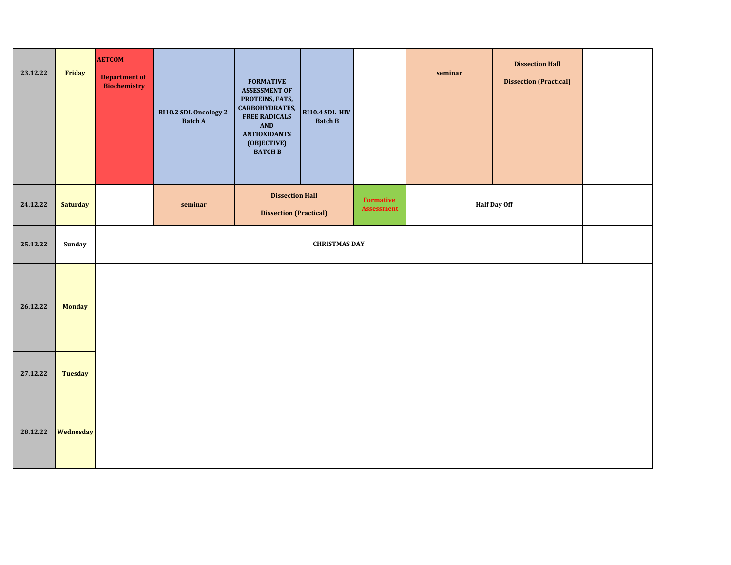| | | | | | | | | | |
|---|---|---|---|---|---|---|---|---|---|
| 23.12.22 | Friday | **AETCOM** Department of Biochemistry | BI10.2 SDL Oncology 2 Batch A | FORMATIVE ASSESSMENT OF PROTEINS, FATS, CARBOHYDRATES, FREE RADICALS AND ANTIOXIDANTS (OBJECTIVE) BATCH B | BI10.4 SDL HIV Batch B | | seminar | Dissection Hall Dissection (Practical) | |
| 24.12.22 | Saturday | | seminar | Dissection Hall Dissection (Practical) | | Formative Assessment | Half Day Off | | |
| 25.12.22 | Sunday | CHRISTMAS DAY | | | | | | | |
| 26.12.22 | Monday | | | | | | | | |
| 27.12.22 | Tuesday | | | | | | | | |
| 28.12.22 | Wednesday | | | | | | | | |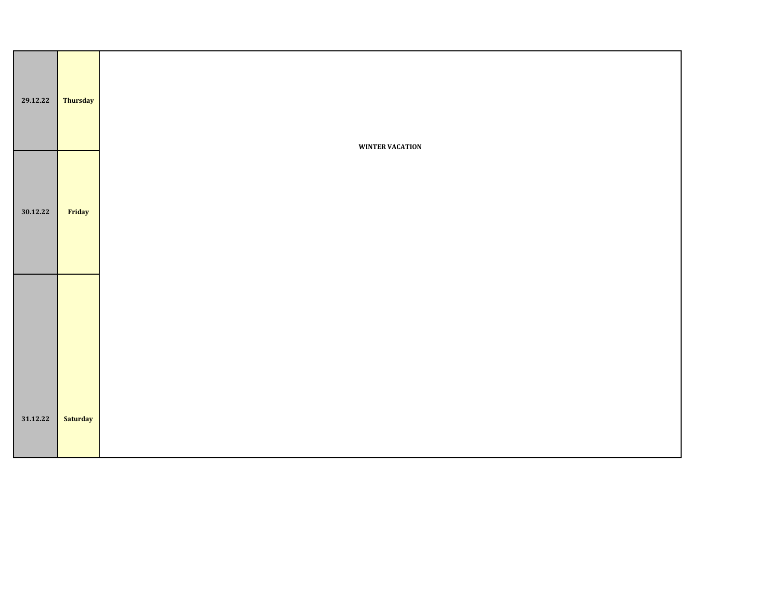| | | |
|---|---|---|
| 29.12.22 | Thursday | WINTER VACATION |
| 30.12.22 | Friday | |
| 31.12.22 | Saturday | |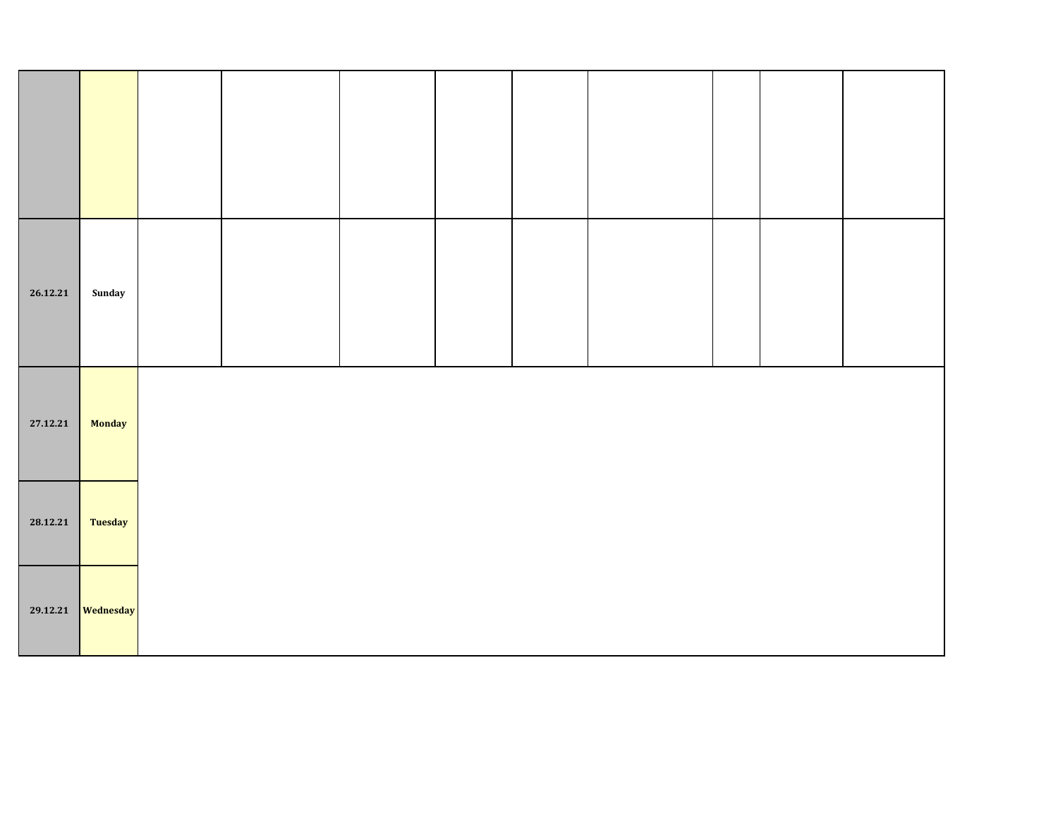| | | | | | | | | | | |
|---|---|---|---|---|---|---|---|---|---|---|
| | | | | | | | | | | |
| 26.12.21 | Sunday | | | | | | | | | |
| 27.12.21 | Monday | | | | | | | | | |
| 28.12.21 | Tuesday | | | | | | | | | |
| 29.12.21 | Wednesday | | | | | | | | | |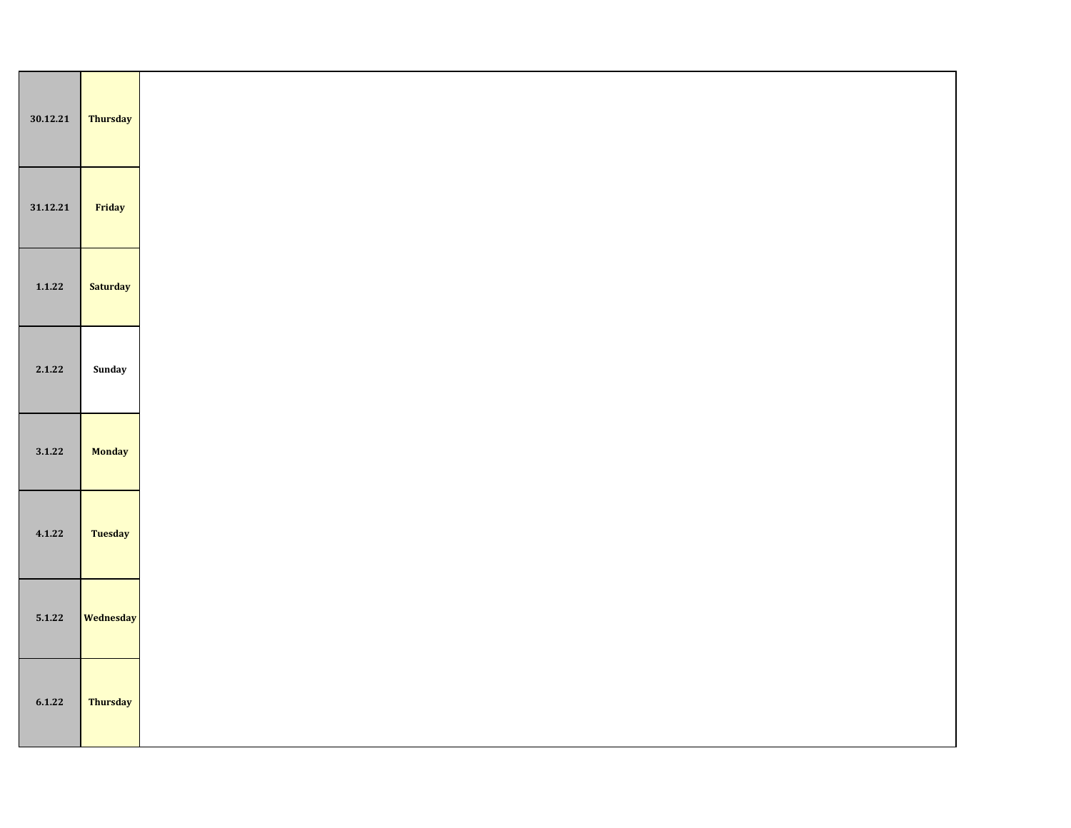| | | |
|---|---|---|
| **30.12.21** | **Thursday** | |
| **31.12.21** | **Friday** | |
| **1.1.22** | **Saturday** | |
| **2.1.22** | **Sunday** | |
| **3.1.22** | **Monday** | |
| **4.1.22** | **Tuesday** | |
| **5.1.22** | **Wednesday** | |
| **6.1.22** | **Thursday** | |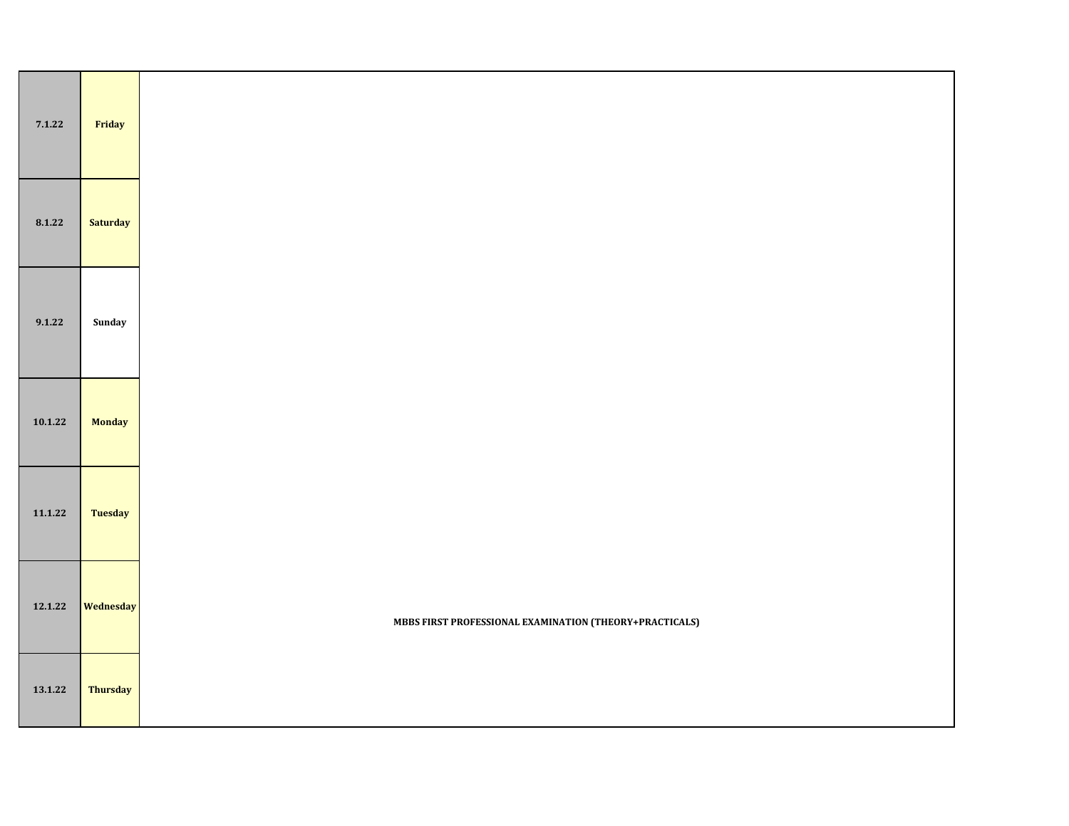| | | |
|---|---|---|
| 7.1.22 | Friday | MBBS FIRST PROFESSIONAL EXAMINATION (THEORY+PRACTICALS) |
| 8.1.22 | Saturday | |
| 9.1.22 | Sunday | |
| 10.1.22 | Monday | |
| 11.1.22 | Tuesday | |
| 12.1.22 | Wednesday | |
| 13.1.22 | Thursday | |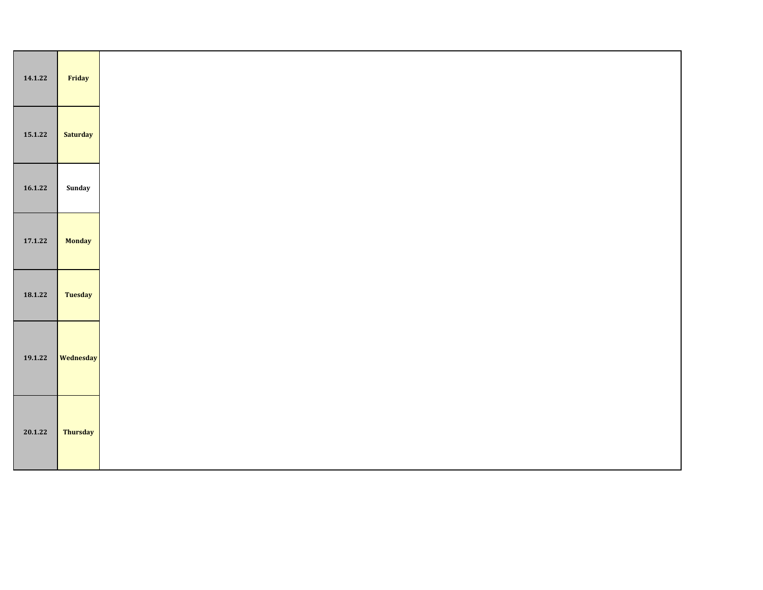| | | |
|---|---|---|
| 14.1.22 | Friday | |
| 15.1.22 | Saturday | |
| 16.1.22 | Sunday | |
| 17.1.22 | Monday | |
| 18.1.22 | Tuesday | |
| 19.1.22 | Wednesday | |
| 20.1.22 | Thursday | |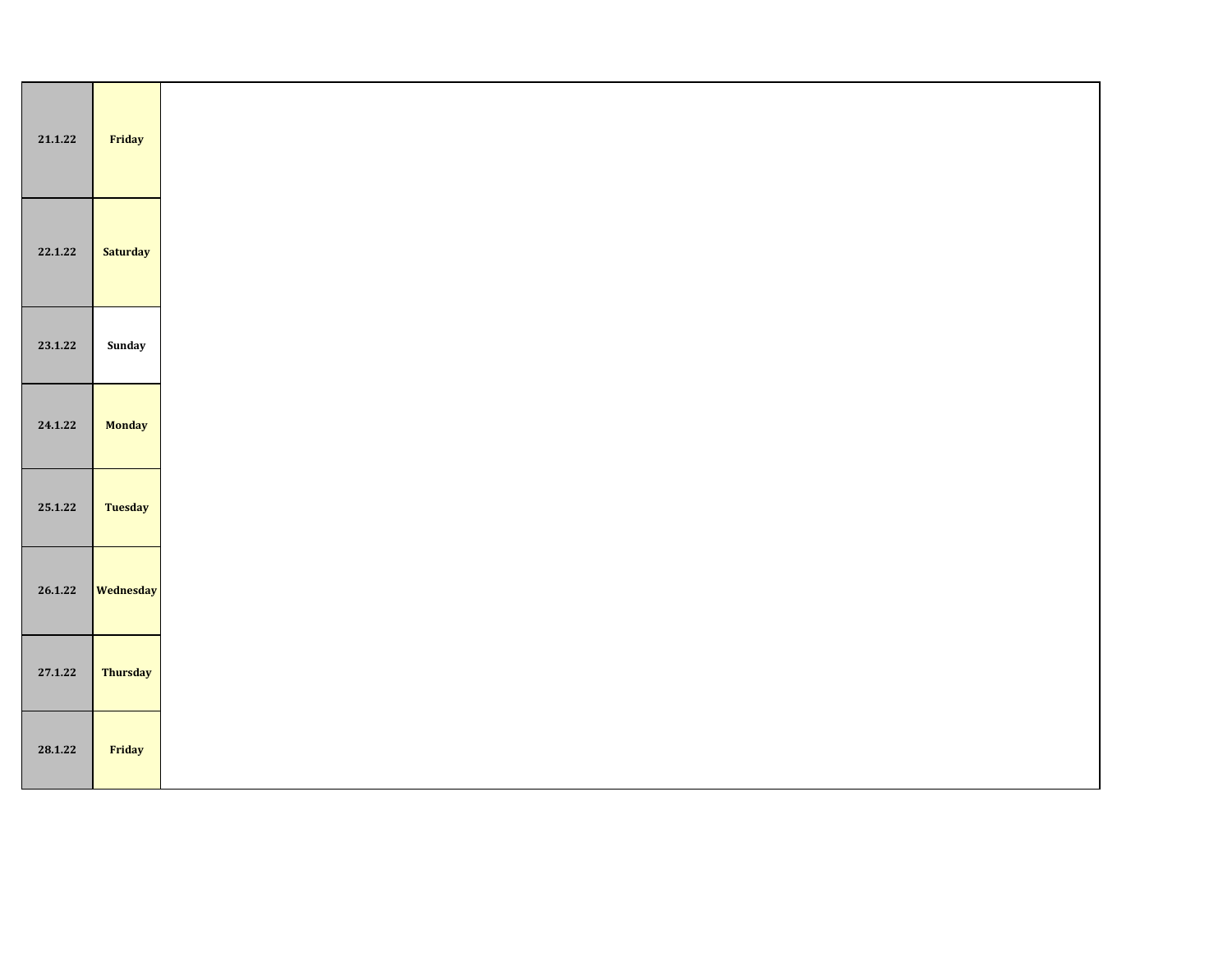| | | |
|---|---|---|
| **21.1.22** | **Friday** | |
| **22.1.22** | **Saturday** | |
| **23.1.22** | **Sunday** | |
| **24.1.22** | **Monday** | |
| **25.1.22** | **Tuesday** | |
| **26.1.22** | **Wednesday** | |
| **27.1.22** | **Thursday** | |
| **28.1.22** | **Friday** | |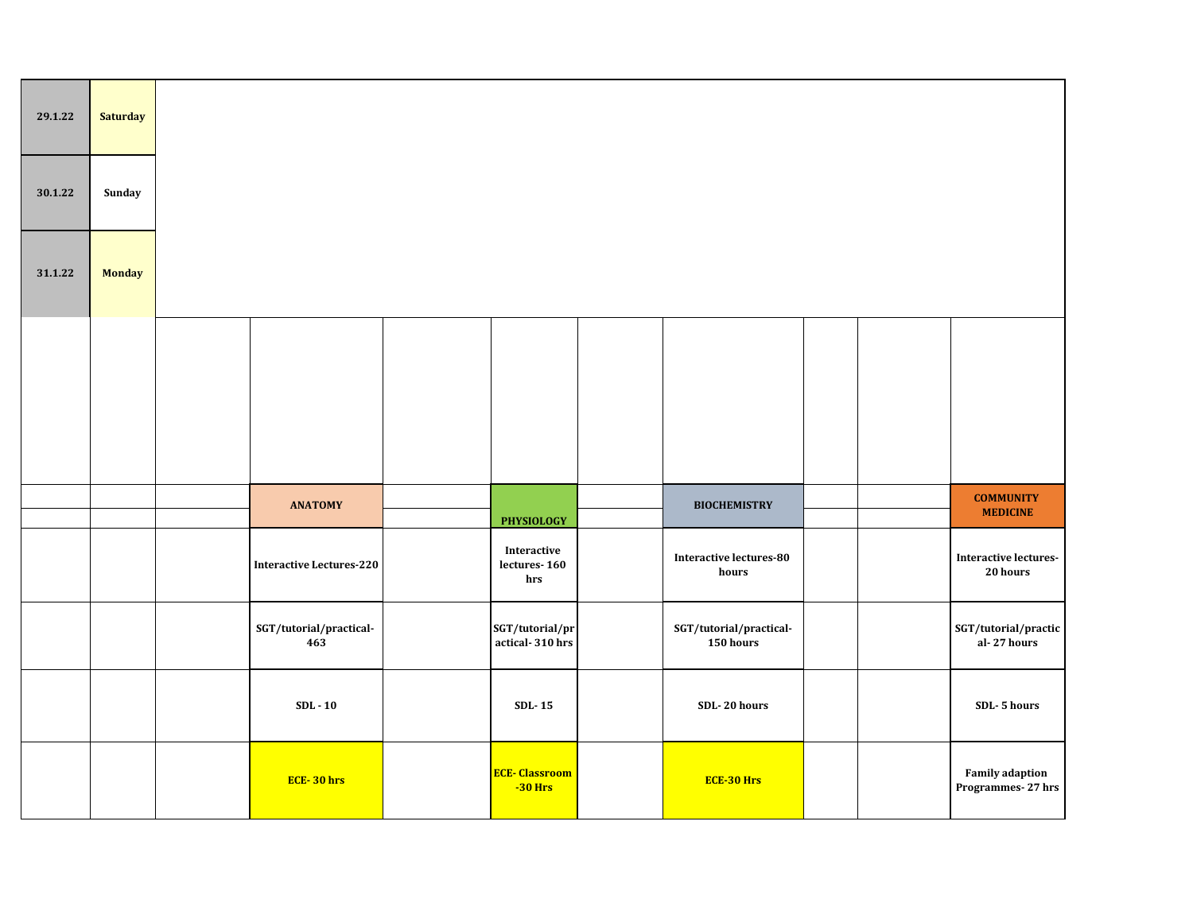| | | |
|---|---|---|
| 29.1.22 | Saturday | |
| 30.1.22 | Sunday | |
| 31.1.22 | Monday | |

| ANATOMY | PHYSIOLOGY | BIOCHEMISTRY | COMMUNITY MEDICINE |
|---|---|---|---|
| Interactive Lectures-220 | Interactive lectures- 160 hrs | Interactive lectures-80 hours | Interactive lectures- 20 hours |
| SGT/tutorial/practical- 463 | SGT/tutorial/practical- 310 hrs | SGT/tutorial/practical- 150 hours | SGT/tutorial/practical- 27 hours |
| SDL - 10 | SDL- 15 | SDL- 20 hours | SDL- 5 hours |
| ECE- 30 hrs | ECE- Classroom -30 Hrs | ECE-30 Hrs | Family adaption Programmes- 27 hrs |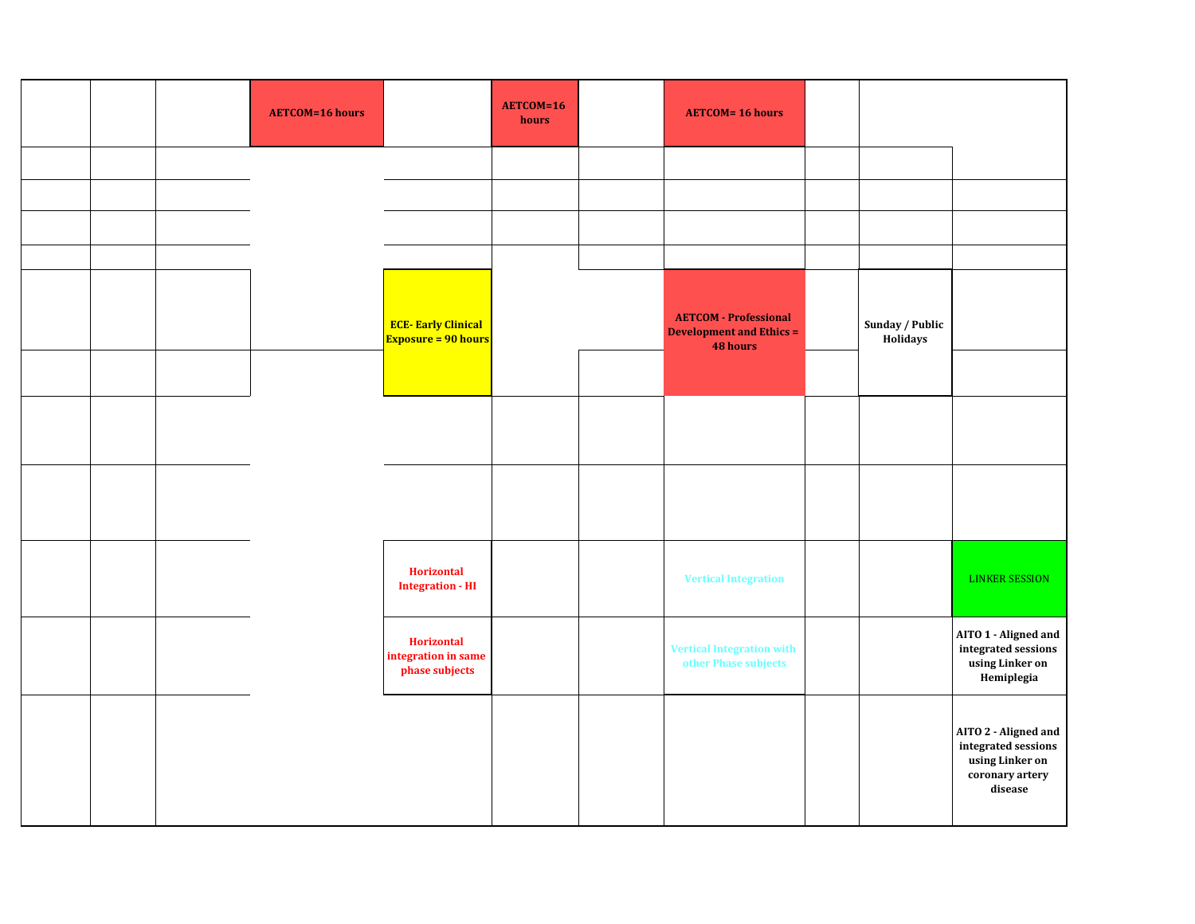| | | | | | | | | | | |
|---|---|---|---|---|---|---|---|---|---|---|
| | | | AETCOM=16 hours | | AETCOM=16 hours | | AETCOM= 16 hours | | | |
| | | | | | | | | | | |
| | | | | | | | | | | |
| | | | | | | | | | | |
| | | | | | | | | | | |
| | | | | ECE- Early Clinical Exposure = 90 hours | | | AETCOM - Professional Development and Ethics = 48 hours | | Sunday / Public Holidays | |
| | | | | | | | | | | |
| | | | | | | | | | | |
| | | | | | | | | | | |
| | | | | Horizontal Integration - HI | | | Vertical Integration | | | LINKER SESSION |
| | | | | Horizontal integration in same phase subjects | | | Vertical Integration with other Phase subjects | | | AITO 1 - Aligned and integrated sessions using Linker on Hemiplegia |
| | | | | | | | | | | AITO 2 - Aligned and integrated sessions using Linker on coronary artery disease |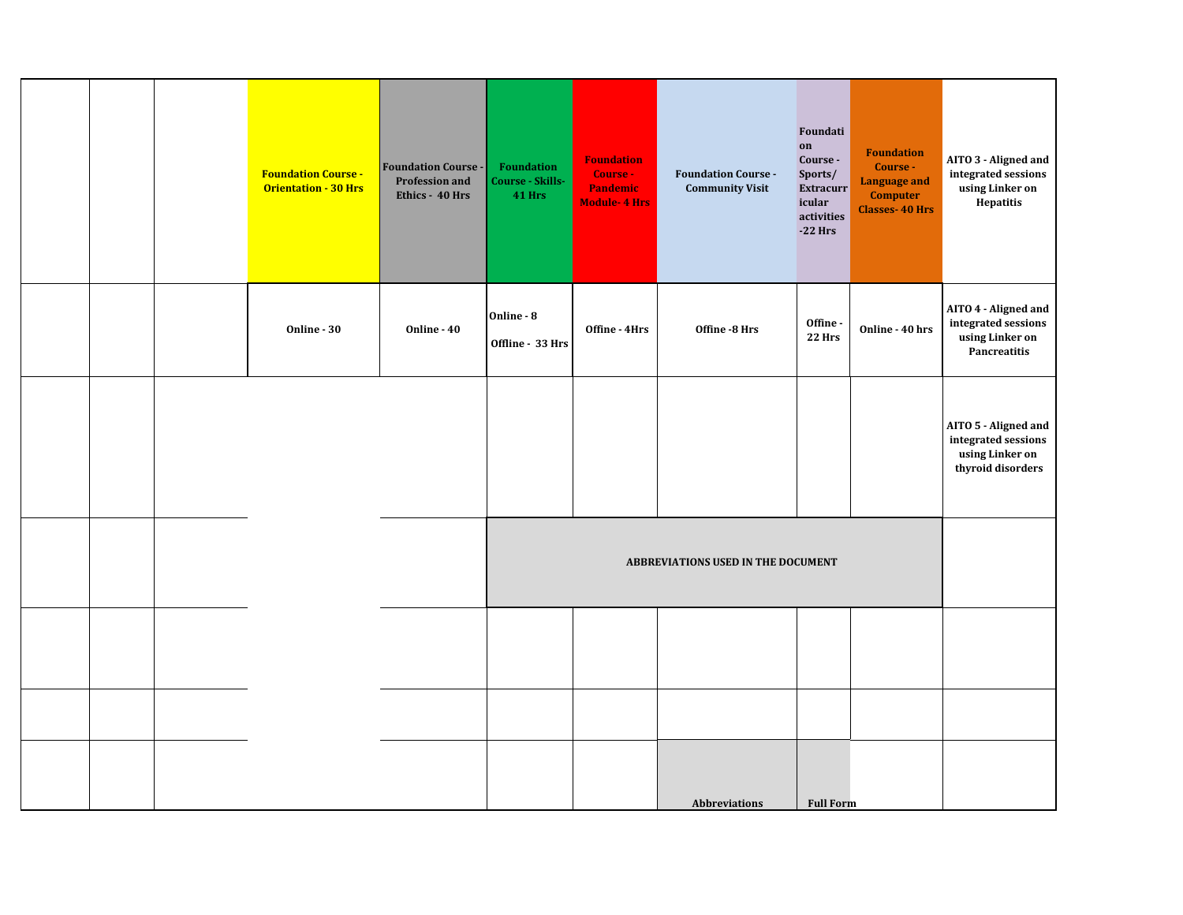| | | | Foundation Course - Orientation - 30 Hrs | Foundation Course - Profession and Ethics - 40 Hrs | Foundation Course - Skills- 41 Hrs | Foundation Course - Pandemic Module- 4 Hrs | Foundation Course - Community Visit | Foundation Course - Sports/ Extracurricular activities -22 Hrs | Foundation Course - Language and Computer Classes- 40 Hrs | AITO 3 - Aligned and integrated sessions using Linker on Hepatitis |
|---|---|---|---|---|---|---|---|---|---|---|
| | | | Online - 30 | Online - 40 | Online - 8<br>Offline - 33 Hrs | Offine - 4Hrs | Offine -8 Hrs | Offine - 22 Hrs | Online - 40 hrs | AITO 4 - Aligned and integrated sessions using Linker on Pancreatitis |
| | | | | | | | | | | AITO 5 - Aligned and integrated sessions using Linker on thyroid disorders |
| | | | | | ABBREVIATIONS USED IN THE DOCUMENT | | | | | |
| | | | | | | | | | | |
| | | | | | | | | | | |
| | | | | | | | Abbreviations | Full Form | | |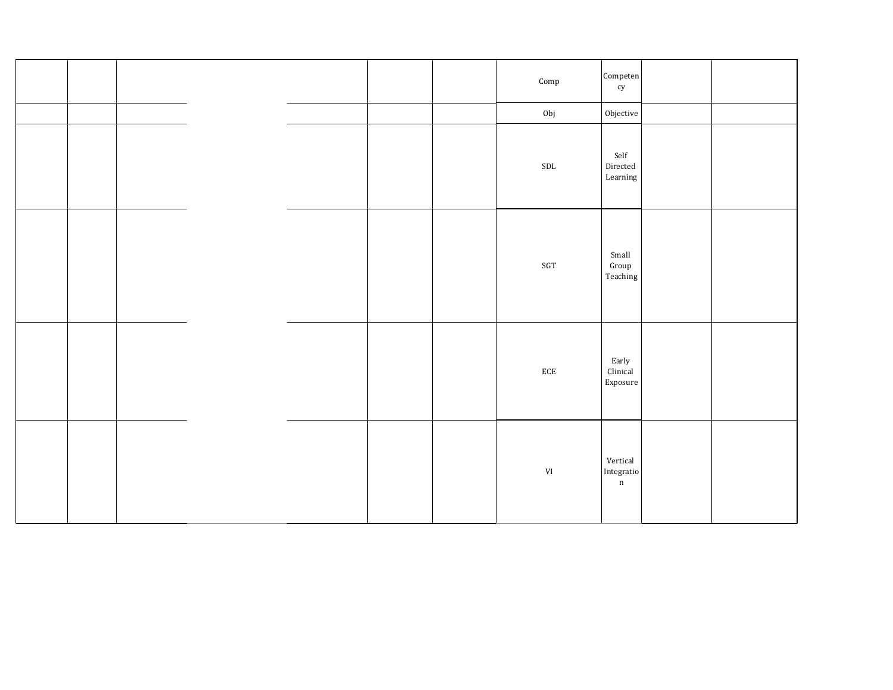| | | | | | | | | | |
|---|---|---|---|---|---|---|---|---|---|
| | | | | | | Comp | Competency | | |
| | | | | | | Obj | Objective | | |
| | | | | | | SDL | Self Directed Learning | | |
| | | | | | | SGT | Small Group Teaching | | |
| | | | | | | ECE | Early Clinical Exposure | | |
| | | | | | | VI | Vertical Integration | | |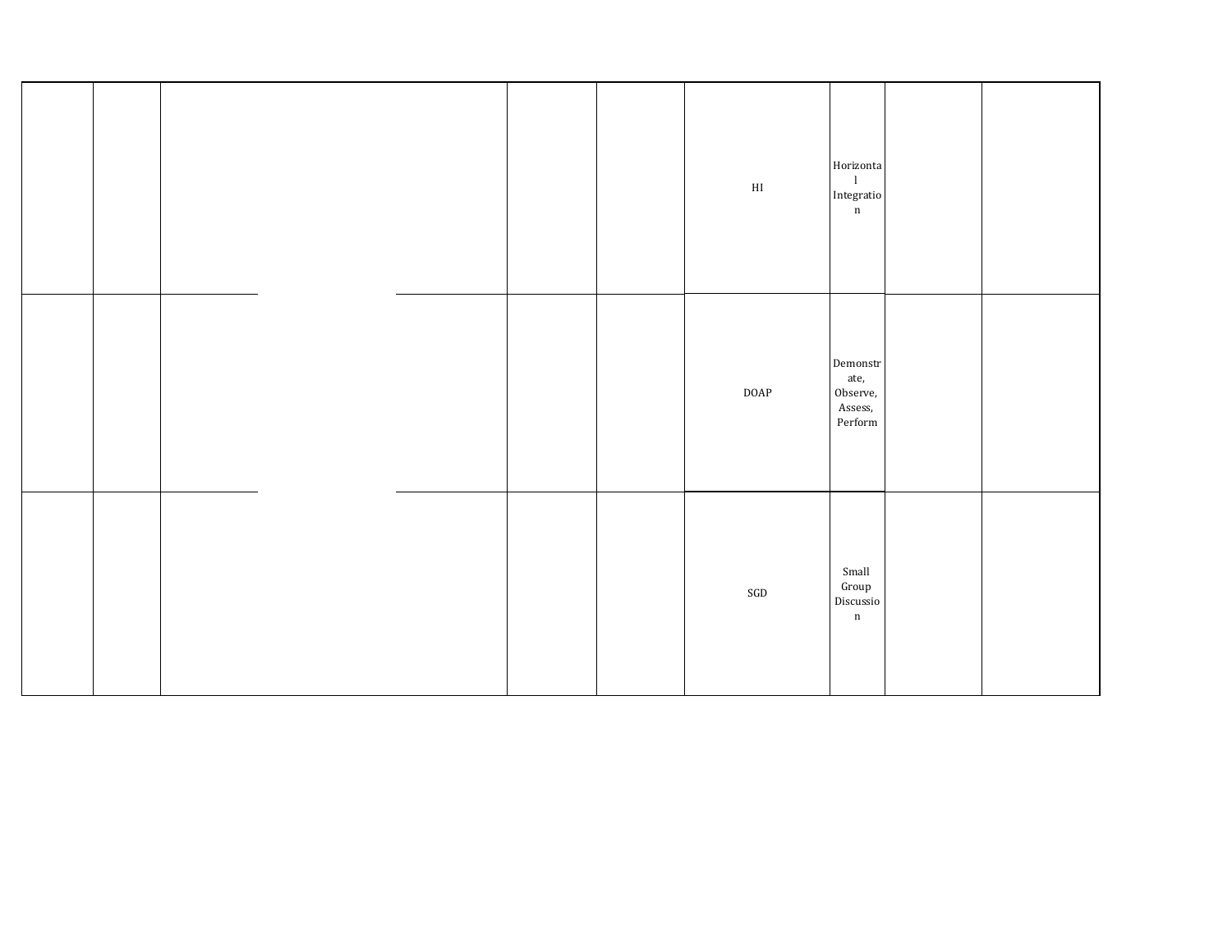| | | | | | | | | | |
|---|---|---|---|---|---|---|---|---|---|
| | | | | | | HI | Horizontal Integration | | |
| | | | | | | DOAP | Demonstrate, Observe, Assess, Perform | | |
| | | | | | | SGD | Small Group Discussion | | |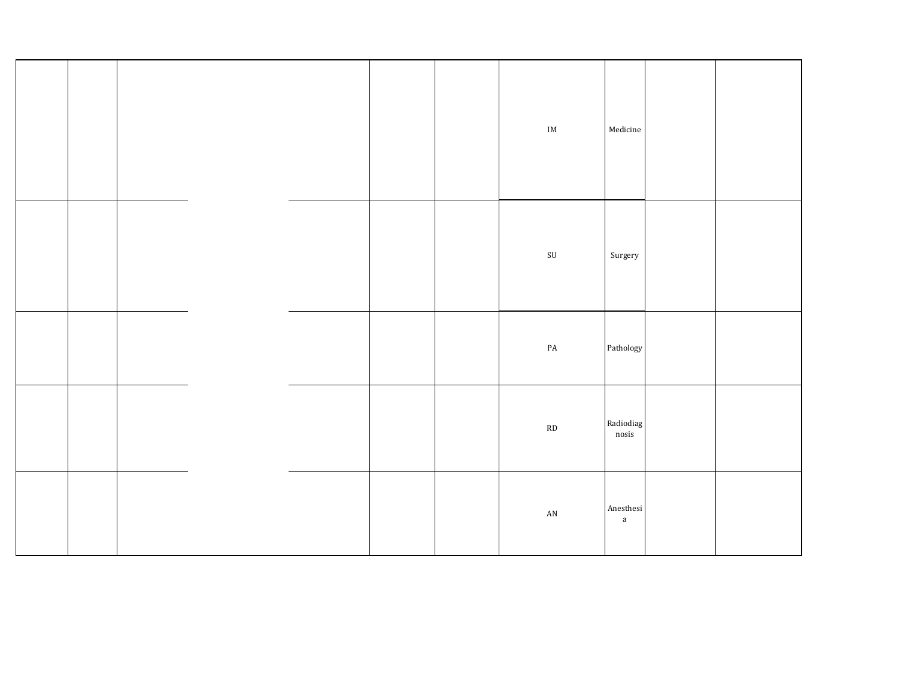| | | | | | | | | |
|---|---|---|---|---|---|---|---|---|
| | | | | | IM | Medicine | | |
| | | | | | SU | Surgery | | |
| | | | | | PA | Pathology | | |
| | | | | | RD | Radiodiagnosis | | |
| | | | | | AN | Anesthesia | | |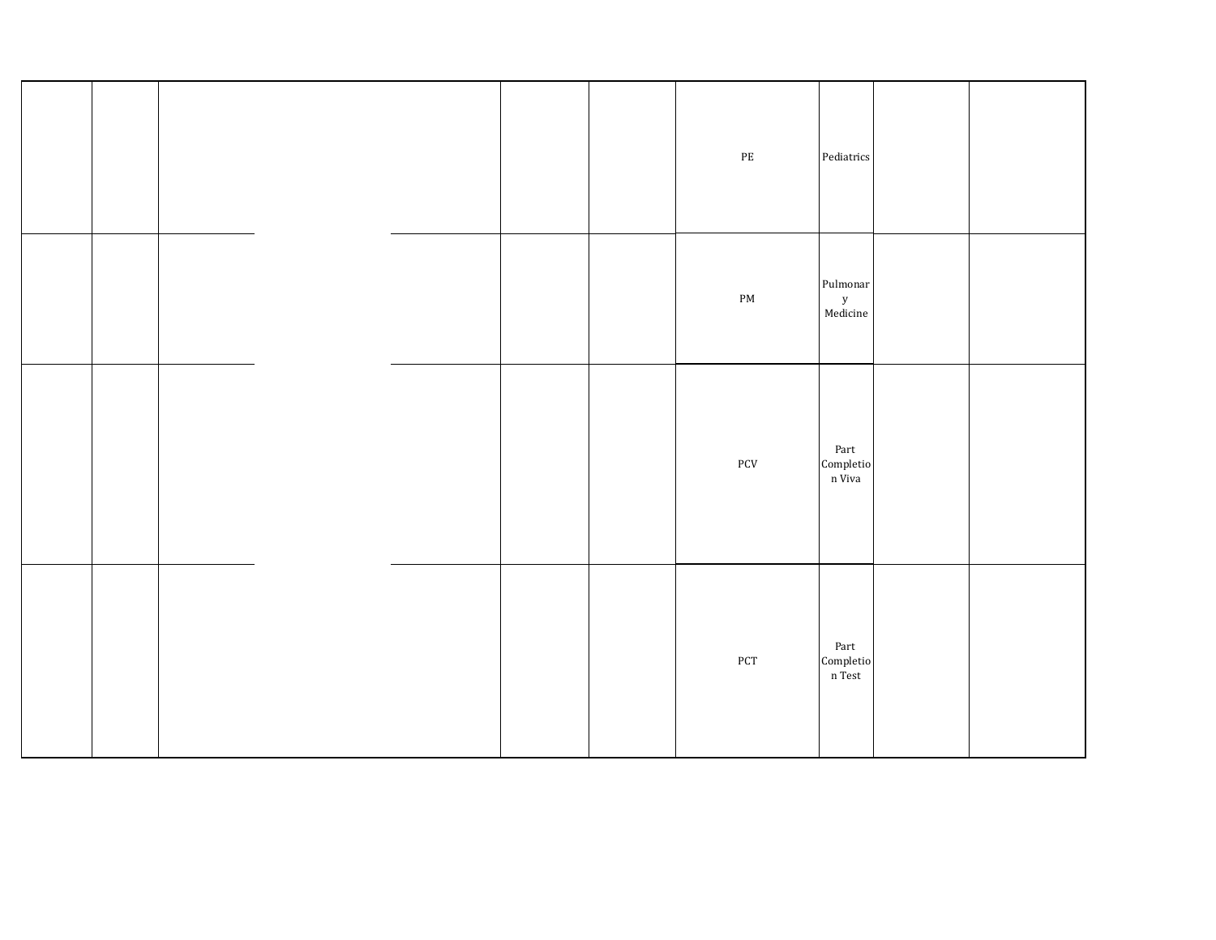| | | | | | | | | |
|---|---|---|---|---|---|---|---|---|
| | | | | | PE | Pediatrics | | |
| | | | | | PM | Pulmonary Medicine | | |
| | | | | | PCV | Part Completion Viva | | |
| | | | | | PCT | Part Completion Test | | |